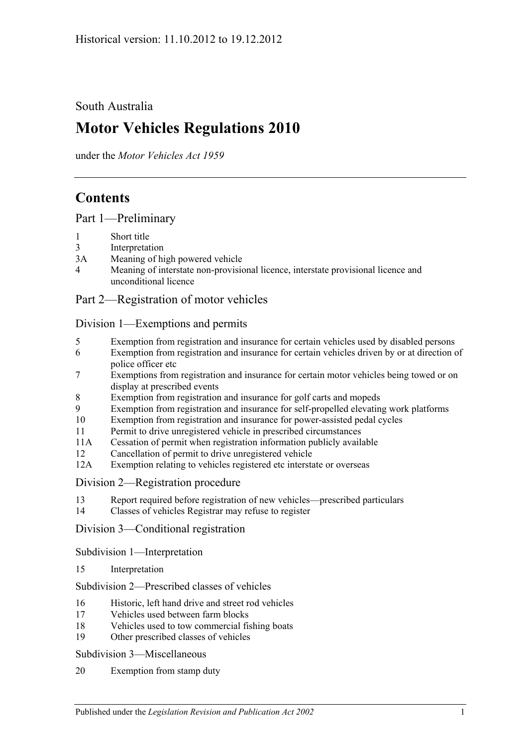Historical version: 11.10.2012 to 19.12.2012

South Australia

# Motor Vehicles Regulations 2010

under the *Motor Vehicles Act 1959*

## Contents

### Part 1—Preliminary

- 1 Short title
- 3 Interpretation
- 3A Meaning of high powered vehicle
- 4 Meaning of interstate non-provisional licence, interstate provisional licence and unconditional licence

### Part 2—Registration of motor vehicles

#### Division 1—Exemptions and permits

- 5 Exemption from registration and insurance for certain vehicles used by disabled persons
- 6 Exemption from registration and insurance for certain vehicles driven by or at direction of police officer etc
- 7 Exemptions from registration and insurance for certain motor vehicles being towed or on display at prescribed events
- 8 Exemption from registration and insurance for golf carts and mopeds
- 9 Exemption from registration and insurance for self-propelled elevating work platforms
- 10 Exemption from registration and insurance for power-assisted pedal cycles
- 11 Permit to drive unregistered vehicle in prescribed circumstances
- 11A Cessation of permit when registration information publicly available
- 12 Cancellation of permit to drive unregistered vehicle
- 12A Exemption relating to vehicles registered etc interstate or overseas

#### Division 2—Registration procedure

- 13 Report required before registration of new vehicles—prescribed particulars
- 14 Classes of vehicles Registrar may refuse to register

#### Division 3—Conditional registration

##### Subdivision 1—Interpretation

- 15 Interpretation

##### Subdivision 2—Prescribed classes of vehicles

- 16 Historic, left hand drive and street rod vehicles
- 17 Vehicles used between farm blocks
- 18 Vehicles used to tow commercial fishing boats
- 19 Other prescribed classes of vehicles

##### Subdivision 3—Miscellaneous

- 20 Exemption from stamp duty

Published under the *Legislation Revision and Publication Act 2002*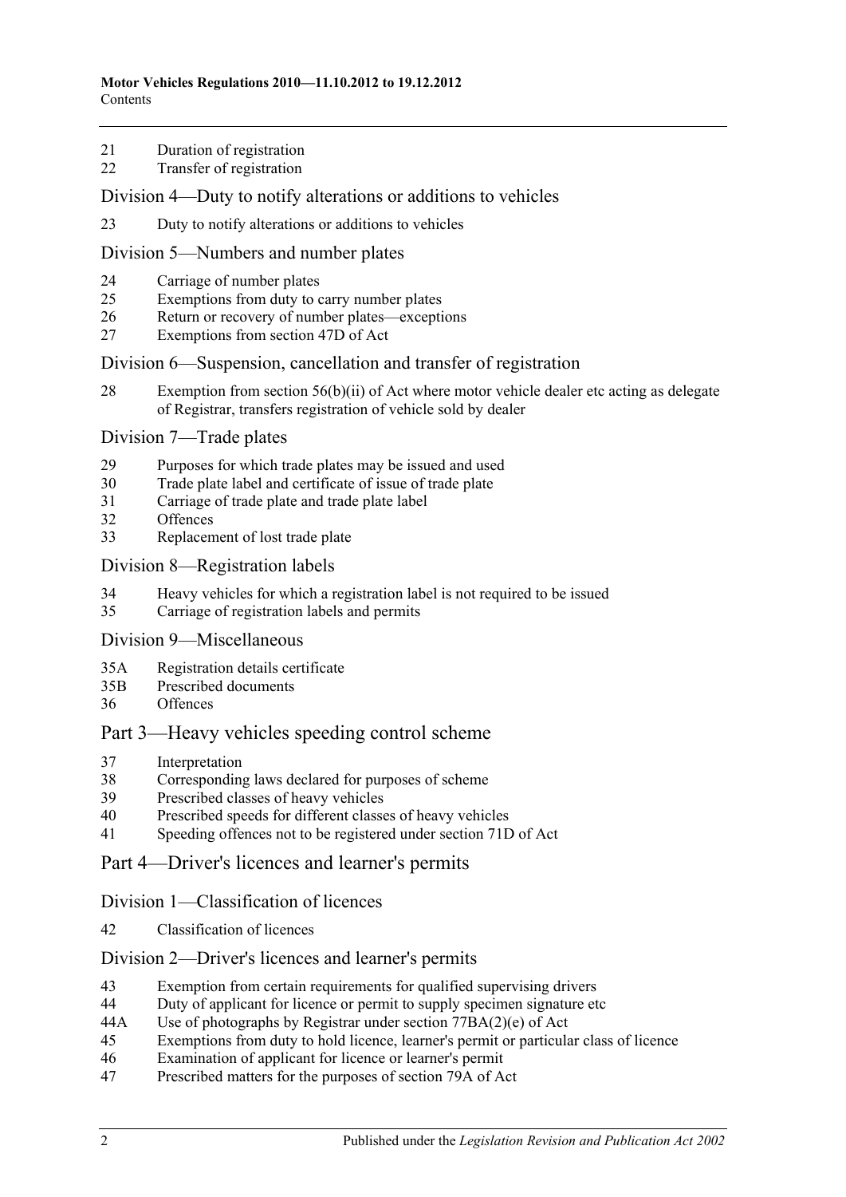21 Duration of registration
22 Transfer of registration

## Division 4—Duty to notify alterations or additions to vehicles

23 Duty to notify alterations or additions to vehicles

## Division 5—Numbers and number plates

24 Carriage of number plates
25 Exemptions from duty to carry number plates
26 Return or recovery of number plates—exceptions
27 Exemptions from section 47D of Act

## Division 6—Suspension, cancellation and transfer of registration

28 Exemption from section 56(b)(ii) of Act where motor vehicle dealer etc acting as delegate of Registrar, transfers registration of vehicle sold by dealer

## Division 7—Trade plates

29 Purposes for which trade plates may be issued and used
30 Trade plate label and certificate of issue of trade plate
31 Carriage of trade plate and trade plate label
32 Offences
33 Replacement of lost trade plate

## Division 8—Registration labels

34 Heavy vehicles for which a registration label is not required to be issued
35 Carriage of registration labels and permits

## Division 9—Miscellaneous

35A Registration details certificate
35B Prescribed documents
36 Offences

# Part 3—Heavy vehicles speeding control scheme

37 Interpretation
38 Corresponding laws declared for purposes of scheme
39 Prescribed classes of heavy vehicles
40 Prescribed speeds for different classes of heavy vehicles
41 Speeding offences not to be registered under section 71D of Act

# Part 4—Driver's licences and learner's permits

## Division 1—Classification of licences

42 Classification of licences

## Division 2—Driver's licences and learner's permits

43 Exemption from certain requirements for qualified supervising drivers
44 Duty of applicant for licence or permit to supply specimen signature etc
44A Use of photographs by Registrar under section 77BA(2)(e) of Act
45 Exemptions from duty to hold licence, learner's permit or particular class of licence
46 Examination of applicant for licence or learner's permit
47 Prescribed matters for the purposes of section 79A of Act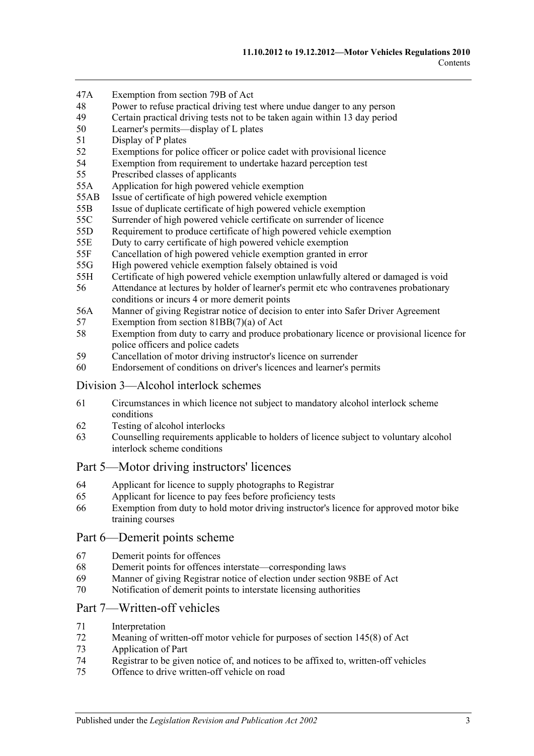47A Exemption from section 79B of Act
48 Power to refuse practical driving test where undue danger to any person
49 Certain practical driving tests not to be taken again within 13 day period
50 Learner's permits—display of L plates
51 Display of P plates
52 Exemptions for police officer or police cadet with provisional licence
54 Exemption from requirement to undertake hazard perception test
55 Prescribed classes of applicants
55A Application for high powered vehicle exemption
55AB Issue of certificate of high powered vehicle exemption
55B Issue of duplicate certificate of high powered vehicle exemption
55C Surrender of high powered vehicle certificate on surrender of licence
55D Requirement to produce certificate of high powered vehicle exemption
55E Duty to carry certificate of high powered vehicle exemption
55F Cancellation of high powered vehicle exemption granted in error
55G High powered vehicle exemption falsely obtained is void
55H Certificate of high powered vehicle exemption unlawfully altered or damaged is void
56 Attendance at lectures by holder of learner's permit etc who contravenes probationary conditions or incurs 4 or more demerit points
56A Manner of giving Registrar notice of decision to enter into Safer Driver Agreement
57 Exemption from section 81BB(7)(a) of Act
58 Exemption from duty to carry and produce probationary licence or provisional licence for police officers and police cadets
59 Cancellation of motor driving instructor's licence on surrender
60 Endorsement of conditions on driver's licences and learner's permits

## Division 3—Alcohol interlock schemes

61 Circumstances in which licence not subject to mandatory alcohol interlock scheme conditions
62 Testing of alcohol interlocks
63 Counselling requirements applicable to holders of licence subject to voluntary alcohol interlock scheme conditions

## Part 5—Motor driving instructors' licences

64 Applicant for licence to supply photographs to Registrar
65 Applicant for licence to pay fees before proficiency tests
66 Exemption from duty to hold motor driving instructor's licence for approved motor bike training courses

## Part 6—Demerit points scheme

67 Demerit points for offences
68 Demerit points for offences interstate—corresponding laws
69 Manner of giving Registrar notice of election under section 98BE of Act
70 Notification of demerit points to interstate licensing authorities

## Part 7—Written-off vehicles

71 Interpretation
72 Meaning of written-off motor vehicle for purposes of section 145(8) of Act
73 Application of Part
74 Registrar to be given notice of, and notices to be affixed to, written-off vehicles
75 Offence to drive written-off vehicle on road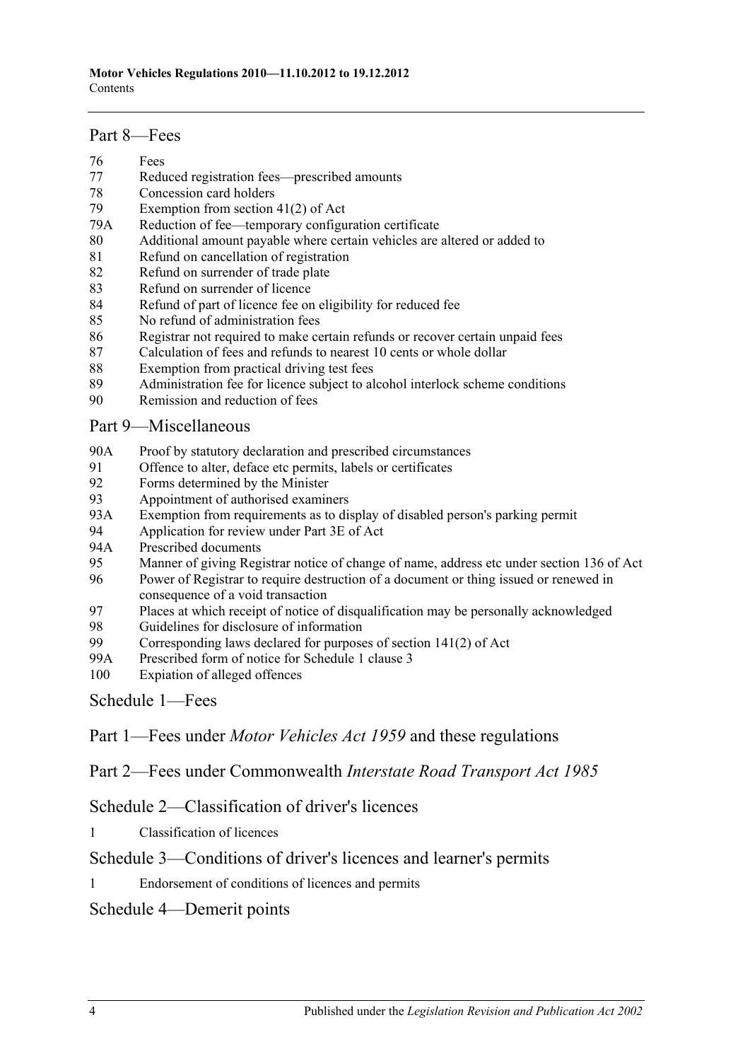## Part 8—Fees

76 Fees
77 Reduced registration fees—prescribed amounts
78 Concession card holders
79 Exemption from section 41(2) of Act
79A Reduction of fee—temporary configuration certificate
80 Additional amount payable where certain vehicles are altered or added to
81 Refund on cancellation of registration
82 Refund on surrender of trade plate
83 Refund on surrender of licence
84 Refund of part of licence fee on eligibility for reduced fee
85 No refund of administration fees
86 Registrar not required to make certain refunds or recover certain unpaid fees
87 Calculation of fees and refunds to nearest 10 cents or whole dollar
88 Exemption from practical driving test fees
89 Administration fee for licence subject to alcohol interlock scheme conditions
90 Remission and reduction of fees

## Part 9—Miscellaneous

90A Proof by statutory declaration and prescribed circumstances
91 Offence to alter, deface etc permits, labels or certificates
92 Forms determined by the Minister
93 Appointment of authorised examiners
93A Exemption from requirements as to display of disabled person's parking permit
94 Application for review under Part 3E of Act
94A Prescribed documents
95 Manner of giving Registrar notice of change of name, address etc under section 136 of Act
96 Power of Registrar to require destruction of a document or thing issued or renewed in consequence of a void transaction
97 Places at which receipt of notice of disqualification may be personally acknowledged
98 Guidelines for disclosure of information
99 Corresponding laws declared for purposes of section 141(2) of Act
99A Prescribed form of notice for Schedule 1 clause 3
100 Expiation of alleged offences

## Schedule 1—Fees

## Part 1—Fees under *Motor Vehicles Act 1959* and these regulations

## Part 2—Fees under Commonwealth *Interstate Road Transport Act 1985*

## Schedule 2—Classification of driver's licences

1 Classification of licences

## Schedule 3—Conditions of driver's licences and learner's permits

1 Endorsement of conditions of licences and permits

## Schedule 4—Demerit points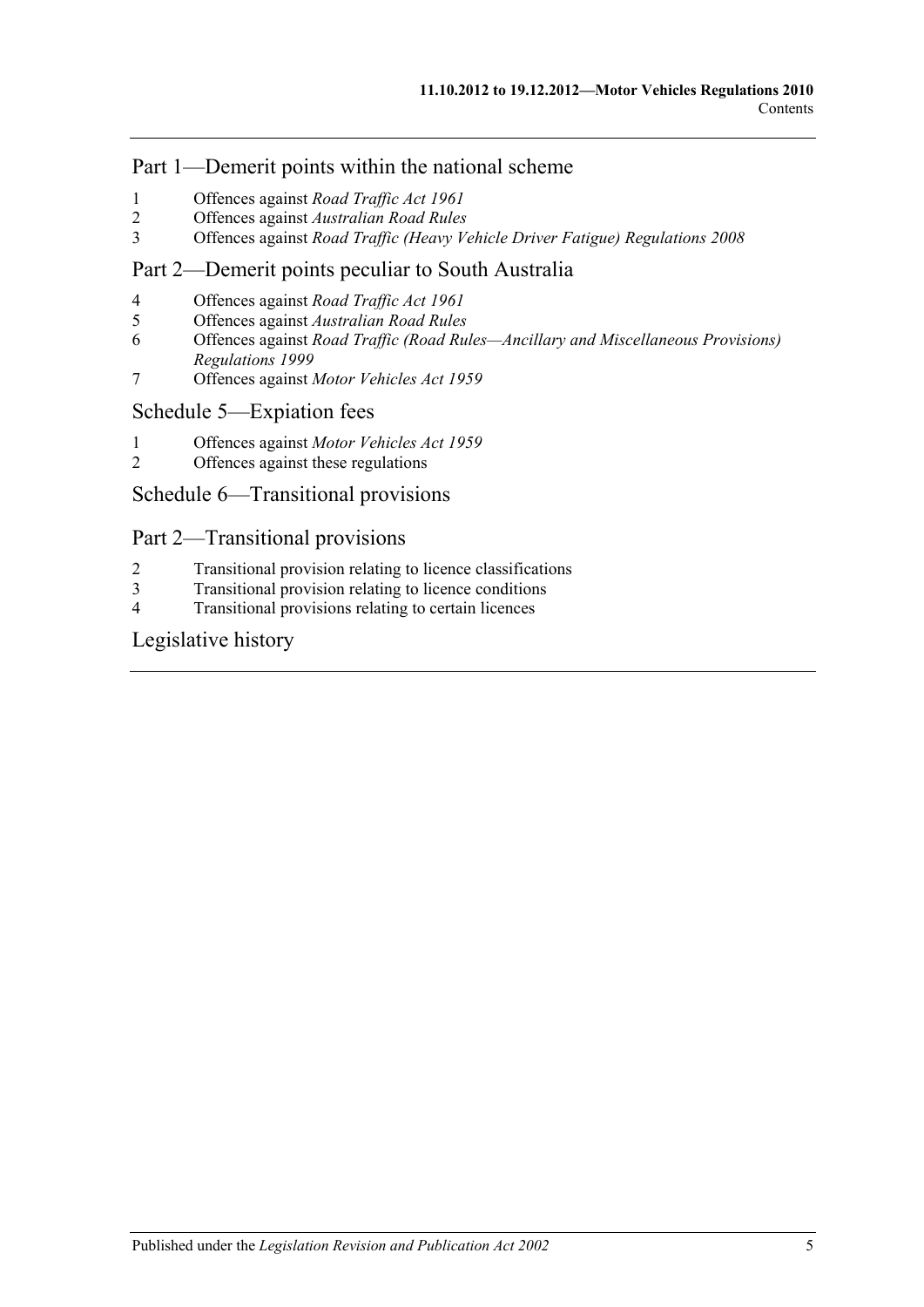## Part 1—Demerit points within the national scheme

1 Offences against *Road Traffic Act 1961*
2 Offences against *Australian Road Rules*
3 Offences against *Road Traffic (Heavy Vehicle Driver Fatigue) Regulations 2008*

## Part 2—Demerit points peculiar to South Australia

4 Offences against *Road Traffic Act 1961*
5 Offences against *Australian Road Rules*
6 Offences against *Road Traffic (Road Rules—Ancillary and Miscellaneous Provisions) Regulations 1999*
7 Offences against *Motor Vehicles Act 1959*

## Schedule 5—Expiation fees

1 Offences against *Motor Vehicles Act 1959*
2 Offences against these regulations

## Schedule 6—Transitional provisions

## Part 2—Transitional provisions

2 Transitional provision relating to licence classifications
3 Transitional provision relating to licence conditions
4 Transitional provisions relating to certain licences

## Legislative history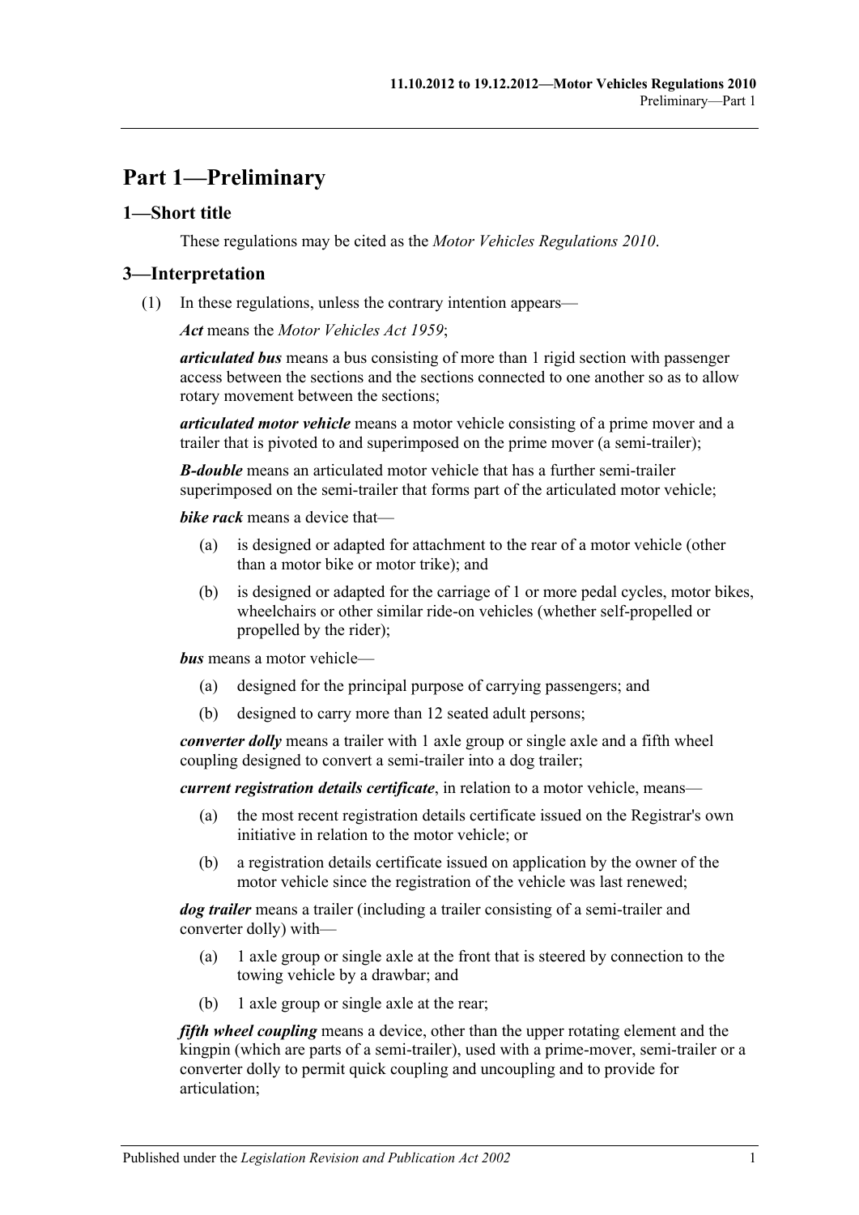# Part 1—Preliminary

## 1—Short title

These regulations may be cited as the *Motor Vehicles Regulations 2010*.

## 3—Interpretation

(1) In these regulations, unless the contrary intention appears—

***Act*** means the *Motor Vehicles Act 1959*;

***articulated bus*** means a bus consisting of more than 1 rigid section with passenger access between the sections and the sections connected to one another so as to allow rotary movement between the sections;

***articulated motor vehicle*** means a motor vehicle consisting of a prime mover and a trailer that is pivoted to and superimposed on the prime mover (a semi-trailer);

***B-double*** means an articulated motor vehicle that has a further semi-trailer superimposed on the semi-trailer that forms part of the articulated motor vehicle;

***bike rack*** means a device that—

(a) is designed or adapted for attachment to the rear of a motor vehicle (other than a motor bike or motor trike); and

(b) is designed or adapted for the carriage of 1 or more pedal cycles, motor bikes, wheelchairs or other similar ride-on vehicles (whether self-propelled or propelled by the rider);

***bus*** means a motor vehicle—

(a) designed for the principal purpose of carrying passengers; and

(b) designed to carry more than 12 seated adult persons;

***converter dolly*** means a trailer with 1 axle group or single axle and a fifth wheel coupling designed to convert a semi-trailer into a dog trailer;

***current registration details certificate***, in relation to a motor vehicle, means—

(a) the most recent registration details certificate issued on the Registrar's own initiative in relation to the motor vehicle; or

(b) a registration details certificate issued on application by the owner of the motor vehicle since the registration of the vehicle was last renewed;

***dog trailer*** means a trailer (including a trailer consisting of a semi-trailer and converter dolly) with—

(a) 1 axle group or single axle at the front that is steered by connection to the towing vehicle by a drawbar; and

(b) 1 axle group or single axle at the rear;

***fifth wheel coupling*** means a device, other than the upper rotating element and the kingpin (which are parts of a semi-trailer), used with a prime-mover, semi-trailer or a converter dolly to permit quick coupling and uncoupling and to provide for articulation;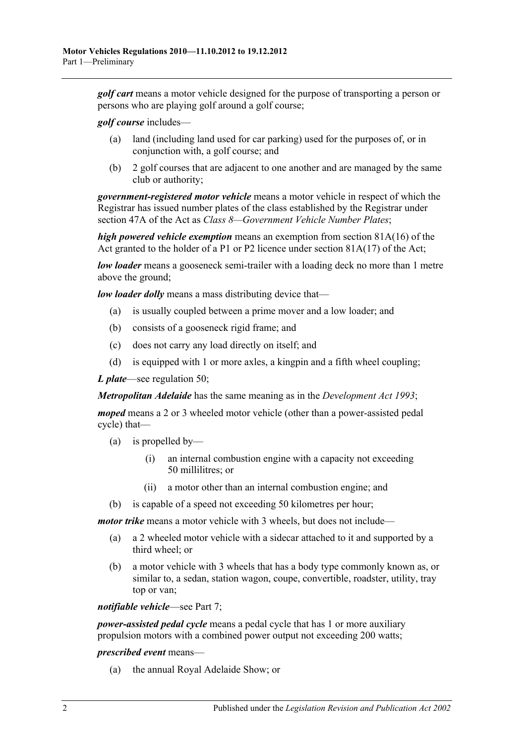***golf cart*** means a motor vehicle designed for the purpose of transporting a person or persons who are playing golf around a golf course;

***golf course*** includes—

(a) land (including land used for car parking) used for the purposes of, or in conjunction with, a golf course; and

(b) 2 golf courses that are adjacent to one another and are managed by the same club or authority;

***government-registered motor vehicle*** means a motor vehicle in respect of which the Registrar has issued number plates of the class established by the Registrar under section 47A of the Act as *Class 8—Government Vehicle Number Plates*;

***high powered vehicle exemption*** means an exemption from section 81A(16) of the Act granted to the holder of a P1 or P2 licence under section 81A(17) of the Act;

***low loader*** means a gooseneck semi-trailer with a loading deck no more than 1 metre above the ground;

***low loader dolly*** means a mass distributing device that—

(a) is usually coupled between a prime mover and a low loader; and

(b) consists of a gooseneck rigid frame; and

(c) does not carry any load directly on itself; and

(d) is equipped with 1 or more axles, a kingpin and a fifth wheel coupling;

***L plate***—see regulation 50;

***Metropolitan Adelaide*** has the same meaning as in the *Development Act 1993*;

***moped*** means a 2 or 3 wheeled motor vehicle (other than a power-assisted pedal cycle) that—

(a) is propelled by—

 (i) an internal combustion engine with a capacity not exceeding 50 millilitres; or

 (ii) a motor other than an internal combustion engine; and

(b) is capable of a speed not exceeding 50 kilometres per hour;

***motor trike*** means a motor vehicle with 3 wheels, but does not include—

(a) a 2 wheeled motor vehicle with a sidecar attached to it and supported by a third wheel; or

(b) a motor vehicle with 3 wheels that has a body type commonly known as, or similar to, a sedan, station wagon, coupe, convertible, roadster, utility, tray top or van;

***notifiable vehicle***—see Part 7;

***power-assisted pedal cycle*** means a pedal cycle that has 1 or more auxiliary propulsion motors with a combined power output not exceeding 200 watts;

***prescribed event*** means—

(a) the annual Royal Adelaide Show; or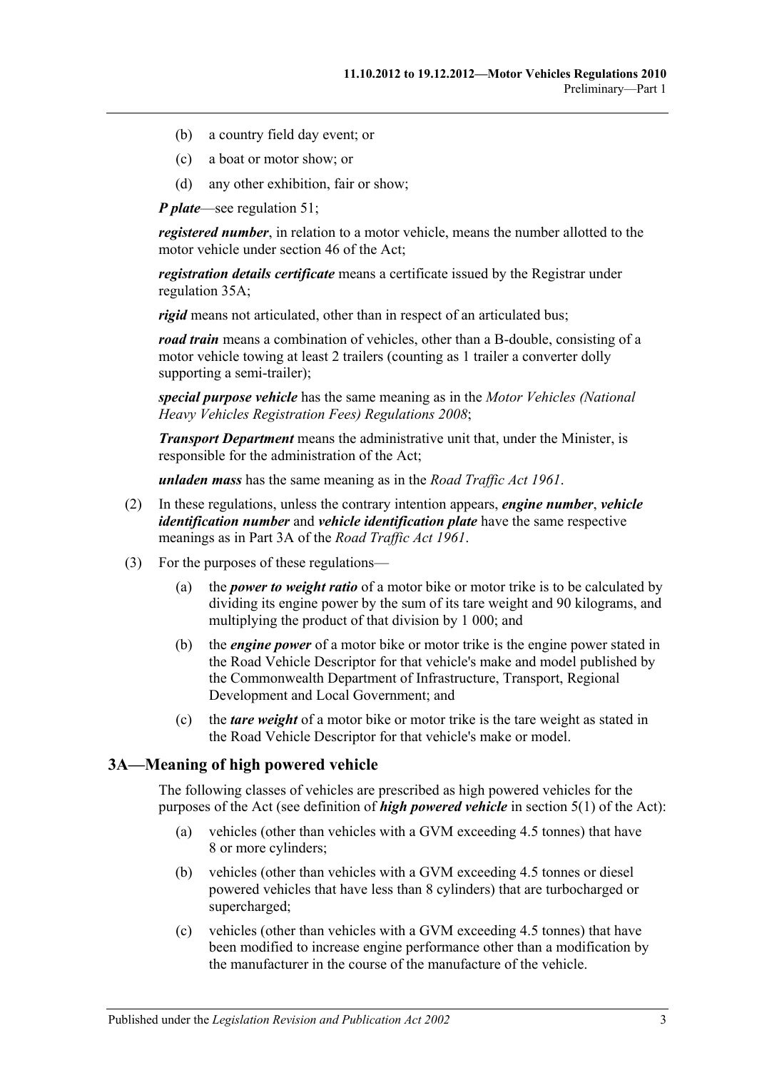(b) a country field day event; or

(c) a boat or motor show; or

(d) any other exhibition, fair or show;

***P plate***—see regulation 51;

***registered number***, in relation to a motor vehicle, means the number allotted to the motor vehicle under section 46 of the Act;

***registration details certificate*** means a certificate issued by the Registrar under regulation 35A;

***rigid*** means not articulated, other than in respect of an articulated bus;

***road train*** means a combination of vehicles, other than a B-double, consisting of a motor vehicle towing at least 2 trailers (counting as 1 trailer a converter dolly supporting a semi-trailer);

***special purpose vehicle*** has the same meaning as in the *Motor Vehicles (National Heavy Vehicles Registration Fees) Regulations 2008*;

***Transport Department*** means the administrative unit that, under the Minister, is responsible for the administration of the Act;

***unladen mass*** has the same meaning as in the *Road Traffic Act 1961*.

(2) In these regulations, unless the contrary intention appears, ***engine number***, ***vehicle identification number*** and ***vehicle identification plate*** have the same respective meanings as in Part 3A of the *Road Traffic Act 1961*.

(3) For the purposes of these regulations—

(a) the ***power to weight ratio*** of a motor bike or motor trike is to be calculated by dividing its engine power by the sum of its tare weight and 90 kilograms, and multiplying the product of that division by 1 000; and

(b) the ***engine power*** of a motor bike or motor trike is the engine power stated in the Road Vehicle Descriptor for that vehicle's make and model published by the Commonwealth Department of Infrastructure, Transport, Regional Development and Local Government; and

(c) the ***tare weight*** of a motor bike or motor trike is the tare weight as stated in the Road Vehicle Descriptor for that vehicle's make or model.

## 3A—Meaning of high powered vehicle

The following classes of vehicles are prescribed as high powered vehicles for the purposes of the Act (see definition of ***high powered vehicle*** in section 5(1) of the Act):

(a) vehicles (other than vehicles with a GVM exceeding 4.5 tonnes) that have 8 or more cylinders;

(b) vehicles (other than vehicles with a GVM exceeding 4.5 tonnes or diesel powered vehicles that have less than 8 cylinders) that are turbocharged or supercharged;

(c) vehicles (other than vehicles with a GVM exceeding 4.5 tonnes) that have been modified to increase engine performance other than a modification by the manufacturer in the course of the manufacture of the vehicle.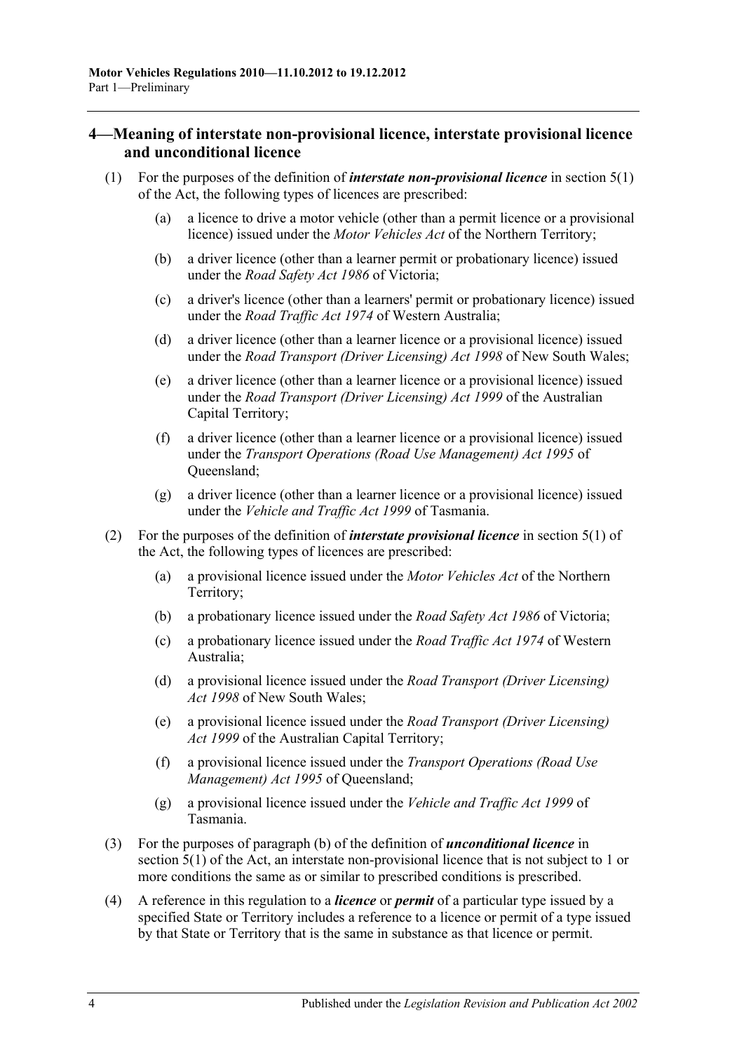## 4—Meaning of interstate non-provisional licence, interstate provisional licence and unconditional licence

(1) For the purposes of the definition of ***interstate non-provisional licence*** in section 5(1) of the Act, the following types of licences are prescribed:

(a) a licence to drive a motor vehicle (other than a permit licence or a provisional licence) issued under the *Motor Vehicles Act* of the Northern Territory;

(b) a driver licence (other than a learner permit or probationary licence) issued under the *Road Safety Act 1986* of Victoria;

(c) a driver's licence (other than a learners' permit or probationary licence) issued under the *Road Traffic Act 1974* of Western Australia;

(d) a driver licence (other than a learner licence or a provisional licence) issued under the *Road Transport (Driver Licensing) Act 1998* of New South Wales;

(e) a driver licence (other than a learner licence or a provisional licence) issued under the *Road Transport (Driver Licensing) Act 1999* of the Australian Capital Territory;

(f) a driver licence (other than a learner licence or a provisional licence) issued under the *Transport Operations (Road Use Management) Act 1995* of Queensland;

(g) a driver licence (other than a learner licence or a provisional licence) issued under the *Vehicle and Traffic Act 1999* of Tasmania.

(2) For the purposes of the definition of ***interstate provisional licence*** in section 5(1) of the Act, the following types of licences are prescribed:

(a) a provisional licence issued under the *Motor Vehicles Act* of the Northern Territory;

(b) a probationary licence issued under the *Road Safety Act 1986* of Victoria;

(c) a probationary licence issued under the *Road Traffic Act 1974* of Western Australia;

(d) a provisional licence issued under the *Road Transport (Driver Licensing) Act 1998* of New South Wales;

(e) a provisional licence issued under the *Road Transport (Driver Licensing) Act 1999* of the Australian Capital Territory;

(f) a provisional licence issued under the *Transport Operations (Road Use Management) Act 1995* of Queensland;

(g) a provisional licence issued under the *Vehicle and Traffic Act 1999* of Tasmania.

(3) For the purposes of paragraph (b) of the definition of ***unconditional licence*** in section 5(1) of the Act, an interstate non-provisional licence that is not subject to 1 or more conditions the same as or similar to prescribed conditions is prescribed.

(4) A reference in this regulation to a ***licence*** or ***permit*** of a particular type issued by a specified State or Territory includes a reference to a licence or permit of a type issued by that State or Territory that is the same in substance as that licence or permit.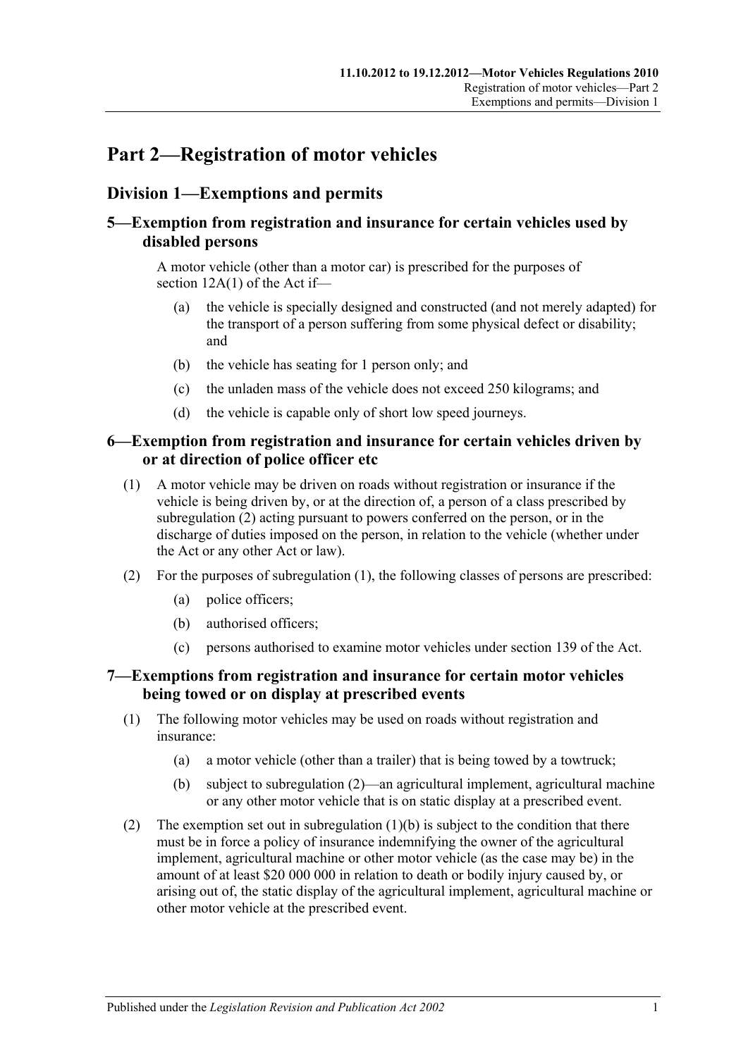# Part 2—Registration of motor vehicles

## Division 1—Exemptions and permits

### 5—Exemption from registration and insurance for certain vehicles used by disabled persons

A motor vehicle (other than a motor car) is prescribed for the purposes of section 12A(1) of the Act if—

(a) the vehicle is specially designed and constructed (and not merely adapted) for the transport of a person suffering from some physical defect or disability; and

(b) the vehicle has seating for 1 person only; and

(c) the unladen mass of the vehicle does not exceed 250 kilograms; and

(d) the vehicle is capable only of short low speed journeys.

### 6—Exemption from registration and insurance for certain vehicles driven by or at direction of police officer etc

(1) A motor vehicle may be driven on roads without registration or insurance if the vehicle is being driven by, or at the direction of, a person of a class prescribed by subregulation (2) acting pursuant to powers conferred on the person, or in the discharge of duties imposed on the person, in relation to the vehicle (whether under the Act or any other Act or law).

(2) For the purposes of subregulation (1), the following classes of persons are prescribed:

(a) police officers;

(b) authorised officers;

(c) persons authorised to examine motor vehicles under section 139 of the Act.

### 7—Exemptions from registration and insurance for certain motor vehicles being towed or on display at prescribed events

(1) The following motor vehicles may be used on roads without registration and insurance:

(a) a motor vehicle (other than a trailer) that is being towed by a towtruck;

(b) subject to subregulation (2)—an agricultural implement, agricultural machine or any other motor vehicle that is on static display at a prescribed event.

(2) The exemption set out in subregulation (1)(b) is subject to the condition that there must be in force a policy of insurance indemnifying the owner of the agricultural implement, agricultural machine or other motor vehicle (as the case may be) in the amount of at least $20 000 000 in relation to death or bodily injury caused by, or arising out of, the static display of the agricultural implement, agricultural machine or other motor vehicle at the prescribed event.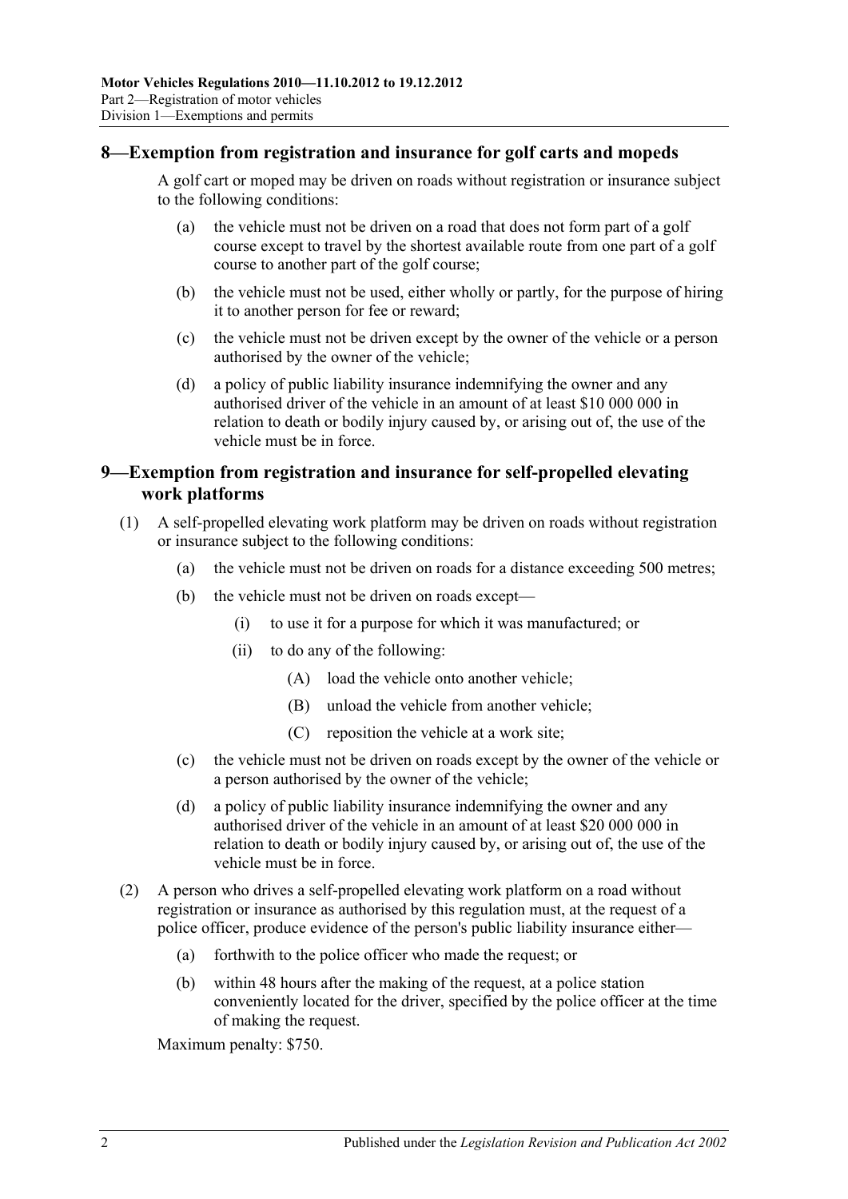## 8—Exemption from registration and insurance for golf carts and mopeds

A golf cart or moped may be driven on roads without registration or insurance subject to the following conditions:

- (a) the vehicle must not be driven on a road that does not form part of a golf course except to travel by the shortest available route from one part of a golf course to another part of the golf course;
- (b) the vehicle must not be used, either wholly or partly, for the purpose of hiring it to another person for fee or reward;
- (c) the vehicle must not be driven except by the owner of the vehicle or a person authorised by the owner of the vehicle;
- (d) a policy of public liability insurance indemnifying the owner and any authorised driver of the vehicle in an amount of at least $10 000 000 in relation to death or bodily injury caused by, or arising out of, the use of the vehicle must be in force.

## 9—Exemption from registration and insurance for self-propelled elevating work platforms

(1) A self-propelled elevating work platform may be driven on roads without registration or insurance subject to the following conditions:

- (a) the vehicle must not be driven on roads for a distance exceeding 500 metres;
- (b) the vehicle must not be driven on roads except—
  - (i) to use it for a purpose for which it was manufactured; or
  - (ii) to do any of the following:
    - (A) load the vehicle onto another vehicle;
    - (B) unload the vehicle from another vehicle;
    - (C) reposition the vehicle at a work site;
- (c) the vehicle must not be driven on roads except by the owner of the vehicle or a person authorised by the owner of the vehicle;
- (d) a policy of public liability insurance indemnifying the owner and any authorised driver of the vehicle in an amount of at least $20 000 000 in relation to death or bodily injury caused by, or arising out of, the use of the vehicle must be in force.

(2) A person who drives a self-propelled elevating work platform on a road without registration or insurance as authorised by this regulation must, at the request of a police officer, produce evidence of the person's public liability insurance either—

- (a) forthwith to the police officer who made the request; or
- (b) within 48 hours after the making of the request, at a police station conveniently located for the driver, specified by the police officer at the time of making the request.

Maximum penalty: $750.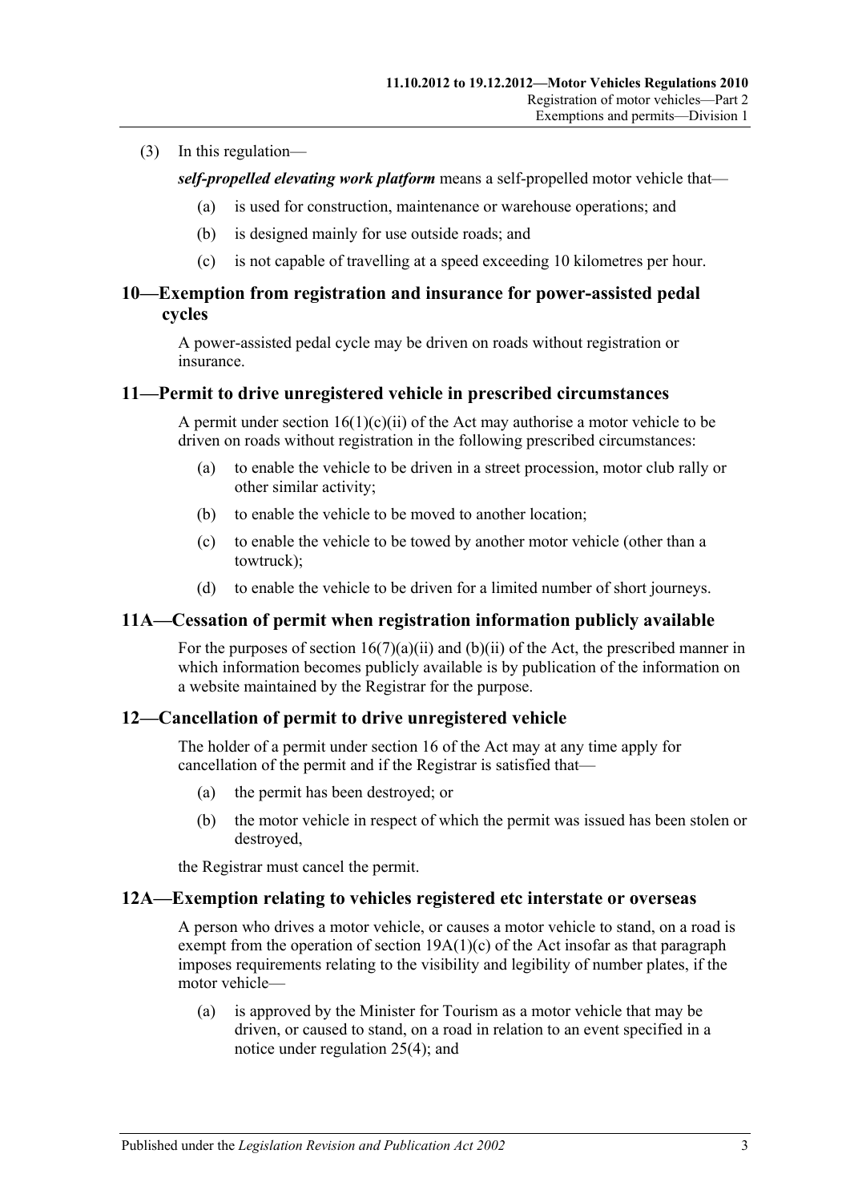(3) In this regulation—

***self-propelled elevating work platform*** means a self-propelled motor vehicle that—

(a) is used for construction, maintenance or warehouse operations; and

(b) is designed mainly for use outside roads; and

(c) is not capable of travelling at a speed exceeding 10 kilometres per hour.

## 10—Exemption from registration and insurance for power-assisted pedal cycles

A power-assisted pedal cycle may be driven on roads without registration or insurance.

## 11—Permit to drive unregistered vehicle in prescribed circumstances

A permit under section 16(1)(c)(ii) of the Act may authorise a motor vehicle to be driven on roads without registration in the following prescribed circumstances:

(a) to enable the vehicle to be driven in a street procession, motor club rally or other similar activity;

(b) to enable the vehicle to be moved to another location;

(c) to enable the vehicle to be towed by another motor vehicle (other than a towtruck);

(d) to enable the vehicle to be driven for a limited number of short journeys.

## 11A—Cessation of permit when registration information publicly available

For the purposes of section 16(7)(a)(ii) and (b)(ii) of the Act, the prescribed manner in which information becomes publicly available is by publication of the information on a website maintained by the Registrar for the purpose.

## 12—Cancellation of permit to drive unregistered vehicle

The holder of a permit under section 16 of the Act may at any time apply for cancellation of the permit and if the Registrar is satisfied that—

(a) the permit has been destroyed; or

(b) the motor vehicle in respect of which the permit was issued has been stolen or destroyed,

the Registrar must cancel the permit.

## 12A—Exemption relating to vehicles registered etc interstate or overseas

A person who drives a motor vehicle, or causes a motor vehicle to stand, on a road is exempt from the operation of section 19A(1)(c) of the Act insofar as that paragraph imposes requirements relating to the visibility and legibility of number plates, if the motor vehicle—

(a) is approved by the Minister for Tourism as a motor vehicle that may be driven, or caused to stand, on a road in relation to an event specified in a notice under regulation 25(4); and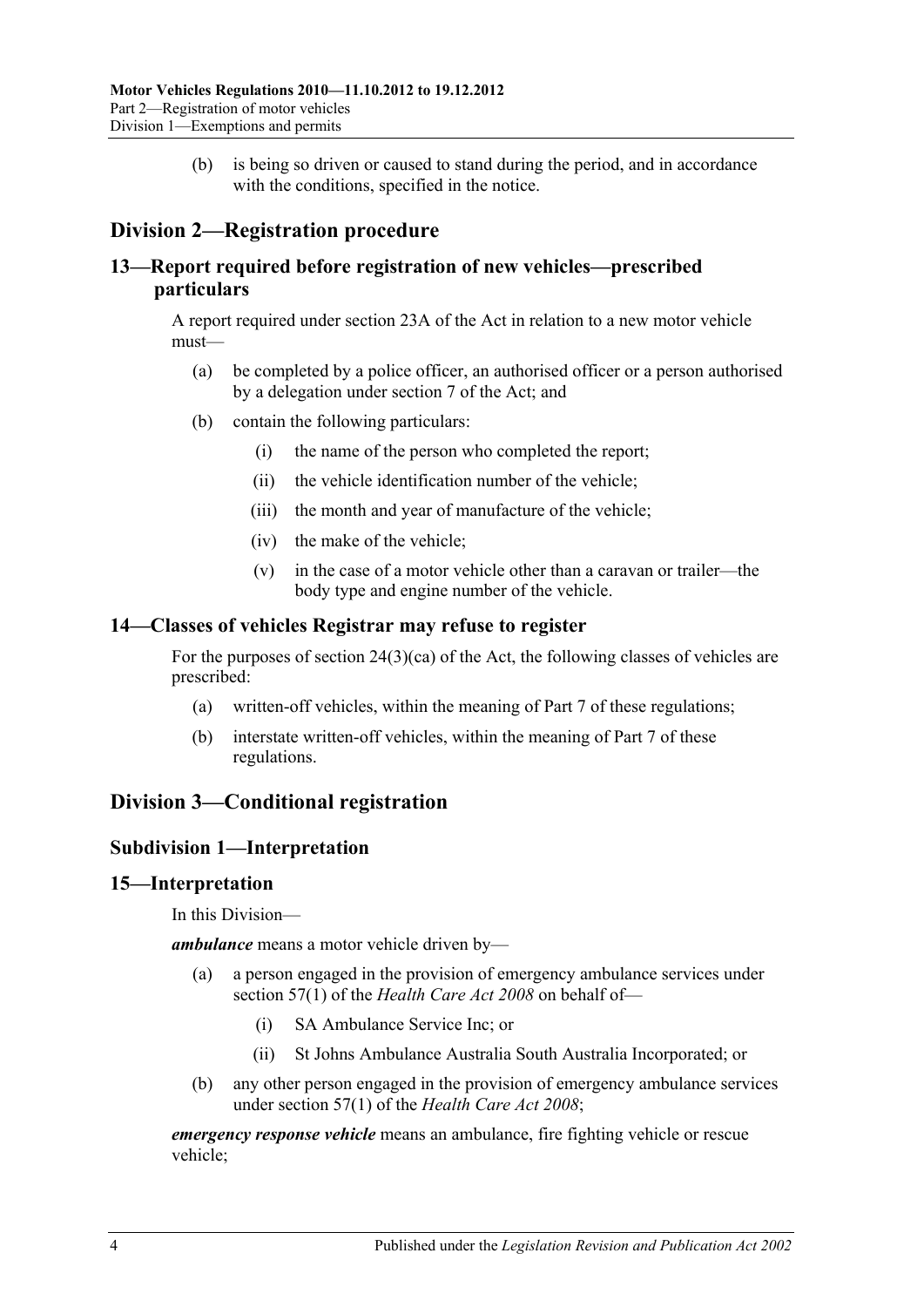(b) is being so driven or caused to stand during the period, and in accordance with the conditions, specified in the notice.

## Division 2—Registration procedure

### 13—Report required before registration of new vehicles—prescribed particulars

A report required under section 23A of the Act in relation to a new motor vehicle must—

(a) be completed by a police officer, an authorised officer or a person authorised by a delegation under section 7 of the Act; and

(b) contain the following particulars:

(i) the name of the person who completed the report;

(ii) the vehicle identification number of the vehicle;

(iii) the month and year of manufacture of the vehicle;

(iv) the make of the vehicle;

(v) in the case of a motor vehicle other than a caravan or trailer—the body type and engine number of the vehicle.

### 14—Classes of vehicles Registrar may refuse to register

For the purposes of section 24(3)(ca) of the Act, the following classes of vehicles are prescribed:

(a) written-off vehicles, within the meaning of Part 7 of these regulations;

(b) interstate written-off vehicles, within the meaning of Part 7 of these regulations.

## Division 3—Conditional registration

### Subdivision 1—Interpretation

### 15—Interpretation

In this Division—

***ambulance*** means a motor vehicle driven by—

(a) a person engaged in the provision of emergency ambulance services under section 57(1) of the *Health Care Act 2008* on behalf of—

(i) SA Ambulance Service Inc; or

(ii) St Johns Ambulance Australia South Australia Incorporated; or

(b) any other person engaged in the provision of emergency ambulance services under section 57(1) of the *Health Care Act 2008*;

***emergency response vehicle*** means an ambulance, fire fighting vehicle or rescue vehicle;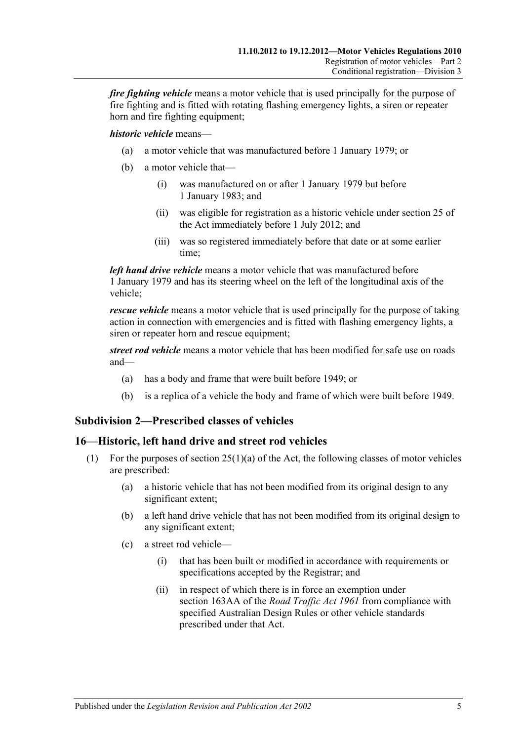***fire fighting vehicle*** means a motor vehicle that is used principally for the purpose of fire fighting and is fitted with rotating flashing emergency lights, a siren or repeater horn and fire fighting equipment;

***historic vehicle*** means—

(a) a motor vehicle that was manufactured before 1 January 1979; or

(b) a motor vehicle that—

(i) was manufactured on or after 1 January 1979 but before 1 January 1983; and

(ii) was eligible for registration as a historic vehicle under section 25 of the Act immediately before 1 July 2012; and

(iii) was so registered immediately before that date or at some earlier time;

***left hand drive vehicle*** means a motor vehicle that was manufactured before 1 January 1979 and has its steering wheel on the left of the longitudinal axis of the vehicle;

***rescue vehicle*** means a motor vehicle that is used principally for the purpose of taking action in connection with emergencies and is fitted with flashing emergency lights, a siren or repeater horn and rescue equipment;

***street rod vehicle*** means a motor vehicle that has been modified for safe use on roads and—

(a) has a body and frame that were built before 1949; or

(b) is a replica of a vehicle the body and frame of which were built before 1949.

## Subdivision 2—Prescribed classes of vehicles

## 16—Historic, left hand drive and street rod vehicles

(1) For the purposes of section 25(1)(a) of the Act, the following classes of motor vehicles are prescribed:

(a) a historic vehicle that has not been modified from its original design to any significant extent;

(b) a left hand drive vehicle that has not been modified from its original design to any significant extent;

(c) a street rod vehicle—

(i) that has been built or modified in accordance with requirements or specifications accepted by the Registrar; and

(ii) in respect of which there is in force an exemption under section 163AA of the *Road Traffic Act 1961* from compliance with specified Australian Design Rules or other vehicle standards prescribed under that Act.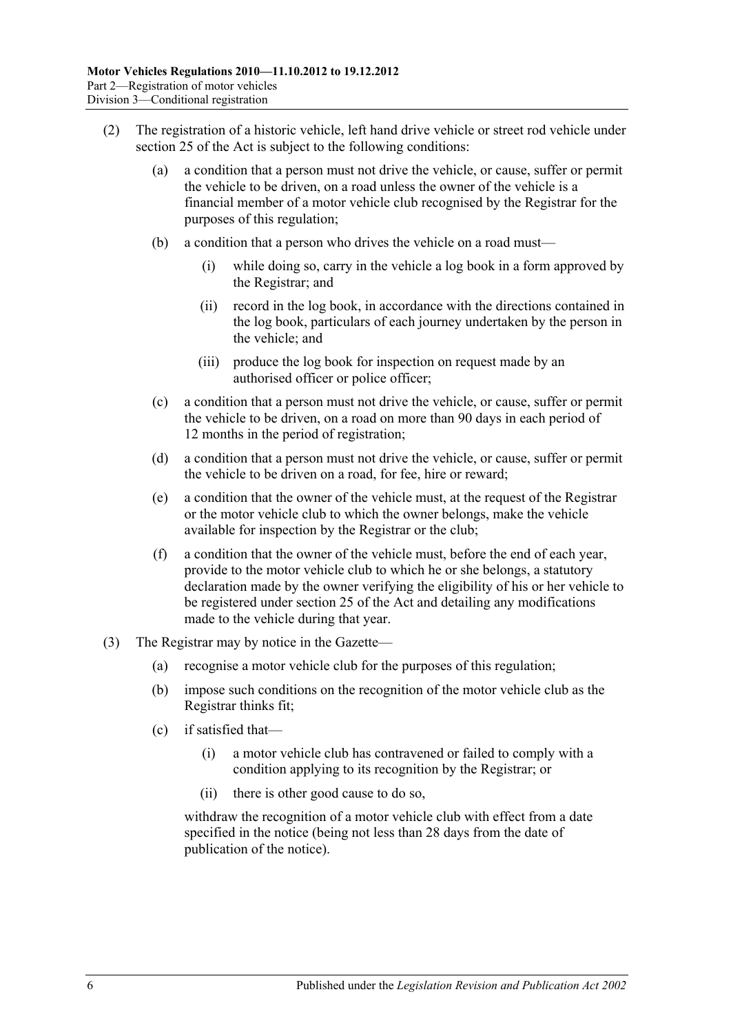(2) The registration of a historic vehicle, left hand drive vehicle or street rod vehicle under section 25 of the Act is subject to the following conditions:

(a) a condition that a person must not drive the vehicle, or cause, suffer or permit the vehicle to be driven, on a road unless the owner of the vehicle is a financial member of a motor vehicle club recognised by the Registrar for the purposes of this regulation;

(b) a condition that a person who drives the vehicle on a road must—

(i) while doing so, carry in the vehicle a log book in a form approved by the Registrar; and

(ii) record in the log book, in accordance with the directions contained in the log book, particulars of each journey undertaken by the person in the vehicle; and

(iii) produce the log book for inspection on request made by an authorised officer or police officer;

(c) a condition that a person must not drive the vehicle, or cause, suffer or permit the vehicle to be driven, on a road on more than 90 days in each period of 12 months in the period of registration;

(d) a condition that a person must not drive the vehicle, or cause, suffer or permit the vehicle to be driven on a road, for fee, hire or reward;

(e) a condition that the owner of the vehicle must, at the request of the Registrar or the motor vehicle club to which the owner belongs, make the vehicle available for inspection by the Registrar or the club;

(f) a condition that the owner of the vehicle must, before the end of each year, provide to the motor vehicle club to which he or she belongs, a statutory declaration made by the owner verifying the eligibility of his or her vehicle to be registered under section 25 of the Act and detailing any modifications made to the vehicle during that year.

(3) The Registrar may by notice in the Gazette—

(a) recognise a motor vehicle club for the purposes of this regulation;

(b) impose such conditions on the recognition of the motor vehicle club as the Registrar thinks fit;

(c) if satisfied that—

(i) a motor vehicle club has contravened or failed to comply with a condition applying to its recognition by the Registrar; or

(ii) there is other good cause to do so,

withdraw the recognition of a motor vehicle club with effect from a date specified in the notice (being not less than 28 days from the date of publication of the notice).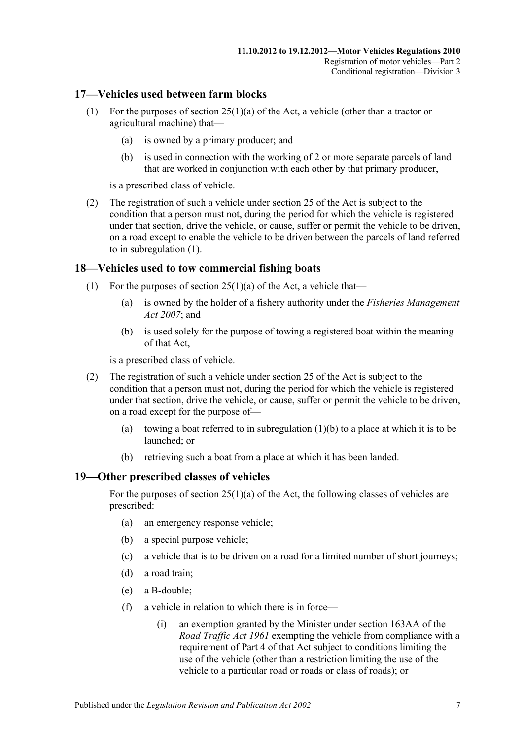## 17—Vehicles used between farm blocks

(1) For the purposes of section 25(1)(a) of the Act, a vehicle (other than a tractor or agricultural machine) that—

  (a) is owned by a primary producer; and

  (b) is used in connection with the working of 2 or more separate parcels of land that are worked in conjunction with each other by that primary producer,

is a prescribed class of vehicle.

(2) The registration of such a vehicle under section 25 of the Act is subject to the condition that a person must not, during the period for which the vehicle is registered under that section, drive the vehicle, or cause, suffer or permit the vehicle to be driven, on a road except to enable the vehicle to be driven between the parcels of land referred to in subregulation (1).

## 18—Vehicles used to tow commercial fishing boats

(1) For the purposes of section 25(1)(a) of the Act, a vehicle that—

  (a) is owned by the holder of a fishery authority under the *Fisheries Management Act 2007*; and

  (b) is used solely for the purpose of towing a registered boat within the meaning of that Act,

is a prescribed class of vehicle.

(2) The registration of such a vehicle under section 25 of the Act is subject to the condition that a person must not, during the period for which the vehicle is registered under that section, drive the vehicle, or cause, suffer or permit the vehicle to be driven, on a road except for the purpose of—

  (a) towing a boat referred to in subregulation (1)(b) to a place at which it is to be launched; or

  (b) retrieving such a boat from a place at which it has been landed.

## 19—Other prescribed classes of vehicles

For the purposes of section 25(1)(a) of the Act, the following classes of vehicles are prescribed:

  (a) an emergency response vehicle;

  (b) a special purpose vehicle;

  (c) a vehicle that is to be driven on a road for a limited number of short journeys;

  (d) a road train;

  (e) a B-double;

  (f) a vehicle in relation to which there is in force—

    (i) an exemption granted by the Minister under section 163AA of the *Road Traffic Act 1961* exempting the vehicle from compliance with a requirement of Part 4 of that Act subject to conditions limiting the use of the vehicle (other than a restriction limiting the use of the vehicle to a particular road or roads or class of roads); or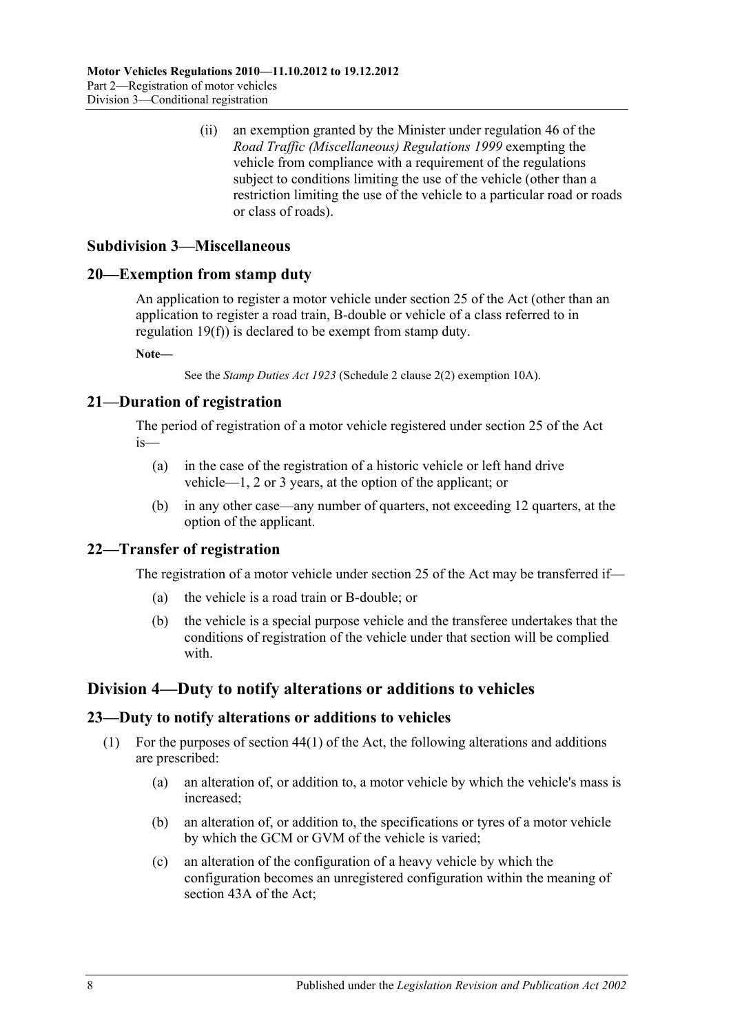(ii) an exemption granted by the Minister under regulation 46 of the *Road Traffic (Miscellaneous) Regulations 1999* exempting the vehicle from compliance with a requirement of the regulations subject to conditions limiting the use of the vehicle (other than a restriction limiting the use of the vehicle to a particular road or roads or class of roads).

### Subdivision 3—Miscellaneous

### 20—Exemption from stamp duty

An application to register a motor vehicle under section 25 of the Act (other than an application to register a road train, B-double or vehicle of a class referred to in regulation 19(f)) is declared to be exempt from stamp duty.

**Note—**

See the *Stamp Duties Act 1923* (Schedule 2 clause 2(2) exemption 10A).

### 21—Duration of registration

The period of registration of a motor vehicle registered under section 25 of the Act is—

(a) in the case of the registration of a historic vehicle or left hand drive vehicle—1, 2 or 3 years, at the option of the applicant; or

(b) in any other case—any number of quarters, not exceeding 12 quarters, at the option of the applicant.

### 22—Transfer of registration

The registration of a motor vehicle under section 25 of the Act may be transferred if—

(a) the vehicle is a road train or B-double; or

(b) the vehicle is a special purpose vehicle and the transferee undertakes that the conditions of registration of the vehicle under that section will be complied with.

## Division 4—Duty to notify alterations or additions to vehicles

### 23—Duty to notify alterations or additions to vehicles

(1) For the purposes of section 44(1) of the Act, the following alterations and additions are prescribed:

(a) an alteration of, or addition to, a motor vehicle by which the vehicle's mass is increased;

(b) an alteration of, or addition to, the specifications or tyres of a motor vehicle by which the GCM or GVM of the vehicle is varied;

(c) an alteration of the configuration of a heavy vehicle by which the configuration becomes an unregistered configuration within the meaning of section 43A of the Act;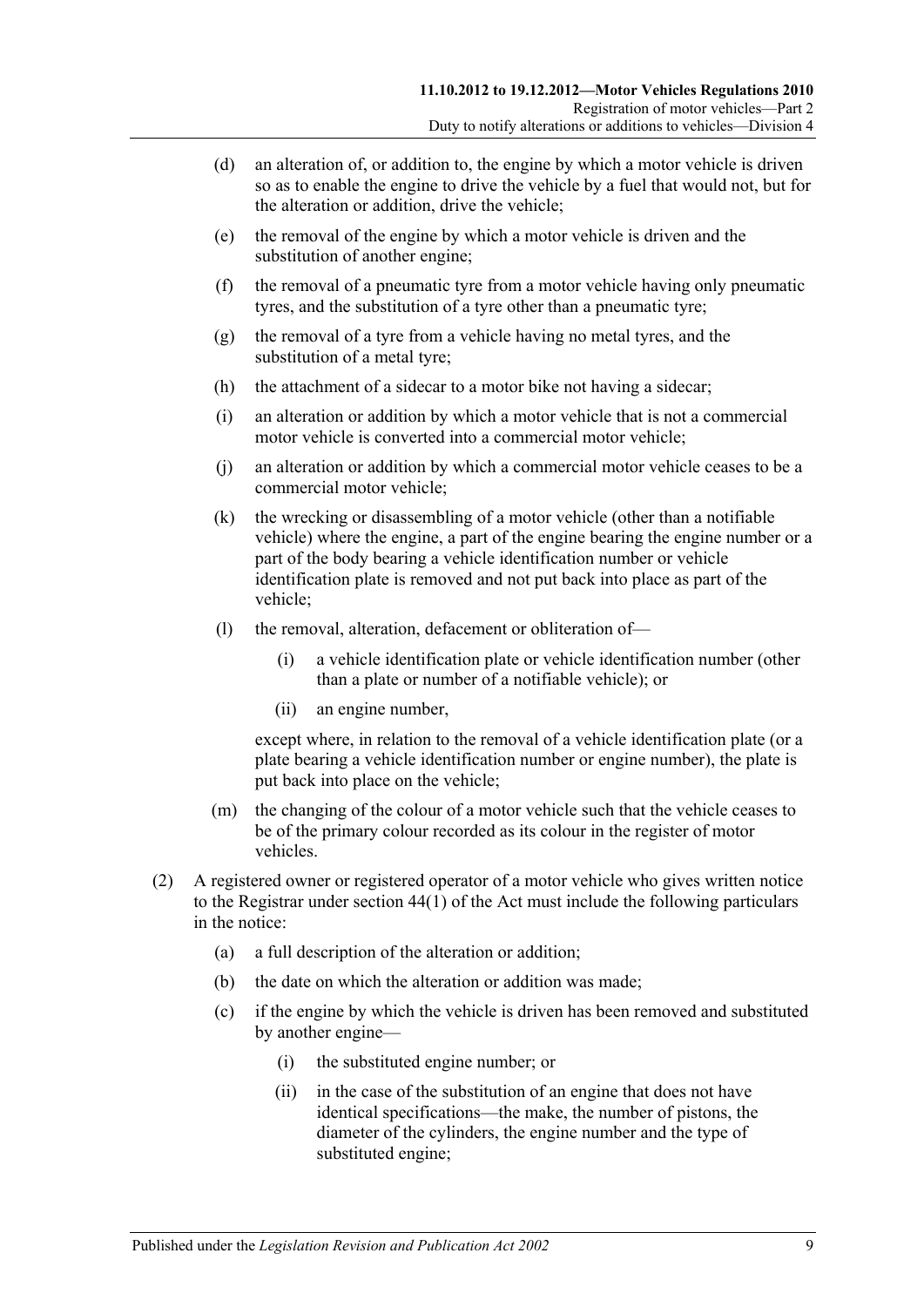(d) an alteration of, or addition to, the engine by which a motor vehicle is driven so as to enable the engine to drive the vehicle by a fuel that would not, but for the alteration or addition, drive the vehicle;

(e) the removal of the engine by which a motor vehicle is driven and the substitution of another engine;

(f) the removal of a pneumatic tyre from a motor vehicle having only pneumatic tyres, and the substitution of a tyre other than a pneumatic tyre;

(g) the removal of a tyre from a vehicle having no metal tyres, and the substitution of a metal tyre;

(h) the attachment of a sidecar to a motor bike not having a sidecar;

(i) an alteration or addition by which a motor vehicle that is not a commercial motor vehicle is converted into a commercial motor vehicle;

(j) an alteration or addition by which a commercial motor vehicle ceases to be a commercial motor vehicle;

(k) the wrecking or disassembling of a motor vehicle (other than a notifiable vehicle) where the engine, a part of the engine bearing the engine number or a part of the body bearing a vehicle identification number or vehicle identification plate is removed and not put back into place as part of the vehicle;

(l) the removal, alteration, defacement or obliteration of—

(i) a vehicle identification plate or vehicle identification number (other than a plate or number of a notifiable vehicle); or

(ii) an engine number,

except where, in relation to the removal of a vehicle identification plate (or a plate bearing a vehicle identification number or engine number), the plate is put back into place on the vehicle;

(m) the changing of the colour of a motor vehicle such that the vehicle ceases to be of the primary colour recorded as its colour in the register of motor vehicles.

(2) A registered owner or registered operator of a motor vehicle who gives written notice to the Registrar under section 44(1) of the Act must include the following particulars in the notice:

(a) a full description of the alteration or addition;

(b) the date on which the alteration or addition was made;

(c) if the engine by which the vehicle is driven has been removed and substituted by another engine—

(i) the substituted engine number; or

(ii) in the case of the substitution of an engine that does not have identical specifications—the make, the number of pistons, the diameter of the cylinders, the engine number and the type of substituted engine;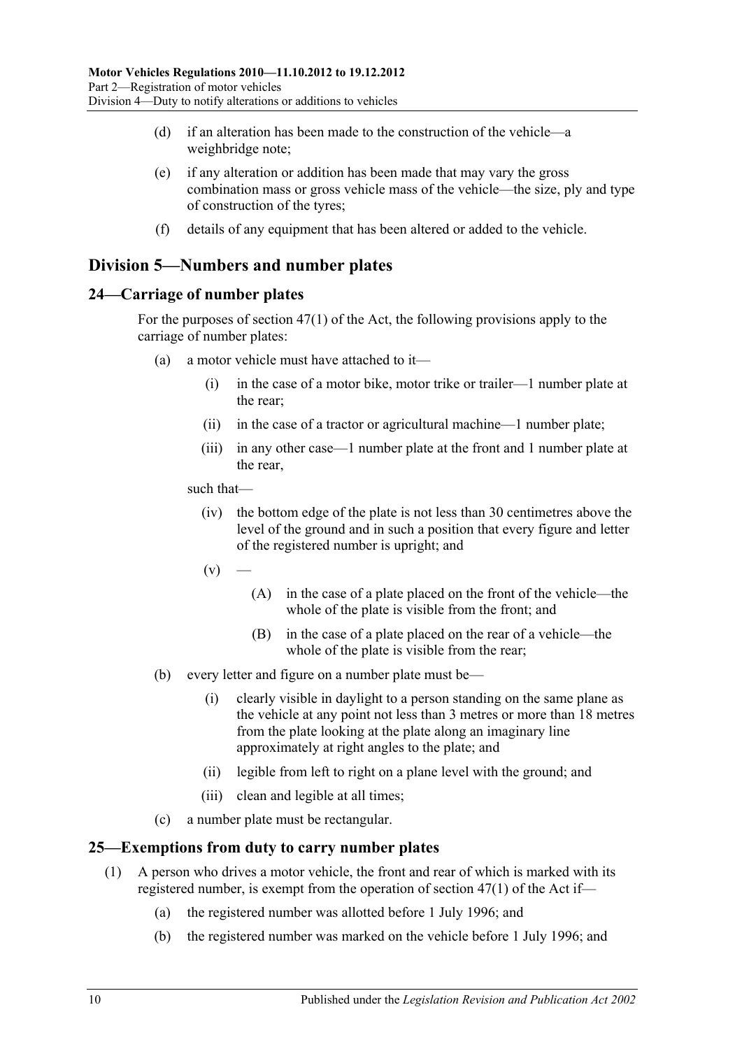(d) if an alteration has been made to the construction of the vehicle—a weighbridge note;

(e) if any alteration or addition has been made that may vary the gross combination mass or gross vehicle mass of the vehicle—the size, ply and type of construction of the tyres;

(f) details of any equipment that has been altered or added to the vehicle.

## Division 5—Numbers and number plates

### 24—Carriage of number plates

For the purposes of section 47(1) of the Act, the following provisions apply to the carriage of number plates:

(a) a motor vehicle must have attached to it—

(i) in the case of a motor bike, motor trike or trailer—1 number plate at the rear;

(ii) in the case of a tractor or agricultural machine—1 number plate;

(iii) in any other case—1 number plate at the front and 1 number plate at the rear,

such that—

(iv) the bottom edge of the plate is not less than 30 centimetres above the level of the ground and in such a position that every figure and letter of the registered number is upright; and

(v) —

(A) in the case of a plate placed on the front of the vehicle—the whole of the plate is visible from the front; and

(B) in the case of a plate placed on the rear of a vehicle—the whole of the plate is visible from the rear;

(b) every letter and figure on a number plate must be—

(i) clearly visible in daylight to a person standing on the same plane as the vehicle at any point not less than 3 metres or more than 18 metres from the plate looking at the plate along an imaginary line approximately at right angles to the plate; and

(ii) legible from left to right on a plane level with the ground; and

(iii) clean and legible at all times;

(c) a number plate must be rectangular.

### 25—Exemptions from duty to carry number plates

(1) A person who drives a motor vehicle, the front and rear of which is marked with its registered number, is exempt from the operation of section 47(1) of the Act if—

(a) the registered number was allotted before 1 July 1996; and

(b) the registered number was marked on the vehicle before 1 July 1996; and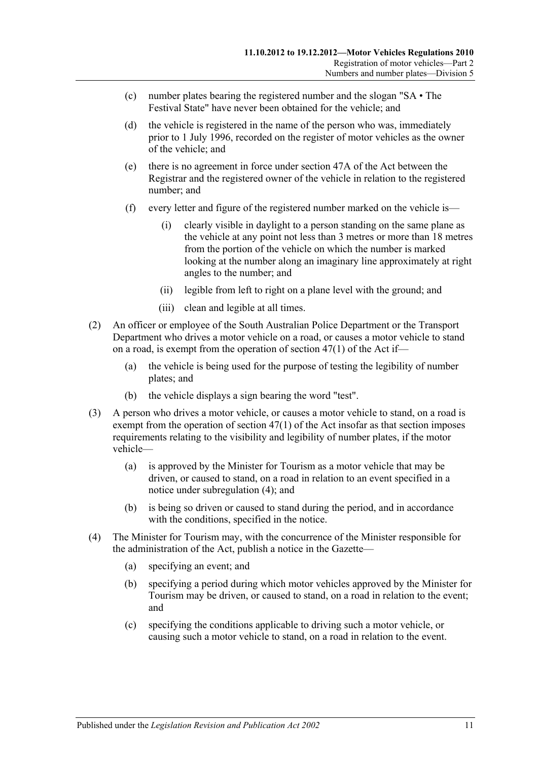(c) number plates bearing the registered number and the slogan "SA • The Festival State" have never been obtained for the vehicle; and

(d) the vehicle is registered in the name of the person who was, immediately prior to 1 July 1996, recorded on the register of motor vehicles as the owner of the vehicle; and

(e) there is no agreement in force under section 47A of the Act between the Registrar and the registered owner of the vehicle in relation to the registered number; and

(f) every letter and figure of the registered number marked on the vehicle is—

  (i) clearly visible in daylight to a person standing on the same plane as the vehicle at any point not less than 3 metres or more than 18 metres from the portion of the vehicle on which the number is marked looking at the number along an imaginary line approximately at right angles to the number; and

  (ii) legible from left to right on a plane level with the ground; and

  (iii) clean and legible at all times.

(2) An officer or employee of the South Australian Police Department or the Transport Department who drives a motor vehicle on a road, or causes a motor vehicle to stand on a road, is exempt from the operation of section 47(1) of the Act if—

  (a) the vehicle is being used for the purpose of testing the legibility of number plates; and

  (b) the vehicle displays a sign bearing the word "test".

(3) A person who drives a motor vehicle, or causes a motor vehicle to stand, on a road is exempt from the operation of section 47(1) of the Act insofar as that section imposes requirements relating to the visibility and legibility of number plates, if the motor vehicle—

  (a) is approved by the Minister for Tourism as a motor vehicle that may be driven, or caused to stand, on a road in relation to an event specified in a notice under subregulation (4); and

  (b) is being so driven or caused to stand during the period, and in accordance with the conditions, specified in the notice.

(4) The Minister for Tourism may, with the concurrence of the Minister responsible for the administration of the Act, publish a notice in the Gazette—

  (a) specifying an event; and

  (b) specifying a period during which motor vehicles approved by the Minister for Tourism may be driven, or caused to stand, on a road in relation to the event; and

  (c) specifying the conditions applicable to driving such a motor vehicle, or causing such a motor vehicle to stand, on a road in relation to the event.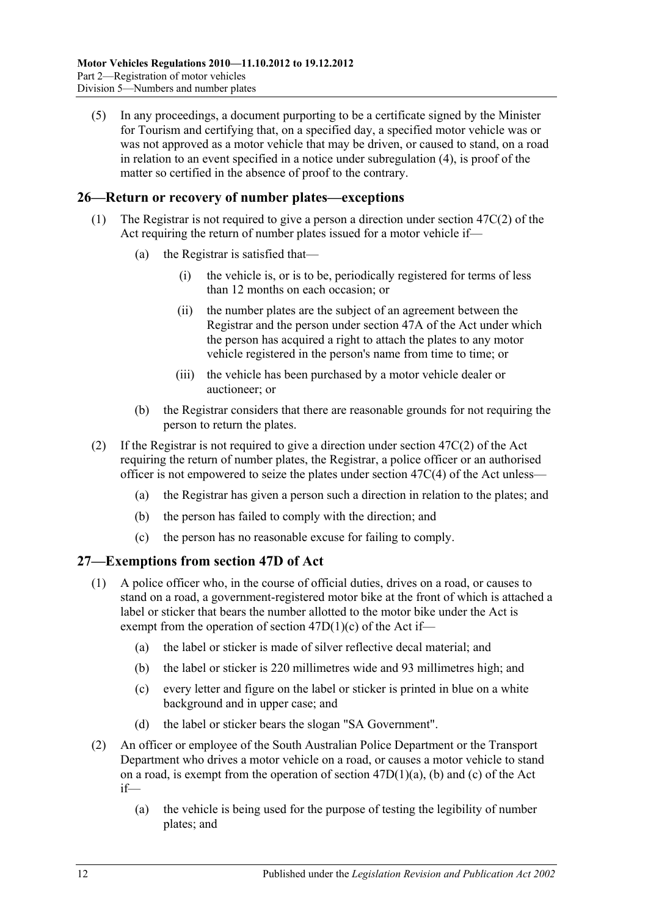(5) In any proceedings, a document purporting to be a certificate signed by the Minister for Tourism and certifying that, on a specified day, a specified motor vehicle was or was not approved as a motor vehicle that may be driven, or caused to stand, on a road in relation to an event specified in a notice under subregulation (4), is proof of the matter so certified in the absence of proof to the contrary.

## 26—Return or recovery of number plates—exceptions

(1) The Registrar is not required to give a person a direction under section 47C(2) of the Act requiring the return of number plates issued for a motor vehicle if—

(a) the Registrar is satisfied that—

(i) the vehicle is, or is to be, periodically registered for terms of less than 12 months on each occasion; or

(ii) the number plates are the subject of an agreement between the Registrar and the person under section 47A of the Act under which the person has acquired a right to attach the plates to any motor vehicle registered in the person's name from time to time; or

(iii) the vehicle has been purchased by a motor vehicle dealer or auctioneer; or

(b) the Registrar considers that there are reasonable grounds for not requiring the person to return the plates.

(2) If the Registrar is not required to give a direction under section 47C(2) of the Act requiring the return of number plates, the Registrar, a police officer or an authorised officer is not empowered to seize the plates under section 47C(4) of the Act unless—

(a) the Registrar has given a person such a direction in relation to the plates; and

(b) the person has failed to comply with the direction; and

(c) the person has no reasonable excuse for failing to comply.

## 27—Exemptions from section 47D of Act

(1) A police officer who, in the course of official duties, drives on a road, or causes to stand on a road, a government-registered motor bike at the front of which is attached a label or sticker that bears the number allotted to the motor bike under the Act is exempt from the operation of section 47D(1)(c) of the Act if—

(a) the label or sticker is made of silver reflective decal material; and

(b) the label or sticker is 220 millimetres wide and 93 millimetres high; and

(c) every letter and figure on the label or sticker is printed in blue on a white background and in upper case; and

(d) the label or sticker bears the slogan "SA Government".

(2) An officer or employee of the South Australian Police Department or the Transport Department who drives a motor vehicle on a road, or causes a motor vehicle to stand on a road, is exempt from the operation of section 47D(1)(a), (b) and (c) of the Act if—

(a) the vehicle is being used for the purpose of testing the legibility of number plates; and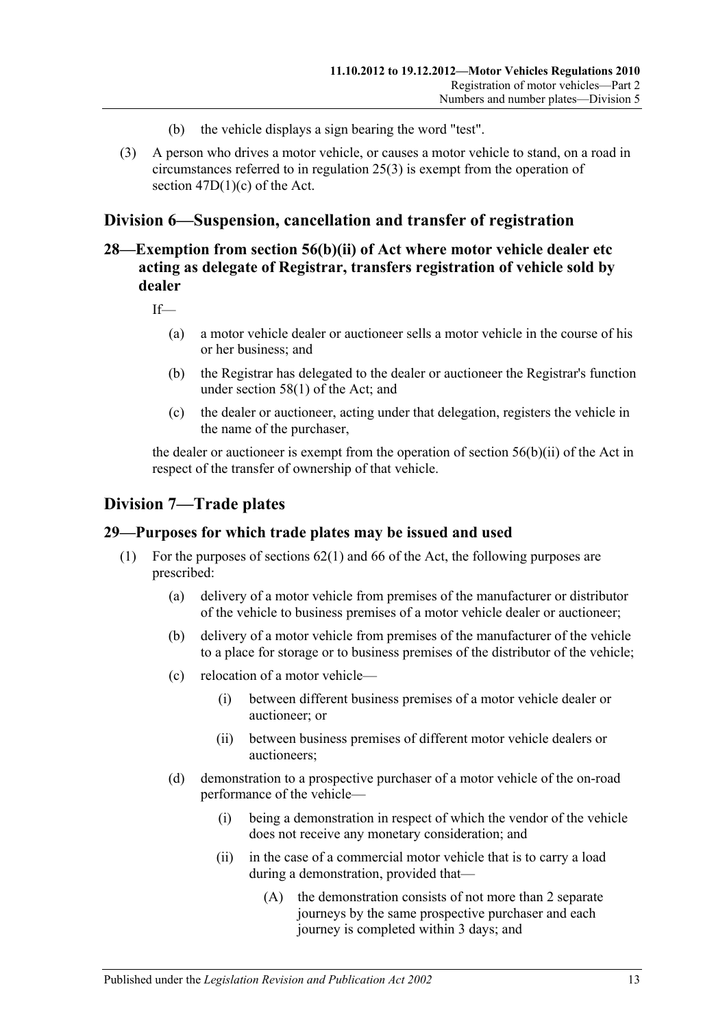(b) the vehicle displays a sign bearing the word "test".

(3) A person who drives a motor vehicle, or causes a motor vehicle to stand, on a road in circumstances referred to in regulation 25(3) is exempt from the operation of section 47D(1)(c) of the Act.

## Division 6—Suspension, cancellation and transfer of registration

### 28—Exemption from section 56(b)(ii) of Act where motor vehicle dealer etc acting as delegate of Registrar, transfers registration of vehicle sold by dealer

If—

(a) a motor vehicle dealer or auctioneer sells a motor vehicle in the course of his or her business; and

(b) the Registrar has delegated to the dealer or auctioneer the Registrar's function under section 58(1) of the Act; and

(c) the dealer or auctioneer, acting under that delegation, registers the vehicle in the name of the purchaser,

the dealer or auctioneer is exempt from the operation of section 56(b)(ii) of the Act in respect of the transfer of ownership of that vehicle.

## Division 7—Trade plates

### 29—Purposes for which trade plates may be issued and used

(1) For the purposes of sections 62(1) and 66 of the Act, the following purposes are prescribed:

(a) delivery of a motor vehicle from premises of the manufacturer or distributor of the vehicle to business premises of a motor vehicle dealer or auctioneer;

(b) delivery of a motor vehicle from premises of the manufacturer of the vehicle to a place for storage or to business premises of the distributor of the vehicle;

(c) relocation of a motor vehicle—

(i) between different business premises of a motor vehicle dealer or auctioneer; or

(ii) between business premises of different motor vehicle dealers or auctioneers;

(d) demonstration to a prospective purchaser of a motor vehicle of the on-road performance of the vehicle—

(i) being a demonstration in respect of which the vendor of the vehicle does not receive any monetary consideration; and

(ii) in the case of a commercial motor vehicle that is to carry a load during a demonstration, provided that—

(A) the demonstration consists of not more than 2 separate journeys by the same prospective purchaser and each journey is completed within 3 days; and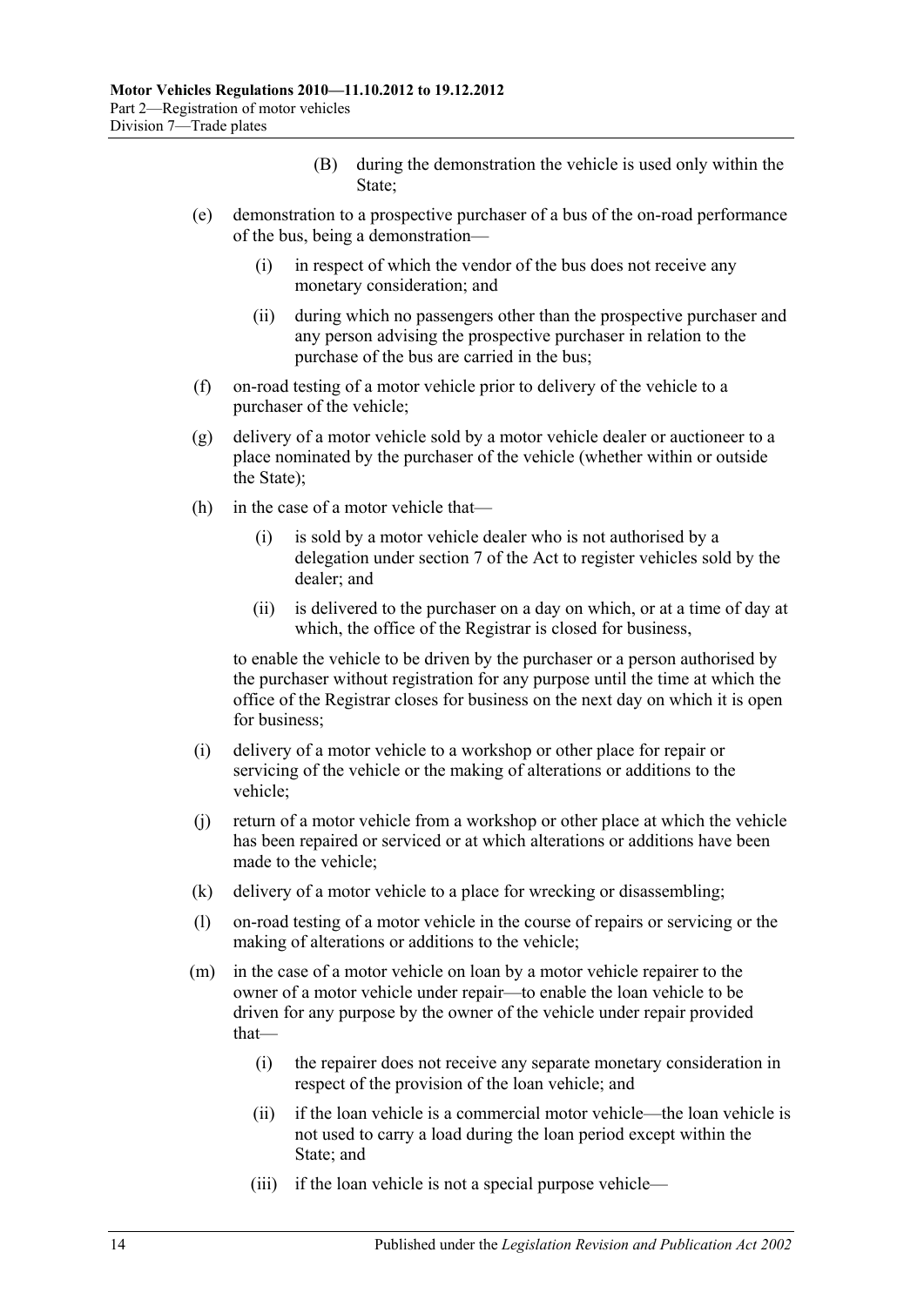(B) during the demonstration the vehicle is used only within the State;

(e) demonstration to a prospective purchaser of a bus of the on-road performance of the bus, being a demonstration—

(i) in respect of which the vendor of the bus does not receive any monetary consideration; and

(ii) during which no passengers other than the prospective purchaser and any person advising the prospective purchaser in relation to the purchase of the bus are carried in the bus;

(f) on-road testing of a motor vehicle prior to delivery of the vehicle to a purchaser of the vehicle;

(g) delivery of a motor vehicle sold by a motor vehicle dealer or auctioneer to a place nominated by the purchaser of the vehicle (whether within or outside the State);

(h) in the case of a motor vehicle that—

(i) is sold by a motor vehicle dealer who is not authorised by a delegation under section 7 of the Act to register vehicles sold by the dealer; and

(ii) is delivered to the purchaser on a day on which, or at a time of day at which, the office of the Registrar is closed for business,

to enable the vehicle to be driven by the purchaser or a person authorised by the purchaser without registration for any purpose until the time at which the office of the Registrar closes for business on the next day on which it is open for business;

(i) delivery of a motor vehicle to a workshop or other place for repair or servicing of the vehicle or the making of alterations or additions to the vehicle;

(j) return of a motor vehicle from a workshop or other place at which the vehicle has been repaired or serviced or at which alterations or additions have been made to the vehicle;

(k) delivery of a motor vehicle to a place for wrecking or disassembling;

(l) on-road testing of a motor vehicle in the course of repairs or servicing or the making of alterations or additions to the vehicle;

(m) in the case of a motor vehicle on loan by a motor vehicle repairer to the owner of a motor vehicle under repair—to enable the loan vehicle to be driven for any purpose by the owner of the vehicle under repair provided that—

(i) the repairer does not receive any separate monetary consideration in respect of the provision of the loan vehicle; and

(ii) if the loan vehicle is a commercial motor vehicle—the loan vehicle is not used to carry a load during the loan period except within the State; and

(iii) if the loan vehicle is not a special purpose vehicle—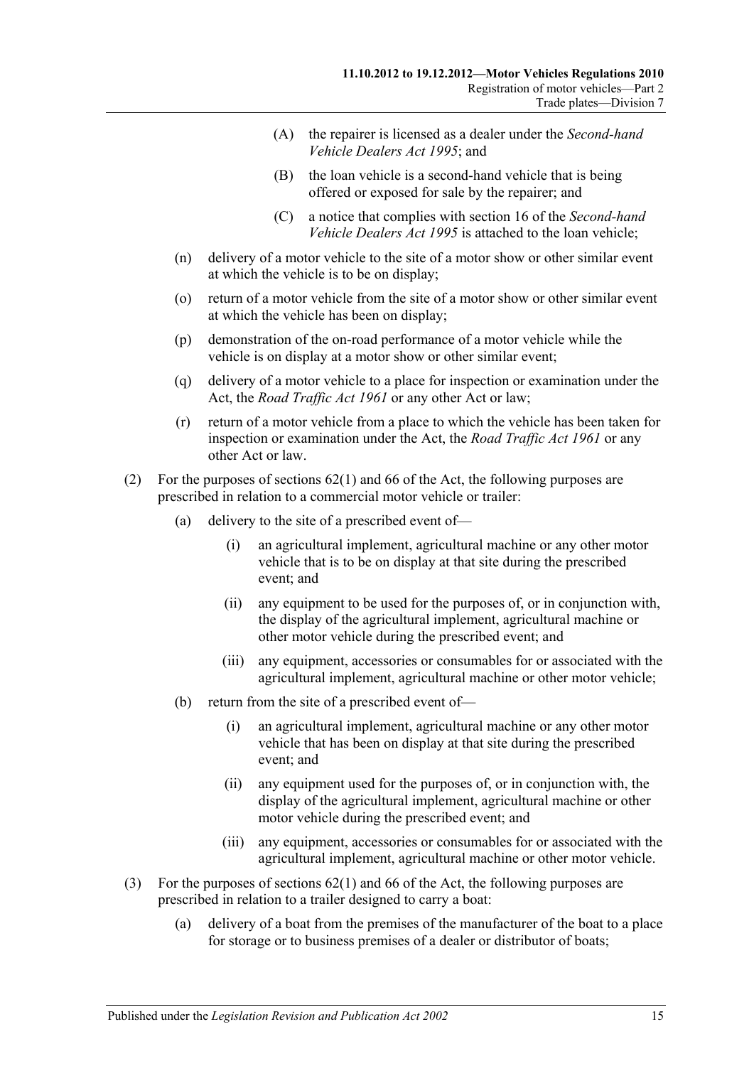(A) the repairer is licensed as a dealer under the *Second-hand Vehicle Dealers Act 1995*; and

(B) the loan vehicle is a second-hand vehicle that is being offered or exposed for sale by the repairer; and

(C) a notice that complies with section 16 of the *Second-hand Vehicle Dealers Act 1995* is attached to the loan vehicle;

(n) delivery of a motor vehicle to the site of a motor show or other similar event at which the vehicle is to be on display;

(o) return of a motor vehicle from the site of a motor show or other similar event at which the vehicle has been on display;

(p) demonstration of the on-road performance of a motor vehicle while the vehicle is on display at a motor show or other similar event;

(q) delivery of a motor vehicle to a place for inspection or examination under the Act, the *Road Traffic Act 1961* or any other Act or law;

(r) return of a motor vehicle from a place to which the vehicle has been taken for inspection or examination under the Act, the *Road Traffic Act 1961* or any other Act or law.

(2) For the purposes of sections 62(1) and 66 of the Act, the following purposes are prescribed in relation to a commercial motor vehicle or trailer:

(a) delivery to the site of a prescribed event of—

(i) an agricultural implement, agricultural machine or any other motor vehicle that is to be on display at that site during the prescribed event; and

(ii) any equipment to be used for the purposes of, or in conjunction with, the display of the agricultural implement, agricultural machine or other motor vehicle during the prescribed event; and

(iii) any equipment, accessories or consumables for or associated with the agricultural implement, agricultural machine or other motor vehicle;

(b) return from the site of a prescribed event of—

(i) an agricultural implement, agricultural machine or any other motor vehicle that has been on display at that site during the prescribed event; and

(ii) any equipment used for the purposes of, or in conjunction with, the display of the agricultural implement, agricultural machine or other motor vehicle during the prescribed event; and

(iii) any equipment, accessories or consumables for or associated with the agricultural implement, agricultural machine or other motor vehicle.

(3) For the purposes of sections 62(1) and 66 of the Act, the following purposes are prescribed in relation to a trailer designed to carry a boat:

(a) delivery of a boat from the premises of the manufacturer of the boat to a place for storage or to business premises of a dealer or distributor of boats;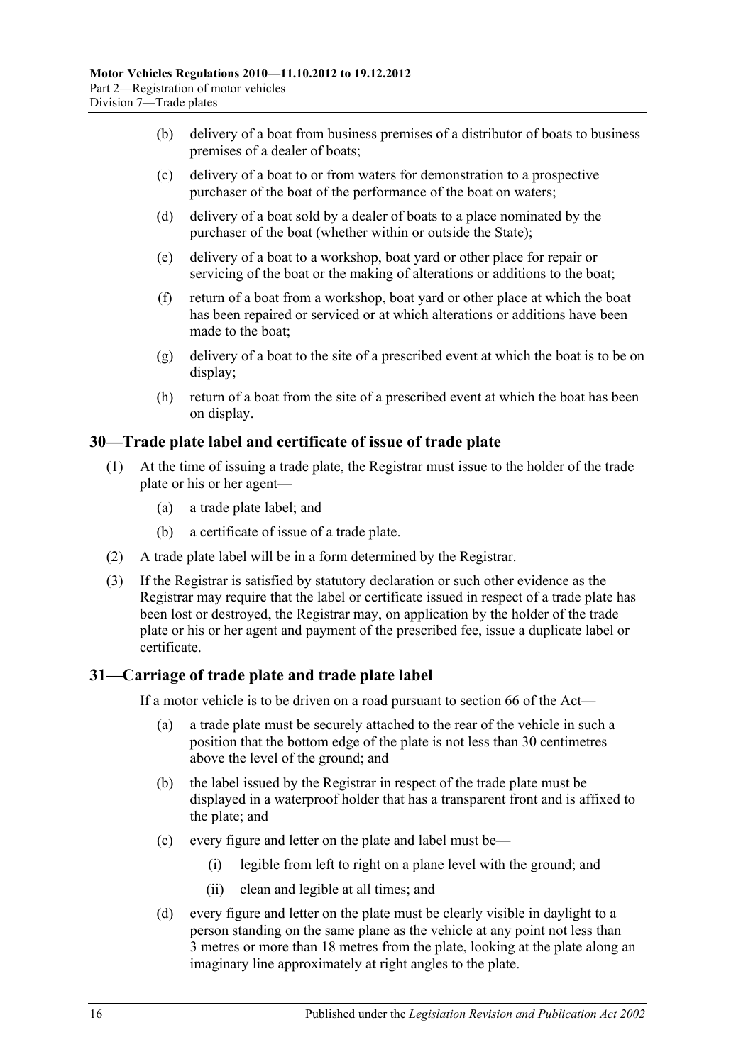(b) delivery of a boat from business premises of a distributor of boats to business premises of a dealer of boats;

(c) delivery of a boat to or from waters for demonstration to a prospective purchaser of the boat of the performance of the boat on waters;

(d) delivery of a boat sold by a dealer of boats to a place nominated by the purchaser of the boat (whether within or outside the State);

(e) delivery of a boat to a workshop, boat yard or other place for repair or servicing of the boat or the making of alterations or additions to the boat;

(f) return of a boat from a workshop, boat yard or other place at which the boat has been repaired or serviced or at which alterations or additions have been made to the boat;

(g) delivery of a boat to the site of a prescribed event at which the boat is to be on display;

(h) return of a boat from the site of a prescribed event at which the boat has been on display.

## 30—Trade plate label and certificate of issue of trade plate

(1) At the time of issuing a trade plate, the Registrar must issue to the holder of the trade plate or his or her agent—

(a) a trade plate label; and

(b) a certificate of issue of a trade plate.

(2) A trade plate label will be in a form determined by the Registrar.

(3) If the Registrar is satisfied by statutory declaration or such other evidence as the Registrar may require that the label or certificate issued in respect of a trade plate has been lost or destroyed, the Registrar may, on application by the holder of the trade plate or his or her agent and payment of the prescribed fee, issue a duplicate label or certificate.

## 31—Carriage of trade plate and trade plate label

If a motor vehicle is to be driven on a road pursuant to section 66 of the Act—

(a) a trade plate must be securely attached to the rear of the vehicle in such a position that the bottom edge of the plate is not less than 30 centimetres above the level of the ground; and

(b) the label issued by the Registrar in respect of the trade plate must be displayed in a waterproof holder that has a transparent front and is affixed to the plate; and

(c) every figure and letter on the plate and label must be—

(i) legible from left to right on a plane level with the ground; and

(ii) clean and legible at all times; and

(d) every figure and letter on the plate must be clearly visible in daylight to a person standing on the same plane as the vehicle at any point not less than 3 metres or more than 18 metres from the plate, looking at the plate along an imaginary line approximately at right angles to the plate.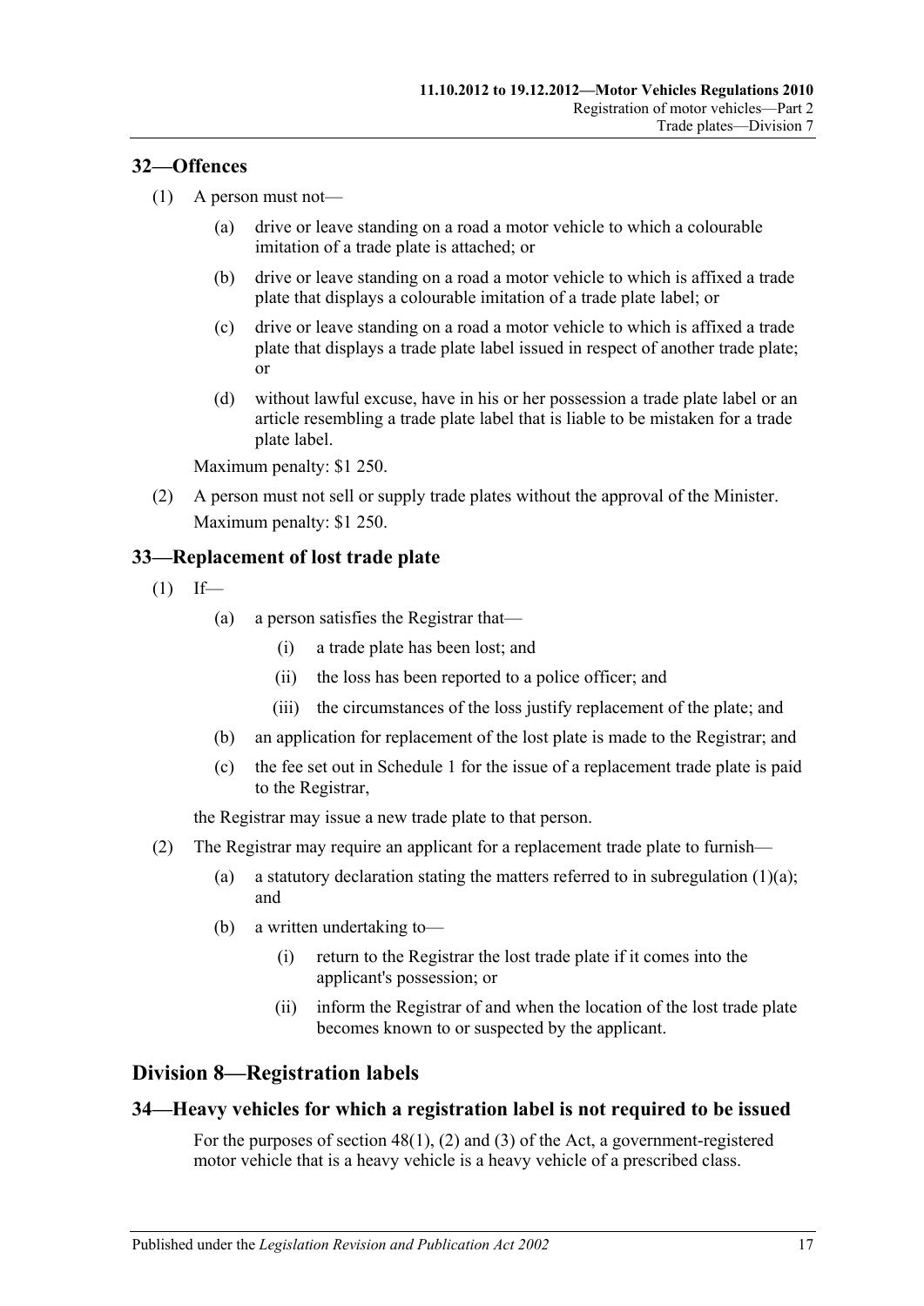## 32—Offences

(1) A person must not—

(a) drive or leave standing on a road a motor vehicle to which a colourable imitation of a trade plate is attached; or

(b) drive or leave standing on a road a motor vehicle to which is affixed a trade plate that displays a colourable imitation of a trade plate label; or

(c) drive or leave standing on a road a motor vehicle to which is affixed a trade plate that displays a trade plate label issued in respect of another trade plate; or

(d) without lawful excuse, have in his or her possession a trade plate label or an article resembling a trade plate label that is liable to be mistaken for a trade plate label.

Maximum penalty: $1 250.

(2) A person must not sell or supply trade plates without the approval of the Minister.

Maximum penalty: $1 250.

## 33—Replacement of lost trade plate

(1) If—

(a) a person satisfies the Registrar that—

(i) a trade plate has been lost; and

(ii) the loss has been reported to a police officer; and

(iii) the circumstances of the loss justify replacement of the plate; and

(b) an application for replacement of the lost plate is made to the Registrar; and

(c) the fee set out in Schedule 1 for the issue of a replacement trade plate is paid to the Registrar,

the Registrar may issue a new trade plate to that person.

(2) The Registrar may require an applicant for a replacement trade plate to furnish—

(a) a statutory declaration stating the matters referred to in subregulation (1)(a); and

(b) a written undertaking to—

(i) return to the Registrar the lost trade plate if it comes into the applicant's possession; or

(ii) inform the Registrar of and when the location of the lost trade plate becomes known to or suspected by the applicant.

# Division 8—Registration labels

## 34—Heavy vehicles for which a registration label is not required to be issued

For the purposes of section 48(1), (2) and (3) of the Act, a government-registered motor vehicle that is a heavy vehicle is a heavy vehicle of a prescribed class.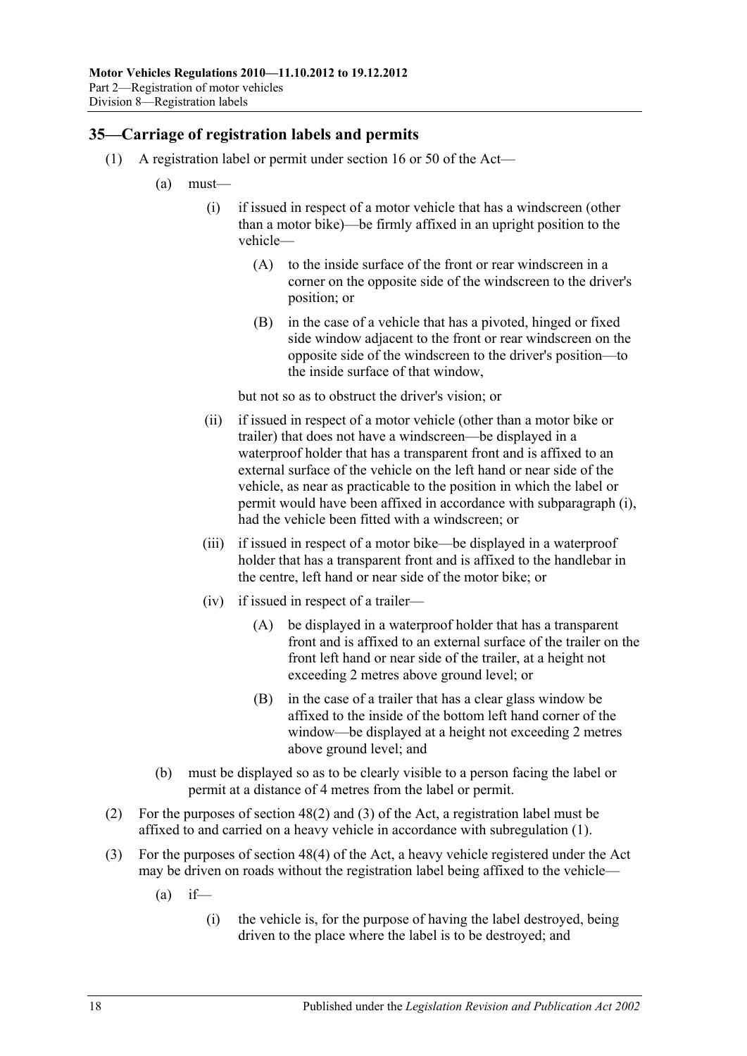## 35—Carriage of registration labels and permits

(1) A registration label or permit under section 16 or 50 of the Act—

(a) must—

(i) if issued in respect of a motor vehicle that has a windscreen (other than a motor bike)—be firmly affixed in an upright position to the vehicle—

(A) to the inside surface of the front or rear windscreen in a corner on the opposite side of the windscreen to the driver's position; or

(B) in the case of a vehicle that has a pivoted, hinged or fixed side window adjacent to the front or rear windscreen on the opposite side of the windscreen to the driver's position—to the inside surface of that window,

but not so as to obstruct the driver's vision; or

(ii) if issued in respect of a motor vehicle (other than a motor bike or trailer) that does not have a windscreen—be displayed in a waterproof holder that has a transparent front and is affixed to an external surface of the vehicle on the left hand or near side of the vehicle, as near as practicable to the position in which the label or permit would have been affixed in accordance with subparagraph (i), had the vehicle been fitted with a windscreen; or

(iii) if issued in respect of a motor bike—be displayed in a waterproof holder that has a transparent front and is affixed to the handlebar in the centre, left hand or near side of the motor bike; or

(iv) if issued in respect of a trailer—

(A) be displayed in a waterproof holder that has a transparent front and is affixed to an external surface of the trailer on the front left hand or near side of the trailer, at a height not exceeding 2 metres above ground level; or

(B) in the case of a trailer that has a clear glass window be affixed to the inside of the bottom left hand corner of the window—be displayed at a height not exceeding 2 metres above ground level; and

(b) must be displayed so as to be clearly visible to a person facing the label or permit at a distance of 4 metres from the label or permit.

(2) For the purposes of section 48(2) and (3) of the Act, a registration label must be affixed to and carried on a heavy vehicle in accordance with subregulation (1).

(3) For the purposes of section 48(4) of the Act, a heavy vehicle registered under the Act may be driven on roads without the registration label being affixed to the vehicle—

(a) if—

(i) the vehicle is, for the purpose of having the label destroyed, being driven to the place where the label is to be destroyed; and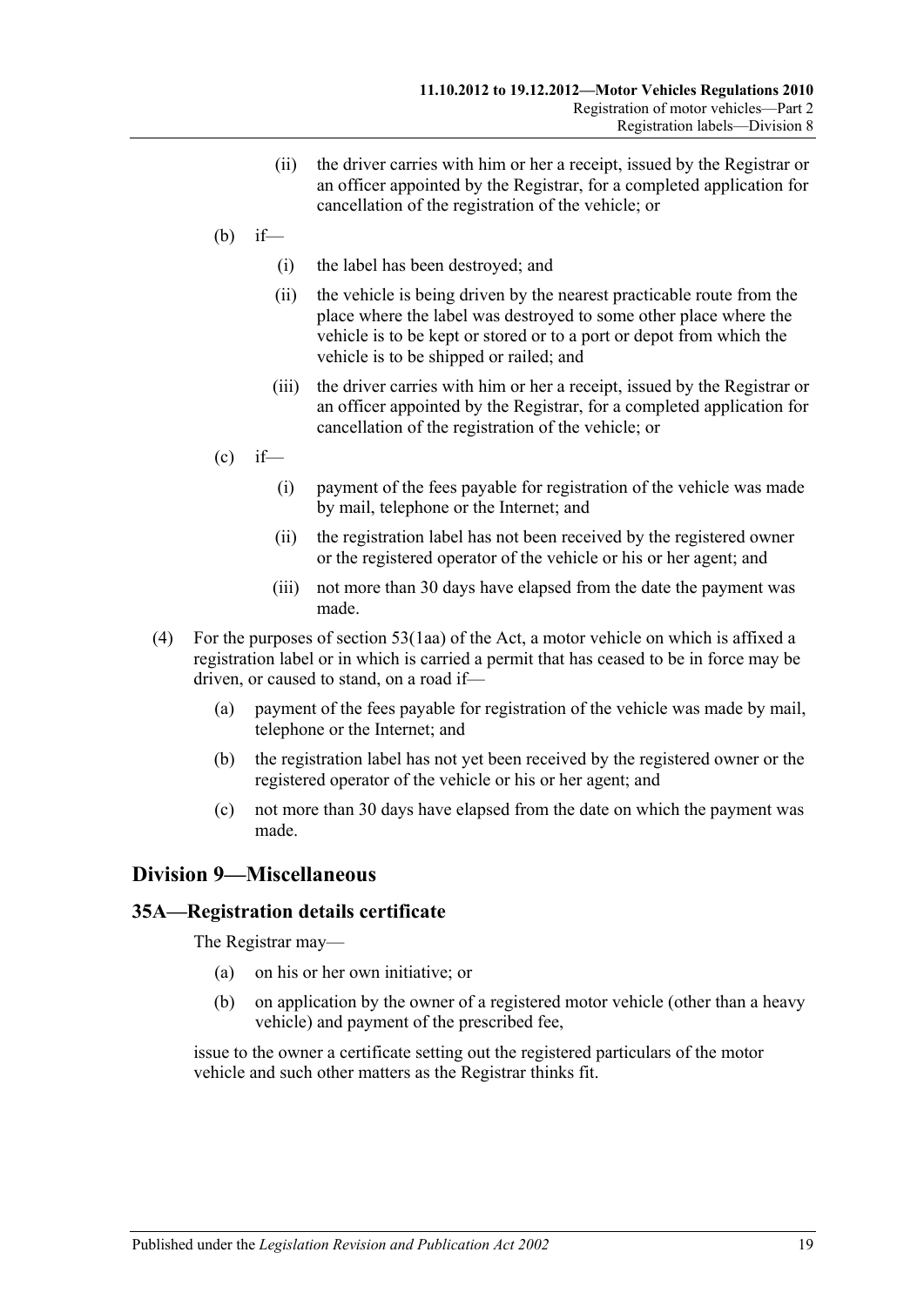(ii) the driver carries with him or her a receipt, issued by the Registrar or an officer appointed by the Registrar, for a completed application for cancellation of the registration of the vehicle; or

(b) if—

(i) the label has been destroyed; and

(ii) the vehicle is being driven by the nearest practicable route from the place where the label was destroyed to some other place where the vehicle is to be kept or stored or to a port or depot from which the vehicle is to be shipped or railed; and

(iii) the driver carries with him or her a receipt, issued by the Registrar or an officer appointed by the Registrar, for a completed application for cancellation of the registration of the vehicle; or

(c) if—

(i) payment of the fees payable for registration of the vehicle was made by mail, telephone or the Internet; and

(ii) the registration label has not been received by the registered owner or the registered operator of the vehicle or his or her agent; and

(iii) not more than 30 days have elapsed from the date the payment was made.

(4) For the purposes of section 53(1aa) of the Act, a motor vehicle on which is affixed a registration label or in which is carried a permit that has ceased to be in force may be driven, or caused to stand, on a road if—

(a) payment of the fees payable for registration of the vehicle was made by mail, telephone or the Internet; and

(b) the registration label has not yet been received by the registered owner or the registered operator of the vehicle or his or her agent; and

(c) not more than 30 days have elapsed from the date on which the payment was made.

## Division 9—Miscellaneous

### 35A—Registration details certificate

The Registrar may—

(a) on his or her own initiative; or

(b) on application by the owner of a registered motor vehicle (other than a heavy vehicle) and payment of the prescribed fee,

issue to the owner a certificate setting out the registered particulars of the motor vehicle and such other matters as the Registrar thinks fit.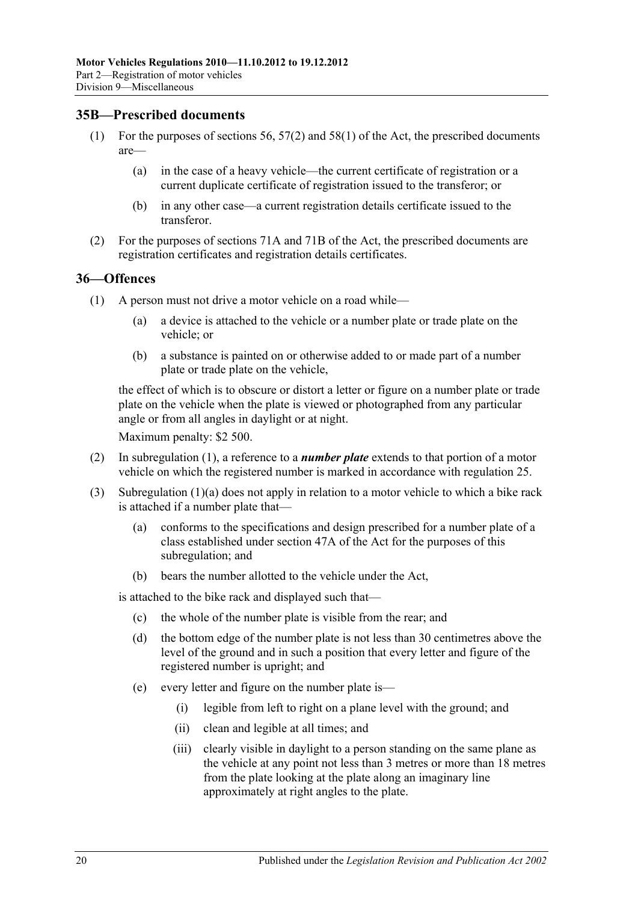## 35B—Prescribed documents

(1) For the purposes of sections 56, 57(2) and 58(1) of the Act, the prescribed documents are—

(a) in the case of a heavy vehicle—the current certificate of registration or a current duplicate certificate of registration issued to the transferor; or

(b) in any other case—a current registration details certificate issued to the transferor.

(2) For the purposes of sections 71A and 71B of the Act, the prescribed documents are registration certificates and registration details certificates.

## 36—Offences

(1) A person must not drive a motor vehicle on a road while—

(a) a device is attached to the vehicle or a number plate or trade plate on the vehicle; or

(b) a substance is painted on or otherwise added to or made part of a number plate or trade plate on the vehicle,

the effect of which is to obscure or distort a letter or figure on a number plate or trade plate on the vehicle when the plate is viewed or photographed from any particular angle or from all angles in daylight or at night.

Maximum penalty: $2 500.

(2) In subregulation (1), a reference to a ***number plate*** extends to that portion of a motor vehicle on which the registered number is marked in accordance with regulation 25.

(3) Subregulation (1)(a) does not apply in relation to a motor vehicle to which a bike rack is attached if a number plate that—

(a) conforms to the specifications and design prescribed for a number plate of a class established under section 47A of the Act for the purposes of this subregulation; and

(b) bears the number allotted to the vehicle under the Act,

is attached to the bike rack and displayed such that—

(c) the whole of the number plate is visible from the rear; and

(d) the bottom edge of the number plate is not less than 30 centimetres above the level of the ground and in such a position that every letter and figure of the registered number is upright; and

(e) every letter and figure on the number plate is—

(i) legible from left to right on a plane level with the ground; and

(ii) clean and legible at all times; and

(iii) clearly visible in daylight to a person standing on the same plane as the vehicle at any point not less than 3 metres or more than 18 metres from the plate looking at the plate along an imaginary line approximately at right angles to the plate.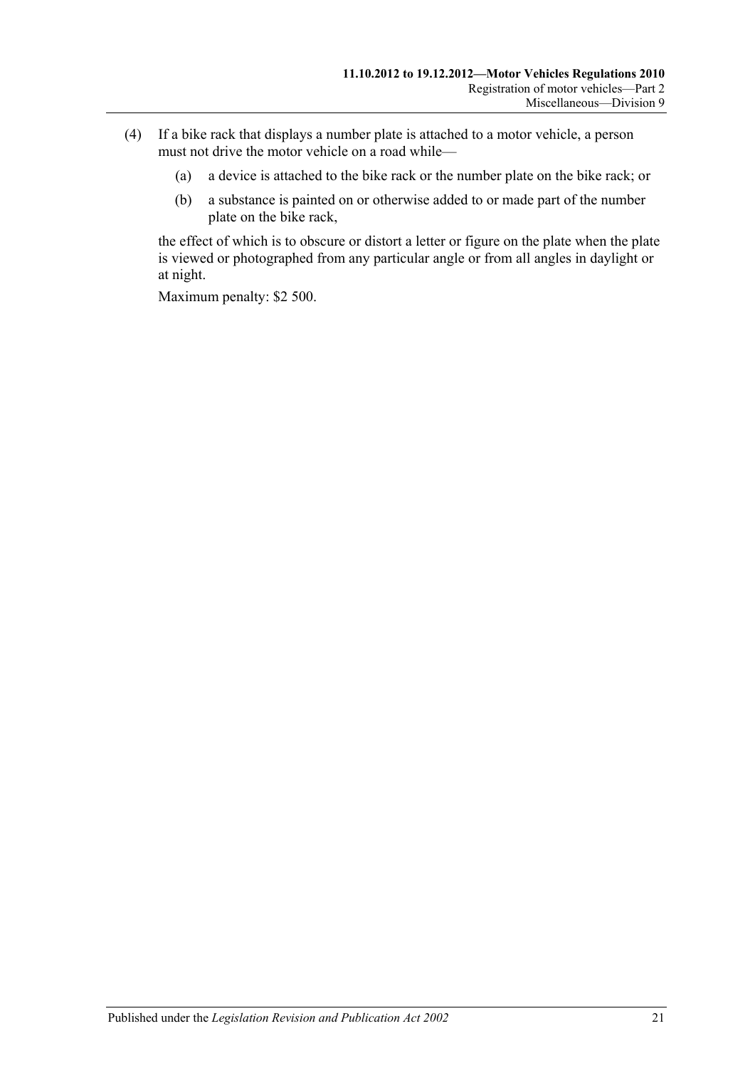(4) If a bike rack that displays a number plate is attached to a motor vehicle, a person must not drive the motor vehicle on a road while—

    (a) a device is attached to the bike rack or the number plate on the bike rack; or

    (b) a substance is painted on or otherwise added to or made part of the number plate on the bike rack,

the effect of which is to obscure or distort a letter or figure on the plate when the plate is viewed or photographed from any particular angle or from all angles in daylight or at night.

Maximum penalty: $2 500.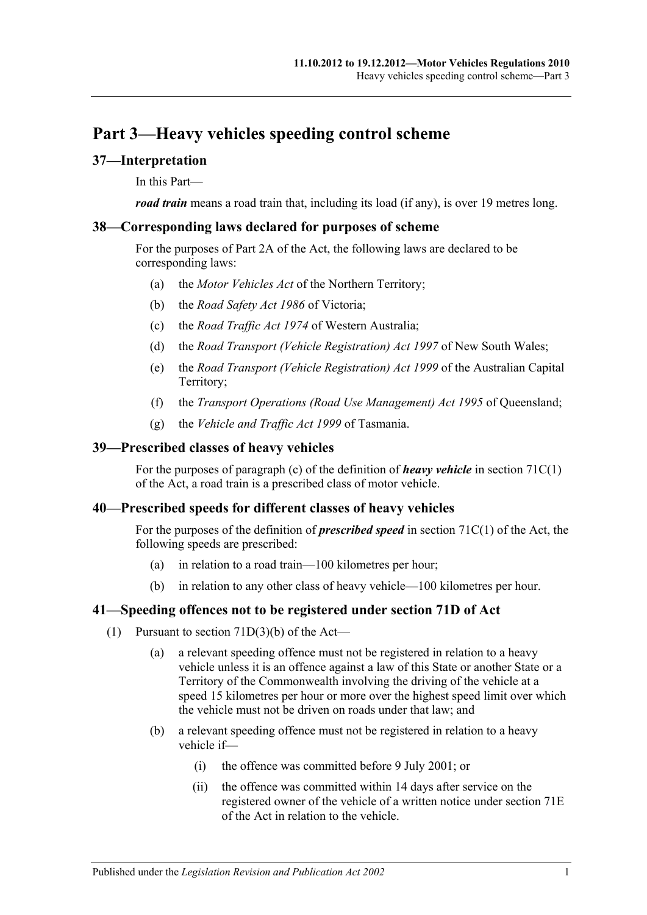# Part 3—Heavy vehicles speeding control scheme

## 37—Interpretation

In this Part—

***road train*** means a road train that, including its load (if any), is over 19 metres long.

## 38—Corresponding laws declared for purposes of scheme

For the purposes of Part 2A of the Act, the following laws are declared to be corresponding laws:

- (a) the *Motor Vehicles Act* of the Northern Territory;
- (b) the *Road Safety Act 1986* of Victoria;
- (c) the *Road Traffic Act 1974* of Western Australia;
- (d) the *Road Transport (Vehicle Registration) Act 1997* of New South Wales;
- (e) the *Road Transport (Vehicle Registration) Act 1999* of the Australian Capital Territory;
- (f) the *Transport Operations (Road Use Management) Act 1995* of Queensland;
- (g) the *Vehicle and Traffic Act 1999* of Tasmania.

## 39—Prescribed classes of heavy vehicles

For the purposes of paragraph (c) of the definition of ***heavy vehicle*** in section 71C(1) of the Act, a road train is a prescribed class of motor vehicle.

## 40—Prescribed speeds for different classes of heavy vehicles

For the purposes of the definition of ***prescribed speed*** in section 71C(1) of the Act, the following speeds are prescribed:

- (a) in relation to a road train—100 kilometres per hour;
- (b) in relation to any other class of heavy vehicle—100 kilometres per hour.

## 41—Speeding offences not to be registered under section 71D of Act

(1) Pursuant to section 71D(3)(b) of the Act—

- (a) a relevant speeding offence must not be registered in relation to a heavy vehicle unless it is an offence against a law of this State or another State or a Territory of the Commonwealth involving the driving of the vehicle at a speed 15 kilometres per hour or more over the highest speed limit over which the vehicle must not be driven on roads under that law; and
- (b) a relevant speeding offence must not be registered in relation to a heavy vehicle if—
  - (i) the offence was committed before 9 July 2001; or
  - (ii) the offence was committed within 14 days after service on the registered owner of the vehicle of a written notice under section 71E of the Act in relation to the vehicle.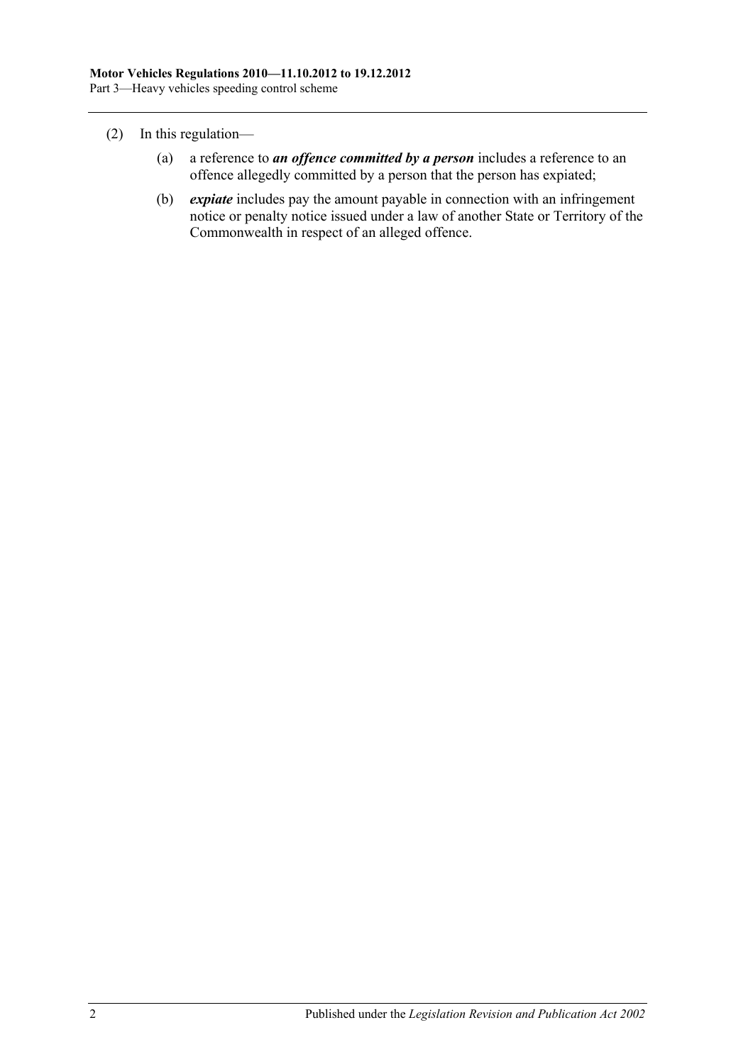(2) In this regulation—

(a) a reference to ***an offence committed by a person*** includes a reference to an offence allegedly committed by a person that the person has expiated;

(b) ***expiate*** includes pay the amount payable in connection with an infringement notice or penalty notice issued under a law of another State or Territory of the Commonwealth in respect of an alleged offence.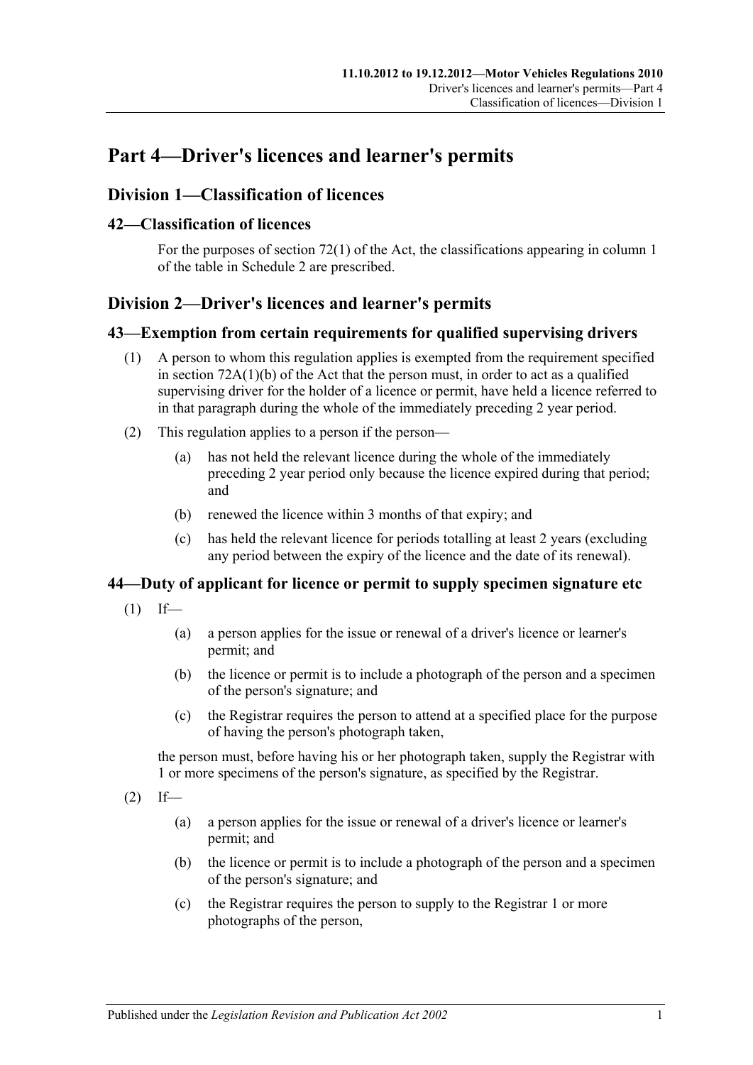# Part 4—Driver's licences and learner's permits

## Division 1—Classification of licences

### 42—Classification of licences

For the purposes of section 72(1) of the Act, the classifications appearing in column 1 of the table in Schedule 2 are prescribed.

## Division 2—Driver's licences and learner's permits

### 43—Exemption from certain requirements for qualified supervising drivers

(1) A person to whom this regulation applies is exempted from the requirement specified in section 72A(1)(b) of the Act that the person must, in order to act as a qualified supervising driver for the holder of a licence or permit, have held a licence referred to in that paragraph during the whole of the immediately preceding 2 year period.

(2) This regulation applies to a person if the person—

- (a) has not held the relevant licence during the whole of the immediately preceding 2 year period only because the licence expired during that period; and
- (b) renewed the licence within 3 months of that expiry; and
- (c) has held the relevant licence for periods totalling at least 2 years (excluding any period between the expiry of the licence and the date of its renewal).

### 44—Duty of applicant for licence or permit to supply specimen signature etc

(1) If—

- (a) a person applies for the issue or renewal of a driver's licence or learner's permit; and
- (b) the licence or permit is to include a photograph of the person and a specimen of the person's signature; and
- (c) the Registrar requires the person to attend at a specified place for the purpose of having the person's photograph taken,

the person must, before having his or her photograph taken, supply the Registrar with 1 or more specimens of the person's signature, as specified by the Registrar.

(2) If—

- (a) a person applies for the issue or renewal of a driver's licence or learner's permit; and
- (b) the licence or permit is to include a photograph of the person and a specimen of the person's signature; and
- (c) the Registrar requires the person to supply to the Registrar 1 or more photographs of the person,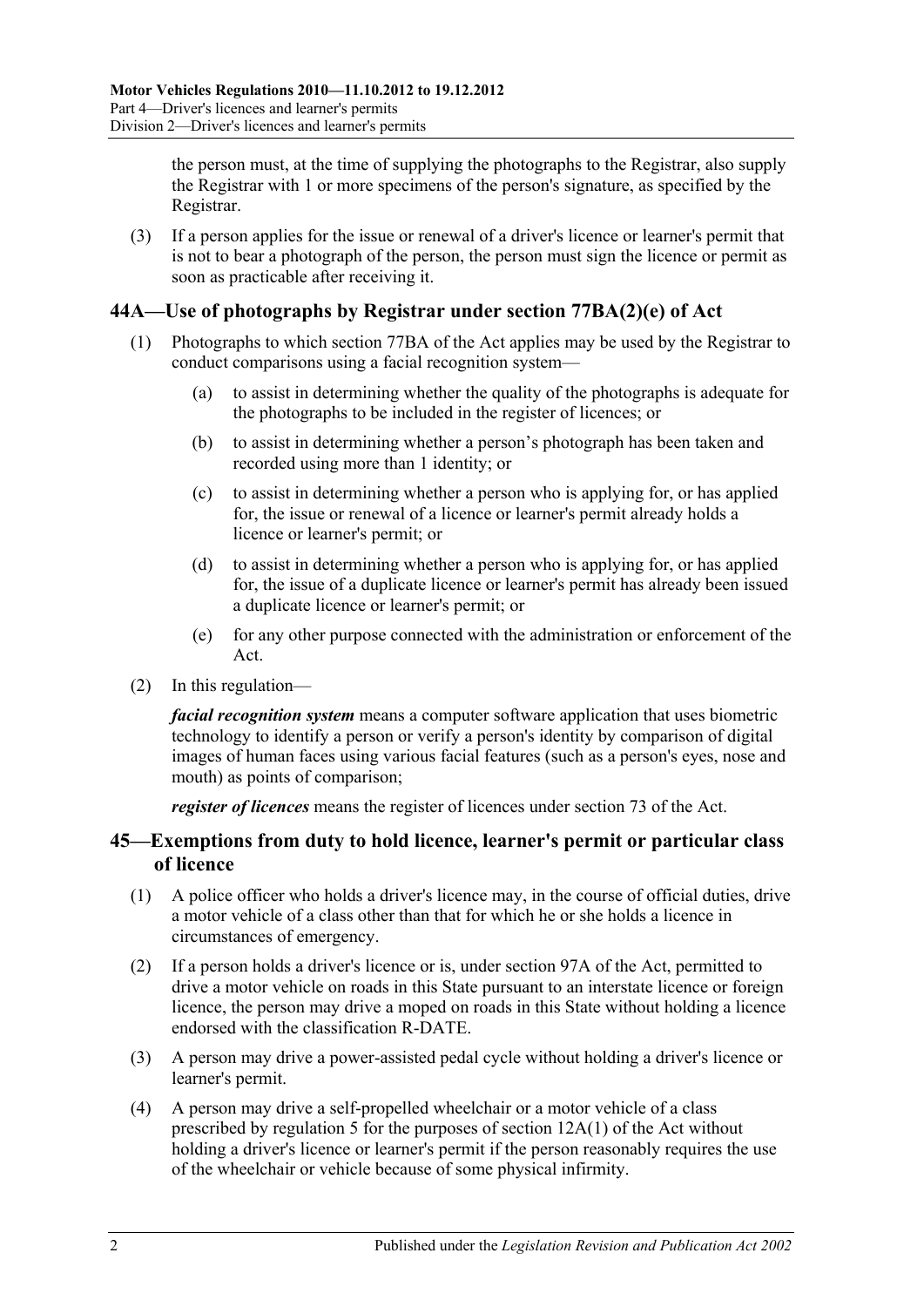the person must, at the time of supplying the photographs to the Registrar, also supply the Registrar with 1 or more specimens of the person's signature, as specified by the Registrar.

(3) If a person applies for the issue or renewal of a driver's licence or learner's permit that is not to bear a photograph of the person, the person must sign the licence or permit as soon as practicable after receiving it.

## 44A—Use of photographs by Registrar under section 77BA(2)(e) of Act

(1) Photographs to which section 77BA of the Act applies may be used by the Registrar to conduct comparisons using a facial recognition system—

(a) to assist in determining whether the quality of the photographs is adequate for the photographs to be included in the register of licences; or

(b) to assist in determining whether a person's photograph has been taken and recorded using more than 1 identity; or

(c) to assist in determining whether a person who is applying for, or has applied for, the issue or renewal of a licence or learner's permit already holds a licence or learner's permit; or

(d) to assist in determining whether a person who is applying for, or has applied for, the issue of a duplicate licence or learner's permit has already been issued a duplicate licence or learner's permit; or

(e) for any other purpose connected with the administration or enforcement of the Act.

(2) In this regulation—

***facial recognition system*** means a computer software application that uses biometric technology to identify a person or verify a person's identity by comparison of digital images of human faces using various facial features (such as a person's eyes, nose and mouth) as points of comparison;

***register of licences*** means the register of licences under section 73 of the Act.

## 45—Exemptions from duty to hold licence, learner's permit or particular class of licence

(1) A police officer who holds a driver's licence may, in the course of official duties, drive a motor vehicle of a class other than that for which he or she holds a licence in circumstances of emergency.

(2) If a person holds a driver's licence or is, under section 97A of the Act, permitted to drive a motor vehicle on roads in this State pursuant to an interstate licence or foreign licence, the person may drive a moped on roads in this State without holding a licence endorsed with the classification R-DATE.

(3) A person may drive a power-assisted pedal cycle without holding a driver's licence or learner's permit.

(4) A person may drive a self-propelled wheelchair or a motor vehicle of a class prescribed by regulation 5 for the purposes of section 12A(1) of the Act without holding a driver's licence or learner's permit if the person reasonably requires the use of the wheelchair or vehicle because of some physical infirmity.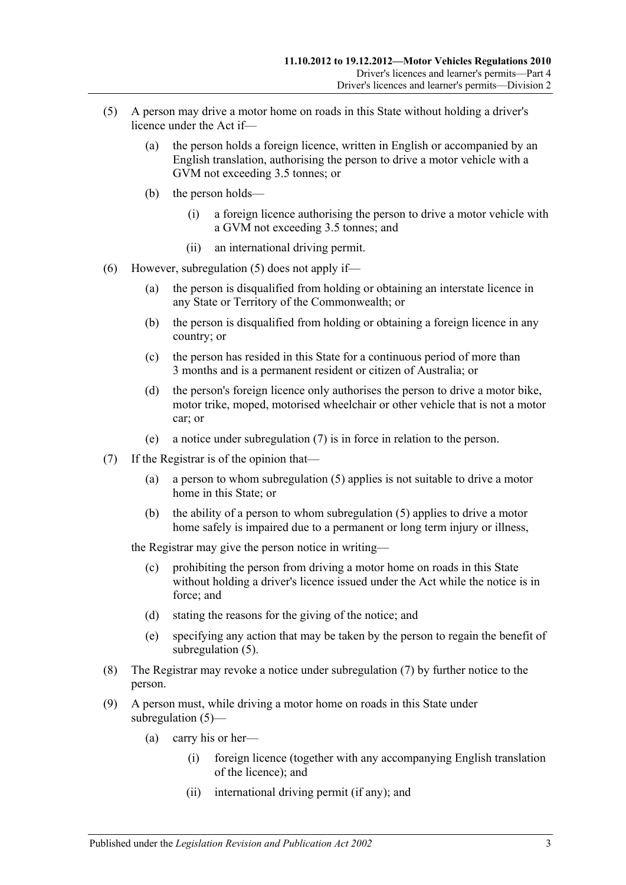(5) A person may drive a motor home on roads in this State without holding a driver's licence under the Act if—

  (a) the person holds a foreign licence, written in English or accompanied by an English translation, authorising the person to drive a motor vehicle with a GVM not exceeding 3.5 tonnes; or

  (b) the person holds—

    (i) a foreign licence authorising the person to drive a motor vehicle with a GVM not exceeding 3.5 tonnes; and

    (ii) an international driving permit.

(6) However, subregulation (5) does not apply if—

  (a) the person is disqualified from holding or obtaining an interstate licence in any State or Territory of the Commonwealth; or

  (b) the person is disqualified from holding or obtaining a foreign licence in any country; or

  (c) the person has resided in this State for a continuous period of more than 3 months and is a permanent resident or citizen of Australia; or

  (d) the person's foreign licence only authorises the person to drive a motor bike, motor trike, moped, motorised wheelchair or other vehicle that is not a motor car; or

  (e) a notice under subregulation (7) is in force in relation to the person.

(7) If the Registrar is of the opinion that—

  (a) a person to whom subregulation (5) applies is not suitable to drive a motor home in this State; or

  (b) the ability of a person to whom subregulation (5) applies to drive a motor home safely is impaired due to a permanent or long term injury or illness,

the Registrar may give the person notice in writing—

  (c) prohibiting the person from driving a motor home on roads in this State without holding a driver's licence issued under the Act while the notice is in force; and

  (d) stating the reasons for the giving of the notice; and

  (e) specifying any action that may be taken by the person to regain the benefit of subregulation (5).

(8) The Registrar may revoke a notice under subregulation (7) by further notice to the person.

(9) A person must, while driving a motor home on roads in this State under subregulation (5)—

  (a) carry his or her—

    (i) foreign licence (together with any accompanying English translation of the licence); and

    (ii) international driving permit (if any); and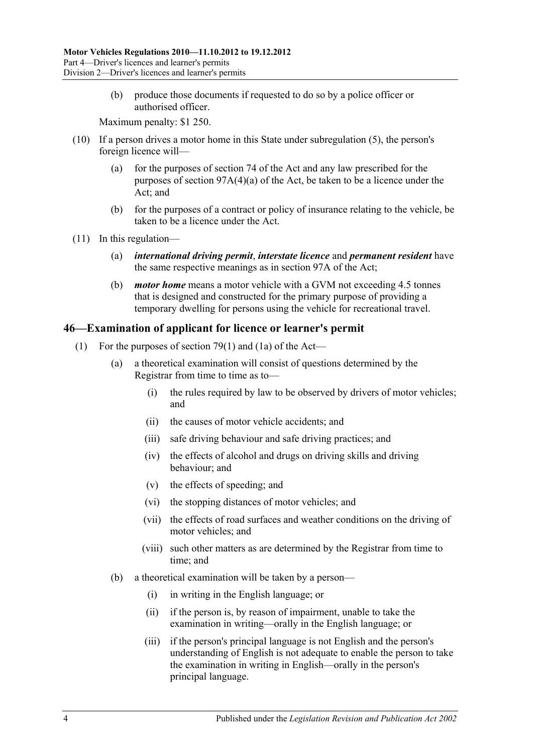(b) produce those documents if requested to do so by a police officer or authorised officer.

Maximum penalty: $1 250.

(10) If a person drives a motor home in this State under subregulation (5), the person's foreign licence will—

(a) for the purposes of section 74 of the Act and any law prescribed for the purposes of section 97A(4)(a) of the Act, be taken to be a licence under the Act; and

(b) for the purposes of a contract or policy of insurance relating to the vehicle, be taken to be a licence under the Act.

(11) In this regulation—

(a) ***international driving permit***, ***interstate licence*** and ***permanent resident*** have the same respective meanings as in section 97A of the Act;

(b) ***motor home*** means a motor vehicle with a GVM not exceeding 4.5 tonnes that is designed and constructed for the primary purpose of providing a temporary dwelling for persons using the vehicle for recreational travel.

## 46—Examination of applicant for licence or learner's permit

(1) For the purposes of section 79(1) and (1a) of the Act—

(a) a theoretical examination will consist of questions determined by the Registrar from time to time as to—

(i) the rules required by law to be observed by drivers of motor vehicles; and

(ii) the causes of motor vehicle accidents; and

(iii) safe driving behaviour and safe driving practices; and

(iv) the effects of alcohol and drugs on driving skills and driving behaviour; and

(v) the effects of speeding; and

(vi) the stopping distances of motor vehicles; and

(vii) the effects of road surfaces and weather conditions on the driving of motor vehicles; and

(viii) such other matters as are determined by the Registrar from time to time; and

(b) a theoretical examination will be taken by a person—

(i) in writing in the English language; or

(ii) if the person is, by reason of impairment, unable to take the examination in writing—orally in the English language; or

(iii) if the person's principal language is not English and the person's understanding of English is not adequate to enable the person to take the examination in writing in English—orally in the person's principal language.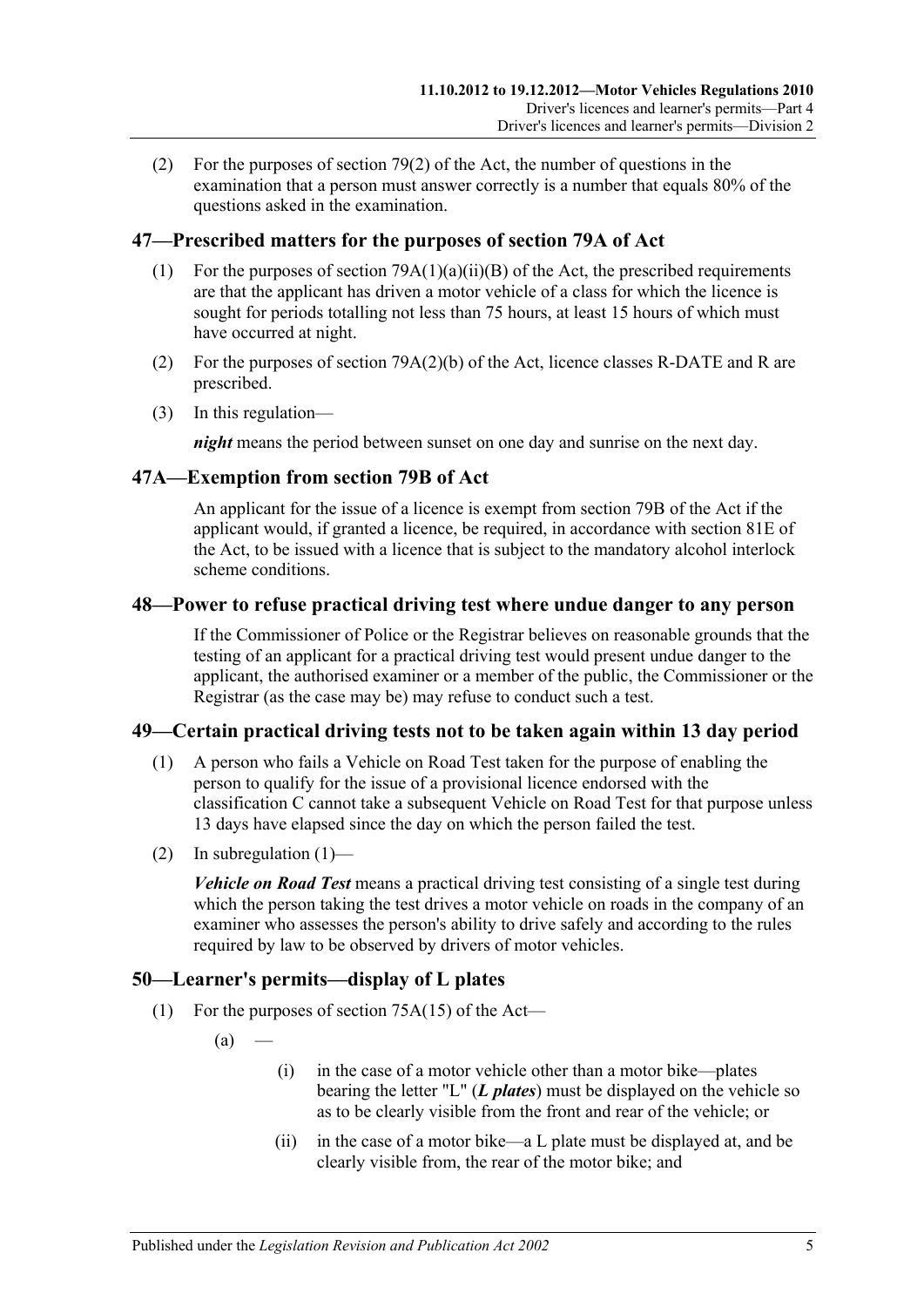(2) For the purposes of section 79(2) of the Act, the number of questions in the examination that a person must answer correctly is a number that equals 80% of the questions asked in the examination.

## 47—Prescribed matters for the purposes of section 79A of Act

(1) For the purposes of section 79A(1)(a)(ii)(B) of the Act, the prescribed requirements are that the applicant has driven a motor vehicle of a class for which the licence is sought for periods totalling not less than 75 hours, at least 15 hours of which must have occurred at night.

(2) For the purposes of section 79A(2)(b) of the Act, licence classes R-DATE and R are prescribed.

(3) In this regulation—

***night*** means the period between sunset on one day and sunrise on the next day.

## 47A—Exemption from section 79B of Act

An applicant for the issue of a licence is exempt from section 79B of the Act if the applicant would, if granted a licence, be required, in accordance with section 81E of the Act, to be issued with a licence that is subject to the mandatory alcohol interlock scheme conditions.

## 48—Power to refuse practical driving test where undue danger to any person

If the Commissioner of Police or the Registrar believes on reasonable grounds that the testing of an applicant for a practical driving test would present undue danger to the applicant, the authorised examiner or a member of the public, the Commissioner or the Registrar (as the case may be) may refuse to conduct such a test.

## 49—Certain practical driving tests not to be taken again within 13 day period

(1) A person who fails a Vehicle on Road Test taken for the purpose of enabling the person to qualify for the issue of a provisional licence endorsed with the classification C cannot take a subsequent Vehicle on Road Test for that purpose unless 13 days have elapsed since the day on which the person failed the test.

(2) In subregulation (1)—

***Vehicle on Road Test*** means a practical driving test consisting of a single test during which the person taking the test drives a motor vehicle on roads in the company of an examiner who assesses the person's ability to drive safely and according to the rules required by law to be observed by drivers of motor vehicles.

## 50—Learner's permits—display of L plates

(1) For the purposes of section 75A(15) of the Act—

(a) —

(i) in the case of a motor vehicle other than a motor bike—plates bearing the letter "L" (***L plates***) must be displayed on the vehicle so as to be clearly visible from the front and rear of the vehicle; or

(ii) in the case of a motor bike—a L plate must be displayed at, and be clearly visible from, the rear of the motor bike; and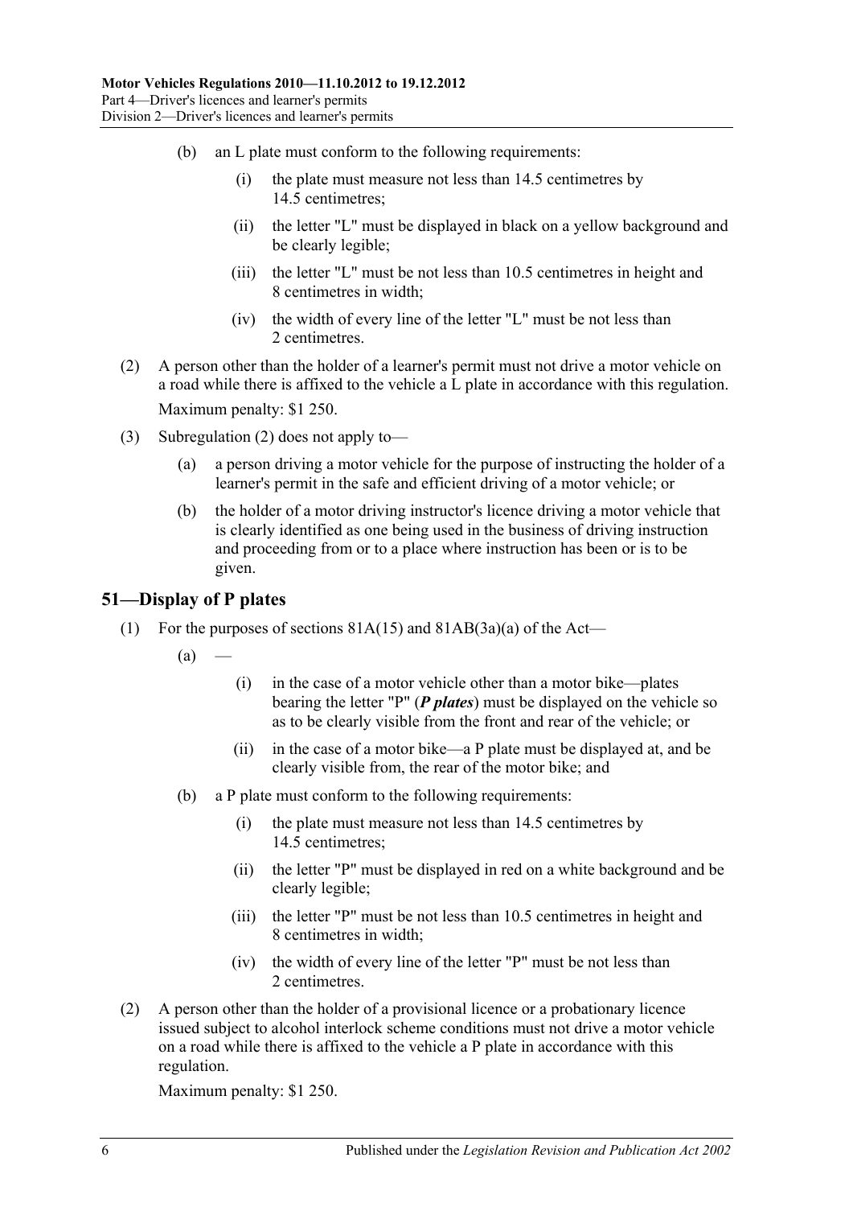(b) an L plate must conform to the following requirements:

(i) the plate must measure not less than 14.5 centimetres by 14.5 centimetres;

(ii) the letter "L" must be displayed in black on a yellow background and be clearly legible;

(iii) the letter "L" must be not less than 10.5 centimetres in height and 8 centimetres in width;

(iv) the width of every line of the letter "L" must be not less than 2 centimetres.

(2) A person other than the holder of a learner's permit must not drive a motor vehicle on a road while there is affixed to the vehicle a L plate in accordance with this regulation.

Maximum penalty: $1 250.

(3) Subregulation (2) does not apply to—

(a) a person driving a motor vehicle for the purpose of instructing the holder of a learner's permit in the safe and efficient driving of a motor vehicle; or

(b) the holder of a motor driving instructor's licence driving a motor vehicle that is clearly identified as one being used in the business of driving instruction and proceeding from or to a place where instruction has been or is to be given.

## 51—Display of P plates

(1) For the purposes of sections 81A(15) and 81AB(3a)(a) of the Act—

(a) —

(i) in the case of a motor vehicle other than a motor bike—plates bearing the letter "P" (***P plates***) must be displayed on the vehicle so as to be clearly visible from the front and rear of the vehicle; or

(ii) in the case of a motor bike—a P plate must be displayed at, and be clearly visible from, the rear of the motor bike; and

(b) a P plate must conform to the following requirements:

(i) the plate must measure not less than 14.5 centimetres by 14.5 centimetres;

(ii) the letter "P" must be displayed in red on a white background and be clearly legible;

(iii) the letter "P" must be not less than 10.5 centimetres in height and 8 centimetres in width;

(iv) the width of every line of the letter "P" must be not less than 2 centimetres.

(2) A person other than the holder of a provisional licence or a probationary licence issued subject to alcohol interlock scheme conditions must not drive a motor vehicle on a road while there is affixed to the vehicle a P plate in accordance with this regulation.

Maximum penalty: $1 250.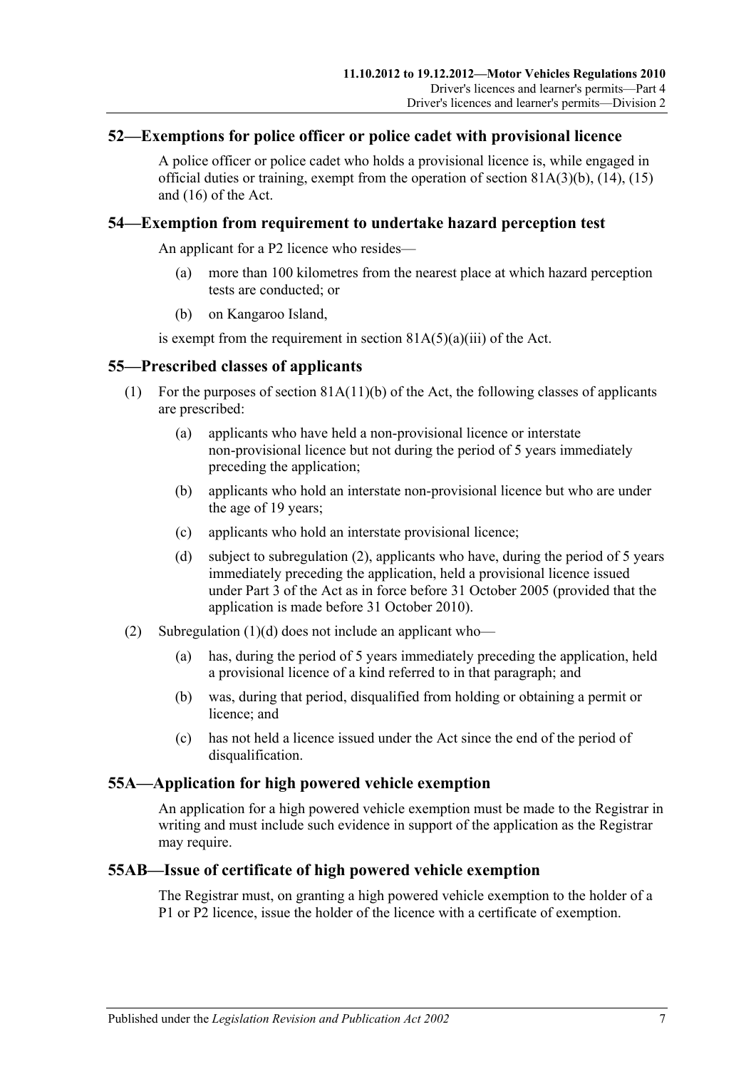## 52—Exemptions for police officer or police cadet with provisional licence

A police officer or police cadet who holds a provisional licence is, while engaged in official duties or training, exempt from the operation of section 81A(3)(b), (14), (15) and (16) of the Act.

## 54—Exemption from requirement to undertake hazard perception test

An applicant for a P2 licence who resides—

(a) more than 100 kilometres from the nearest place at which hazard perception tests are conducted; or

(b) on Kangaroo Island,

is exempt from the requirement in section 81A(5)(a)(iii) of the Act.

## 55—Prescribed classes of applicants

(1) For the purposes of section 81A(11)(b) of the Act, the following classes of applicants are prescribed:

(a) applicants who have held a non-provisional licence or interstate non-provisional licence but not during the period of 5 years immediately preceding the application;

(b) applicants who hold an interstate non-provisional licence but who are under the age of 19 years;

(c) applicants who hold an interstate provisional licence;

(d) subject to subregulation (2), applicants who have, during the period of 5 years immediately preceding the application, held a provisional licence issued under Part 3 of the Act as in force before 31 October 2005 (provided that the application is made before 31 October 2010).

(2) Subregulation (1)(d) does not include an applicant who—

(a) has, during the period of 5 years immediately preceding the application, held a provisional licence of a kind referred to in that paragraph; and

(b) was, during that period, disqualified from holding or obtaining a permit or licence; and

(c) has not held a licence issued under the Act since the end of the period of disqualification.

## 55A—Application for high powered vehicle exemption

An application for a high powered vehicle exemption must be made to the Registrar in writing and must include such evidence in support of the application as the Registrar may require.

## 55AB—Issue of certificate of high powered vehicle exemption

The Registrar must, on granting a high powered vehicle exemption to the holder of a P1 or P2 licence, issue the holder of the licence with a certificate of exemption.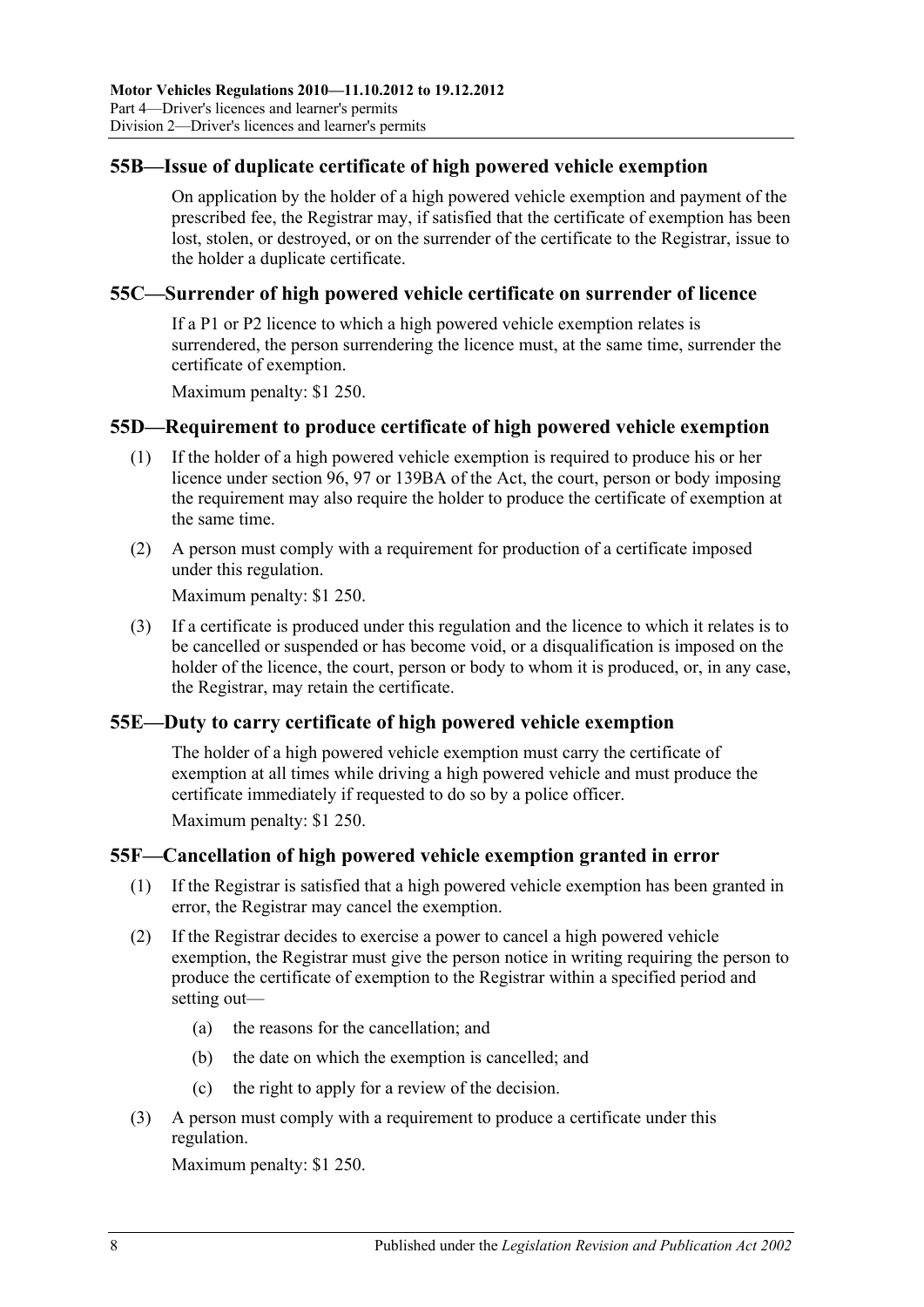## 55B—Issue of duplicate certificate of high powered vehicle exemption

On application by the holder of a high powered vehicle exemption and payment of the prescribed fee, the Registrar may, if satisfied that the certificate of exemption has been lost, stolen, or destroyed, or on the surrender of the certificate to the Registrar, issue to the holder a duplicate certificate.

## 55C—Surrender of high powered vehicle certificate on surrender of licence

If a P1 or P2 licence to which a high powered vehicle exemption relates is surrendered, the person surrendering the licence must, at the same time, surrender the certificate of exemption.

Maximum penalty: $1 250.

## 55D—Requirement to produce certificate of high powered vehicle exemption

(1) If the holder of a high powered vehicle exemption is required to produce his or her licence under section 96, 97 or 139BA of the Act, the court, person or body imposing the requirement may also require the holder to produce the certificate of exemption at the same time.

(2) A person must comply with a requirement for production of a certificate imposed under this regulation.

Maximum penalty: $1 250.

(3) If a certificate is produced under this regulation and the licence to which it relates is to be cancelled or suspended or has become void, or a disqualification is imposed on the holder of the licence, the court, person or body to whom it is produced, or, in any case, the Registrar, may retain the certificate.

## 55E—Duty to carry certificate of high powered vehicle exemption

The holder of a high powered vehicle exemption must carry the certificate of exemption at all times while driving a high powered vehicle and must produce the certificate immediately if requested to do so by a police officer.

Maximum penalty: $1 250.

## 55F—Cancellation of high powered vehicle exemption granted in error

(1) If the Registrar is satisfied that a high powered vehicle exemption has been granted in error, the Registrar may cancel the exemption.

(2) If the Registrar decides to exercise a power to cancel a high powered vehicle exemption, the Registrar must give the person notice in writing requiring the person to produce the certificate of exemption to the Registrar within a specified period and setting out—

(a) the reasons for the cancellation; and

(b) the date on which the exemption is cancelled; and

(c) the right to apply for a review of the decision.

(3) A person must comply with a requirement to produce a certificate under this regulation.

Maximum penalty: $1 250.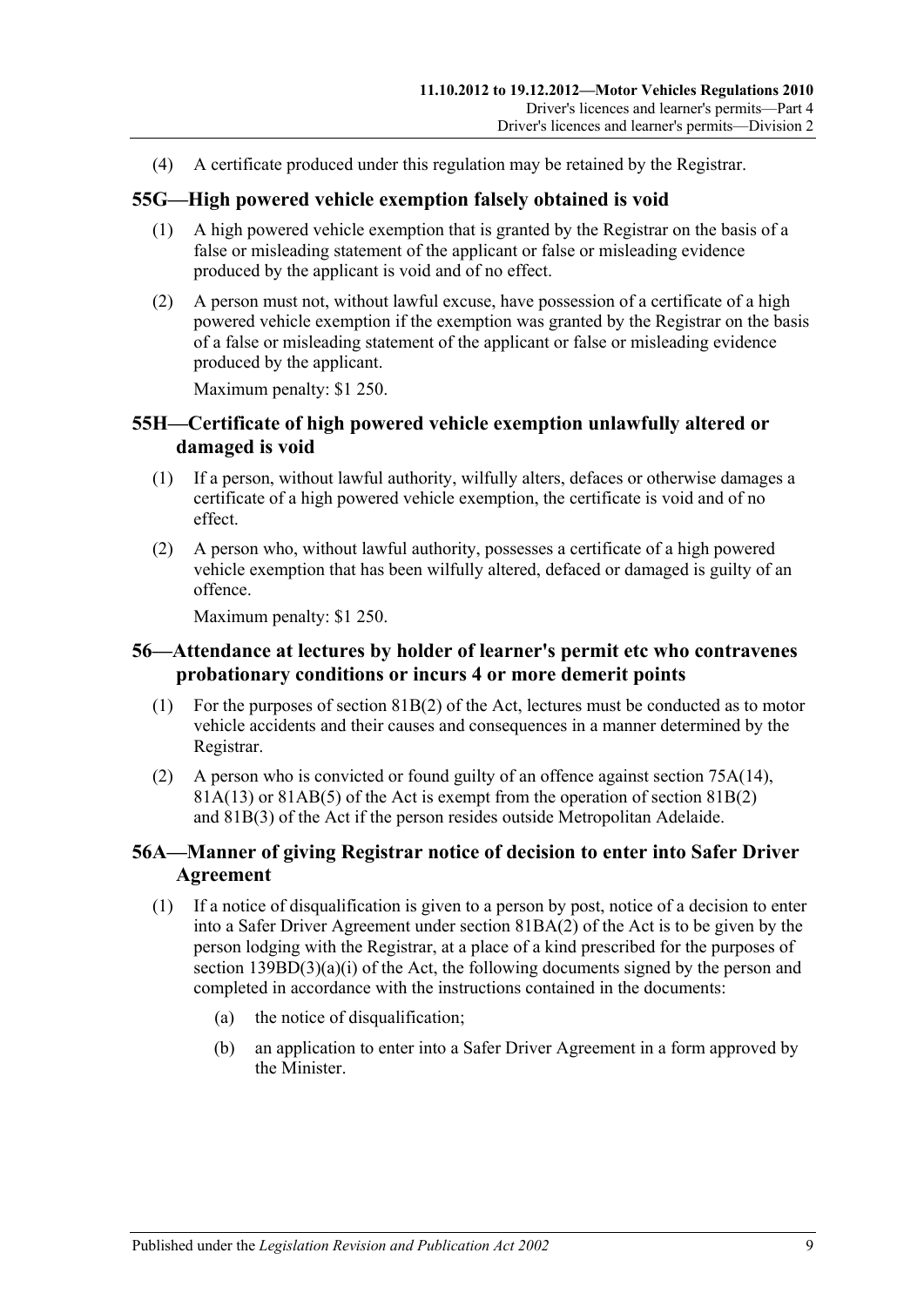(4) A certificate produced under this regulation may be retained by the Registrar.

## 55G—High powered vehicle exemption falsely obtained is void

(1) A high powered vehicle exemption that is granted by the Registrar on the basis of a false or misleading statement of the applicant or false or misleading evidence produced by the applicant is void and of no effect.

(2) A person must not, without lawful excuse, have possession of a certificate of a high powered vehicle exemption if the exemption was granted by the Registrar on the basis of a false or misleading statement of the applicant or false or misleading evidence produced by the applicant.

Maximum penalty: $1 250.

## 55H—Certificate of high powered vehicle exemption unlawfully altered or damaged is void

(1) If a person, without lawful authority, wilfully alters, defaces or otherwise damages a certificate of a high powered vehicle exemption, the certificate is void and of no effect.

(2) A person who, without lawful authority, possesses a certificate of a high powered vehicle exemption that has been wilfully altered, defaced or damaged is guilty of an offence.

Maximum penalty: $1 250.

## 56—Attendance at lectures by holder of learner's permit etc who contravenes probationary conditions or incurs 4 or more demerit points

(1) For the purposes of section 81B(2) of the Act, lectures must be conducted as to motor vehicle accidents and their causes and consequences in a manner determined by the Registrar.

(2) A person who is convicted or found guilty of an offence against section 75A(14), 81A(13) or 81AB(5) of the Act is exempt from the operation of section 81B(2) and 81B(3) of the Act if the person resides outside Metropolitan Adelaide.

## 56A—Manner of giving Registrar notice of decision to enter into Safer Driver Agreement

(1) If a notice of disqualification is given to a person by post, notice of a decision to enter into a Safer Driver Agreement under section 81BA(2) of the Act is to be given by the person lodging with the Registrar, at a place of a kind prescribed for the purposes of section 139BD(3)(a)(i) of the Act, the following documents signed by the person and completed in accordance with the instructions contained in the documents:

(a) the notice of disqualification;

(b) an application to enter into a Safer Driver Agreement in a form approved by the Minister.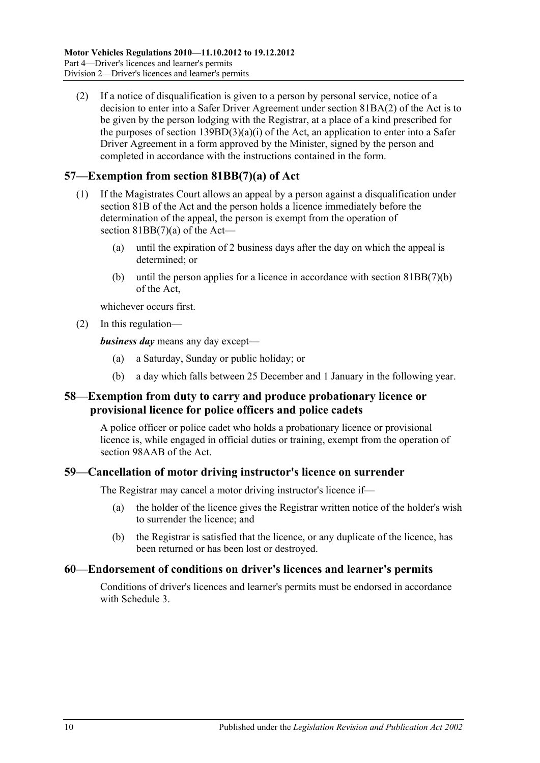(2) If a notice of disqualification is given to a person by personal service, notice of a decision to enter into a Safer Driver Agreement under section 81BA(2) of the Act is to be given by the person lodging with the Registrar, at a place of a kind prescribed for the purposes of section 139BD(3)(a)(i) of the Act, an application to enter into a Safer Driver Agreement in a form approved by the Minister, signed by the person and completed in accordance with the instructions contained in the form.

## 57—Exemption from section 81BB(7)(a) of Act

(1) If the Magistrates Court allows an appeal by a person against a disqualification under section 81B of the Act and the person holds a licence immediately before the determination of the appeal, the person is exempt from the operation of section 81BB(7)(a) of the Act—

(a) until the expiration of 2 business days after the day on which the appeal is determined; or

(b) until the person applies for a licence in accordance with section 81BB(7)(b) of the Act,

whichever occurs first.

(2) In this regulation—

***business day*** means any day except—

(a) a Saturday, Sunday or public holiday; or

(b) a day which falls between 25 December and 1 January in the following year.

## 58—Exemption from duty to carry and produce probationary licence or provisional licence for police officers and police cadets

A police officer or police cadet who holds a probationary licence or provisional licence is, while engaged in official duties or training, exempt from the operation of section 98AAB of the Act.

## 59—Cancellation of motor driving instructor's licence on surrender

The Registrar may cancel a motor driving instructor's licence if—

(a) the holder of the licence gives the Registrar written notice of the holder's wish to surrender the licence; and

(b) the Registrar is satisfied that the licence, or any duplicate of the licence, has been returned or has been lost or destroyed.

## 60—Endorsement of conditions on driver's licences and learner's permits

Conditions of driver's licences and learner's permits must be endorsed in accordance with Schedule 3.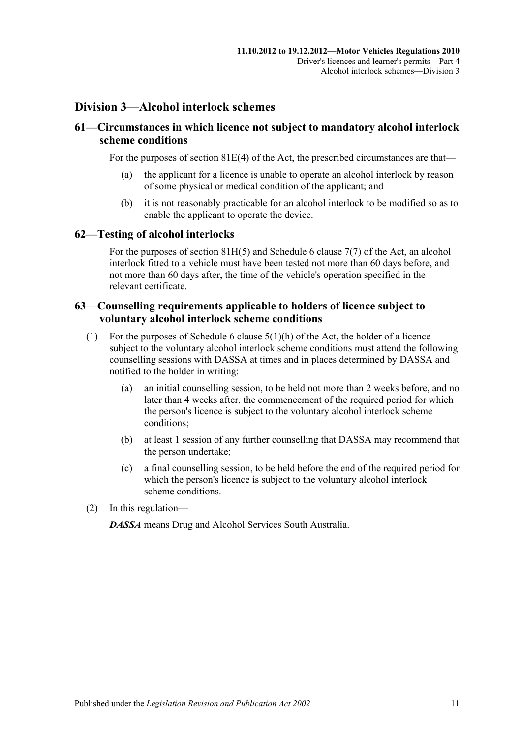## Division 3—Alcohol interlock schemes

### 61—Circumstances in which licence not subject to mandatory alcohol interlock scheme conditions

For the purposes of section 81E(4) of the Act, the prescribed circumstances are that—

(a) the applicant for a licence is unable to operate an alcohol interlock by reason of some physical or medical condition of the applicant; and

(b) it is not reasonably practicable for an alcohol interlock to be modified so as to enable the applicant to operate the device.

### 62—Testing of alcohol interlocks

For the purposes of section 81H(5) and Schedule 6 clause 7(7) of the Act, an alcohol interlock fitted to a vehicle must have been tested not more than 60 days before, and not more than 60 days after, the time of the vehicle's operation specified in the relevant certificate.

### 63—Counselling requirements applicable to holders of licence subject to voluntary alcohol interlock scheme conditions

(1) For the purposes of Schedule 6 clause 5(1)(h) of the Act, the holder of a licence subject to the voluntary alcohol interlock scheme conditions must attend the following counselling sessions with DASSA at times and in places determined by DASSA and notified to the holder in writing:

(a) an initial counselling session, to be held not more than 2 weeks before, and no later than 4 weeks after, the commencement of the required period for which the person's licence is subject to the voluntary alcohol interlock scheme conditions;

(b) at least 1 session of any further counselling that DASSA may recommend that the person undertake;

(c) a final counselling session, to be held before the end of the required period for which the person's licence is subject to the voluntary alcohol interlock scheme conditions.

(2) In this regulation—

***DASSA*** means Drug and Alcohol Services South Australia.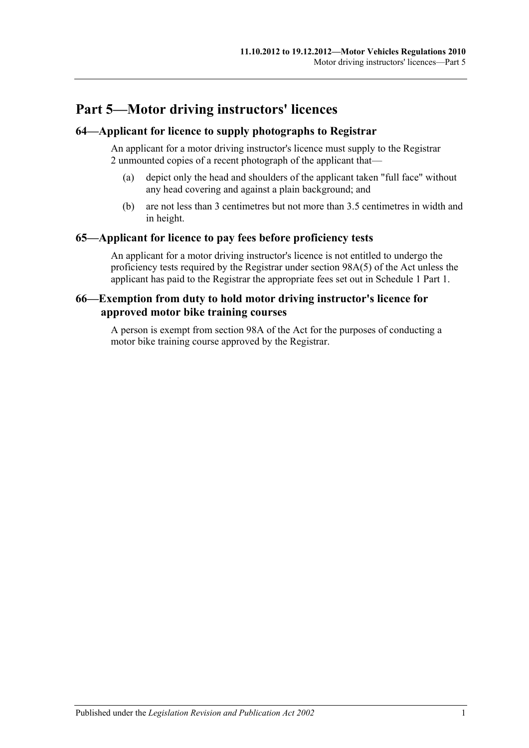# Part 5—Motor driving instructors' licences

## 64—Applicant for licence to supply photographs to Registrar

An applicant for a motor driving instructor's licence must supply to the Registrar 2 unmounted copies of a recent photograph of the applicant that—

(a) depict only the head and shoulders of the applicant taken "full face" without any head covering and against a plain background; and

(b) are not less than 3 centimetres but not more than 3.5 centimetres in width and in height.

## 65—Applicant for licence to pay fees before proficiency tests

An applicant for a motor driving instructor's licence is not entitled to undergo the proficiency tests required by the Registrar under section 98A(5) of the Act unless the applicant has paid to the Registrar the appropriate fees set out in Schedule 1 Part 1.

## 66—Exemption from duty to hold motor driving instructor's licence for approved motor bike training courses

A person is exempt from section 98A of the Act for the purposes of conducting a motor bike training course approved by the Registrar.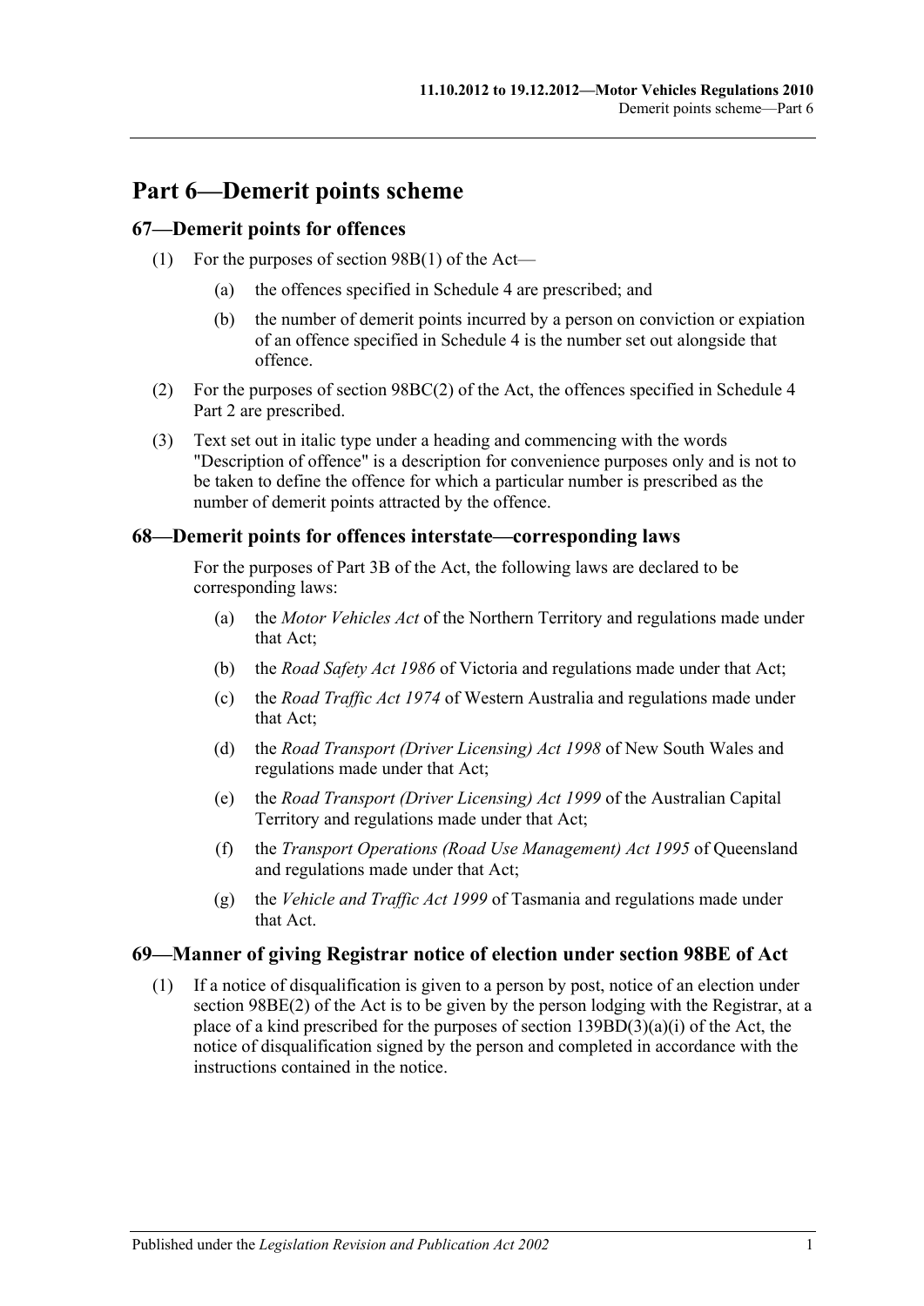# Part 6—Demerit points scheme

## 67—Demerit points for offences

(1) For the purposes of section 98B(1) of the Act—

(a) the offences specified in Schedule 4 are prescribed; and

(b) the number of demerit points incurred by a person on conviction or expiation of an offence specified in Schedule 4 is the number set out alongside that offence.

(2) For the purposes of section 98BC(2) of the Act, the offences specified in Schedule 4 Part 2 are prescribed.

(3) Text set out in italic type under a heading and commencing with the words "Description of offence" is a description for convenience purposes only and is not to be taken to define the offence for which a particular number is prescribed as the number of demerit points attracted by the offence.

## 68—Demerit points for offences interstate—corresponding laws

For the purposes of Part 3B of the Act, the following laws are declared to be corresponding laws:

(a) the *Motor Vehicles Act* of the Northern Territory and regulations made under that Act;

(b) the *Road Safety Act 1986* of Victoria and regulations made under that Act;

(c) the *Road Traffic Act 1974* of Western Australia and regulations made under that Act;

(d) the *Road Transport (Driver Licensing) Act 1998* of New South Wales and regulations made under that Act;

(e) the *Road Transport (Driver Licensing) Act 1999* of the Australian Capital Territory and regulations made under that Act;

(f) the *Transport Operations (Road Use Management) Act 1995* of Queensland and regulations made under that Act;

(g) the *Vehicle and Traffic Act 1999* of Tasmania and regulations made under that Act.

## 69—Manner of giving Registrar notice of election under section 98BE of Act

(1) If a notice of disqualification is given to a person by post, notice of an election under section 98BE(2) of the Act is to be given by the person lodging with the Registrar, at a place of a kind prescribed for the purposes of section 139BD(3)(a)(i) of the Act, the notice of disqualification signed by the person and completed in accordance with the instructions contained in the notice.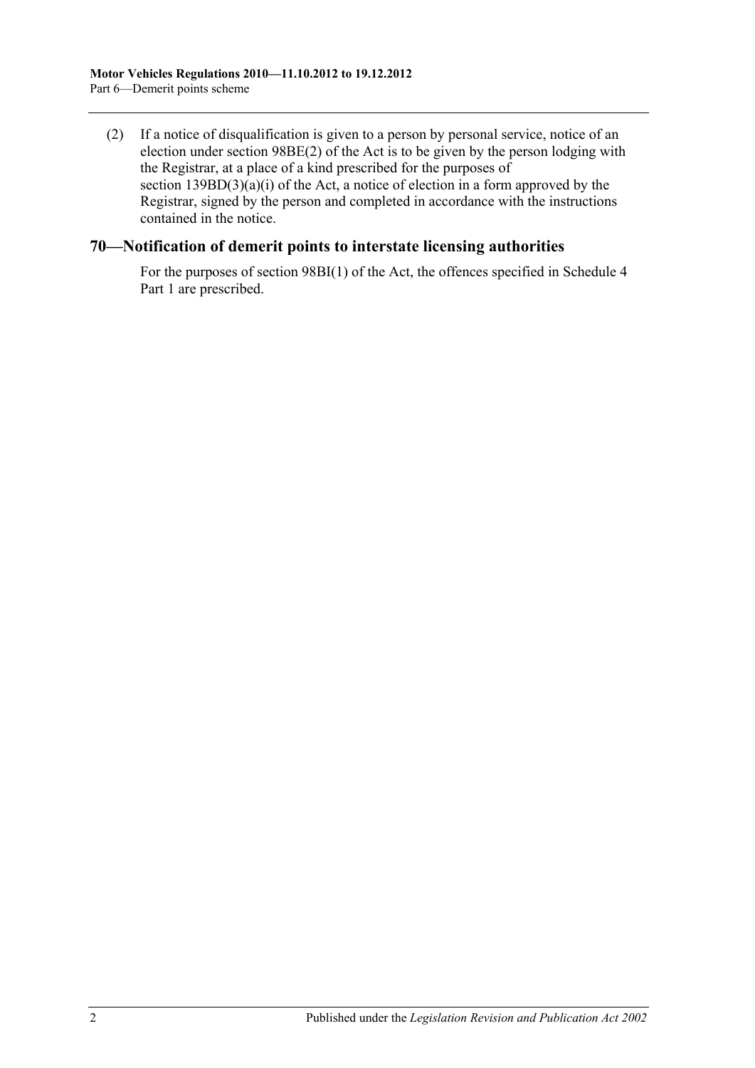(2) If a notice of disqualification is given to a person by personal service, notice of an election under section 98BE(2) of the Act is to be given by the person lodging with the Registrar, at a place of a kind prescribed for the purposes of section 139BD(3)(a)(i) of the Act, a notice of election in a form approved by the Registrar, signed by the person and completed in accordance with the instructions contained in the notice.

## 70—Notification of demerit points to interstate licensing authorities

For the purposes of section 98BI(1) of the Act, the offences specified in Schedule 4 Part 1 are prescribed.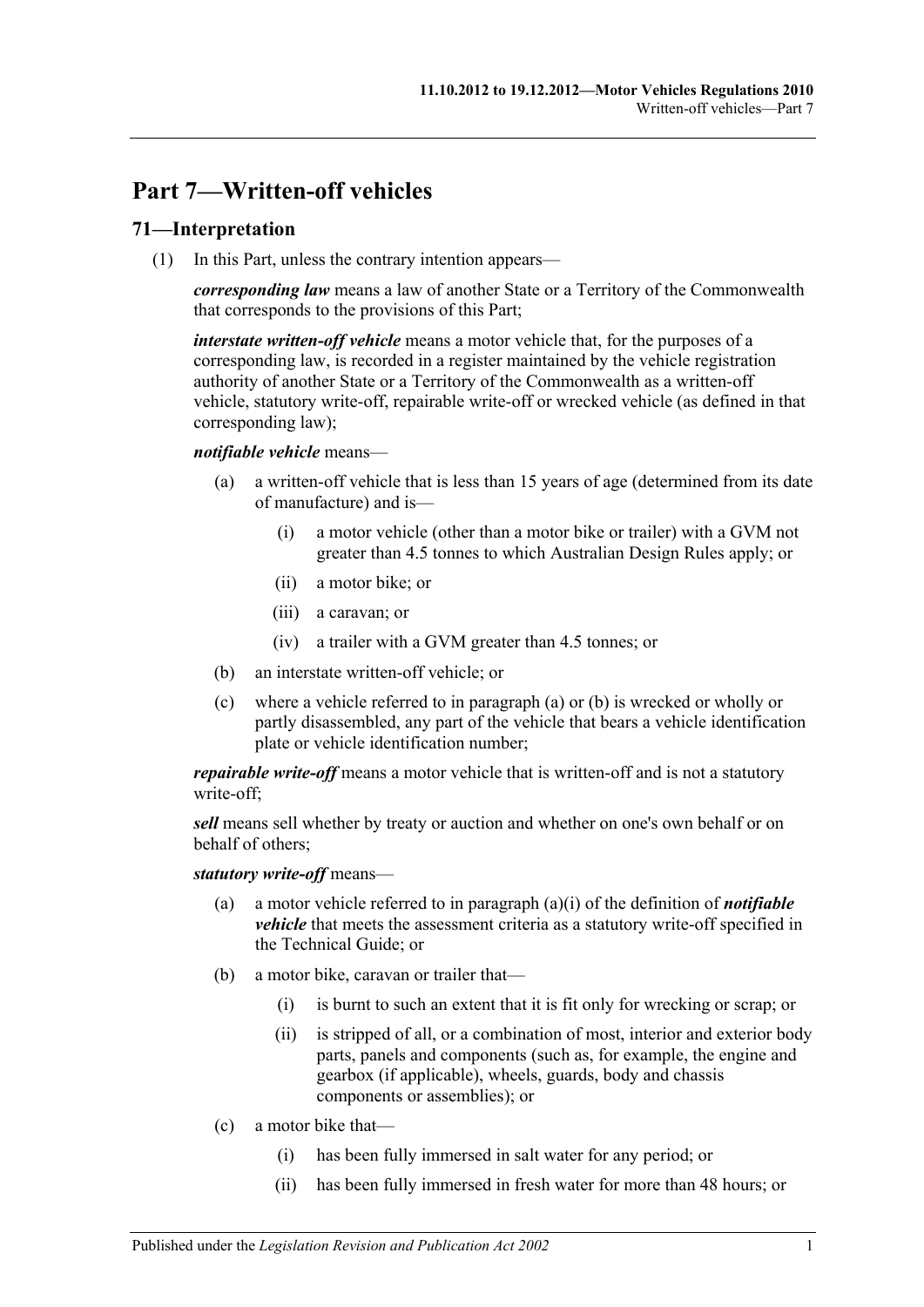# Part 7—Written-off vehicles

## 71—Interpretation

(1) In this Part, unless the contrary intention appears—

***corresponding law*** means a law of another State or a Territory of the Commonwealth that corresponds to the provisions of this Part;

***interstate written-off vehicle*** means a motor vehicle that, for the purposes of a corresponding law, is recorded in a register maintained by the vehicle registration authority of another State or a Territory of the Commonwealth as a written-off vehicle, statutory write-off, repairable write-off or wrecked vehicle (as defined in that corresponding law);

***notifiable vehicle*** means—

- (a) a written-off vehicle that is less than 15 years of age (determined from its date of manufacture) and is—
  - (i) a motor vehicle (other than a motor bike or trailer) with a GVM not greater than 4.5 tonnes to which Australian Design Rules apply; or
  - (ii) a motor bike; or
  - (iii) a caravan; or
  - (iv) a trailer with a GVM greater than 4.5 tonnes; or
- (b) an interstate written-off vehicle; or
- (c) where a vehicle referred to in paragraph (a) or (b) is wrecked or wholly or partly disassembled, any part of the vehicle that bears a vehicle identification plate or vehicle identification number;

***repairable write-off*** means a motor vehicle that is written-off and is not a statutory write-off;

***sell*** means sell whether by treaty or auction and whether on one's own behalf or on behalf of others;

***statutory write-off*** means—

- (a) a motor vehicle referred to in paragraph (a)(i) of the definition of ***notifiable vehicle*** that meets the assessment criteria as a statutory write-off specified in the Technical Guide; or
- (b) a motor bike, caravan or trailer that—
  - (i) is burnt to such an extent that it is fit only for wrecking or scrap; or
  - (ii) is stripped of all, or a combination of most, interior and exterior body parts, panels and components (such as, for example, the engine and gearbox (if applicable), wheels, guards, body and chassis components or assemblies); or
- (c) a motor bike that—
  - (i) has been fully immersed in salt water for any period; or
  - (ii) has been fully immersed in fresh water for more than 48 hours; or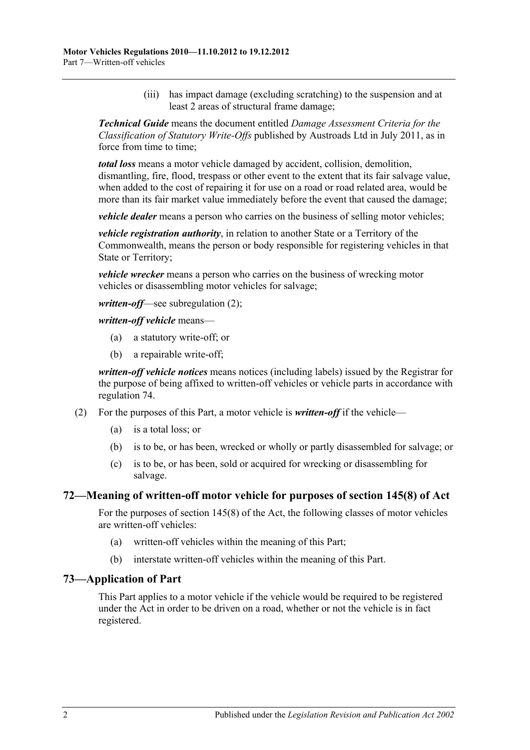(iii) has impact damage (excluding scratching) to the suspension and at least 2 areas of structural frame damage;

***Technical Guide*** means the document entitled *Damage Assessment Criteria for the Classification of Statutory Write-Offs* published by Austroads Ltd in July 2011, as in force from time to time;

***total loss*** means a motor vehicle damaged by accident, collision, demolition, dismantling, fire, flood, trespass or other event to the extent that its fair salvage value, when added to the cost of repairing it for use on a road or road related area, would be more than its fair market value immediately before the event that caused the damage;

***vehicle dealer*** means a person who carries on the business of selling motor vehicles;

***vehicle registration authority***, in relation to another State or a Territory of the Commonwealth, means the person or body responsible for registering vehicles in that State or Territory;

***vehicle wrecker*** means a person who carries on the business of wrecking motor vehicles or disassembling motor vehicles for salvage;

***written-off***—see subregulation (2);

***written-off vehicle*** means—

(a) a statutory write-off; or

(b) a repairable write-off;

***written-off vehicle notices*** means notices (including labels) issued by the Registrar for the purpose of being affixed to written-off vehicles or vehicle parts in accordance with regulation 74.

(2) For the purposes of this Part, a motor vehicle is ***written-off*** if the vehicle—

(a) is a total loss; or

(b) is to be, or has been, wrecked or wholly or partly disassembled for salvage; or

(c) is to be, or has been, sold or acquired for wrecking or disassembling for salvage.

## 72—Meaning of written-off motor vehicle for purposes of section 145(8) of Act

For the purposes of section 145(8) of the Act, the following classes of motor vehicles are written-off vehicles:

(a) written-off vehicles within the meaning of this Part;

(b) interstate written-off vehicles within the meaning of this Part.

## 73—Application of Part

This Part applies to a motor vehicle if the vehicle would be required to be registered under the Act in order to be driven on a road, whether or not the vehicle is in fact registered.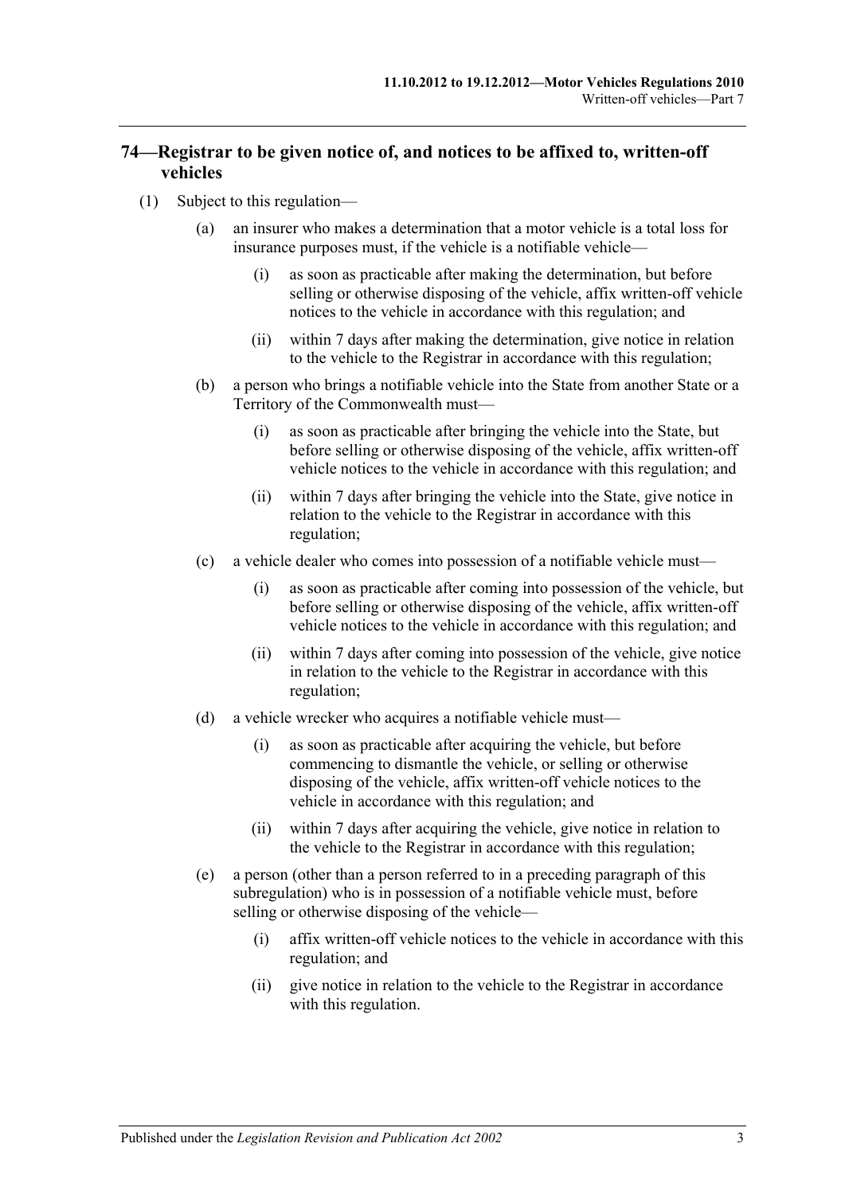## 74—Registrar to be given notice of, and notices to be affixed to, written-off vehicles

(1) Subject to this regulation—

(a) an insurer who makes a determination that a motor vehicle is a total loss for insurance purposes must, if the vehicle is a notifiable vehicle—

(i) as soon as practicable after making the determination, but before selling or otherwise disposing of the vehicle, affix written-off vehicle notices to the vehicle in accordance with this regulation; and

(ii) within 7 days after making the determination, give notice in relation to the vehicle to the Registrar in accordance with this regulation;

(b) a person who brings a notifiable vehicle into the State from another State or a Territory of the Commonwealth must—

(i) as soon as practicable after bringing the vehicle into the State, but before selling or otherwise disposing of the vehicle, affix written-off vehicle notices to the vehicle in accordance with this regulation; and

(ii) within 7 days after bringing the vehicle into the State, give notice in relation to the vehicle to the Registrar in accordance with this regulation;

(c) a vehicle dealer who comes into possession of a notifiable vehicle must—

(i) as soon as practicable after coming into possession of the vehicle, but before selling or otherwise disposing of the vehicle, affix written-off vehicle notices to the vehicle in accordance with this regulation; and

(ii) within 7 days after coming into possession of the vehicle, give notice in relation to the vehicle to the Registrar in accordance with this regulation;

(d) a vehicle wrecker who acquires a notifiable vehicle must—

(i) as soon as practicable after acquiring the vehicle, but before commencing to dismantle the vehicle, or selling or otherwise disposing of the vehicle, affix written-off vehicle notices to the vehicle in accordance with this regulation; and

(ii) within 7 days after acquiring the vehicle, give notice in relation to the vehicle to the Registrar in accordance with this regulation;

(e) a person (other than a person referred to in a preceding paragraph of this subregulation) who is in possession of a notifiable vehicle must, before selling or otherwise disposing of the vehicle—

(i) affix written-off vehicle notices to the vehicle in accordance with this regulation; and

(ii) give notice in relation to the vehicle to the Registrar in accordance with this regulation.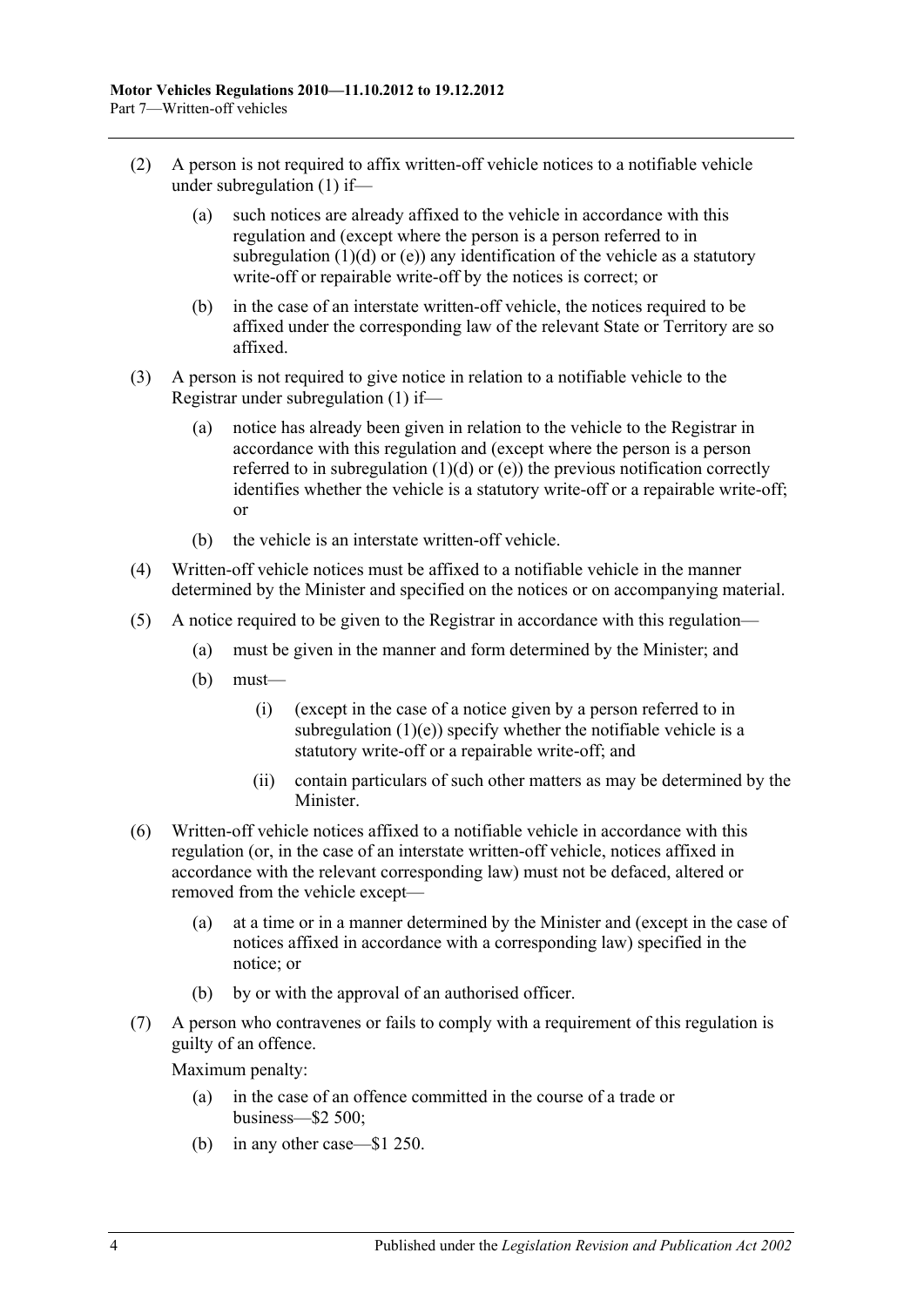(2) A person is not required to affix written-off vehicle notices to a notifiable vehicle under subregulation (1) if—

(a) such notices are already affixed to the vehicle in accordance with this regulation and (except where the person is a person referred to in subregulation (1)(d) or (e)) any identification of the vehicle as a statutory write-off or repairable write-off by the notices is correct; or

(b) in the case of an interstate written-off vehicle, the notices required to be affixed under the corresponding law of the relevant State or Territory are so affixed.

(3) A person is not required to give notice in relation to a notifiable vehicle to the Registrar under subregulation (1) if—

(a) notice has already been given in relation to the vehicle to the Registrar in accordance with this regulation and (except where the person is a person referred to in subregulation (1)(d) or (e)) the previous notification correctly identifies whether the vehicle is a statutory write-off or a repairable write-off; or

(b) the vehicle is an interstate written-off vehicle.

(4) Written-off vehicle notices must be affixed to a notifiable vehicle in the manner determined by the Minister and specified on the notices or on accompanying material.

(5) A notice required to be given to the Registrar in accordance with this regulation—

(a) must be given in the manner and form determined by the Minister; and

(b) must—

(i) (except in the case of a notice given by a person referred to in subregulation (1)(e)) specify whether the notifiable vehicle is a statutory write-off or a repairable write-off; and

(ii) contain particulars of such other matters as may be determined by the Minister.

(6) Written-off vehicle notices affixed to a notifiable vehicle in accordance with this regulation (or, in the case of an interstate written-off vehicle, notices affixed in accordance with the relevant corresponding law) must not be defaced, altered or removed from the vehicle except—

(a) at a time or in a manner determined by the Minister and (except in the case of notices affixed in accordance with a corresponding law) specified in the notice; or

(b) by or with the approval of an authorised officer.

(7) A person who contravenes or fails to comply with a requirement of this regulation is guilty of an offence.

Maximum penalty:

(a) in the case of an offence committed in the course of a trade or business—$2 500;

(b) in any other case—$1 250.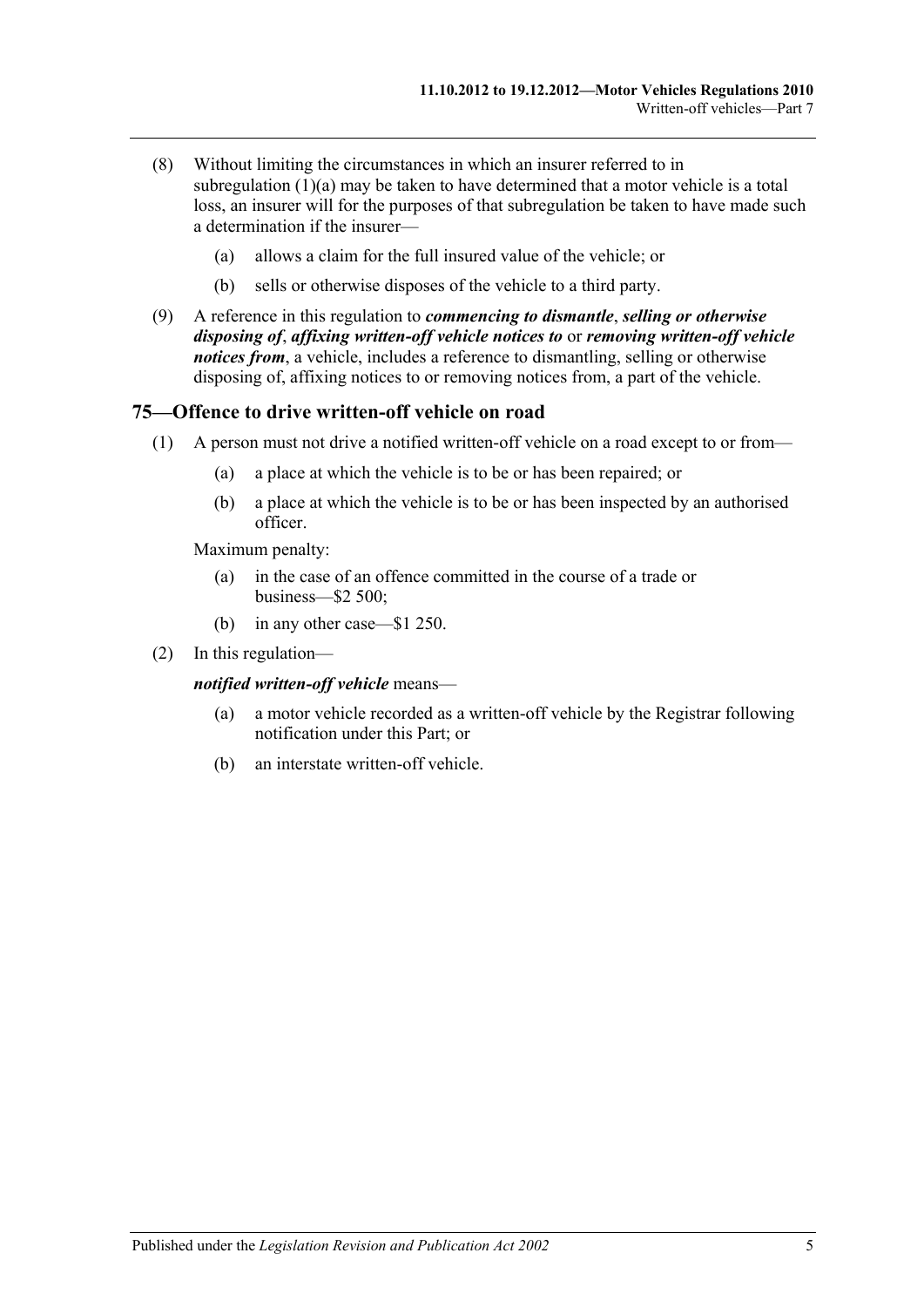(8) Without limiting the circumstances in which an insurer referred to in subregulation (1)(a) may be taken to have determined that a motor vehicle is a total loss, an insurer will for the purposes of that subregulation be taken to have made such a determination if the insurer—

(a) allows a claim for the full insured value of the vehicle; or

(b) sells or otherwise disposes of the vehicle to a third party.

(9) A reference in this regulation to ***commencing to dismantle***, ***selling or otherwise disposing of***, ***affixing written-off vehicle notices to*** or ***removing written-off vehicle notices from***, a vehicle, includes a reference to dismantling, selling or otherwise disposing of, affixing notices to or removing notices from, a part of the vehicle.

## 75—Offence to drive written-off vehicle on road

(1) A person must not drive a notified written-off vehicle on a road except to or from—

(a) a place at which the vehicle is to be or has been repaired; or

(b) a place at which the vehicle is to be or has been inspected by an authorised officer.

Maximum penalty:

(a) in the case of an offence committed in the course of a trade or business—$2 500;

(b) in any other case—$1 250.

(2) In this regulation—

***notified written-off vehicle*** means—

(a) a motor vehicle recorded as a written-off vehicle by the Registrar following notification under this Part; or

(b) an interstate written-off vehicle.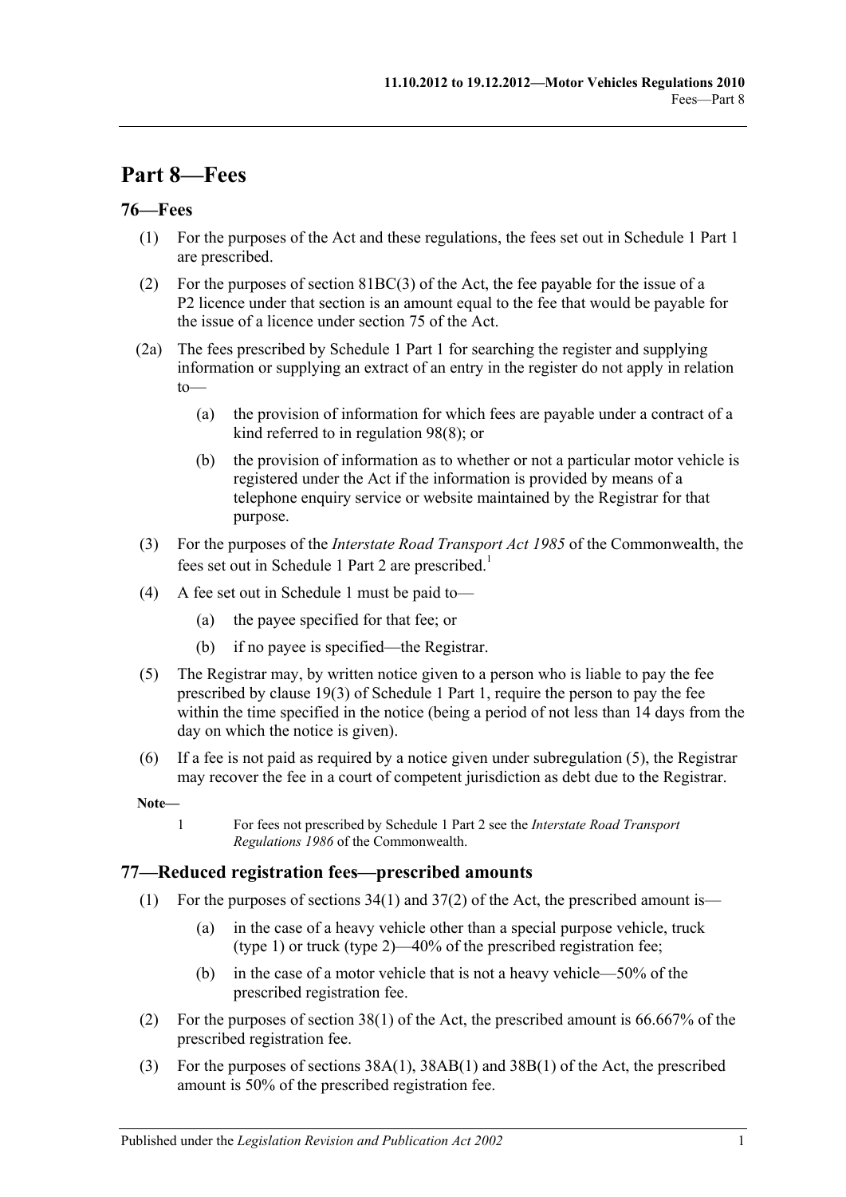# Part 8—Fees

## 76—Fees

(1) For the purposes of the Act and these regulations, the fees set out in Schedule 1 Part 1 are prescribed.

(2) For the purposes of section 81BC(3) of the Act, the fee payable for the issue of a P2 licence under that section is an amount equal to the fee that would be payable for the issue of a licence under section 75 of the Act.

(2a) The fees prescribed by Schedule 1 Part 1 for searching the register and supplying information or supplying an extract of an entry in the register do not apply in relation to—

(a) the provision of information for which fees are payable under a contract of a kind referred to in regulation 98(8); or

(b) the provision of information as to whether or not a particular motor vehicle is registered under the Act if the information is provided by means of a telephone enquiry service or website maintained by the Registrar for that purpose.

(3) For the purposes of the *Interstate Road Transport Act 1985* of the Commonwealth, the fees set out in Schedule 1 Part 2 are prescribed.[1]

(4) A fee set out in Schedule 1 must be paid to—

(a) the payee specified for that fee; or

(b) if no payee is specified—the Registrar.

(5) The Registrar may, by written notice given to a person who is liable to pay the fee prescribed by clause 19(3) of Schedule 1 Part 1, require the person to pay the fee within the time specified in the notice (being a period of not less than 14 days from the day on which the notice is given).

(6) If a fee is not paid as required by a notice given under subregulation (5), the Registrar may recover the fee in a court of competent jurisdiction as debt due to the Registrar.

**Note—**

1 For fees not prescribed by Schedule 1 Part 2 see the *Interstate Road Transport Regulations 1986* of the Commonwealth.

## 77—Reduced registration fees—prescribed amounts

(1) For the purposes of sections 34(1) and 37(2) of the Act, the prescribed amount is—

(a) in the case of a heavy vehicle other than a special purpose vehicle, truck (type 1) or truck (type 2)—40% of the prescribed registration fee;

(b) in the case of a motor vehicle that is not a heavy vehicle—50% of the prescribed registration fee.

(2) For the purposes of section 38(1) of the Act, the prescribed amount is 66.667% of the prescribed registration fee.

(3) For the purposes of sections 38A(1), 38AB(1) and 38B(1) of the Act, the prescribed amount is 50% of the prescribed registration fee.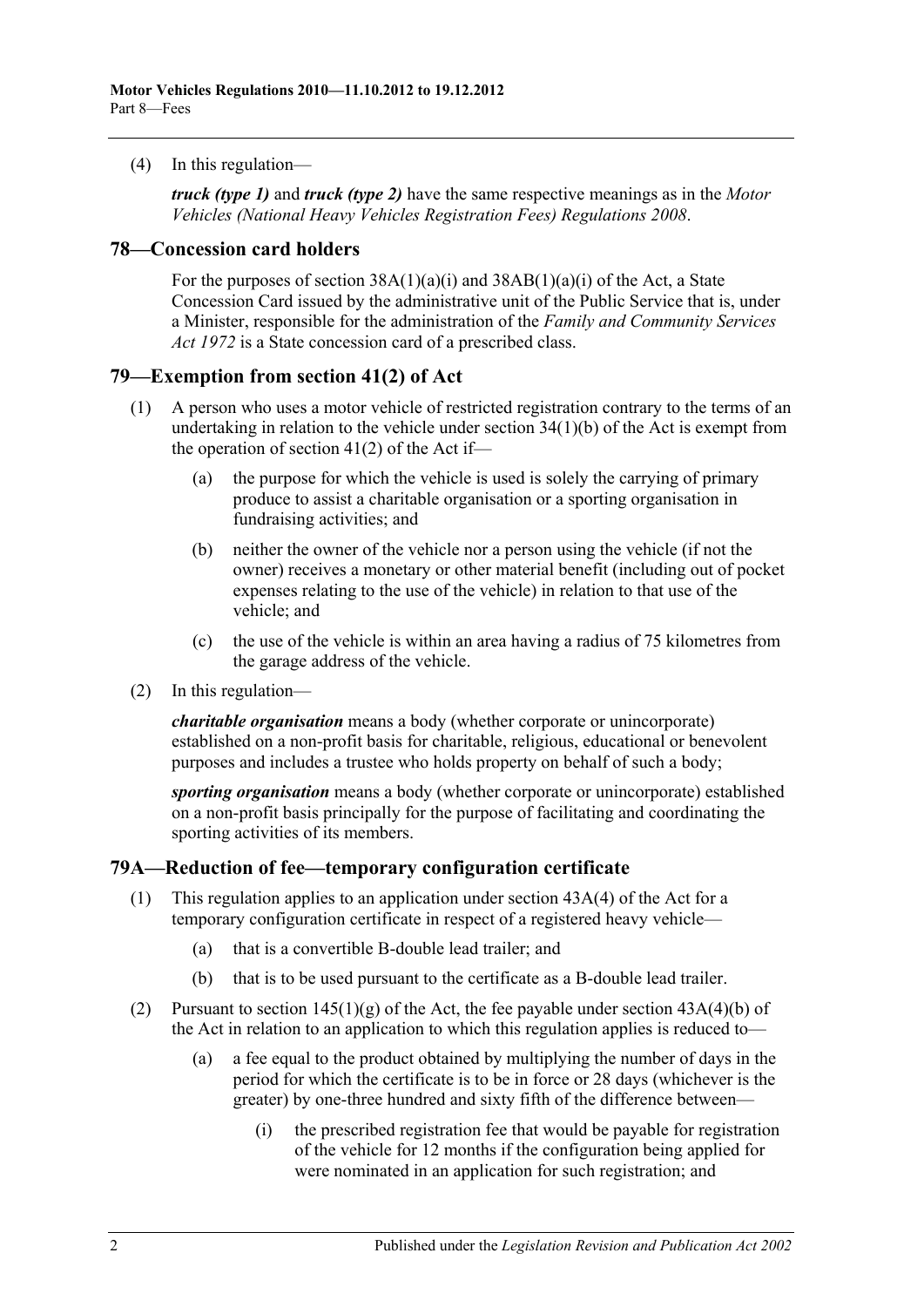(4) In this regulation—

***truck (type 1)*** and ***truck (type 2)*** have the same respective meanings as in the *Motor Vehicles (National Heavy Vehicles Registration Fees) Regulations 2008*.

## 78—Concession card holders

For the purposes of section 38A(1)(a)(i) and 38AB(1)(a)(i) of the Act, a State Concession Card issued by the administrative unit of the Public Service that is, under a Minister, responsible for the administration of the *Family and Community Services Act 1972* is a State concession card of a prescribed class.

## 79—Exemption from section 41(2) of Act

(1) A person who uses a motor vehicle of restricted registration contrary to the terms of an undertaking in relation to the vehicle under section 34(1)(b) of the Act is exempt from the operation of section 41(2) of the Act if—

(a) the purpose for which the vehicle is used is solely the carrying of primary produce to assist a charitable organisation or a sporting organisation in fundraising activities; and

(b) neither the owner of the vehicle nor a person using the vehicle (if not the owner) receives a monetary or other material benefit (including out of pocket expenses relating to the use of the vehicle) in relation to that use of the vehicle; and

(c) the use of the vehicle is within an area having a radius of 75 kilometres from the garage address of the vehicle.

(2) In this regulation—

***charitable organisation*** means a body (whether corporate or unincorporate) established on a non-profit basis for charitable, religious, educational or benevolent purposes and includes a trustee who holds property on behalf of such a body;

***sporting organisation*** means a body (whether corporate or unincorporate) established on a non-profit basis principally for the purpose of facilitating and coordinating the sporting activities of its members.

## 79A—Reduction of fee—temporary configuration certificate

(1) This regulation applies to an application under section 43A(4) of the Act for a temporary configuration certificate in respect of a registered heavy vehicle—

(a) that is a convertible B-double lead trailer; and

(b) that is to be used pursuant to the certificate as a B-double lead trailer.

(2) Pursuant to section 145(1)(g) of the Act, the fee payable under section 43A(4)(b) of the Act in relation to an application to which this regulation applies is reduced to—

(a) a fee equal to the product obtained by multiplying the number of days in the period for which the certificate is to be in force or 28 days (whichever is the greater) by one-three hundred and sixty fifth of the difference between—

(i) the prescribed registration fee that would be payable for registration of the vehicle for 12 months if the configuration being applied for were nominated in an application for such registration; and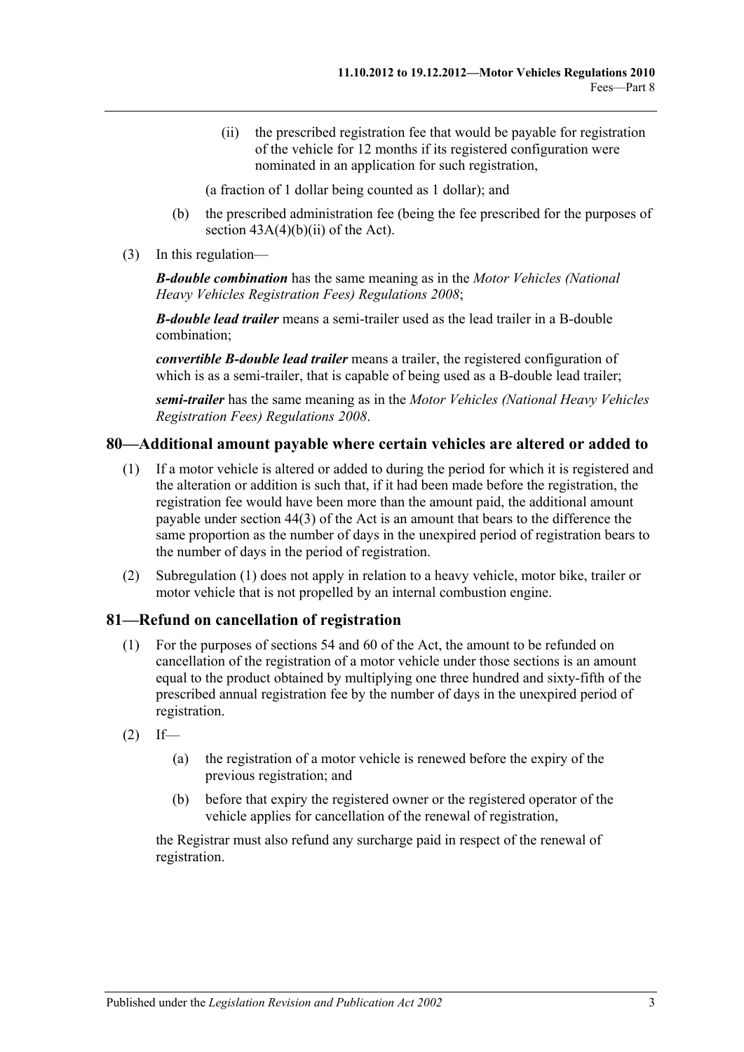(ii) the prescribed registration fee that would be payable for registration of the vehicle for 12 months if its registered configuration were nominated in an application for such registration,

(a fraction of 1 dollar being counted as 1 dollar); and

(b) the prescribed administration fee (being the fee prescribed for the purposes of section 43A(4)(b)(ii) of the Act).

(3) In this regulation—

***B-double combination*** has the same meaning as in the *Motor Vehicles (National Heavy Vehicles Registration Fees) Regulations 2008*;

***B-double lead trailer*** means a semi-trailer used as the lead trailer in a B-double combination;

***convertible B-double lead trailer*** means a trailer, the registered configuration of which is as a semi-trailer, that is capable of being used as a B-double lead trailer;

***semi-trailer*** has the same meaning as in the *Motor Vehicles (National Heavy Vehicles Registration Fees) Regulations 2008*.

## 80—Additional amount payable where certain vehicles are altered or added to

(1) If a motor vehicle is altered or added to during the period for which it is registered and the alteration or addition is such that, if it had been made before the registration, the registration fee would have been more than the amount paid, the additional amount payable under section 44(3) of the Act is an amount that bears to the difference the same proportion as the number of days in the unexpired period of registration bears to the number of days in the period of registration.

(2) Subregulation (1) does not apply in relation to a heavy vehicle, motor bike, trailer or motor vehicle that is not propelled by an internal combustion engine.

## 81—Refund on cancellation of registration

(1) For the purposes of sections 54 and 60 of the Act, the amount to be refunded on cancellation of the registration of a motor vehicle under those sections is an amount equal to the product obtained by multiplying one three hundred and sixty-fifth of the prescribed annual registration fee by the number of days in the unexpired period of registration.

(2) If—

(a) the registration of a motor vehicle is renewed before the expiry of the previous registration; and

(b) before that expiry the registered owner or the registered operator of the vehicle applies for cancellation of the renewal of registration,

the Registrar must also refund any surcharge paid in respect of the renewal of registration.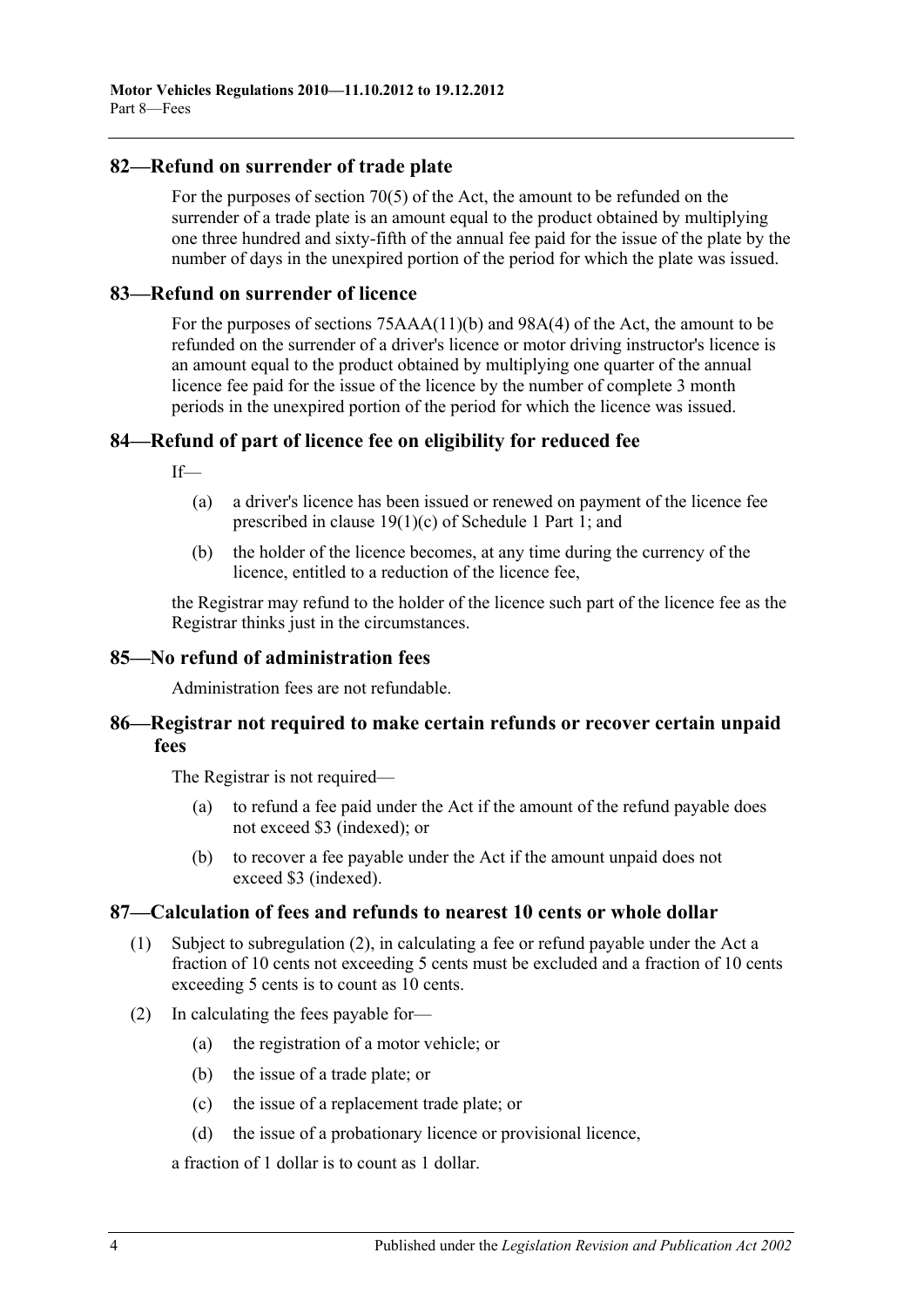## 82—Refund on surrender of trade plate

For the purposes of section 70(5) of the Act, the amount to be refunded on the surrender of a trade plate is an amount equal to the product obtained by multiplying one three hundred and sixty-fifth of the annual fee paid for the issue of the plate by the number of days in the unexpired portion of the period for which the plate was issued.

## 83—Refund on surrender of licence

For the purposes of sections 75AAA(11)(b) and 98A(4) of the Act, the amount to be refunded on the surrender of a driver's licence or motor driving instructor's licence is an amount equal to the product obtained by multiplying one quarter of the annual licence fee paid for the issue of the licence by the number of complete 3 month periods in the unexpired portion of the period for which the licence was issued.

## 84—Refund of part of licence fee on eligibility for reduced fee

If—

- (a) a driver's licence has been issued or renewed on payment of the licence fee prescribed in clause 19(1)(c) of Schedule 1 Part 1; and
- (b) the holder of the licence becomes, at any time during the currency of the licence, entitled to a reduction of the licence fee,

the Registrar may refund to the holder of the licence such part of the licence fee as the Registrar thinks just in the circumstances.

## 85—No refund of administration fees

Administration fees are not refundable.

## 86—Registrar not required to make certain refunds or recover certain unpaid fees

The Registrar is not required—

- (a) to refund a fee paid under the Act if the amount of the refund payable does not exceed $3 (indexed); or
- (b) to recover a fee payable under the Act if the amount unpaid does not exceed $3 (indexed).

## 87—Calculation of fees and refunds to nearest 10 cents or whole dollar

(1) Subject to subregulation (2), in calculating a fee or refund payable under the Act a fraction of 10 cents not exceeding 5 cents must be excluded and a fraction of 10 cents exceeding 5 cents is to count as 10 cents.

(2) In calculating the fees payable for—

- (a) the registration of a motor vehicle; or
- (b) the issue of a trade plate; or
- (c) the issue of a replacement trade plate; or
- (d) the issue of a probationary licence or provisional licence,

a fraction of 1 dollar is to count as 1 dollar.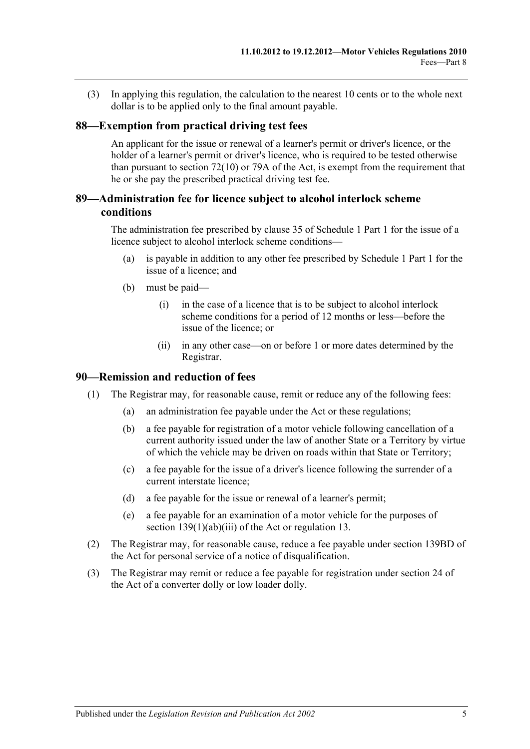(3) In applying this regulation, the calculation to the nearest 10 cents or to the whole next dollar is to be applied only to the final amount payable.

## 88—Exemption from practical driving test fees

An applicant for the issue or renewal of a learner's permit or driver's licence, or the holder of a learner's permit or driver's licence, who is required to be tested otherwise than pursuant to section 72(10) or 79A of the Act, is exempt from the requirement that he or she pay the prescribed practical driving test fee.

## 89—Administration fee for licence subject to alcohol interlock scheme conditions

The administration fee prescribed by clause 35 of Schedule 1 Part 1 for the issue of a licence subject to alcohol interlock scheme conditions—

(a) is payable in addition to any other fee prescribed by Schedule 1 Part 1 for the issue of a licence; and

(b) must be paid—

(i) in the case of a licence that is to be subject to alcohol interlock scheme conditions for a period of 12 months or less—before the issue of the licence; or

(ii) in any other case—on or before 1 or more dates determined by the Registrar.

## 90—Remission and reduction of fees

(1) The Registrar may, for reasonable cause, remit or reduce any of the following fees:

(a) an administration fee payable under the Act or these regulations;

(b) a fee payable for registration of a motor vehicle following cancellation of a current authority issued under the law of another State or a Territory by virtue of which the vehicle may be driven on roads within that State or Territory;

(c) a fee payable for the issue of a driver's licence following the surrender of a current interstate licence;

(d) a fee payable for the issue or renewal of a learner's permit;

(e) a fee payable for an examination of a motor vehicle for the purposes of section 139(1)(ab)(iii) of the Act or regulation 13.

(2) The Registrar may, for reasonable cause, reduce a fee payable under section 139BD of the Act for personal service of a notice of disqualification.

(3) The Registrar may remit or reduce a fee payable for registration under section 24 of the Act of a converter dolly or low loader dolly.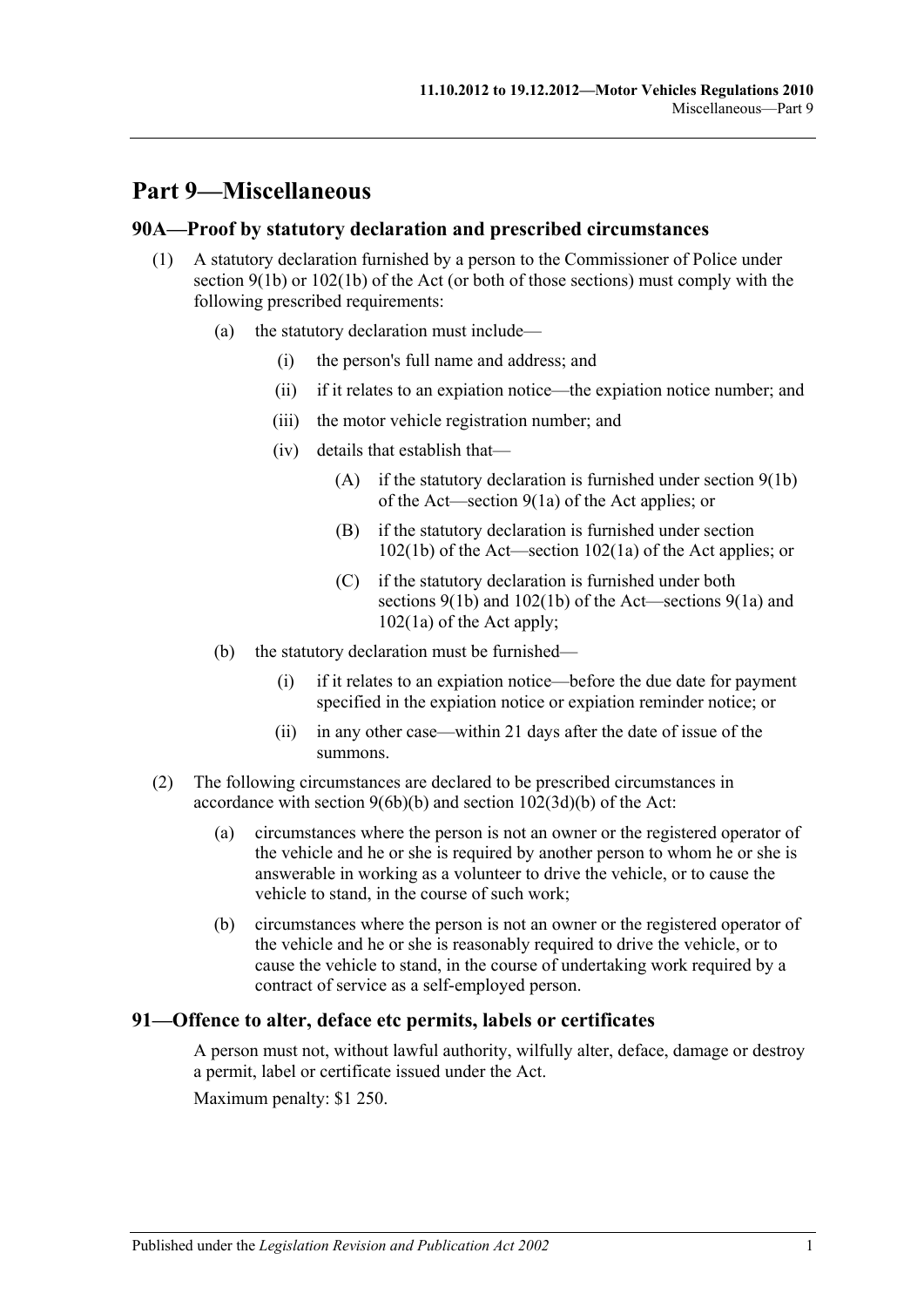# Part 9—Miscellaneous

## 90A—Proof by statutory declaration and prescribed circumstances

(1) A statutory declaration furnished by a person to the Commissioner of Police under section 9(1b) or 102(1b) of the Act (or both of those sections) must comply with the following prescribed requirements:

- (a) the statutory declaration must include—
  - (i) the person's full name and address; and
  - (ii) if it relates to an expiation notice—the expiation notice number; and
  - (iii) the motor vehicle registration number; and
  - (iv) details that establish that—
    - (A) if the statutory declaration is furnished under section 9(1b) of the Act—section 9(1a) of the Act applies; or
    - (B) if the statutory declaration is furnished under section 102(1b) of the Act—section 102(1a) of the Act applies; or
    - (C) if the statutory declaration is furnished under both sections 9(1b) and 102(1b) of the Act—sections 9(1a) and 102(1a) of the Act apply;
- (b) the statutory declaration must be furnished—
  - (i) if it relates to an expiation notice—before the due date for payment specified in the expiation notice or expiation reminder notice; or
  - (ii) in any other case—within 21 days after the date of issue of the summons.

(2) The following circumstances are declared to be prescribed circumstances in accordance with section 9(6b)(b) and section 102(3d)(b) of the Act:

- (a) circumstances where the person is not an owner or the registered operator of the vehicle and he or she is required by another person to whom he or she is answerable in working as a volunteer to drive the vehicle, or to cause the vehicle to stand, in the course of such work;
- (b) circumstances where the person is not an owner or the registered operator of the vehicle and he or she is reasonably required to drive the vehicle, or to cause the vehicle to stand, in the course of undertaking work required by a contract of service as a self-employed person.

## 91—Offence to alter, deface etc permits, labels or certificates

A person must not, without lawful authority, wilfully alter, deface, damage or destroy a permit, label or certificate issued under the Act.

Maximum penalty: $1 250.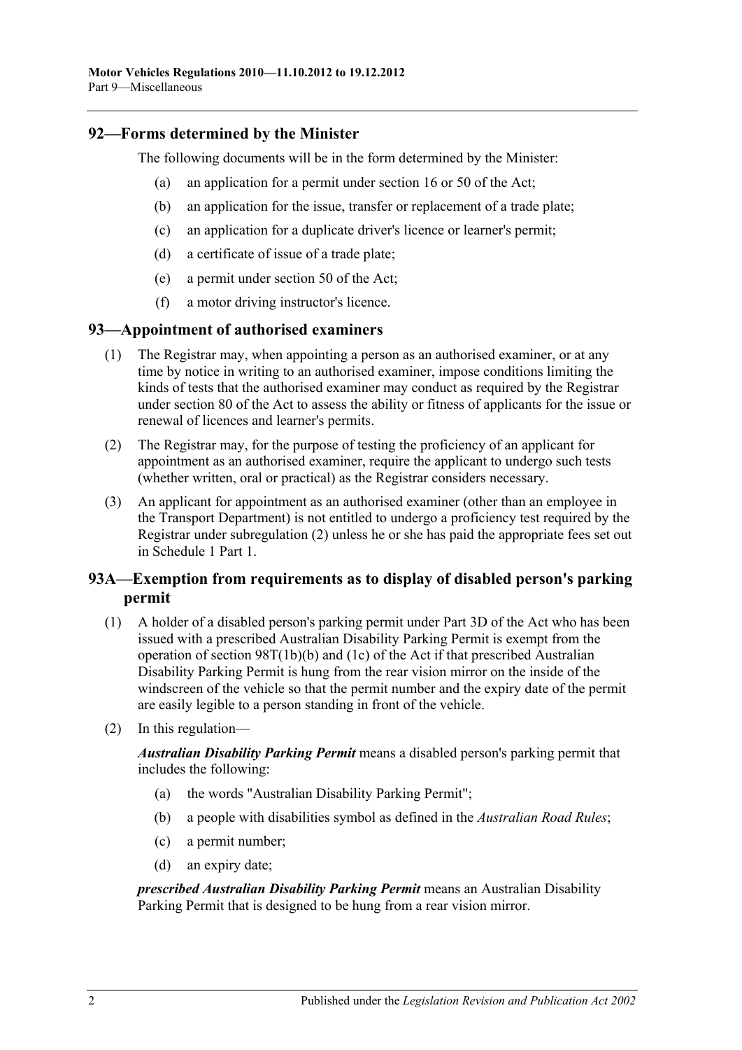## 92—Forms determined by the Minister

The following documents will be in the form determined by the Minister:

(a) an application for a permit under section 16 or 50 of the Act;

(b) an application for the issue, transfer or replacement of a trade plate;

(c) an application for a duplicate driver's licence or learner's permit;

(d) a certificate of issue of a trade plate;

(e) a permit under section 50 of the Act;

(f) a motor driving instructor's licence.

## 93—Appointment of authorised examiners

(1) The Registrar may, when appointing a person as an authorised examiner, or at any time by notice in writing to an authorised examiner, impose conditions limiting the kinds of tests that the authorised examiner may conduct as required by the Registrar under section 80 of the Act to assess the ability or fitness of applicants for the issue or renewal of licences and learner's permits.

(2) The Registrar may, for the purpose of testing the proficiency of an applicant for appointment as an authorised examiner, require the applicant to undergo such tests (whether written, oral or practical) as the Registrar considers necessary.

(3) An applicant for appointment as an authorised examiner (other than an employee in the Transport Department) is not entitled to undergo a proficiency test required by the Registrar under subregulation (2) unless he or she has paid the appropriate fees set out in Schedule 1 Part 1.

## 93A—Exemption from requirements as to display of disabled person's parking permit

(1) A holder of a disabled person's parking permit under Part 3D of the Act who has been issued with a prescribed Australian Disability Parking Permit is exempt from the operation of section 98T(1b)(b) and (1c) of the Act if that prescribed Australian Disability Parking Permit is hung from the rear vision mirror on the inside of the windscreen of the vehicle so that the permit number and the expiry date of the permit are easily legible to a person standing in front of the vehicle.

(2) In this regulation—

***Australian Disability Parking Permit*** means a disabled person's parking permit that includes the following:

(a) the words "Australian Disability Parking Permit";

(b) a people with disabilities symbol as defined in the *Australian Road Rules*;

(c) a permit number;

(d) an expiry date;

***prescribed Australian Disability Parking Permit*** means an Australian Disability Parking Permit that is designed to be hung from a rear vision mirror.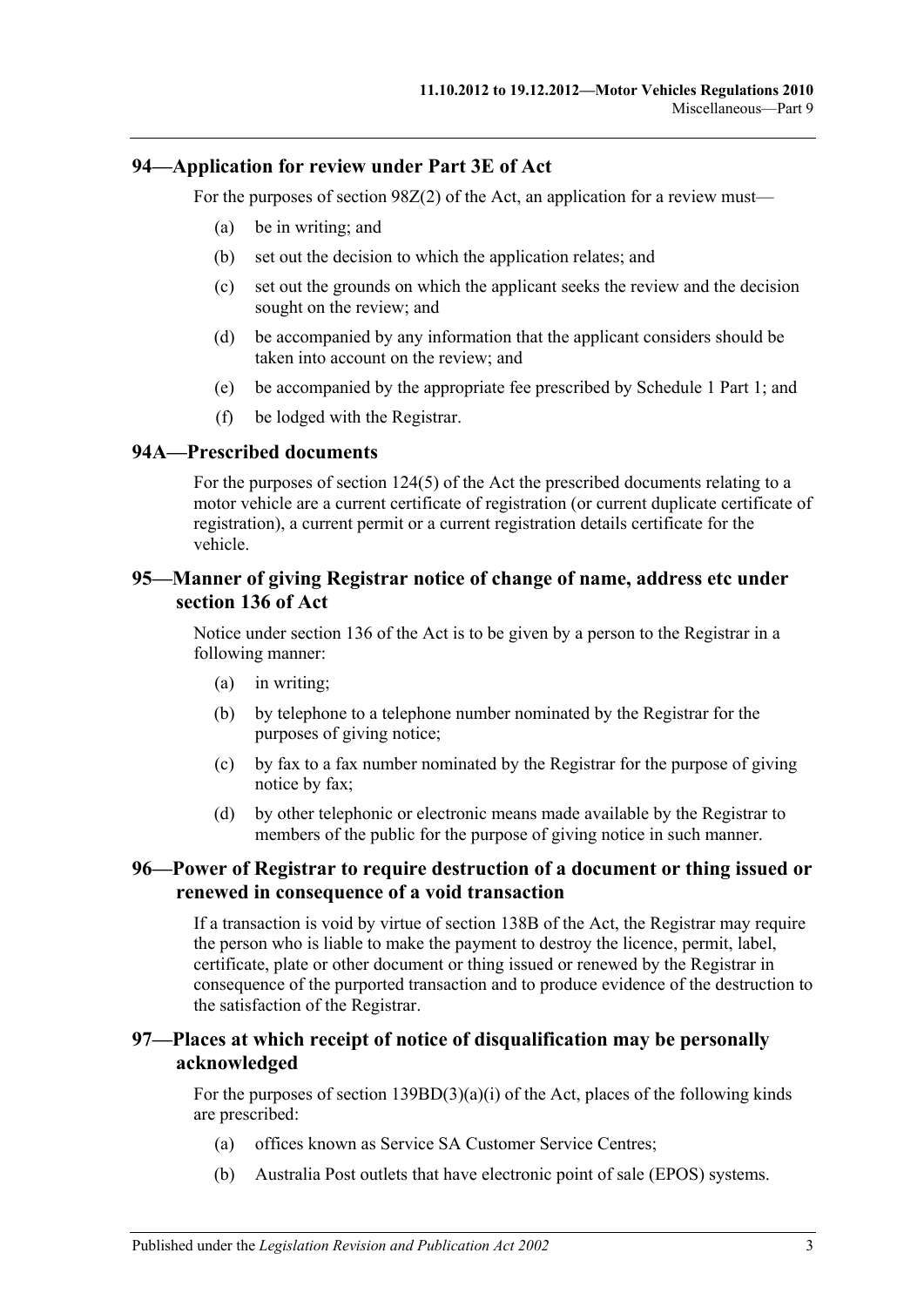## 94—Application for review under Part 3E of Act

For the purposes of section 98Z(2) of the Act, an application for a review must—

(a) be in writing; and

(b) set out the decision to which the application relates; and

(c) set out the grounds on which the applicant seeks the review and the decision sought on the review; and

(d) be accompanied by any information that the applicant considers should be taken into account on the review; and

(e) be accompanied by the appropriate fee prescribed by Schedule 1 Part 1; and

(f) be lodged with the Registrar.

## 94A—Prescribed documents

For the purposes of section 124(5) of the Act the prescribed documents relating to a motor vehicle are a current certificate of registration (or current duplicate certificate of registration), a current permit or a current registration details certificate for the vehicle.

## 95—Manner of giving Registrar notice of change of name, address etc under section 136 of Act

Notice under section 136 of the Act is to be given by a person to the Registrar in a following manner:

(a) in writing;

(b) by telephone to a telephone number nominated by the Registrar for the purposes of giving notice;

(c) by fax to a fax number nominated by the Registrar for the purpose of giving notice by fax;

(d) by other telephonic or electronic means made available by the Registrar to members of the public for the purpose of giving notice in such manner.

## 96—Power of Registrar to require destruction of a document or thing issued or renewed in consequence of a void transaction

If a transaction is void by virtue of section 138B of the Act, the Registrar may require the person who is liable to make the payment to destroy the licence, permit, label, certificate, plate or other document or thing issued or renewed by the Registrar in consequence of the purported transaction and to produce evidence of the destruction to the satisfaction of the Registrar.

## 97—Places at which receipt of notice of disqualification may be personally acknowledged

For the purposes of section 139BD(3)(a)(i) of the Act, places of the following kinds are prescribed:

(a) offices known as Service SA Customer Service Centres;

(b) Australia Post outlets that have electronic point of sale (EPOS) systems.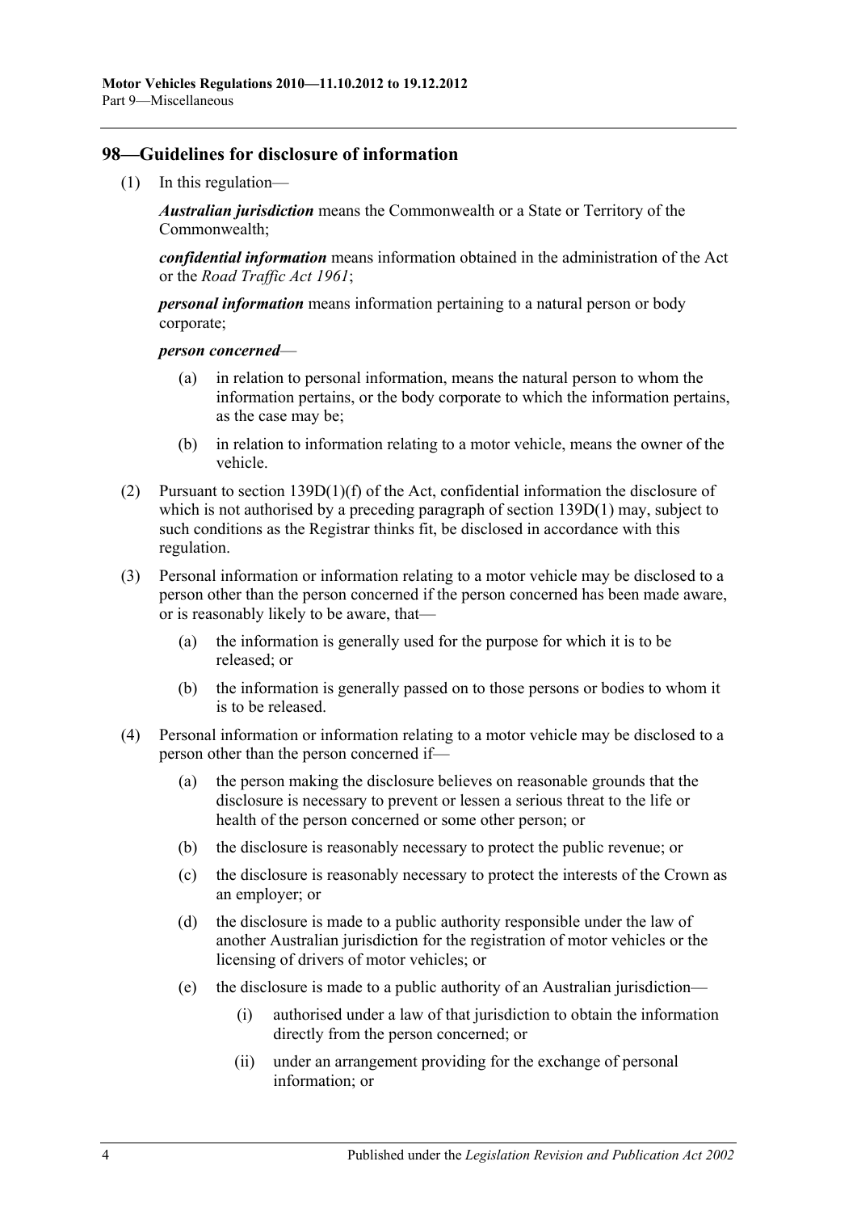## 98—Guidelines for disclosure of information

(1) In this regulation—

***Australian jurisdiction*** means the Commonwealth or a State or Territory of the Commonwealth;

***confidential information*** means information obtained in the administration of the Act or the *Road Traffic Act 1961*;

***personal information*** means information pertaining to a natural person or body corporate;

***person concerned***—

(a) in relation to personal information, means the natural person to whom the information pertains, or the body corporate to which the information pertains, as the case may be;

(b) in relation to information relating to a motor vehicle, means the owner of the vehicle.

(2) Pursuant to section 139D(1)(f) of the Act, confidential information the disclosure of which is not authorised by a preceding paragraph of section 139D(1) may, subject to such conditions as the Registrar thinks fit, be disclosed in accordance with this regulation.

(3) Personal information or information relating to a motor vehicle may be disclosed to a person other than the person concerned if the person concerned has been made aware, or is reasonably likely to be aware, that—

(a) the information is generally used for the purpose for which it is to be released; or

(b) the information is generally passed on to those persons or bodies to whom it is to be released.

(4) Personal information or information relating to a motor vehicle may be disclosed to a person other than the person concerned if—

(a) the person making the disclosure believes on reasonable grounds that the disclosure is necessary to prevent or lessen a serious threat to the life or health of the person concerned or some other person; or

(b) the disclosure is reasonably necessary to protect the public revenue; or

(c) the disclosure is reasonably necessary to protect the interests of the Crown as an employer; or

(d) the disclosure is made to a public authority responsible under the law of another Australian jurisdiction for the registration of motor vehicles or the licensing of drivers of motor vehicles; or

(e) the disclosure is made to a public authority of an Australian jurisdiction—

(i) authorised under a law of that jurisdiction to obtain the information directly from the person concerned; or

(ii) under an arrangement providing for the exchange of personal information; or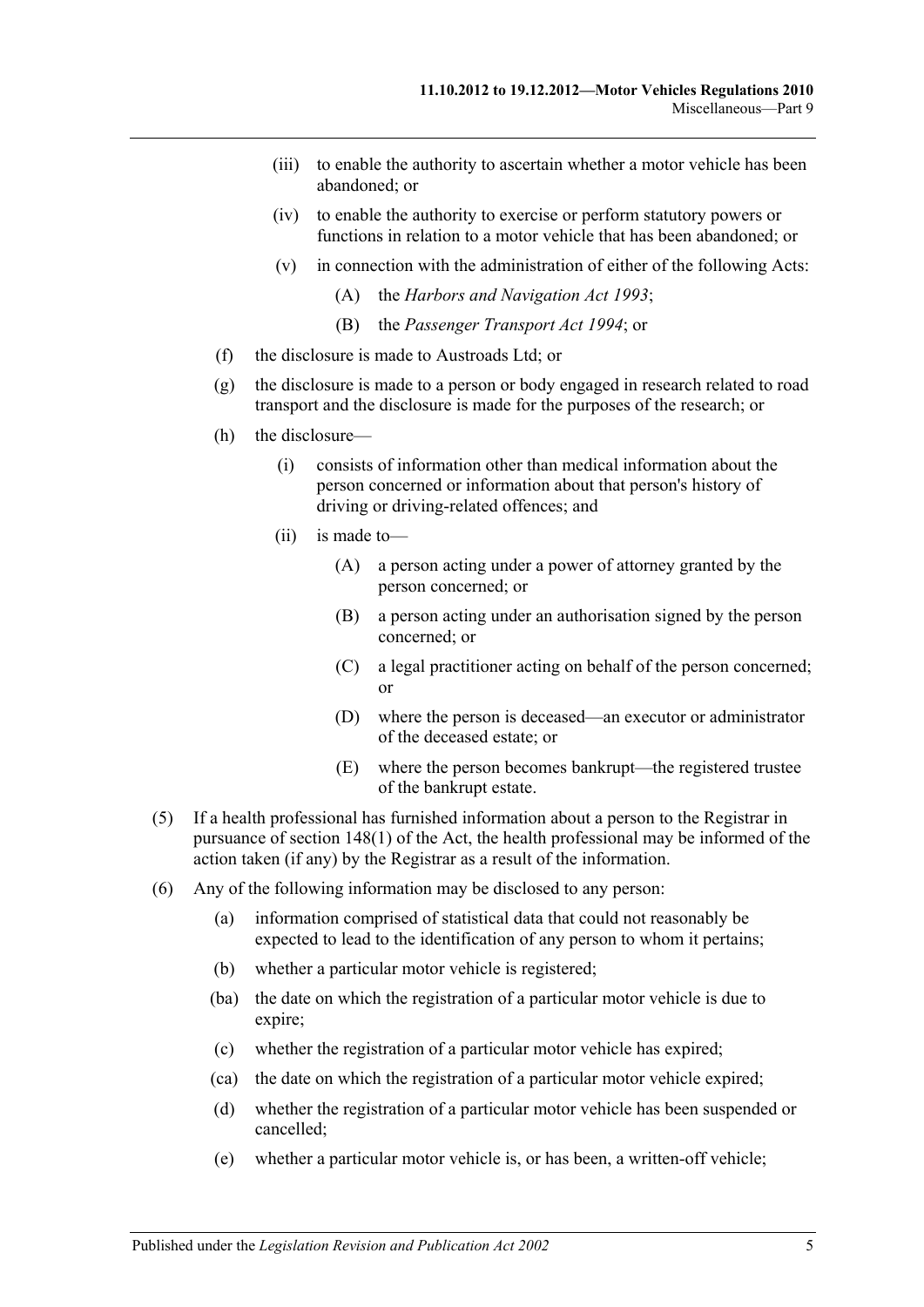- (iii) to enable the authority to ascertain whether a motor vehicle has been abandoned; or
- (iv) to enable the authority to exercise or perform statutory powers or functions in relation to a motor vehicle that has been abandoned; or
- (v) in connection with the administration of either of the following Acts:
  - (A) the *Harbors and Navigation Act 1993*;
  - (B) the *Passenger Transport Act 1994*; or

(f) the disclosure is made to Austroads Ltd; or

(g) the disclosure is made to a person or body engaged in research related to road transport and the disclosure is made for the purposes of the research; or

(h) the disclosure—

- (i) consists of information other than medical information about the person concerned or information about that person's history of driving or driving-related offences; and
- (ii) is made to—
  - (A) a person acting under a power of attorney granted by the person concerned; or
  - (B) a person acting under an authorisation signed by the person concerned; or
  - (C) a legal practitioner acting on behalf of the person concerned; or
  - (D) where the person is deceased—an executor or administrator of the deceased estate; or
  - (E) where the person becomes bankrupt—the registered trustee of the bankrupt estate.

(5) If a health professional has furnished information about a person to the Registrar in pursuance of section 148(1) of the Act, the health professional may be informed of the action taken (if any) by the Registrar as a result of the information.

(6) Any of the following information may be disclosed to any person:

- (a) information comprised of statistical data that could not reasonably be expected to lead to the identification of any person to whom it pertains;
- (b) whether a particular motor vehicle is registered;
- (ba) the date on which the registration of a particular motor vehicle is due to expire;
- (c) whether the registration of a particular motor vehicle has expired;
- (ca) the date on which the registration of a particular motor vehicle expired;
- (d) whether the registration of a particular motor vehicle has been suspended or cancelled;
- (e) whether a particular motor vehicle is, or has been, a written-off vehicle;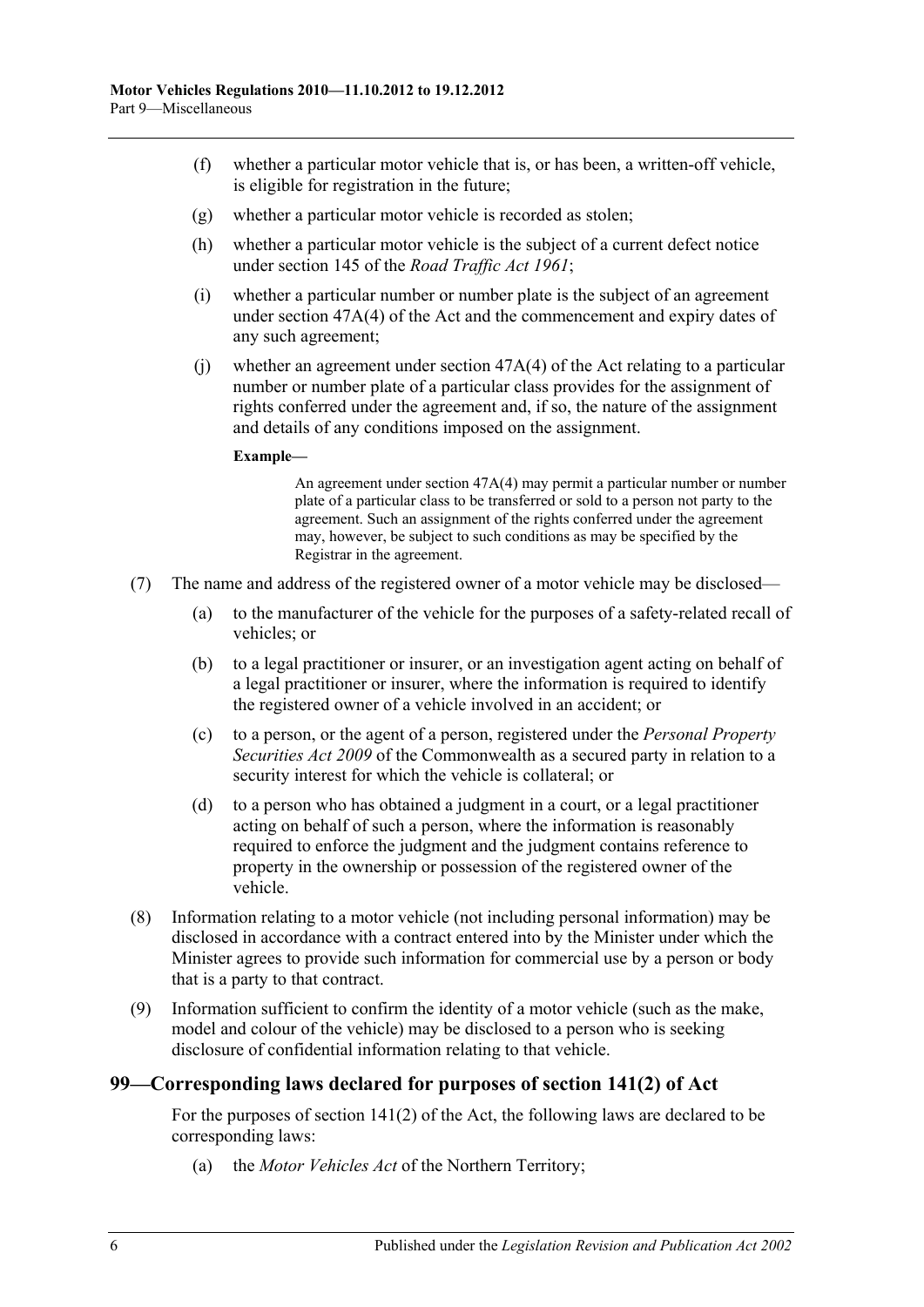(f) whether a particular motor vehicle that is, or has been, a written-off vehicle, is eligible for registration in the future;

(g) whether a particular motor vehicle is recorded as stolen;

(h) whether a particular motor vehicle is the subject of a current defect notice under section 145 of the *Road Traffic Act 1961*;

(i) whether a particular number or number plate is the subject of an agreement under section 47A(4) of the Act and the commencement and expiry dates of any such agreement;

(j) whether an agreement under section 47A(4) of the Act relating to a particular number or number plate of a particular class provides for the assignment of rights conferred under the agreement and, if so, the nature of the assignment and details of any conditions imposed on the assignment.

**Example—**

An agreement under section 47A(4) may permit a particular number or number plate of a particular class to be transferred or sold to a person not party to the agreement. Such an assignment of the rights conferred under the agreement may, however, be subject to such conditions as may be specified by the Registrar in the agreement.

(7) The name and address of the registered owner of a motor vehicle may be disclosed—

(a) to the manufacturer of the vehicle for the purposes of a safety-related recall of vehicles; or

(b) to a legal practitioner or insurer, or an investigation agent acting on behalf of a legal practitioner or insurer, where the information is required to identify the registered owner of a vehicle involved in an accident; or

(c) to a person, or the agent of a person, registered under the *Personal Property Securities Act 2009* of the Commonwealth as a secured party in relation to a security interest for which the vehicle is collateral; or

(d) to a person who has obtained a judgment in a court, or a legal practitioner acting on behalf of such a person, where the information is reasonably required to enforce the judgment and the judgment contains reference to property in the ownership or possession of the registered owner of the vehicle.

(8) Information relating to a motor vehicle (not including personal information) may be disclosed in accordance with a contract entered into by the Minister under which the Minister agrees to provide such information for commercial use by a person or body that is a party to that contract.

(9) Information sufficient to confirm the identity of a motor vehicle (such as the make, model and colour of the vehicle) may be disclosed to a person who is seeking disclosure of confidential information relating to that vehicle.

## 99—Corresponding laws declared for purposes of section 141(2) of Act

For the purposes of section 141(2) of the Act, the following laws are declared to be corresponding laws:

(a) the *Motor Vehicles Act* of the Northern Territory;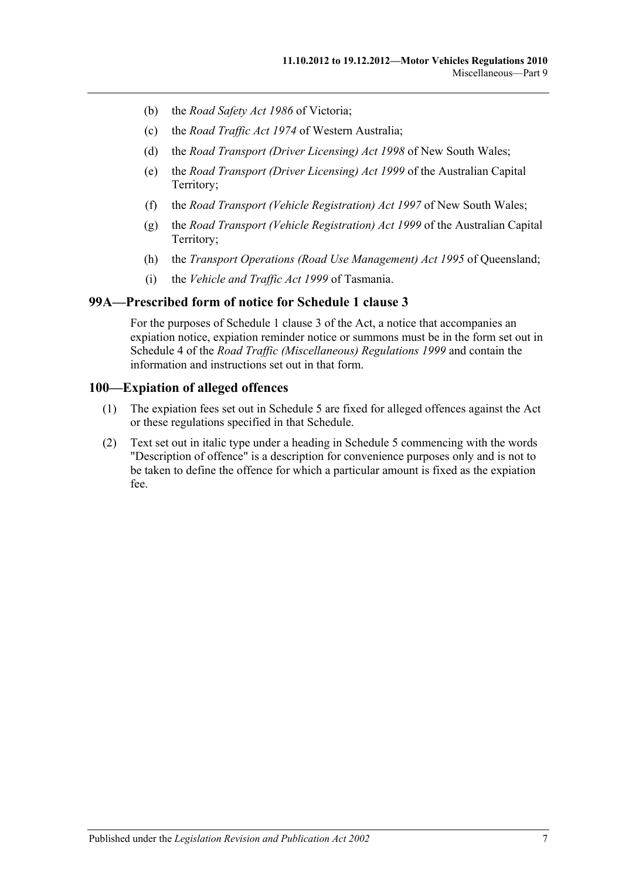(b) the *Road Safety Act 1986* of Victoria;

(c) the *Road Traffic Act 1974* of Western Australia;

(d) the *Road Transport (Driver Licensing) Act 1998* of New South Wales;

(e) the *Road Transport (Driver Licensing) Act 1999* of the Australian Capital Territory;

(f) the *Road Transport (Vehicle Registration) Act 1997* of New South Wales;

(g) the *Road Transport (Vehicle Registration) Act 1999* of the Australian Capital Territory;

(h) the *Transport Operations (Road Use Management) Act 1995* of Queensland;

(i) the *Vehicle and Traffic Act 1999* of Tasmania.

## 99A—Prescribed form of notice for Schedule 1 clause 3

For the purposes of Schedule 1 clause 3 of the Act, a notice that accompanies an expiation notice, expiation reminder notice or summons must be in the form set out in Schedule 4 of the *Road Traffic (Miscellaneous) Regulations 1999* and contain the information and instructions set out in that form.

## 100—Expiation of alleged offences

(1) The expiation fees set out in Schedule 5 are fixed for alleged offences against the Act or these regulations specified in that Schedule.

(2) Text set out in italic type under a heading in Schedule 5 commencing with the words "Description of offence" is a description for convenience purposes only and is not to be taken to define the offence for which a particular amount is fixed as the expiation fee.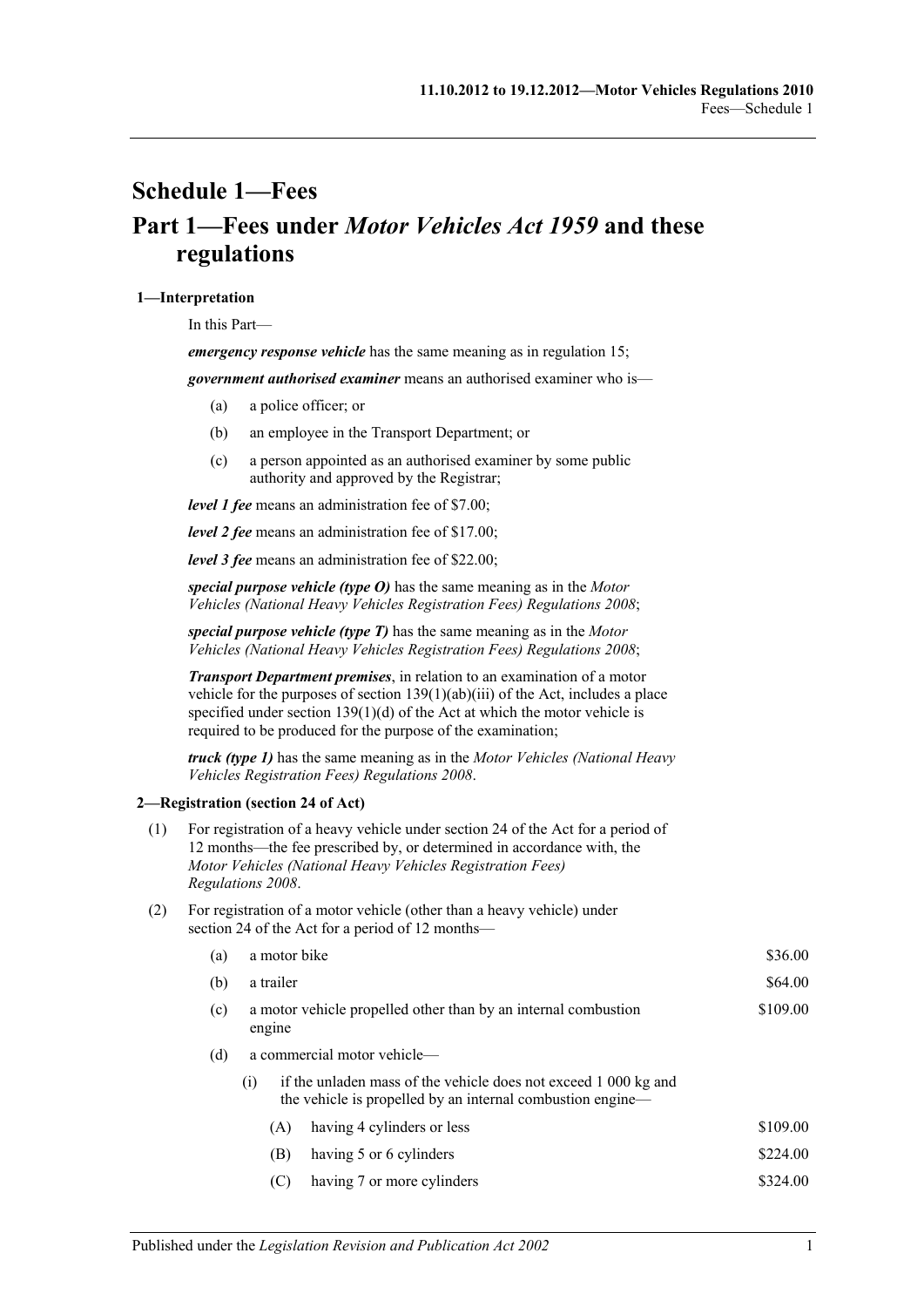# Schedule 1—Fees

## Part 1—Fees under *Motor Vehicles Act 1959* and these regulations

### 1—Interpretation

In this Part—

***emergency response vehicle*** has the same meaning as in regulation 15;

***government authorised examiner*** means an authorised examiner who is—

(a) a police officer; or

(b) an employee in the Transport Department; or

(c) a person appointed as an authorised examiner by some public authority and approved by the Registrar;

***level 1 fee*** means an administration fee of $7.00;

***level 2 fee*** means an administration fee of $17.00;

***level 3 fee*** means an administration fee of $22.00;

***special purpose vehicle (type O)*** has the same meaning as in the *Motor Vehicles (National Heavy Vehicles Registration Fees) Regulations 2008*;

***special purpose vehicle (type T)*** has the same meaning as in the *Motor Vehicles (National Heavy Vehicles Registration Fees) Regulations 2008*;

***Transport Department premises***, in relation to an examination of a motor vehicle for the purposes of section 139(1)(ab)(iii) of the Act, includes a place specified under section 139(1)(d) of the Act at which the motor vehicle is required to be produced for the purpose of the examination;

***truck (type 1)*** has the same meaning as in the *Motor Vehicles (National Heavy Vehicles Registration Fees) Regulations 2008*.

### 2—Registration (section 24 of Act)

(1) For registration of a heavy vehicle under section 24 of the Act for a period of 12 months—the fee prescribed by, or determined in accordance with, the *Motor Vehicles (National Heavy Vehicles Registration Fees) Regulations 2008*.

(2) For registration of a motor vehicle (other than a heavy vehicle) under section 24 of the Act for a period of 12 months—

| | | |
|---|---|---|
| (a) | a motor bike | $36.00 |
| (b) | a trailer | $64.00 |
| (c) | a motor vehicle propelled other than by an internal combustion engine | $109.00 |
| (d) | a commercial motor vehicle— | |
| | (i) if the unladen mass of the vehicle does not exceed 1 000 kg and the vehicle is propelled by an internal combustion engine— | |
| | (A) having 4 cylinders or less | $109.00 |
| | (B) having 5 or 6 cylinders | $224.00 |
| | (C) having 7 or more cylinders | $324.00 |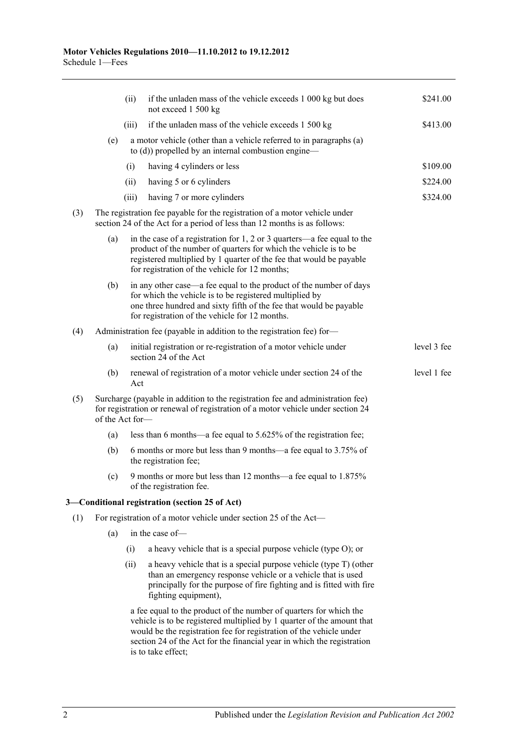(ii) if the unladen mass of the vehicle exceeds 1 000 kg but does not exceed 1 500 kg — $241.00

(iii) if the unladen mass of the vehicle exceeds 1 500 kg — $413.00

(e) a motor vehicle (other than a vehicle referred to in paragraphs (a) to (d)) propelled by an internal combustion engine—

(i) having 4 cylinders or less — $109.00

(ii) having 5 or 6 cylinders — $224.00

(iii) having 7 or more cylinders — $324.00

(3) The registration fee payable for the registration of a motor vehicle under section 24 of the Act for a period of less than 12 months is as follows:

(a) in the case of a registration for 1, 2 or 3 quarters—a fee equal to the product of the number of quarters for which the vehicle is to be registered multiplied by 1 quarter of the fee that would be payable for registration of the vehicle for 12 months;

(b) in any other case—a fee equal to the product of the number of days for which the vehicle is to be registered multiplied by one three hundred and sixty fifth of the fee that would be payable for registration of the vehicle for 12 months.

(4) Administration fee (payable in addition to the registration fee) for—

(a) initial registration or re-registration of a motor vehicle under section 24 of the Act — level 3 fee

(b) renewal of registration of a motor vehicle under section 24 of the Act — level 1 fee

(5) Surcharge (payable in addition to the registration fee and administration fee) for registration or renewal of registration of a motor vehicle under section 24 of the Act for—

(a) less than 6 months—a fee equal to 5.625% of the registration fee;

(b) 6 months or more but less than 9 months—a fee equal to 3.75% of the registration fee;

(c) 9 months or more but less than 12 months—a fee equal to 1.875% of the registration fee.

### 3—Conditional registration (section 25 of Act)

(1) For registration of a motor vehicle under section 25 of the Act—

(a) in the case of—

(i) a heavy vehicle that is a special purpose vehicle (type O); or

(ii) a heavy vehicle that is a special purpose vehicle (type T) (other than an emergency response vehicle or a vehicle that is used principally for the purpose of fire fighting and is fitted with fire fighting equipment),

a fee equal to the product of the number of quarters for which the vehicle is to be registered multiplied by 1 quarter of the amount that would be the registration fee for registration of the vehicle under section 24 of the Act for the financial year in which the registration is to take effect;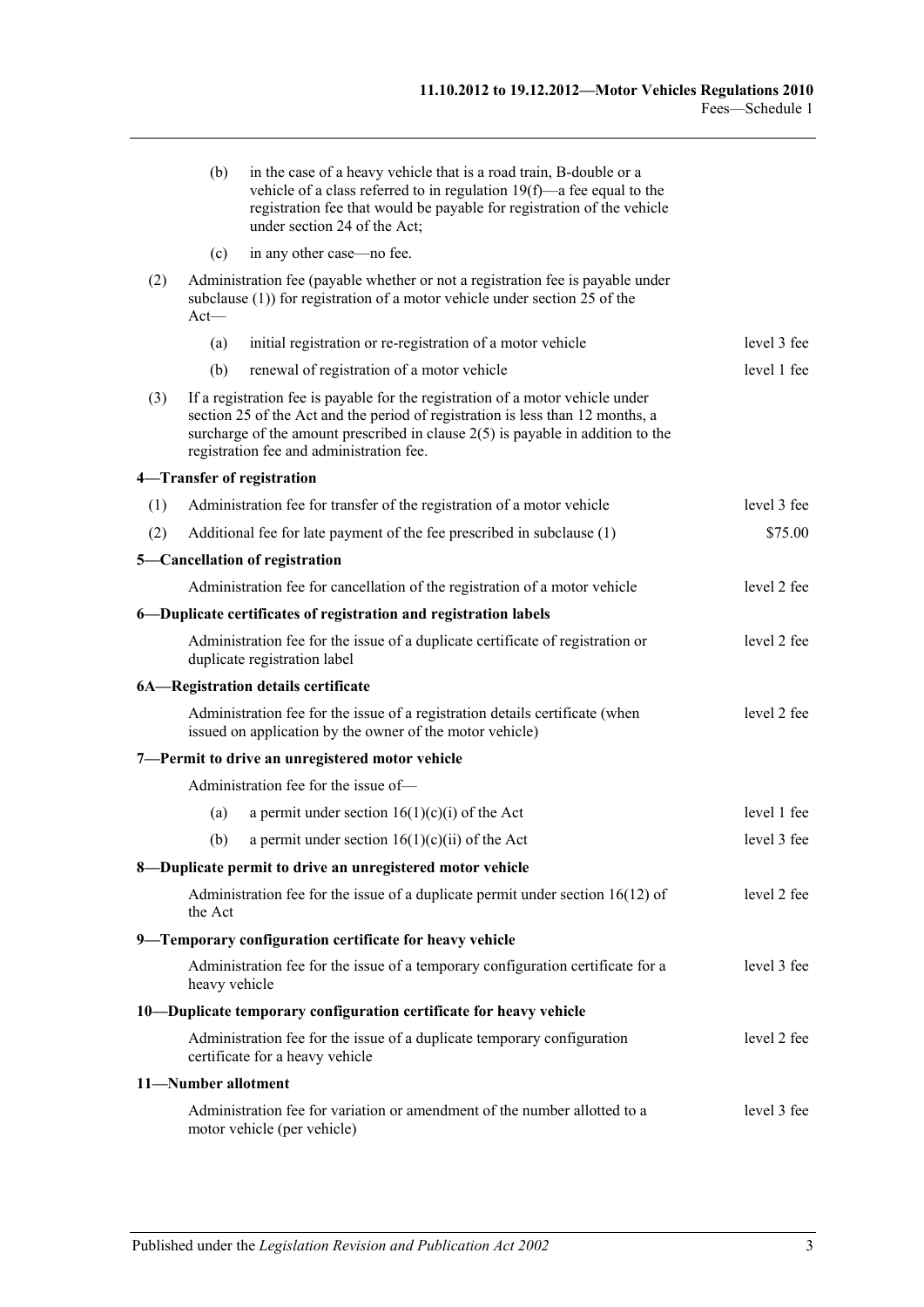(b) in the case of a heavy vehicle that is a road train, B-double or a vehicle of a class referred to in regulation 19(f)—a fee equal to the registration fee that would be payable for registration of the vehicle under section 24 of the Act;

(c) in any other case—no fee.

(2) Administration fee (payable whether or not a registration fee is payable under subclause (1)) for registration of a motor vehicle under section 25 of the Act—

| | |
|---|---|
| (a) initial registration or re-registration of a motor vehicle | level 3 fee |
| (b) renewal of registration of a motor vehicle | level 1 fee |

(3) If a registration fee is payable for the registration of a motor vehicle under section 25 of the Act and the period of registration is less than 12 months, a surcharge of the amount prescribed in clause 2(5) is payable in addition to the registration fee and administration fee.

**4—Transfer of registration**

| | |
|---|---|
| (1) Administration fee for transfer of the registration of a motor vehicle | level 3 fee |
| (2) Additional fee for late payment of the fee prescribed in subclause (1) | \$75.00 |

**5—Cancellation of registration**

| | |
|---|---|
| Administration fee for cancellation of the registration of a motor vehicle | level 2 fee |

**6—Duplicate certificates of registration and registration labels**

| | |
|---|---|
| Administration fee for the issue of a duplicate certificate of registration or duplicate registration label | level 2 fee |

**6A—Registration details certificate**

| | |
|---|---|
| Administration fee for the issue of a registration details certificate (when issued on application by the owner of the motor vehicle) | level 2 fee |

**7—Permit to drive an unregistered motor vehicle**

Administration fee for the issue of—

| | |
|---|---|
| (a) a permit under section 16(1)(c)(i) of the Act | level 1 fee |
| (b) a permit under section 16(1)(c)(ii) of the Act | level 3 fee |

**8—Duplicate permit to drive an unregistered motor vehicle**

| | |
|---|---|
| Administration fee for the issue of a duplicate permit under section 16(12) of the Act | level 2 fee |

**9—Temporary configuration certificate for heavy vehicle**

| | |
|---|---|
| Administration fee for the issue of a temporary configuration certificate for a heavy vehicle | level 3 fee |

**10—Duplicate temporary configuration certificate for heavy vehicle**

| | |
|---|---|
| Administration fee for the issue of a duplicate temporary configuration certificate for a heavy vehicle | level 2 fee |

**11—Number allotment**

| | |
|---|---|
| Administration fee for variation or amendment of the number allotted to a motor vehicle (per vehicle) | level 3 fee |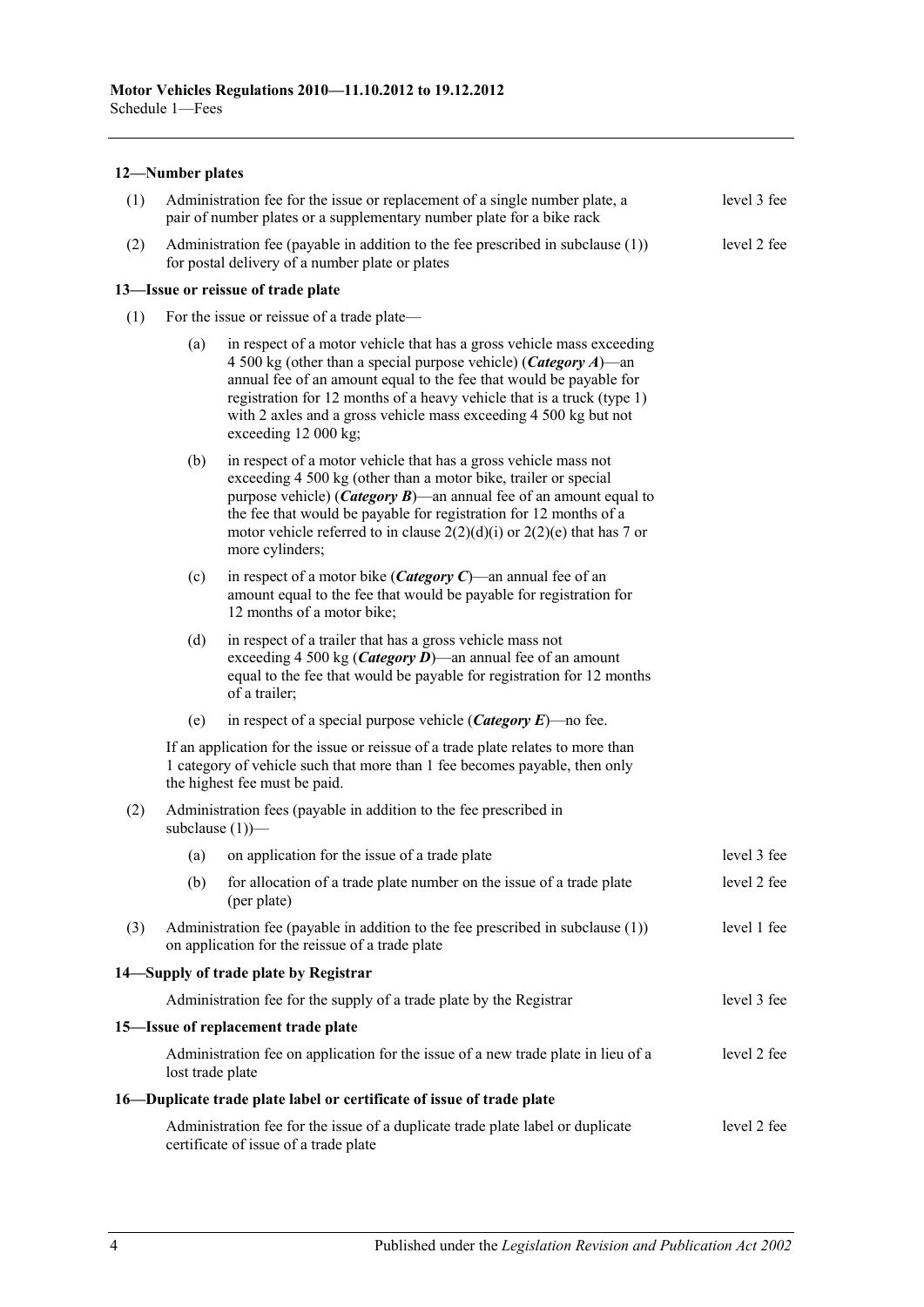#### 12—Number plates

| | | |
|---|---|---|
| (1) | Administration fee for the issue or replacement of a single number plate, a pair of number plates or a supplementary number plate for a bike rack | level 3 fee |
| (2) | Administration fee (payable in addition to the fee prescribed in subclause (1)) for postal delivery of a number plate or plates | level 2 fee |

#### 13—Issue or reissue of trade plate

(1) For the issue or reissue of a trade plate—

(a) in respect of a motor vehicle that has a gross vehicle mass exceeding 4 500 kg (other than a special purpose vehicle) (***Category A***)—an annual fee of an amount equal to the fee that would be payable for registration for 12 months of a heavy vehicle that is a truck (type 1) with 2 axles and a gross vehicle mass exceeding 4 500 kg but not exceeding 12 000 kg;

(b) in respect of a motor vehicle that has a gross vehicle mass not exceeding 4 500 kg (other than a motor bike, trailer or special purpose vehicle) (***Category B***)—an annual fee of an amount equal to the fee that would be payable for registration for 12 months of a motor vehicle referred to in clause 2(2)(d)(i) or 2(2)(e) that has 7 or more cylinders;

(c) in respect of a motor bike (***Category C***)—an annual fee of an amount equal to the fee that would be payable for registration for 12 months of a motor bike;

(d) in respect of a trailer that has a gross vehicle mass not exceeding 4 500 kg (***Category D***)—an annual fee of an amount equal to the fee that would be payable for registration for 12 months of a trailer;

(e) in respect of a special purpose vehicle (***Category E***)—no fee.

If an application for the issue or reissue of a trade plate relates to more than 1 category of vehicle such that more than 1 fee becomes payable, then only the highest fee must be paid.

(2) Administration fees (payable in addition to the fee prescribed in subclause (1))—

| | | |
|---|---|---|
| (a) | on application for the issue of a trade plate | level 3 fee |
| (b) | for allocation of a trade plate number on the issue of a trade plate (per plate) | level 2 fee |

| | | |
|---|---|---|
| (3) | Administration fee (payable in addition to the fee prescribed in subclause (1)) on application for the reissue of a trade plate | level 1 fee |

#### 14—Supply of trade plate by Registrar

| | |
|---|---|
| Administration fee for the supply of a trade plate by the Registrar | level 3 fee |

#### 15—Issue of replacement trade plate

| | |
|---|---|
| Administration fee on application for the issue of a new trade plate in lieu of a lost trade plate | level 2 fee |

#### 16—Duplicate trade plate label or certificate of issue of trade plate

| | |
|---|---|
| Administration fee for the issue of a duplicate trade plate label or duplicate certificate of issue of a trade plate | level 2 fee |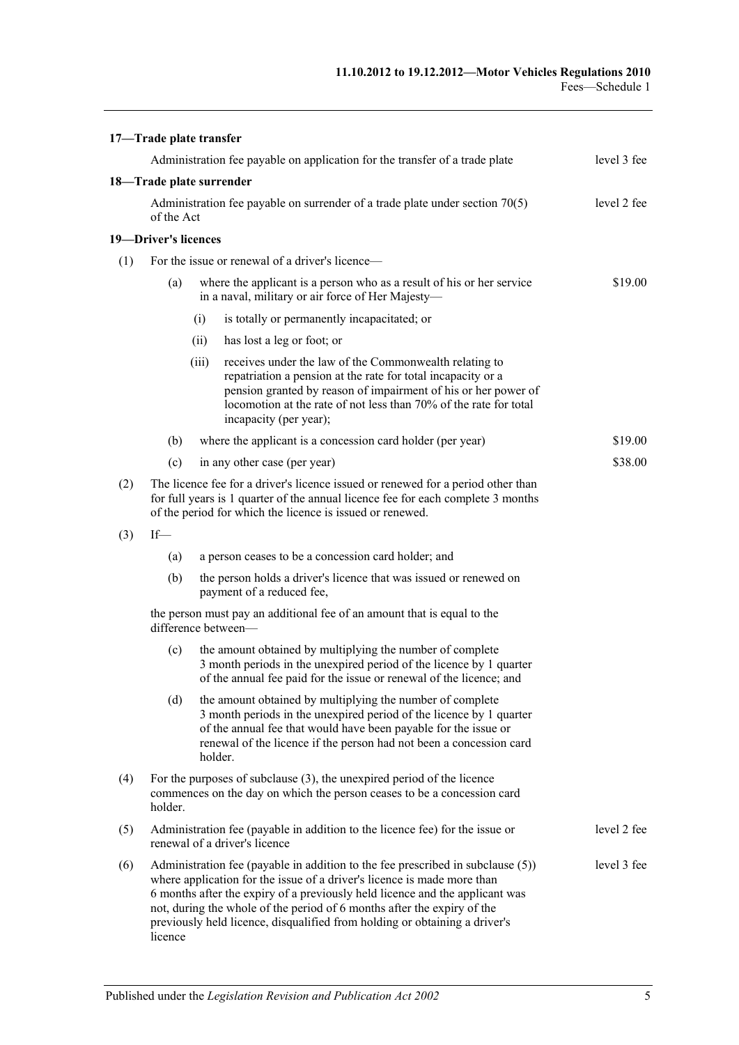**17—Trade plate transfer**

Administration fee payable on application for the transfer of a trade plate — level 3 fee

**18—Trade plate surrender**

Administration fee payable on surrender of a trade plate under section 70(5) of the Act — level 2 fee

**19—Driver's licences**

(1) For the issue or renewal of a driver's licence—

(a) where the applicant is a person who as a result of his or her service in a naval, military or air force of Her Majesty— — \$19.00

(i) is totally or permanently incapacitated; or

(ii) has lost a leg or foot; or

(iii) receives under the law of the Commonwealth relating to repatriation a pension at the rate for total incapacity or a pension granted by reason of impairment of his or her power of locomotion at the rate of not less than 70% of the rate for total incapacity (per year);

(b) where the applicant is a concession card holder (per year) — \$19.00

(c) in any other case (per year) — \$38.00

(2) The licence fee for a driver's licence issued or renewed for a period other than for full years is 1 quarter of the annual licence fee for each complete 3 months of the period for which the licence is issued or renewed.

(3) If—

(a) a person ceases to be a concession card holder; and

(b) the person holds a driver's licence that was issued or renewed on payment of a reduced fee,

the person must pay an additional fee of an amount that is equal to the difference between—

(c) the amount obtained by multiplying the number of complete 3 month periods in the unexpired period of the licence by 1 quarter of the annual fee paid for the issue or renewal of the licence; and

(d) the amount obtained by multiplying the number of complete 3 month periods in the unexpired period of the licence by 1 quarter of the annual fee that would have been payable for the issue or renewal of the licence if the person had not been a concession card holder.

(4) For the purposes of subclause (3), the unexpired period of the licence commences on the day on which the person ceases to be a concession card holder.

(5) Administration fee (payable in addition to the licence fee) for the issue or renewal of a driver's licence — level 2 fee

(6) Administration fee (payable in addition to the fee prescribed in subclause (5)) where application for the issue of a driver's licence is made more than 6 months after the expiry of a previously held licence and the applicant was not, during the whole of the period of 6 months after the expiry of the previously held licence, disqualified from holding or obtaining a driver's licence — level 3 fee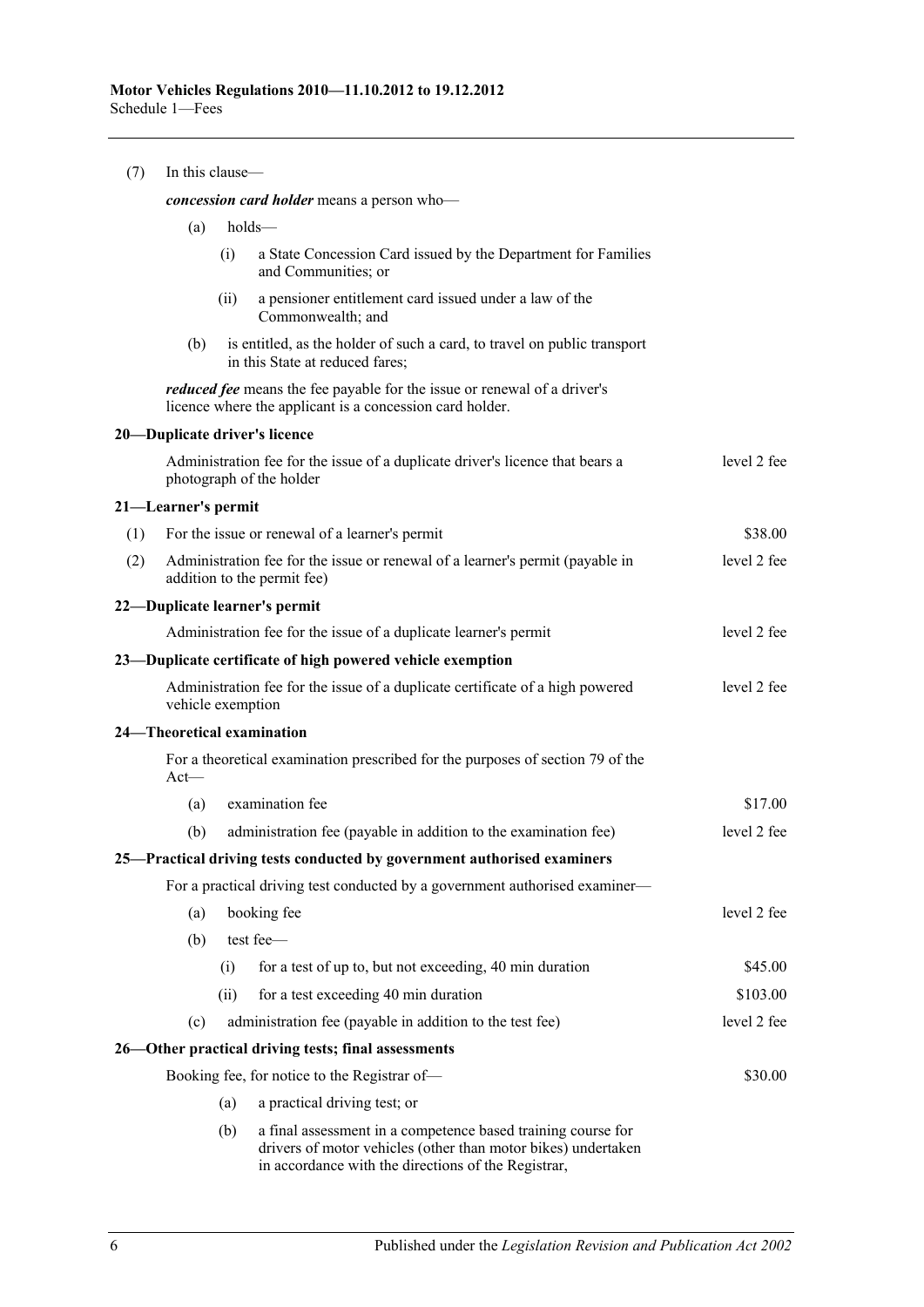(7) In this clause—

***concession card holder*** means a person who—

(a) holds—

(i) a State Concession Card issued by the Department for Families and Communities; or

(ii) a pensioner entitlement card issued under a law of the Commonwealth; and

(b) is entitled, as the holder of such a card, to travel on public transport in this State at reduced fares;

***reduced fee*** means the fee payable for the issue or renewal of a driver's licence where the applicant is a concession card holder.

**20—Duplicate driver's licence**

| | |
|---|---|
| Administration fee for the issue of a duplicate driver's licence that bears a photograph of the holder | level 2 fee |

**21—Learner's permit**

| | | |
|---|---|---|
| (1) | For the issue or renewal of a learner's permit | $38.00 |
| (2) | Administration fee for the issue or renewal of a learner's permit (payable in addition to the permit fee) | level 2 fee |

**22—Duplicate learner's permit**

| | |
|---|---|
| Administration fee for the issue of a duplicate learner's permit | level 2 fee |

**23—Duplicate certificate of high powered vehicle exemption**

| | |
|---|---|
| Administration fee for the issue of a duplicate certificate of a high powered vehicle exemption | level 2 fee |

**24—Theoretical examination**

For a theoretical examination prescribed for the purposes of section 79 of the Act—

| | | |
|---|---|---|
| (a) | examination fee | $17.00 |
| (b) | administration fee (payable in addition to the examination fee) | level 2 fee |

**25—Practical driving tests conducted by government authorised examiners**

For a practical driving test conducted by a government authorised examiner—

| | | | |
|---|---|---|---|
| (a) | booking fee | | level 2 fee |
| (b) | test fee— | | |
| | (i) | for a test of up to, but not exceeding, 40 min duration | $45.00 |
| | (ii) | for a test exceeding 40 min duration | $103.00 |
| (c) | administration fee (payable in addition to the test fee) | | level 2 fee |

**26—Other practical driving tests; final assessments**

Booking fee, for notice to the Registrar of— $30.00

(a) a practical driving test; or

(b) a final assessment in a competence based training course for drivers of motor vehicles (other than motor bikes) undertaken in accordance with the directions of the Registrar,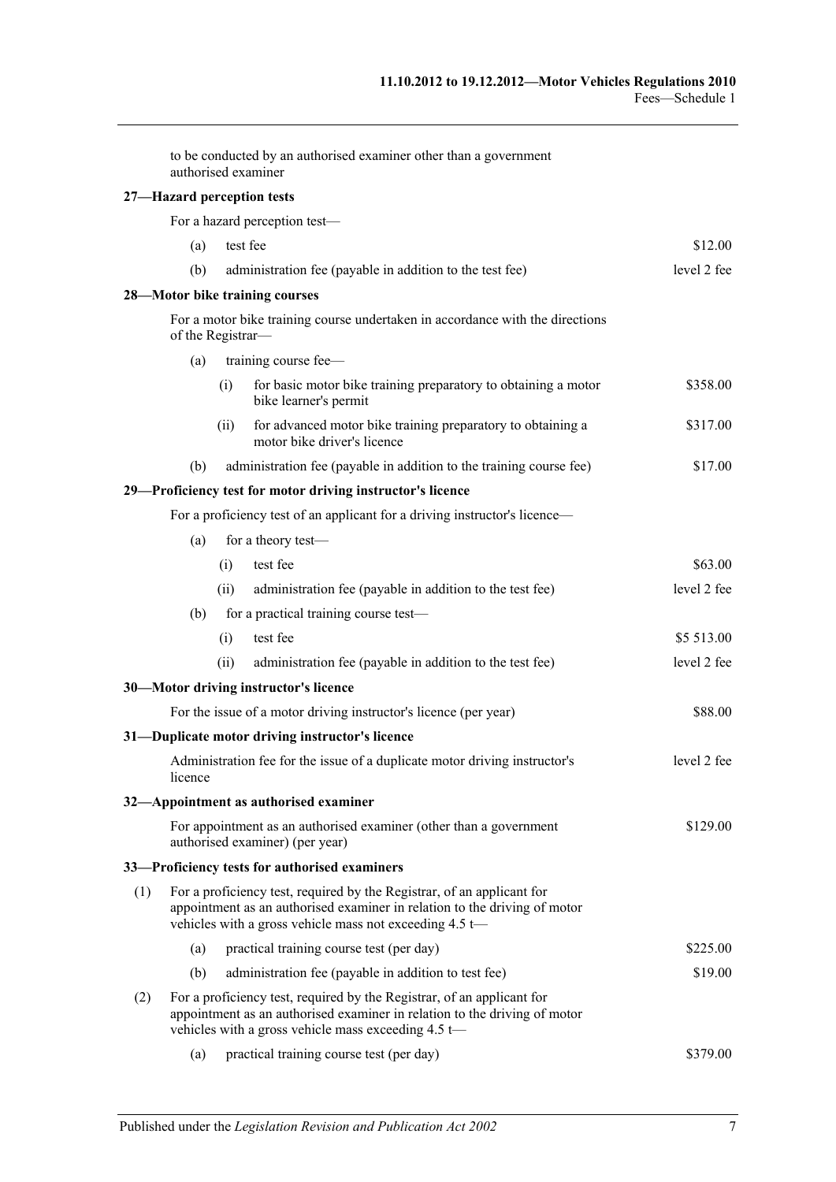to be conducted by an authorised examiner other than a government authorised examiner

**27—Hazard perception tests**

For a hazard perception test—

| | | |
|---|---|---|
| (a) | test fee | $12.00 |
| (b) | administration fee (payable in addition to the test fee) | level 2 fee |

**28—Motor bike training courses**

For a motor bike training course undertaken in accordance with the directions of the Registrar—

| | | | |
|---|---|---|---|
| (a) | training course fee— | | |
| | (i) | for basic motor bike training preparatory to obtaining a motor bike learner's permit | $358.00 |
| | (ii) | for advanced motor bike training preparatory to obtaining a motor bike driver's licence | $317.00 |
| (b) | administration fee (payable in addition to the training course fee) | | $17.00 |

**29—Proficiency test for motor driving instructor's licence**

For a proficiency test of an applicant for a driving instructor's licence—

| | | | |
|---|---|---|---|
| (a) | for a theory test— | | |
| | (i) | test fee | $63.00 |
| | (ii) | administration fee (payable in addition to the test fee) | level 2 fee |
| (b) | for a practical training course test— | | |
| | (i) | test fee | $5 513.00 |
| | (ii) | administration fee (payable in addition to the test fee) | level 2 fee |

**30—Motor driving instructor's licence**

| | |
|---|---|
| For the issue of a motor driving instructor's licence (per year) | $88.00 |

**31—Duplicate motor driving instructor's licence**

| | |
|---|---|
| Administration fee for the issue of a duplicate motor driving instructor's licence | level 2 fee |

**32—Appointment as authorised examiner**

| | |
|---|---|
| For appointment as an authorised examiner (other than a government authorised examiner) (per year) | $129.00 |

**33—Proficiency tests for authorised examiners**

(1) For a proficiency test, required by the Registrar, of an applicant for appointment as an authorised examiner in relation to the driving of motor vehicles with a gross vehicle mass not exceeding 4.5 t—

| | | |
|---|---|---|
| (a) | practical training course test (per day) | $225.00 |
| (b) | administration fee (payable in addition to test fee) | $19.00 |

(2) For a proficiency test, required by the Registrar, of an applicant for appointment as an authorised examiner in relation to the driving of motor vehicles with a gross vehicle mass exceeding 4.5 t—

| | | |
|---|---|---|
| (a) | practical training course test (per day) | $379.00 |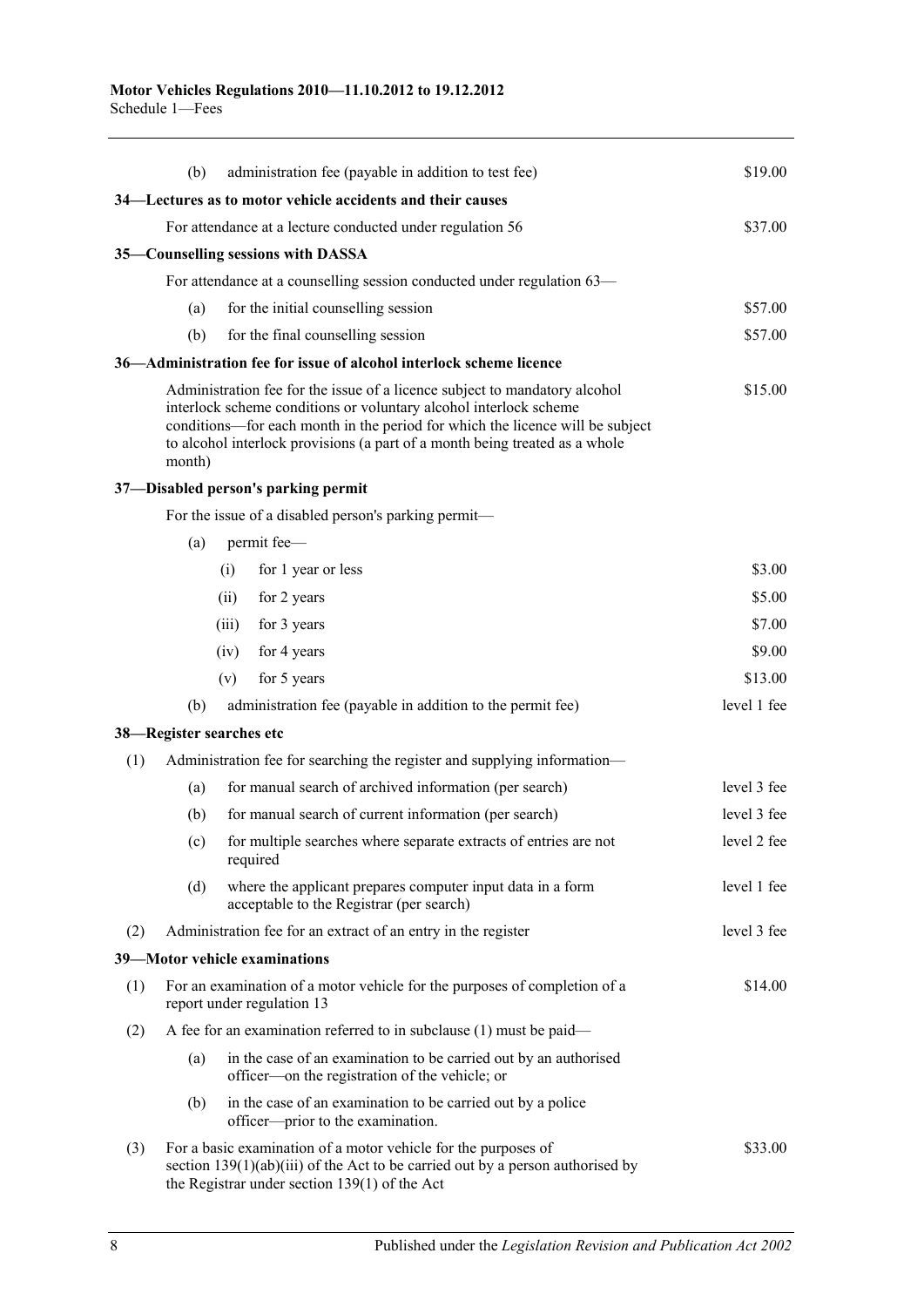| | | |
|---|---|---|
| (b) | administration fee (payable in addition to test fee) | \$19.00 |

**34—Lectures as to motor vehicle accidents and their causes**

| | |
|---|---|
| For attendance at a lecture conducted under regulation 56 | \$37.00 |

**35—Counselling sessions with DASSA**

For attendance at a counselling session conducted under regulation 63—

| | | |
|---|---|---|
| (a) | for the initial counselling session | \$57.00 |
| (b) | for the final counselling session | \$57.00 |

**36—Administration fee for issue of alcohol interlock scheme licence**

| | |
|---|---|
| Administration fee for the issue of a licence subject to mandatory alcohol interlock scheme conditions or voluntary alcohol interlock scheme conditions—for each month in the period for which the licence will be subject to alcohol interlock provisions (a part of a month being treated as a whole month) | \$15.00 |

**37—Disabled person's parking permit**

For the issue of a disabled person's parking permit—

(a) permit fee—

| | | |
|---|---|---|
| (i) | for 1 year or less | \$3.00 |
| (ii) | for 2 years | \$5.00 |
| (iii) | for 3 years | \$7.00 |
| (iv) | for 4 years | \$9.00 |
| (v) | for 5 years | \$13.00 |

| | | |
|---|---|---|
| (b) | administration fee (payable in addition to the permit fee) | level 1 fee |

**38—Register searches etc**

(1) Administration fee for searching the register and supplying information—

| | | |
|---|---|---|
| (a) | for manual search of archived information (per search) | level 3 fee |
| (b) | for manual search of current information (per search) | level 3 fee |
| (c) | for multiple searches where separate extracts of entries are not required | level 2 fee |
| (d) | where the applicant prepares computer input data in a form acceptable to the Registrar (per search) | level 1 fee |

| | | |
|---|---|---|
| (2) | Administration fee for an extract of an entry in the register | level 3 fee |

**39—Motor vehicle examinations**

| | | |
|---|---|---|
| (1) | For an examination of a motor vehicle for the purposes of completion of a report under regulation 13 | \$14.00 |

(2) A fee for an examination referred to in subclause (1) must be paid—

(a) in the case of an examination to be carried out by an authorised officer—on the registration of the vehicle; or

(b) in the case of an examination to be carried out by a police officer—prior to the examination.

| | | |
|---|---|---|
| (3) | For a basic examination of a motor vehicle for the purposes of section 139(1)(ab)(iii) of the Act to be carried out by a person authorised by the Registrar under section 139(1) of the Act | \$33.00 |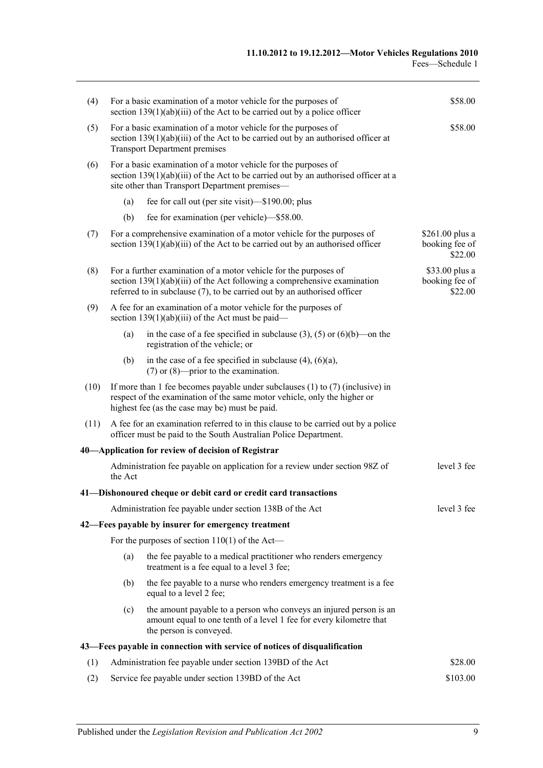(4) For a basic examination of a motor vehicle for the purposes of section 139(1)(ab)(iii) of the Act to be carried out by a police officer — $58.00

(5) For a basic examination of a motor vehicle for the purposes of section 139(1)(ab)(iii) of the Act to be carried out by an authorised officer at Transport Department premises — $58.00

(6) For a basic examination of a motor vehicle for the purposes of section 139(1)(ab)(iii) of the Act to be carried out by an authorised officer at a site other than Transport Department premises—

  (a) fee for call out (per site visit)—$190.00; plus

  (b) fee for examination (per vehicle)—$58.00.

(7) For a comprehensive examination of a motor vehicle for the purposes of section 139(1)(ab)(iii) of the Act to be carried out by an authorised officer — $261.00 plus a booking fee of $22.00

(8) For a further examination of a motor vehicle for the purposes of section 139(1)(ab)(iii) of the Act following a comprehensive examination referred to in subclause (7), to be carried out by an authorised officer — $33.00 plus a booking fee of $22.00

(9) A fee for an examination of a motor vehicle for the purposes of section 139(1)(ab)(iii) of the Act must be paid—

  (a) in the case of a fee specified in subclause (3), (5) or (6)(b)—on the registration of the vehicle; or

  (b) in the case of a fee specified in subclause (4), (6)(a), (7) or (8)—prior to the examination.

(10) If more than 1 fee becomes payable under subclauses (1) to (7) (inclusive) in respect of the examination of the same motor vehicle, only the higher or highest fee (as the case may be) must be paid.

(11) A fee for an examination referred to in this clause to be carried out by a police officer must be paid to the South Australian Police Department.

**40—Application for review of decision of Registrar**

Administration fee payable on application for a review under section 98Z of the Act — level 3 fee

**41—Dishonoured cheque or debit card or credit card transactions**

Administration fee payable under section 138B of the Act — level 3 fee

**42—Fees payable by insurer for emergency treatment**

For the purposes of section 110(1) of the Act—

  (a) the fee payable to a medical practitioner who renders emergency treatment is a fee equal to a level 3 fee;

  (b) the fee payable to a nurse who renders emergency treatment is a fee equal to a level 2 fee;

  (c) the amount payable to a person who conveys an injured person is an amount equal to one tenth of a level 1 fee for every kilometre that the person is conveyed.

**43—Fees payable in connection with service of notices of disqualification**

(1) Administration fee payable under section 139BD of the Act — $28.00

(2) Service fee payable under section 139BD of the Act — $103.00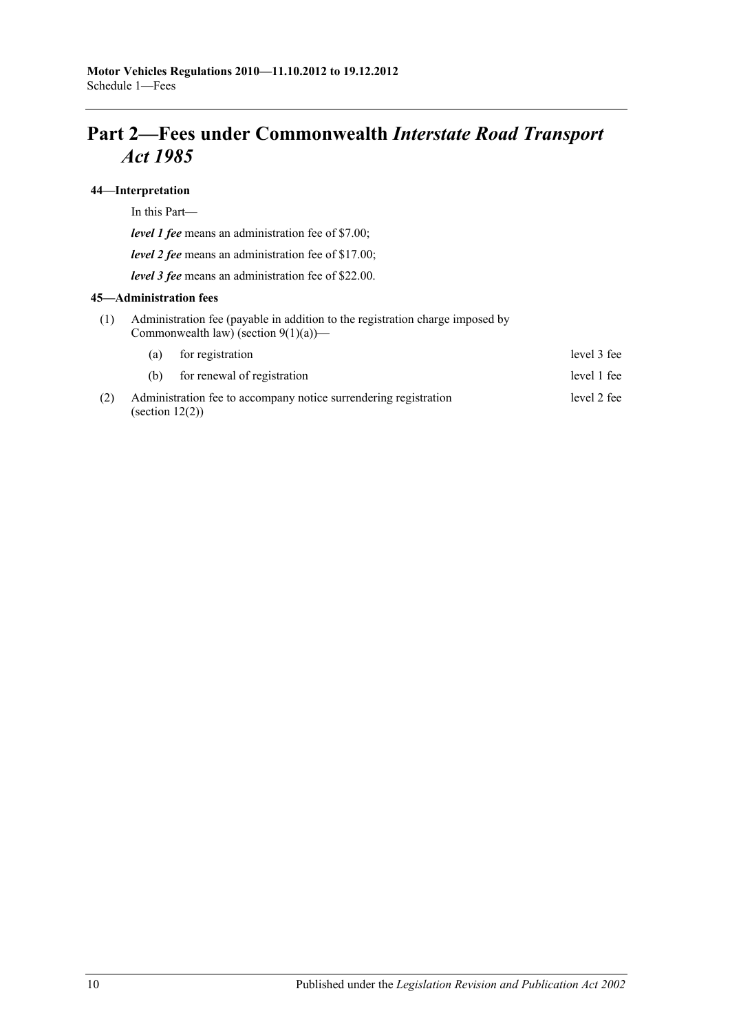# Part 2—Fees under Commonwealth *Interstate Road Transport Act 1985*

### 44—Interpretation

In this Part—

***level 1 fee*** means an administration fee of $7.00;

***level 2 fee*** means an administration fee of $17.00;

***level 3 fee*** means an administration fee of $22.00.

### 45—Administration fees

(1) Administration fee (payable in addition to the registration charge imposed by Commonwealth law) (section 9(1)(a))—

| | | |
|---|---|---|
| (a) | for registration | level 3 fee |
| (b) | for renewal of registration | level 1 fee |

(2) Administration fee to accompany notice surrendering registration (section 12(2)) — level 2 fee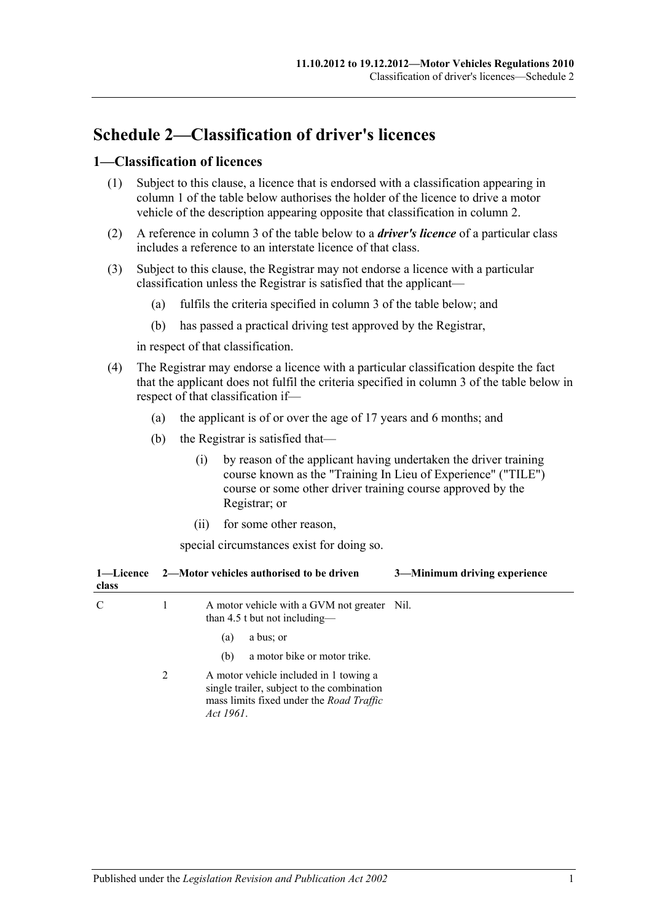# Schedule 2—Classification of driver's licences

## 1—Classification of licences

(1) Subject to this clause, a licence that is endorsed with a classification appearing in column 1 of the table below authorises the holder of the licence to drive a motor vehicle of the description appearing opposite that classification in column 2.

(2) A reference in column 3 of the table below to a ***driver's licence*** of a particular class includes a reference to an interstate licence of that class.

(3) Subject to this clause, the Registrar may not endorse a licence with a particular classification unless the Registrar is satisfied that the applicant—

- (a) fulfils the criteria specified in column 3 of the table below; and
- (b) has passed a practical driving test approved by the Registrar,

in respect of that classification.

(4) The Registrar may endorse a licence with a particular classification despite the fact that the applicant does not fulfil the criteria specified in column 3 of the table below in respect of that classification if—

- (a) the applicant is of or over the age of 17 years and 6 months; and
- (b) the Registrar is satisfied that—
  - (i) by reason of the applicant having undertaken the driver training course known as the "Training In Lieu of Experience" ("TILE") course or some other driver training course approved by the Registrar; or
  - (ii) for some other reason,

  special circumstances exist for doing so.

| 1—Licence class | | 2—Motor vehicles authorised to be driven | 3—Minimum driving experience |
|---|---|---|---|
| C | 1 | A motor vehicle with a GVM not greater than 4.5 t but not including—<br>(a) a bus; or<br>(b) a motor bike or motor trike. | Nil. |
| | 2 | A motor vehicle included in 1 towing a single trailer, subject to the combination mass limits fixed under the *Road Traffic Act 1961*. | |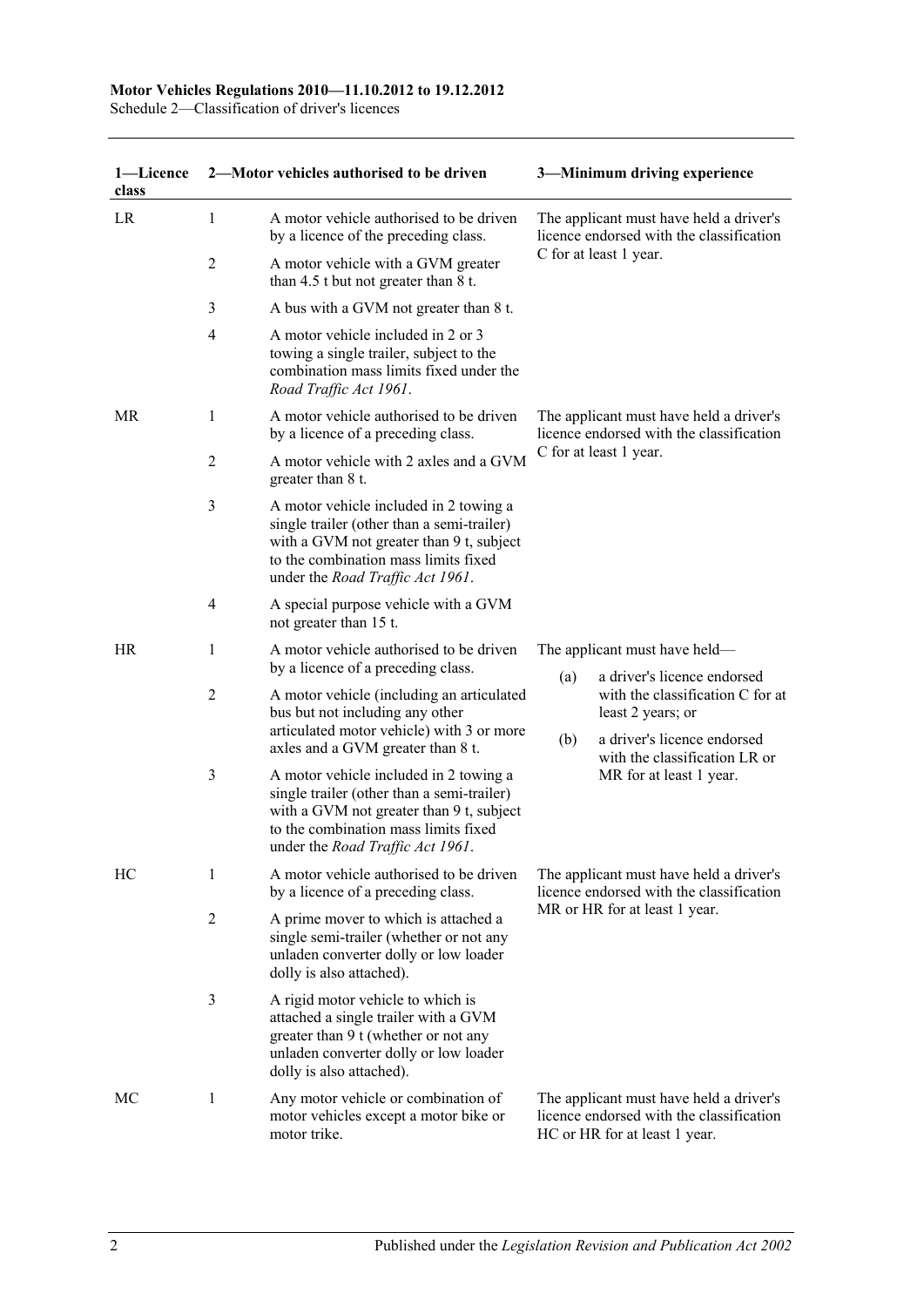| 1—Licence class | 2—Motor vehicles authorised to be driven | | 3—Minimum driving experience |
|---|---|---|---|
| LR | 1 | A motor vehicle authorised to be driven by a licence of the preceding class. | The applicant must have held a driver's licence endorsed with the classification C for at least 1 year. |
| | 2 | A motor vehicle with a GVM greater than 4.5 t but not greater than 8 t. | |
| | 3 | A bus with a GVM not greater than 8 t. | |
| | 4 | A motor vehicle included in 2 or 3 towing a single trailer, subject to the combination mass limits fixed under the *Road Traffic Act 1961*. | |
| MR | 1 | A motor vehicle authorised to be driven by a licence of a preceding class. | The applicant must have held a driver's licence endorsed with the classification C for at least 1 year. |
| | 2 | A motor vehicle with 2 axles and a GVM greater than 8 t. | |
| | 3 | A motor vehicle included in 2 towing a single trailer (other than a semi-trailer) with a GVM not greater than 9 t, subject to the combination mass limits fixed under the *Road Traffic Act 1961*. | |
| | 4 | A special purpose vehicle with a GVM not greater than 15 t. | |
| HR | 1 | A motor vehicle authorised to be driven by a licence of a preceding class. | The applicant must have held— (a) a driver's licence endorsed with the classification C for at least 2 years; or (b) a driver's licence endorsed with the classification LR or MR for at least 1 year. |
| | 2 | A motor vehicle (including an articulated bus but not including any other articulated motor vehicle) with 3 or more axles and a GVM greater than 8 t. | |
| | 3 | A motor vehicle included in 2 towing a single trailer (other than a semi-trailer) with a GVM not greater than 9 t, subject to the combination mass limits fixed under the *Road Traffic Act 1961*. | |
| HC | 1 | A motor vehicle authorised to be driven by a licence of a preceding class. | The applicant must have held a driver's licence endorsed with the classification MR or HR for at least 1 year. |
| | 2 | A prime mover to which is attached a single semi-trailer (whether or not any unladen converter dolly or low loader dolly is also attached). | |
| | 3 | A rigid motor vehicle to which is attached a single trailer with a GVM greater than 9 t (whether or not any unladen converter dolly or low loader dolly is also attached). | |
| MC | 1 | Any motor vehicle or combination of motor vehicles except a motor bike or motor trike. | The applicant must have held a driver's licence endorsed with the classification HC or HR for at least 1 year. |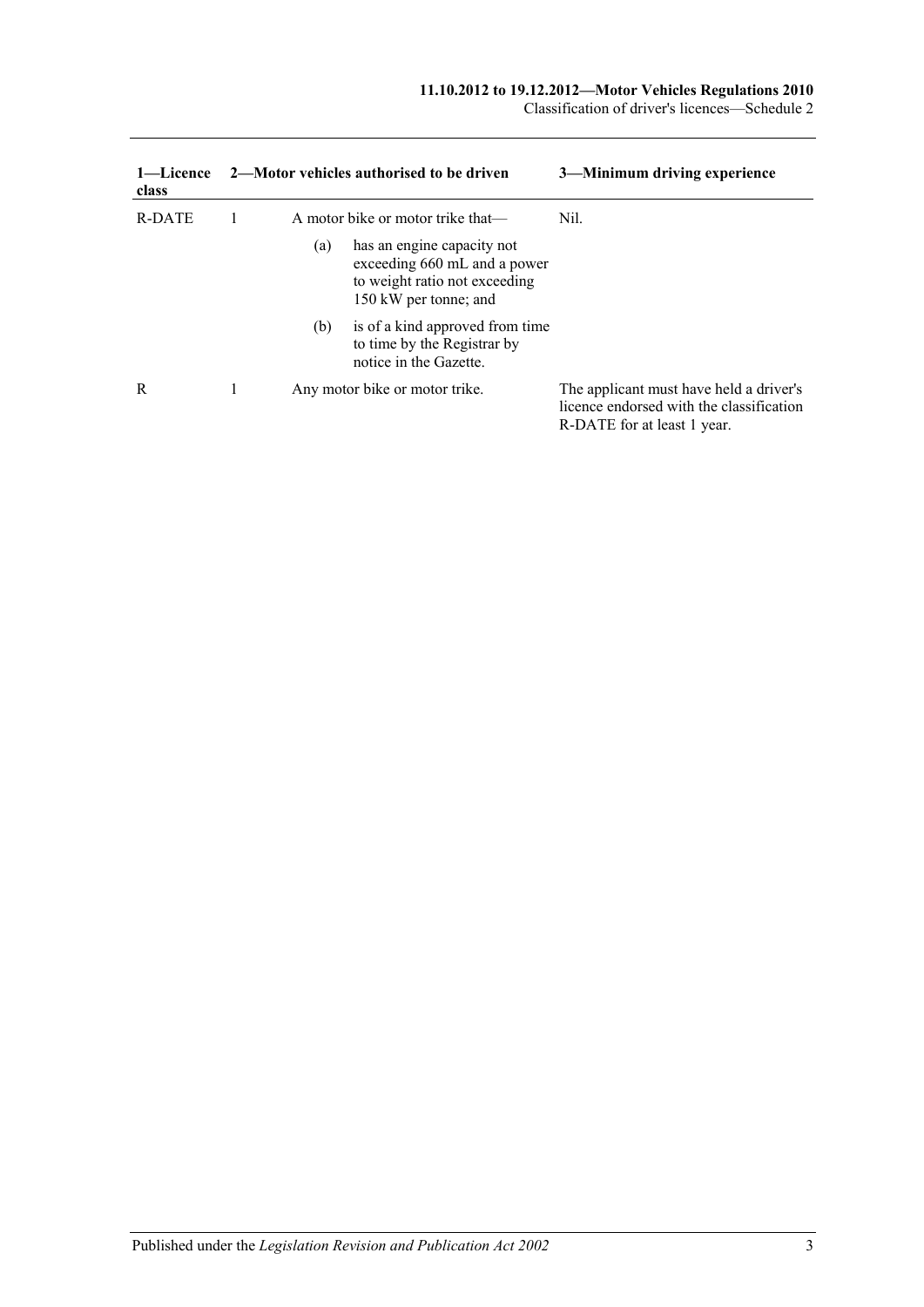| 1—Licence class | 2—Motor vehicles authorised to be driven | | | 3—Minimum driving experience |
|---|---|---|---|---|
| R-DATE | 1 | A motor bike or motor trike that— | | Nil. |
| | | (a) | has an engine capacity not exceeding 660 mL and a power to weight ratio not exceeding 150 kW per tonne; and | |
| | | (b) | is of a kind approved from time to time by the Registrar by notice in the Gazette. | |
| R | 1 | Any motor bike or motor trike. | | The applicant must have held a driver's licence endorsed with the classification R-DATE for at least 1 year. |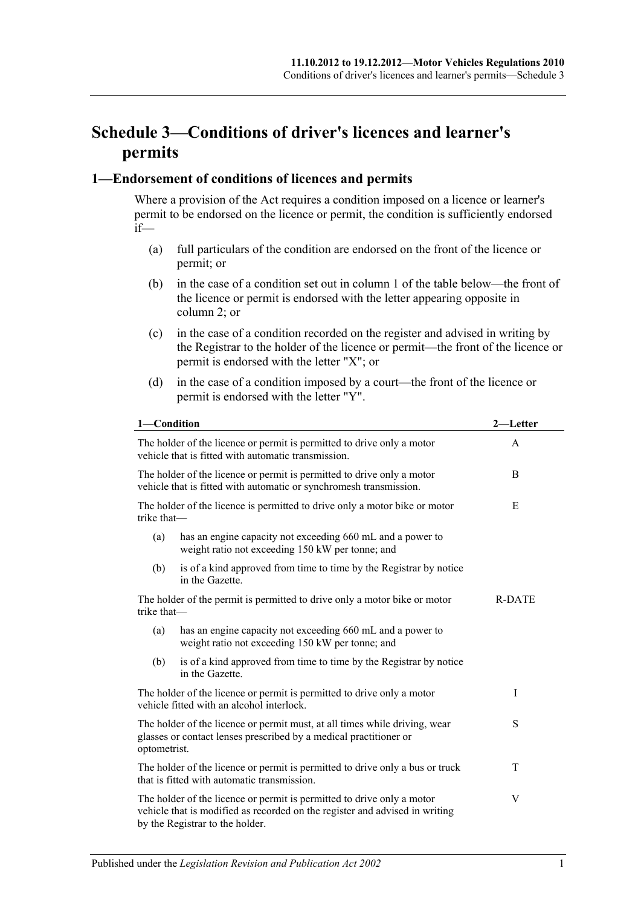# Schedule 3—Conditions of driver's licences and learner's permits

## 1—Endorsement of conditions of licences and permits

Where a provision of the Act requires a condition imposed on a licence or learner's permit to be endorsed on the licence or permit, the condition is sufficiently endorsed if—

(a) full particulars of the condition are endorsed on the front of the licence or permit; or

(b) in the case of a condition set out in column 1 of the table below—the front of the licence or permit is endorsed with the letter appearing opposite in column 2; or

(c) in the case of a condition recorded on the register and advised in writing by the Registrar to the holder of the licence or permit—the front of the licence or permit is endorsed with the letter "X"; or

(d) in the case of a condition imposed by a court—the front of the licence or permit is endorsed with the letter "Y".

| 1—Condition | 2—Letter |
|---|---|
| The holder of the licence or permit is permitted to drive only a motor vehicle that is fitted with automatic transmission. | A |
| The holder of the licence or permit is permitted to drive only a motor vehicle that is fitted with automatic or synchromesh transmission. | B |
| The holder of the licence is permitted to drive only a motor bike or motor trike that—<br>(a) has an engine capacity not exceeding 660 mL and a power to weight ratio not exceeding 150 kW per tonne; and<br>(b) is of a kind approved from time to time by the Registrar by notice in the Gazette. | E |
| The holder of the permit is permitted to drive only a motor bike or motor trike that—<br>(a) has an engine capacity not exceeding 660 mL and a power to weight ratio not exceeding 150 kW per tonne; and<br>(b) is of a kind approved from time to time by the Registrar by notice in the Gazette. | R-DATE |
| The holder of the licence or permit is permitted to drive only a motor vehicle fitted with an alcohol interlock. | I |
| The holder of the licence or permit must, at all times while driving, wear glasses or contact lenses prescribed by a medical practitioner or optometrist. | S |
| The holder of the licence or permit is permitted to drive only a bus or truck that is fitted with automatic transmission. | T |
| The holder of the licence or permit is permitted to drive only a motor vehicle that is modified as recorded on the register and advised in writing by the Registrar to the holder. | V |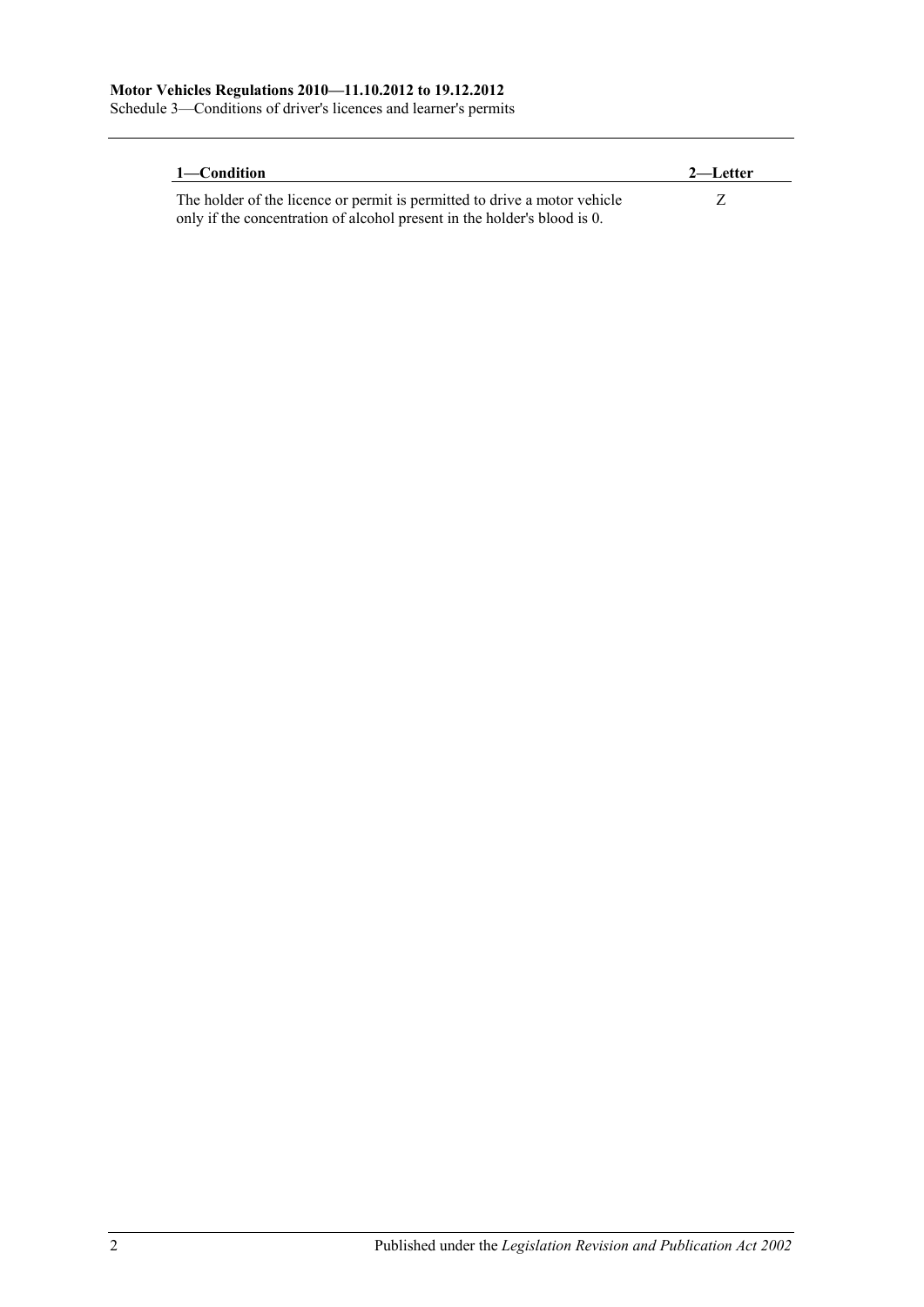| 1—Condition | 2—Letter |
| --- | --- |
| The holder of the licence or permit is permitted to drive a motor vehicle only if the concentration of alcohol present in the holder's blood is 0. | Z |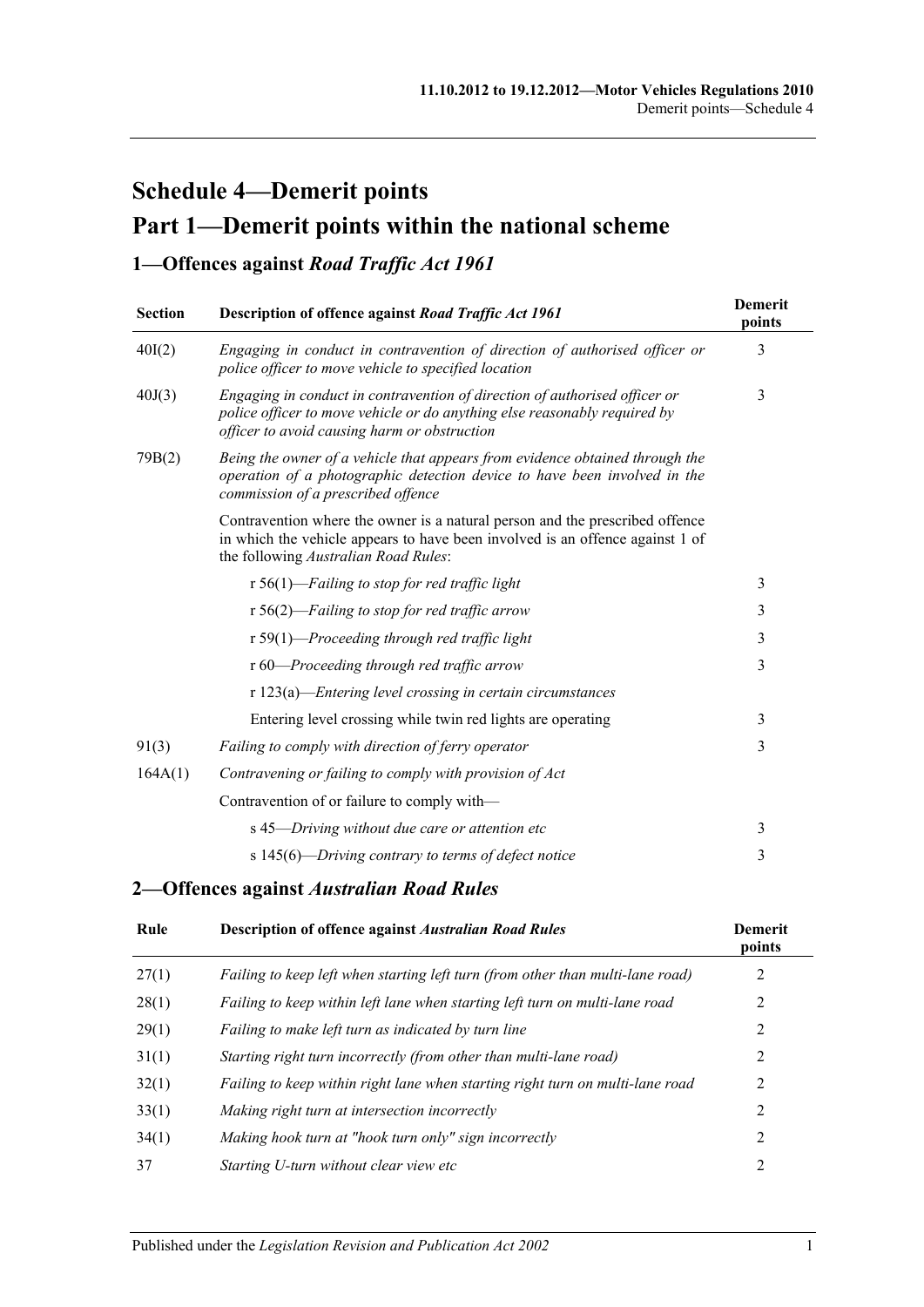# Schedule 4—Demerit points

# Part 1—Demerit points within the national scheme

## 1—Offences against *Road Traffic Act 1961*

| Section | Description of offence against *Road Traffic Act 1961* | Demerit points |
|---|---|---|
| 40I(2) | *Engaging in conduct in contravention of direction of authorised officer or police officer to move vehicle to specified location* | 3 |
| 40J(3) | *Engaging in conduct in contravention of direction of authorised officer or police officer to move vehicle or do anything else reasonably required by officer to avoid causing harm or obstruction* | 3 |
| 79B(2) | *Being the owner of a vehicle that appears from evidence obtained through the operation of a photographic detection device to have been involved in the commission of a prescribed offence* | |
| | Contravention where the owner is a natural person and the prescribed offence in which the vehicle appears to have been involved is an offence against 1 of the following *Australian Road Rules*: | |
| | r 56(1)—*Failing to stop for red traffic light* | 3 |
| | r 56(2)—*Failing to stop for red traffic arrow* | 3 |
| | r 59(1)—*Proceeding through red traffic light* | 3 |
| | r 60—*Proceeding through red traffic arrow* | 3 |
| | r 123(a)—*Entering level crossing in certain circumstances* | |
| | Entering level crossing while twin red lights are operating | 3 |
| 91(3) | *Failing to comply with direction of ferry operator* | 3 |
| 164A(1) | *Contravening or failing to comply with provision of Act* | |
| | Contravention of or failure to comply with— | |
| | s 45—*Driving without due care or attention etc* | 3 |
| | s 145(6)—*Driving contrary to terms of defect notice* | 3 |

## 2—Offences against *Australian Road Rules*

| Rule | Description of offence against *Australian Road Rules* | Demerit points |
|---|---|---|
| 27(1) | *Failing to keep left when starting left turn (from other than multi-lane road)* | 2 |
| 28(1) | *Failing to keep within left lane when starting left turn on multi-lane road* | 2 |
| 29(1) | *Failing to make left turn as indicated by turn line* | 2 |
| 31(1) | *Starting right turn incorrectly (from other than multi-lane road)* | 2 |
| 32(1) | *Failing to keep within right lane when starting right turn on multi-lane road* | 2 |
| 33(1) | *Making right turn at intersection incorrectly* | 2 |
| 34(1) | *Making hook turn at "hook turn only" sign incorrectly* | 2 |
| 37 | *Starting U-turn without clear view etc* | 2 |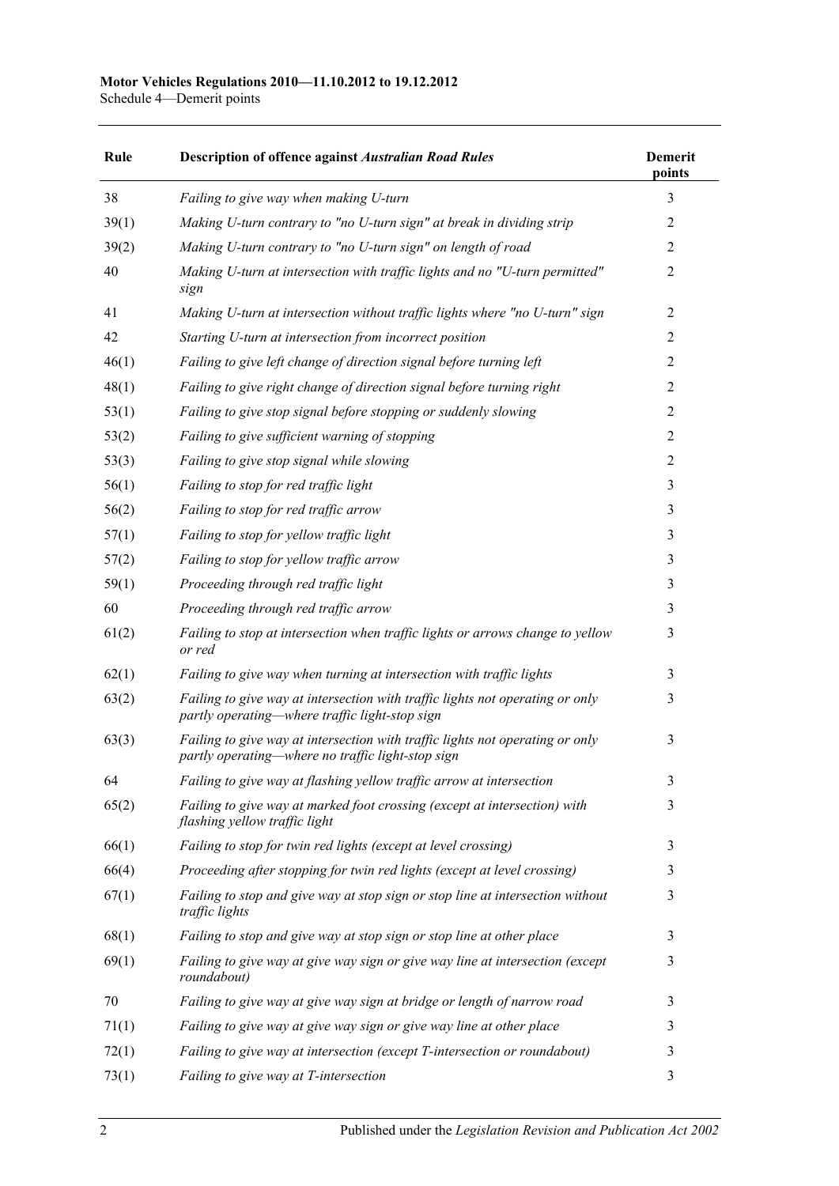| Rule | Description of offence against *Australian Road Rules* | Demerit points |
|---|---|---|
| 38 | *Failing to give way when making U-turn* | 3 |
| 39(1) | *Making U-turn contrary to "no U-turn sign" at break in dividing strip* | 2 |
| 39(2) | *Making U-turn contrary to "no U-turn sign" on length of road* | 2 |
| 40 | *Making U-turn at intersection with traffic lights and no "U-turn permitted" sign* | 2 |
| 41 | *Making U-turn at intersection without traffic lights where "no U-turn" sign* | 2 |
| 42 | *Starting U-turn at intersection from incorrect position* | 2 |
| 46(1) | *Failing to give left change of direction signal before turning left* | 2 |
| 48(1) | *Failing to give right change of direction signal before turning right* | 2 |
| 53(1) | *Failing to give stop signal before stopping or suddenly slowing* | 2 |
| 53(2) | *Failing to give sufficient warning of stopping* | 2 |
| 53(3) | *Failing to give stop signal while slowing* | 2 |
| 56(1) | *Failing to stop for red traffic light* | 3 |
| 56(2) | *Failing to stop for red traffic arrow* | 3 |
| 57(1) | *Failing to stop for yellow traffic light* | 3 |
| 57(2) | *Failing to stop for yellow traffic arrow* | 3 |
| 59(1) | *Proceeding through red traffic light* | 3 |
| 60 | *Proceeding through red traffic arrow* | 3 |
| 61(2) | *Failing to stop at intersection when traffic lights or arrows change to yellow or red* | 3 |
| 62(1) | *Failing to give way when turning at intersection with traffic lights* | 3 |
| 63(2) | *Failing to give way at intersection with traffic lights not operating or only partly operating—where traffic light-stop sign* | 3 |
| 63(3) | *Failing to give way at intersection with traffic lights not operating or only partly operating—where no traffic light-stop sign* | 3 |
| 64 | *Failing to give way at flashing yellow traffic arrow at intersection* | 3 |
| 65(2) | *Failing to give way at marked foot crossing (except at intersection) with flashing yellow traffic light* | 3 |
| 66(1) | *Failing to stop for twin red lights (except at level crossing)* | 3 |
| 66(4) | *Proceeding after stopping for twin red lights (except at level crossing)* | 3 |
| 67(1) | *Failing to stop and give way at stop sign or stop line at intersection without traffic lights* | 3 |
| 68(1) | *Failing to stop and give way at stop sign or stop line at other place* | 3 |
| 69(1) | *Failing to give way at give way sign or give way line at intersection (except roundabout)* | 3 |
| 70 | *Failing to give way at give way sign at bridge or length of narrow road* | 3 |
| 71(1) | *Failing to give way at give way sign or give way line at other place* | 3 |
| 72(1) | *Failing to give way at intersection (except T-intersection or roundabout)* | 3 |
| 73(1) | *Failing to give way at T-intersection* | 3 |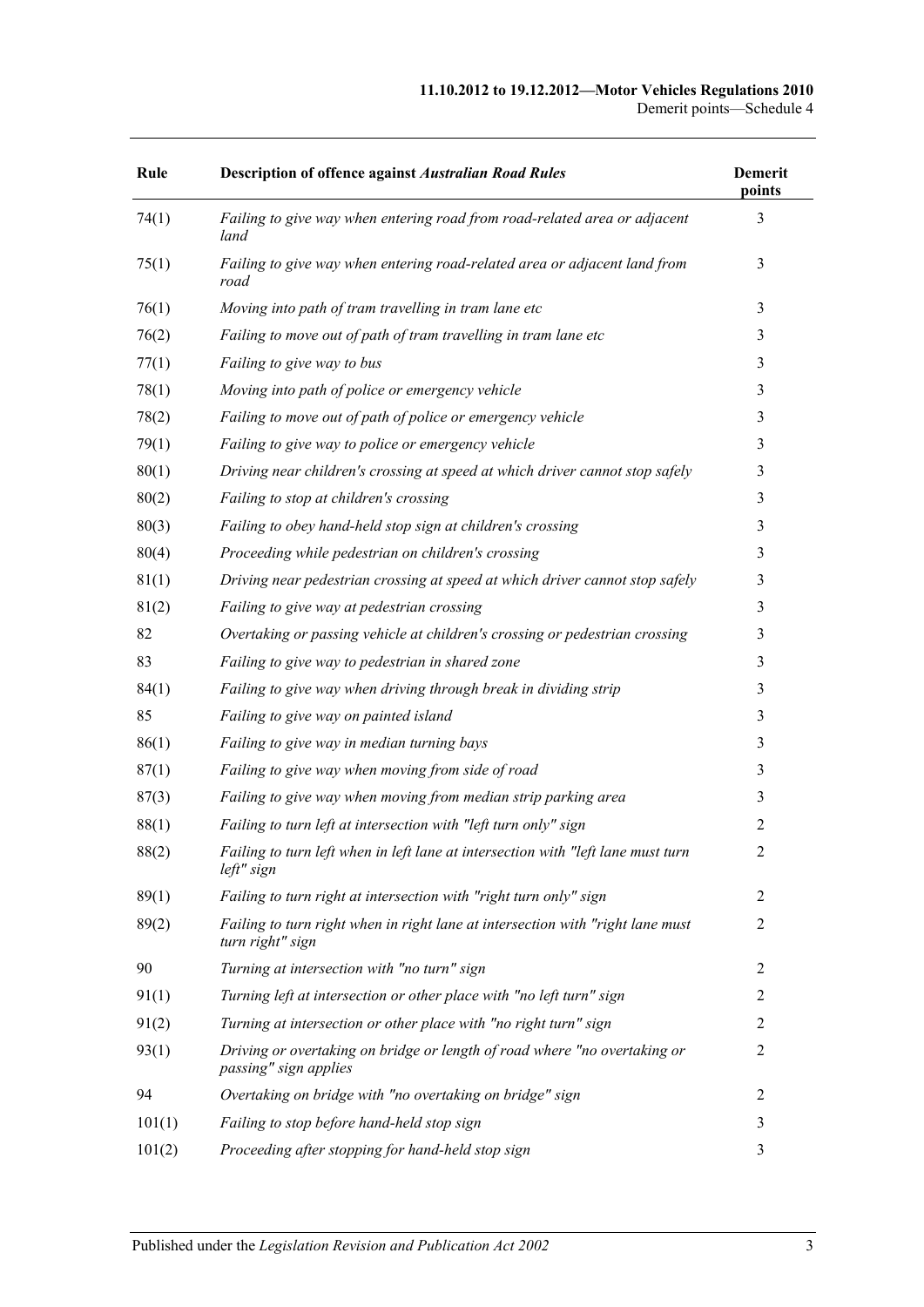| Rule | Description of offence against *Australian Road Rules* | Demerit points |
|---|---|---|
| 74(1) | *Failing to give way when entering road from road-related area or adjacent land* | 3 |
| 75(1) | *Failing to give way when entering road-related area or adjacent land from road* | 3 |
| 76(1) | *Moving into path of tram travelling in tram lane etc* | 3 |
| 76(2) | *Failing to move out of path of tram travelling in tram lane etc* | 3 |
| 77(1) | *Failing to give way to bus* | 3 |
| 78(1) | *Moving into path of police or emergency vehicle* | 3 |
| 78(2) | *Failing to move out of path of police or emergency vehicle* | 3 |
| 79(1) | *Failing to give way to police or emergency vehicle* | 3 |
| 80(1) | *Driving near children's crossing at speed at which driver cannot stop safely* | 3 |
| 80(2) | *Failing to stop at children's crossing* | 3 |
| 80(3) | *Failing to obey hand-held stop sign at children's crossing* | 3 |
| 80(4) | *Proceeding while pedestrian on children's crossing* | 3 |
| 81(1) | *Driving near pedestrian crossing at speed at which driver cannot stop safely* | 3 |
| 81(2) | *Failing to give way at pedestrian crossing* | 3 |
| 82 | *Overtaking or passing vehicle at children's crossing or pedestrian crossing* | 3 |
| 83 | *Failing to give way to pedestrian in shared zone* | 3 |
| 84(1) | *Failing to give way when driving through break in dividing strip* | 3 |
| 85 | *Failing to give way on painted island* | 3 |
| 86(1) | *Failing to give way in median turning bays* | 3 |
| 87(1) | *Failing to give way when moving from side of road* | 3 |
| 87(3) | *Failing to give way when moving from median strip parking area* | 3 |
| 88(1) | *Failing to turn left at intersection with "left turn only" sign* | 2 |
| 88(2) | *Failing to turn left when in left lane at intersection with "left lane must turn left" sign* | 2 |
| 89(1) | *Failing to turn right at intersection with "right turn only" sign* | 2 |
| 89(2) | *Failing to turn right when in right lane at intersection with "right lane must turn right" sign* | 2 |
| 90 | *Turning at intersection with "no turn" sign* | 2 |
| 91(1) | *Turning left at intersection or other place with "no left turn" sign* | 2 |
| 91(2) | *Turning at intersection or other place with "no right turn" sign* | 2 |
| 93(1) | *Driving or overtaking on bridge or length of road where "no overtaking or passing" sign applies* | 2 |
| 94 | *Overtaking on bridge with "no overtaking on bridge" sign* | 2 |
| 101(1) | *Failing to stop before hand-held stop sign* | 3 |
| 101(2) | *Proceeding after stopping for hand-held stop sign* | 3 |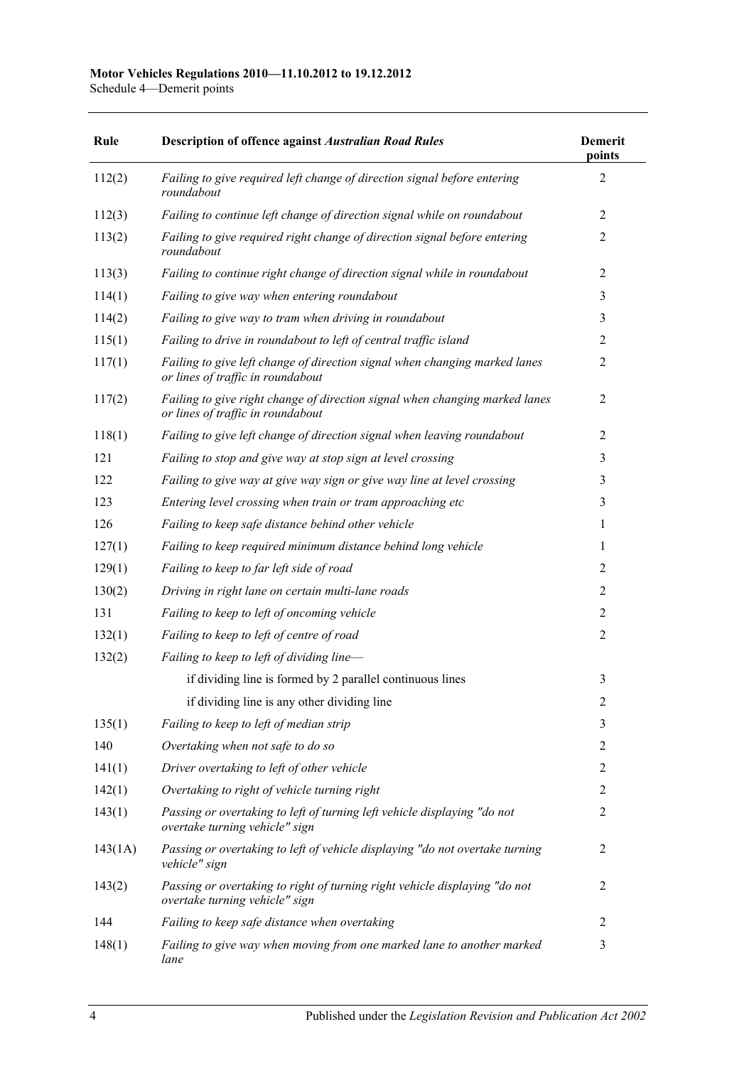| Rule | Description of offence against *Australian Road Rules* | Demerit points |
|---|---|---|
| 112(2) | *Failing to give required left change of direction signal before entering roundabout* | 2 |
| 112(3) | *Failing to continue left change of direction signal while on roundabout* | 2 |
| 113(2) | *Failing to give required right change of direction signal before entering roundabout* | 2 |
| 113(3) | *Failing to continue right change of direction signal while in roundabout* | 2 |
| 114(1) | *Failing to give way when entering roundabout* | 3 |
| 114(2) | *Failing to give way to tram when driving in roundabout* | 3 |
| 115(1) | *Failing to drive in roundabout to left of central traffic island* | 2 |
| 117(1) | *Failing to give left change of direction signal when changing marked lanes or lines of traffic in roundabout* | 2 |
| 117(2) | *Failing to give right change of direction signal when changing marked lanes or lines of traffic in roundabout* | 2 |
| 118(1) | *Failing to give left change of direction signal when leaving roundabout* | 2 |
| 121 | *Failing to stop and give way at stop sign at level crossing* | 3 |
| 122 | *Failing to give way at give way sign or give way line at level crossing* | 3 |
| 123 | *Entering level crossing when train or tram approaching etc* | 3 |
| 126 | *Failing to keep safe distance behind other vehicle* | 1 |
| 127(1) | *Failing to keep required minimum distance behind long vehicle* | 1 |
| 129(1) | *Failing to keep to far left side of road* | 2 |
| 130(2) | *Driving in right lane on certain multi-lane roads* | 2 |
| 131 | *Failing to keep to left of oncoming vehicle* | 2 |
| 132(1) | *Failing to keep to left of centre of road* | 2 |
| 132(2) | *Failing to keep to left of dividing line—* | |
| | if dividing line is formed by 2 parallel continuous lines | 3 |
| | if dividing line is any other dividing line | 2 |
| 135(1) | *Failing to keep to left of median strip* | 3 |
| 140 | *Overtaking when not safe to do so* | 2 |
| 141(1) | *Driver overtaking to left of other vehicle* | 2 |
| 142(1) | *Overtaking to right of vehicle turning right* | 2 |
| 143(1) | *Passing or overtaking to left of turning left vehicle displaying "do not overtake turning vehicle" sign* | 2 |
| 143(1A) | *Passing or overtaking to left of vehicle displaying "do not overtake turning vehicle" sign* | 2 |
| 143(2) | *Passing or overtaking to right of turning right vehicle displaying "do not overtake turning vehicle" sign* | 2 |
| 144 | *Failing to keep safe distance when overtaking* | 2 |
| 148(1) | *Failing to give way when moving from one marked lane to another marked lane* | 3 |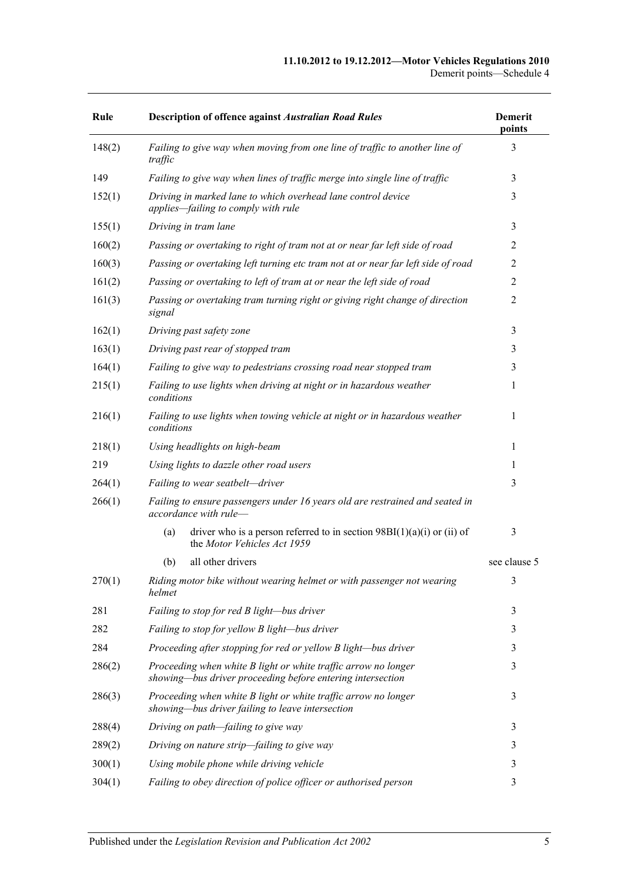| Rule | Description of offence against *Australian Road Rules* | Demerit points |
|---|---|---|
| 148(2) | *Failing to give way when moving from one line of traffic to another line of traffic* | 3 |
| 149 | *Failing to give way when lines of traffic merge into single line of traffic* | 3 |
| 152(1) | *Driving in marked lane to which overhead lane control device applies—failing to comply with rule* | 3 |
| 155(1) | *Driving in tram lane* | 3 |
| 160(2) | *Passing or overtaking to right of tram not at or near far left side of road* | 2 |
| 160(3) | *Passing or overtaking left turning etc tram not at or near far left side of road* | 2 |
| 161(2) | *Passing or overtaking to left of tram at or near the left side of road* | 2 |
| 161(3) | *Passing or overtaking tram turning right or giving right change of direction signal* | 2 |
| 162(1) | *Driving past safety zone* | 3 |
| 163(1) | *Driving past rear of stopped tram* | 3 |
| 164(1) | *Failing to give way to pedestrians crossing road near stopped tram* | 3 |
| 215(1) | *Failing to use lights when driving at night or in hazardous weather conditions* | 1 |
| 216(1) | *Failing to use lights when towing vehicle at night or in hazardous weather conditions* | 1 |
| 218(1) | *Using headlights on high-beam* | 1 |
| 219 | *Using lights to dazzle other road users* | 1 |
| 264(1) | *Failing to wear seatbelt—driver* | 3 |
| 266(1) | *Failing to ensure passengers under 16 years old are restrained and seated in accordance with rule—* | |
| | (a) driver who is a person referred to in section 98BI(1)(a)(i) or (ii) of the *Motor Vehicles Act 1959* | 3 |
| | (b) all other drivers | see clause 5 |
| 270(1) | *Riding motor bike without wearing helmet or with passenger not wearing helmet* | 3 |
| 281 | *Failing to stop for red B light—bus driver* | 3 |
| 282 | *Failing to stop for yellow B light—bus driver* | 3 |
| 284 | *Proceeding after stopping for red or yellow B light—bus driver* | 3 |
| 286(2) | *Proceeding when white B light or white traffic arrow no longer showing—bus driver proceeding before entering intersection* | 3 |
| 286(3) | *Proceeding when white B light or white traffic arrow no longer showing—bus driver failing to leave intersection* | 3 |
| 288(4) | *Driving on path—failing to give way* | 3 |
| 289(2) | *Driving on nature strip—failing to give way* | 3 |
| 300(1) | *Using mobile phone while driving vehicle* | 3 |
| 304(1) | *Failing to obey direction of police officer or authorised person* | 3 |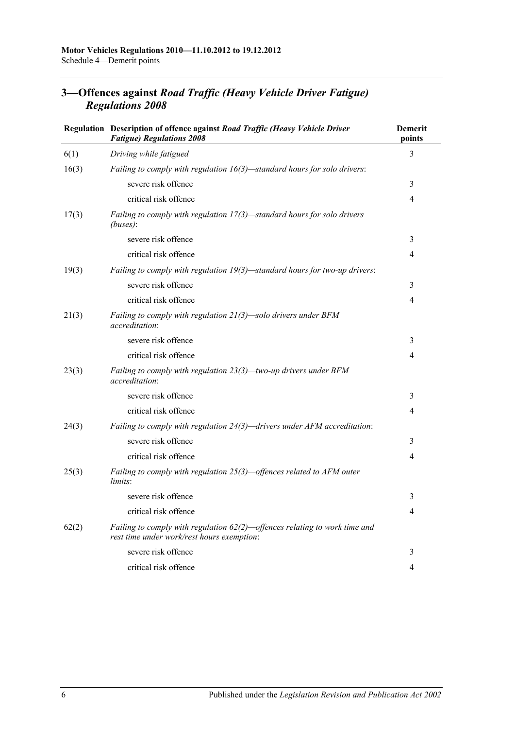## 3—Offences against *Road Traffic (Heavy Vehicle Driver Fatigue) Regulations 2008*

| Regulation | Description of offence against *Road Traffic (Heavy Vehicle Driver Fatigue) Regulations 2008* | Demerit points |
|---|---|---|
| 6(1) | *Driving while fatigued* | 3 |
| 16(3) | *Failing to comply with regulation 16(3)—standard hours for solo drivers*: | |
| | severe risk offence | 3 |
| | critical risk offence | 4 |
| 17(3) | *Failing to comply with regulation 17(3)—standard hours for solo drivers (buses)*: | |
| | severe risk offence | 3 |
| | critical risk offence | 4 |
| 19(3) | *Failing to comply with regulation 19(3)—standard hours for two-up drivers*: | |
| | severe risk offence | 3 |
| | critical risk offence | 4 |
| 21(3) | *Failing to comply with regulation 21(3)—solo drivers under BFM accreditation*: | |
| | severe risk offence | 3 |
| | critical risk offence | 4 |
| 23(3) | *Failing to comply with regulation 23(3)—two-up drivers under BFM accreditation*: | |
| | severe risk offence | 3 |
| | critical risk offence | 4 |
| 24(3) | *Failing to comply with regulation 24(3)—drivers under AFM accreditation*: | |
| | severe risk offence | 3 |
| | critical risk offence | 4 |
| 25(3) | *Failing to comply with regulation 25(3)—offences related to AFM outer limits*: | |
| | severe risk offence | 3 |
| | critical risk offence | 4 |
| 62(2) | *Failing to comply with regulation 62(2)—offences relating to work time and rest time under work/rest hours exemption*: | |
| | severe risk offence | 3 |
| | critical risk offence | 4 |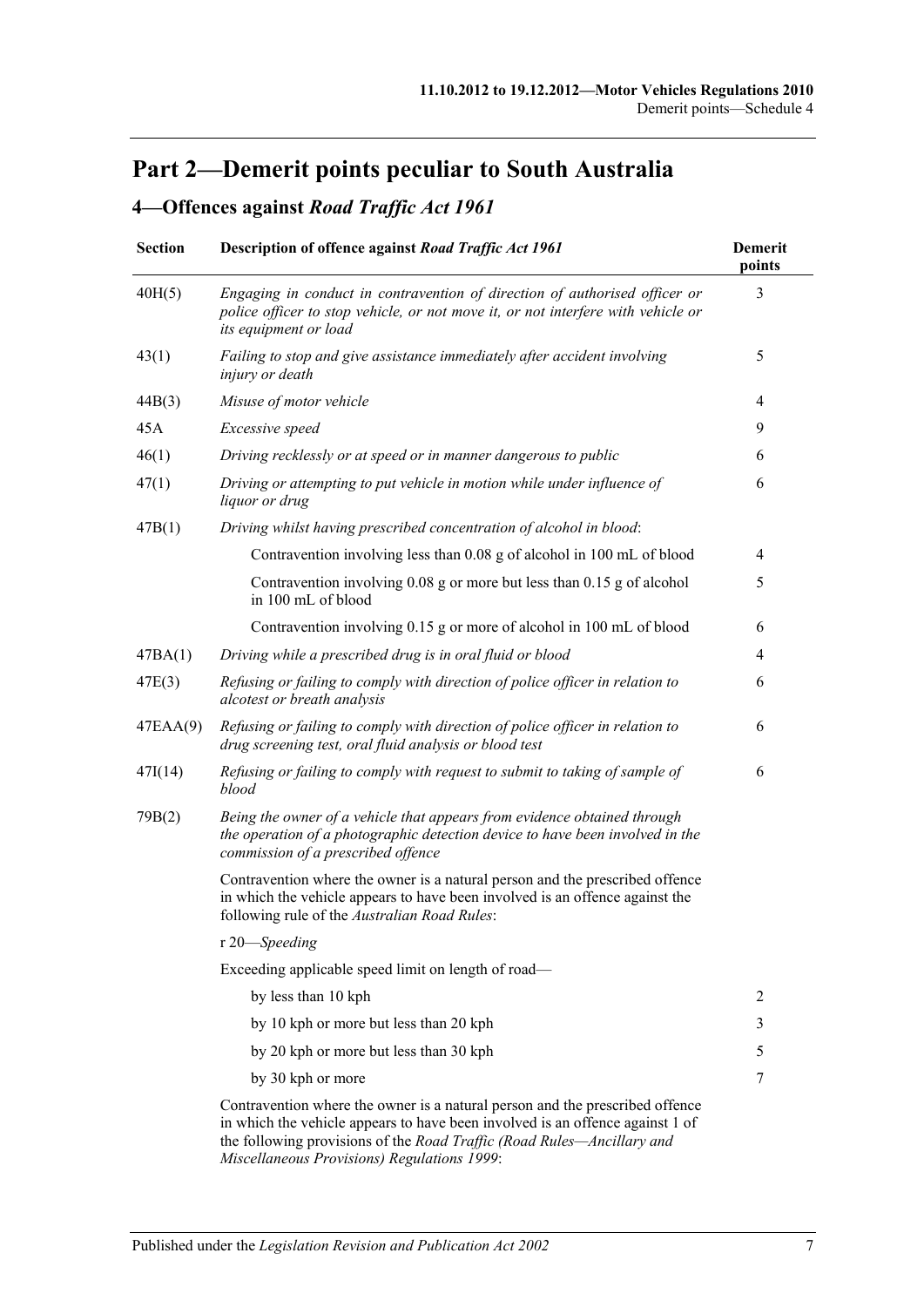# Part 2—Demerit points peculiar to South Australia

## 4—Offences against *Road Traffic Act 1961*

| Section | Description of offence against *Road Traffic Act 1961* | Demerit points |
|---|---|---|
| 40H(5) | *Engaging in conduct in contravention of direction of authorised officer or police officer to stop vehicle, or not move it, or not interfere with vehicle or its equipment or load* | 3 |
| 43(1) | *Failing to stop and give assistance immediately after accident involving injury or death* | 5 |
| 44B(3) | *Misuse of motor vehicle* | 4 |
| 45A | *Excessive speed* | 9 |
| 46(1) | *Driving recklessly or at speed or in manner dangerous to public* | 6 |
| 47(1) | *Driving or attempting to put vehicle in motion while under influence of liquor or drug* | 6 |
| 47B(1) | *Driving whilst having prescribed concentration of alcohol in blood*: | |
| | Contravention involving less than 0.08 g of alcohol in 100 mL of blood | 4 |
| | Contravention involving 0.08 g or more but less than 0.15 g of alcohol in 100 mL of blood | 5 |
| | Contravention involving 0.15 g or more of alcohol in 100 mL of blood | 6 |
| 47BA(1) | *Driving while a prescribed drug is in oral fluid or blood* | 4 |
| 47E(3) | *Refusing or failing to comply with direction of police officer in relation to alcotest or breath analysis* | 6 |
| 47EAA(9) | *Refusing or failing to comply with direction of police officer in relation to drug screening test, oral fluid analysis or blood test* | 6 |
| 47I(14) | *Refusing or failing to comply with request to submit to taking of sample of blood* | 6 |
| 79B(2) | *Being the owner of a vehicle that appears from evidence obtained through the operation of a photographic detection device to have been involved in the commission of a prescribed offence* | |
| | Contravention where the owner is a natural person and the prescribed offence in which the vehicle appears to have been involved is an offence against the following rule of the *Australian Road Rules*: | |
| | r 20—*Speeding* | |
| | Exceeding applicable speed limit on length of road— | |
| | by less than 10 kph | 2 |
| | by 10 kph or more but less than 20 kph | 3 |
| | by 20 kph or more but less than 30 kph | 5 |
| | by 30 kph or more | 7 |
| | Contravention where the owner is a natural person and the prescribed offence in which the vehicle appears to have been involved is an offence against 1 of the following provisions of the *Road Traffic (Road Rules—Ancillary and Miscellaneous Provisions) Regulations 1999*: | |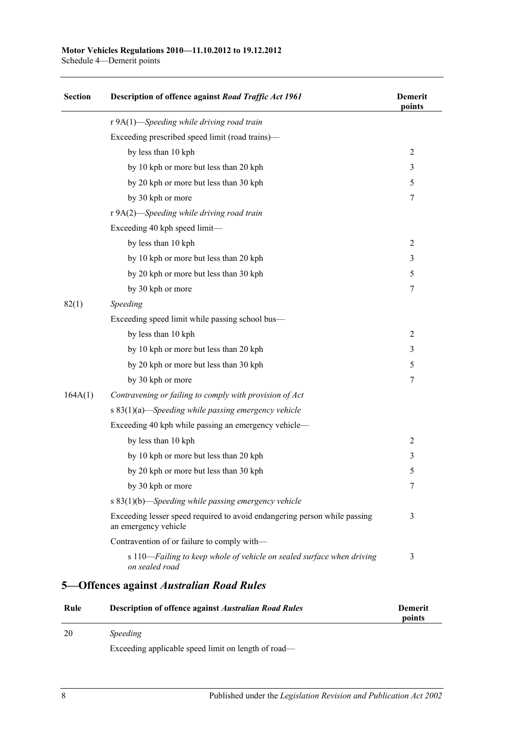| Section | Description of offence against *Road Traffic Act 1961* | Demerit points |
|---|---|---|
| | r 9A(1)—*Speeding while driving road train* | |
| | Exceeding prescribed speed limit (road trains)— | |
| | by less than 10 kph | 2 |
| | by 10 kph or more but less than 20 kph | 3 |
| | by 20 kph or more but less than 30 kph | 5 |
| | by 30 kph or more | 7 |
| | r 9A(2)—*Speeding while driving road train* | |
| | Exceeding 40 kph speed limit— | |
| | by less than 10 kph | 2 |
| | by 10 kph or more but less than 20 kph | 3 |
| | by 20 kph or more but less than 30 kph | 5 |
| | by 30 kph or more | 7 |
| 82(1) | *Speeding* | |
| | Exceeding speed limit while passing school bus— | |
| | by less than 10 kph | 2 |
| | by 10 kph or more but less than 20 kph | 3 |
| | by 20 kph or more but less than 30 kph | 5 |
| | by 30 kph or more | 7 |
| 164A(1) | *Contravening or failing to comply with provision of Act* | |
| | s 83(1)(a)—*Speeding while passing emergency vehicle* | |
| | Exceeding 40 kph while passing an emergency vehicle— | |
| | by less than 10 kph | 2 |
| | by 10 kph or more but less than 20 kph | 3 |
| | by 20 kph or more but less than 30 kph | 5 |
| | by 30 kph or more | 7 |
| | s 83(1)(b)—*Speeding while passing emergency vehicle* | |
| | Exceeding lesser speed required to avoid endangering person while passing an emergency vehicle | 3 |
| | Contravention of or failure to comply with— | |
| | s 110—*Failing to keep whole of vehicle on sealed surface when driving on sealed road* | 3 |

## 5—Offences against *Australian Road Rules*

| Rule | Description of offence against *Australian Road Rules* | Demerit points |
|---|---|---|
| 20 | *Speeding* | |
| | Exceeding applicable speed limit on length of road— | |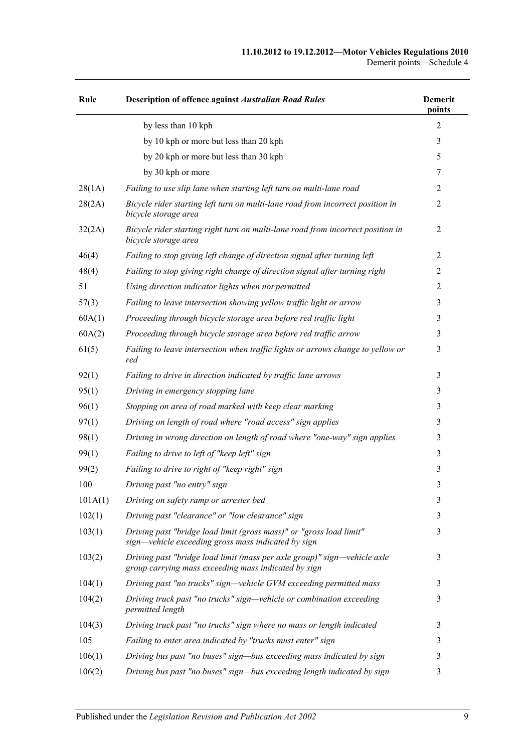| Rule | Description of offence against *Australian Road Rules* | Demerit points |
|---|---|---|
| | by less than 10 kph | 2 |
| | by 10 kph or more but less than 20 kph | 3 |
| | by 20 kph or more but less than 30 kph | 5 |
| | by 30 kph or more | 7 |
| 28(1A) | *Failing to use slip lane when starting left turn on multi-lane road* | 2 |
| 28(2A) | *Bicycle rider starting left turn on multi-lane road from incorrect position in bicycle storage area* | 2 |
| 32(2A) | *Bicycle rider starting right turn on multi-lane road from incorrect position in bicycle storage area* | 2 |
| 46(4) | *Failing to stop giving left change of direction signal after turning left* | 2 |
| 48(4) | *Failing to stop giving right change of direction signal after turning right* | 2 |
| 51 | *Using direction indicator lights when not permitted* | 2 |
| 57(3) | *Failing to leave intersection showing yellow traffic light or arrow* | 3 |
| 60A(1) | *Proceeding through bicycle storage area before red traffic light* | 3 |
| 60A(2) | *Proceeding through bicycle storage area before red traffic arrow* | 3 |
| 61(5) | *Failing to leave intersection when traffic lights or arrows change to yellow or red* | 3 |
| 92(1) | *Failing to drive in direction indicated by traffic lane arrows* | 3 |
| 95(1) | *Driving in emergency stopping lane* | 3 |
| 96(1) | *Stopping on area of road marked with keep clear marking* | 3 |
| 97(1) | *Driving on length of road where "road access" sign applies* | 3 |
| 98(1) | *Driving in wrong direction on length of road where "one-way" sign applies* | 3 |
| 99(1) | *Failing to drive to left of "keep left" sign* | 3 |
| 99(2) | *Failing to drive to right of "keep right" sign* | 3 |
| 100 | *Driving past "no entry" sign* | 3 |
| 101A(1) | *Driving on safety ramp or arrester bed* | 3 |
| 102(1) | *Driving past "clearance" or "low clearance" sign* | 3 |
| 103(1) | *Driving past "bridge load limit (gross mass)" or "gross load limit" sign—vehicle exceeding gross mass indicated by sign* | 3 |
| 103(2) | *Driving past "bridge load limit (mass per axle group)" sign—vehicle axle group carrying mass exceeding mass indicated by sign* | 3 |
| 104(1) | *Driving past "no trucks" sign—vehicle GVM exceeding permitted mass* | 3 |
| 104(2) | *Driving truck past "no trucks" sign—vehicle or combination exceeding permitted length* | 3 |
| 104(3) | *Driving truck past "no trucks" sign where no mass or length indicated* | 3 |
| 105 | *Failing to enter area indicated by "trucks must enter" sign* | 3 |
| 106(1) | *Driving bus past "no buses" sign—bus exceeding mass indicated by sign* | 3 |
| 106(2) | *Driving bus past "no buses" sign—bus exceeding length indicated by sign* | 3 |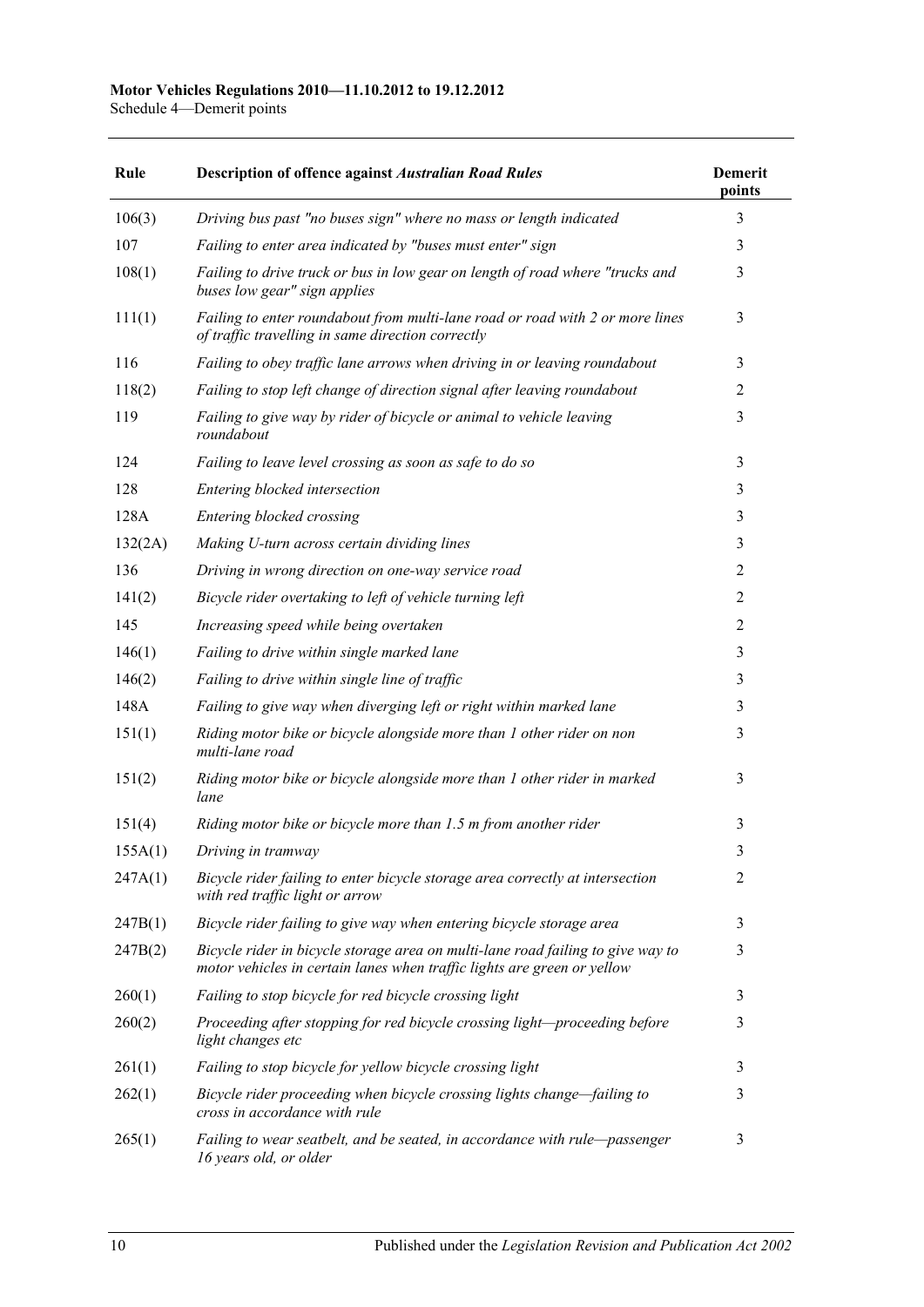| Rule | Description of offence against *Australian Road Rules* | Demerit points |
|---|---|---|
| 106(3) | *Driving bus past "no buses sign" where no mass or length indicated* | 3 |
| 107 | *Failing to enter area indicated by "buses must enter" sign* | 3 |
| 108(1) | *Failing to drive truck or bus in low gear on length of road where "trucks and buses low gear" sign applies* | 3 |
| 111(1) | *Failing to enter roundabout from multi-lane road or road with 2 or more lines of traffic travelling in same direction correctly* | 3 |
| 116 | *Failing to obey traffic lane arrows when driving in or leaving roundabout* | 3 |
| 118(2) | *Failing to stop left change of direction signal after leaving roundabout* | 2 |
| 119 | *Failing to give way by rider of bicycle or animal to vehicle leaving roundabout* | 3 |
| 124 | *Failing to leave level crossing as soon as safe to do so* | 3 |
| 128 | *Entering blocked intersection* | 3 |
| 128A | *Entering blocked crossing* | 3 |
| 132(2A) | *Making U-turn across certain dividing lines* | 3 |
| 136 | *Driving in wrong direction on one-way service road* | 2 |
| 141(2) | *Bicycle rider overtaking to left of vehicle turning left* | 2 |
| 145 | *Increasing speed while being overtaken* | 2 |
| 146(1) | *Failing to drive within single marked lane* | 3 |
| 146(2) | *Failing to drive within single line of traffic* | 3 |
| 148A | *Failing to give way when diverging left or right within marked lane* | 3 |
| 151(1) | *Riding motor bike or bicycle alongside more than 1 other rider on non multi-lane road* | 3 |
| 151(2) | *Riding motor bike or bicycle alongside more than 1 other rider in marked lane* | 3 |
| 151(4) | *Riding motor bike or bicycle more than 1.5 m from another rider* | 3 |
| 155A(1) | *Driving in tramway* | 3 |
| 247A(1) | *Bicycle rider failing to enter bicycle storage area correctly at intersection with red traffic light or arrow* | 2 |
| 247B(1) | *Bicycle rider failing to give way when entering bicycle storage area* | 3 |
| 247B(2) | *Bicycle rider in bicycle storage area on multi-lane road failing to give way to motor vehicles in certain lanes when traffic lights are green or yellow* | 3 |
| 260(1) | *Failing to stop bicycle for red bicycle crossing light* | 3 |
| 260(2) | *Proceeding after stopping for red bicycle crossing light—proceeding before light changes etc* | 3 |
| 261(1) | *Failing to stop bicycle for yellow bicycle crossing light* | 3 |
| 262(1) | *Bicycle rider proceeding when bicycle crossing lights change—failing to cross in accordance with rule* | 3 |
| 265(1) | *Failing to wear seatbelt, and be seated, in accordance with rule—passenger 16 years old, or older* | 3 |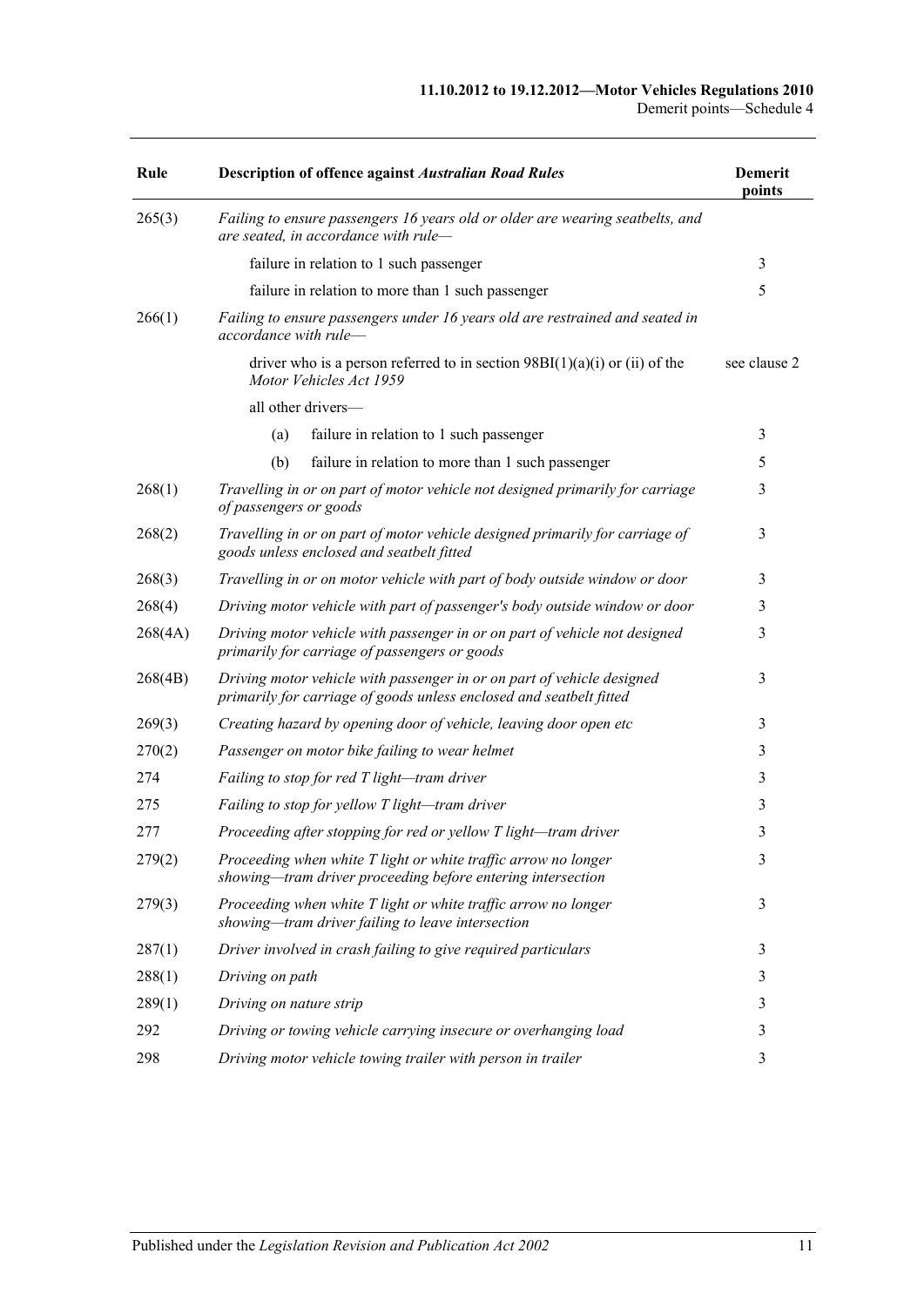| Rule | Description of offence against *Australian Road Rules* | Demerit points |
|---|---|---|
| 265(3) | *Failing to ensure passengers 16 years old or older are wearing seatbelts, and are seated, in accordance with rule—* | |
| | failure in relation to 1 such passenger | 3 |
| | failure in relation to more than 1 such passenger | 5 |
| 266(1) | *Failing to ensure passengers under 16 years old are restrained and seated in accordance with rule—* | |
| | driver who is a person referred to in section 98BI(1)(a)(i) or (ii) of the *Motor Vehicles Act 1959* | see clause 2 |
| | all other drivers— | |
| | (a) failure in relation to 1 such passenger | 3 |
| | (b) failure in relation to more than 1 such passenger | 5 |
| 268(1) | *Travelling in or on part of motor vehicle not designed primarily for carriage of passengers or goods* | 3 |
| 268(2) | *Travelling in or on part of motor vehicle designed primarily for carriage of goods unless enclosed and seatbelt fitted* | 3 |
| 268(3) | *Travelling in or on motor vehicle with part of body outside window or door* | 3 |
| 268(4) | *Driving motor vehicle with part of passenger's body outside window or door* | 3 |
| 268(4A) | *Driving motor vehicle with passenger in or on part of vehicle not designed primarily for carriage of passengers or goods* | 3 |
| 268(4B) | *Driving motor vehicle with passenger in or on part of vehicle designed primarily for carriage of goods unless enclosed and seatbelt fitted* | 3 |
| 269(3) | *Creating hazard by opening door of vehicle, leaving door open etc* | 3 |
| 270(2) | *Passenger on motor bike failing to wear helmet* | 3 |
| 274 | *Failing to stop for red T light—tram driver* | 3 |
| 275 | *Failing to stop for yellow T light—tram driver* | 3 |
| 277 | *Proceeding after stopping for red or yellow T light—tram driver* | 3 |
| 279(2) | *Proceeding when white T light or white traffic arrow no longer showing—tram driver proceeding before entering intersection* | 3 |
| 279(3) | *Proceeding when white T light or white traffic arrow no longer showing—tram driver failing to leave intersection* | 3 |
| 287(1) | *Driver involved in crash failing to give required particulars* | 3 |
| 288(1) | *Driving on path* | 3 |
| 289(1) | *Driving on nature strip* | 3 |
| 292 | *Driving or towing vehicle carrying insecure or overhanging load* | 3 |
| 298 | *Driving motor vehicle towing trailer with person in trailer* | 3 |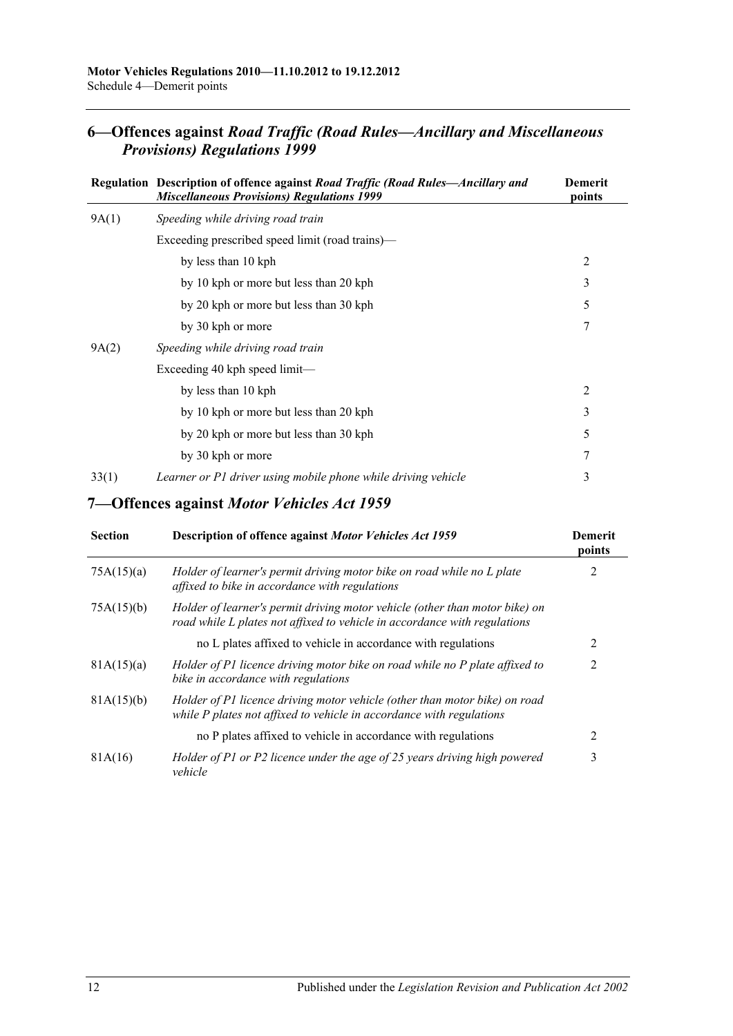## 6—Offences against *Road Traffic (Road Rules—Ancillary and Miscellaneous Provisions) Regulations 1999*

| Regulation | Description of offence against *Road Traffic (Road Rules—Ancillary and Miscellaneous Provisions) Regulations 1999* | Demerit points |
|---|---|---|
| 9A(1) | *Speeding while driving road train* | |
| | Exceeding prescribed speed limit (road trains)— | |
| | by less than 10 kph | 2 |
| | by 10 kph or more but less than 20 kph | 3 |
| | by 20 kph or more but less than 30 kph | 5 |
| | by 30 kph or more | 7 |
| 9A(2) | *Speeding while driving road train* | |
| | Exceeding 40 kph speed limit— | |
| | by less than 10 kph | 2 |
| | by 10 kph or more but less than 20 kph | 3 |
| | by 20 kph or more but less than 30 kph | 5 |
| | by 30 kph or more | 7 |
| 33(1) | *Learner or P1 driver using mobile phone while driving vehicle* | 3 |

## 7—Offences against *Motor Vehicles Act 1959*

| Section | Description of offence against *Motor Vehicles Act 1959* | Demerit points |
|---|---|---|
| 75A(15)(a) | *Holder of learner's permit driving motor bike on road while no L plate affixed to bike in accordance with regulations* | 2 |
| 75A(15)(b) | *Holder of learner's permit driving motor vehicle (other than motor bike) on road while L plates not affixed to vehicle in accordance with regulations* | |
| | no L plates affixed to vehicle in accordance with regulations | 2 |
| 81A(15)(a) | *Holder of P1 licence driving motor bike on road while no P plate affixed to bike in accordance with regulations* | 2 |
| 81A(15)(b) | *Holder of P1 licence driving motor vehicle (other than motor bike) on road while P plates not affixed to vehicle in accordance with regulations* | |
| | no P plates affixed to vehicle in accordance with regulations | 2 |
| 81A(16) | *Holder of P1 or P2 licence under the age of 25 years driving high powered vehicle* | 3 |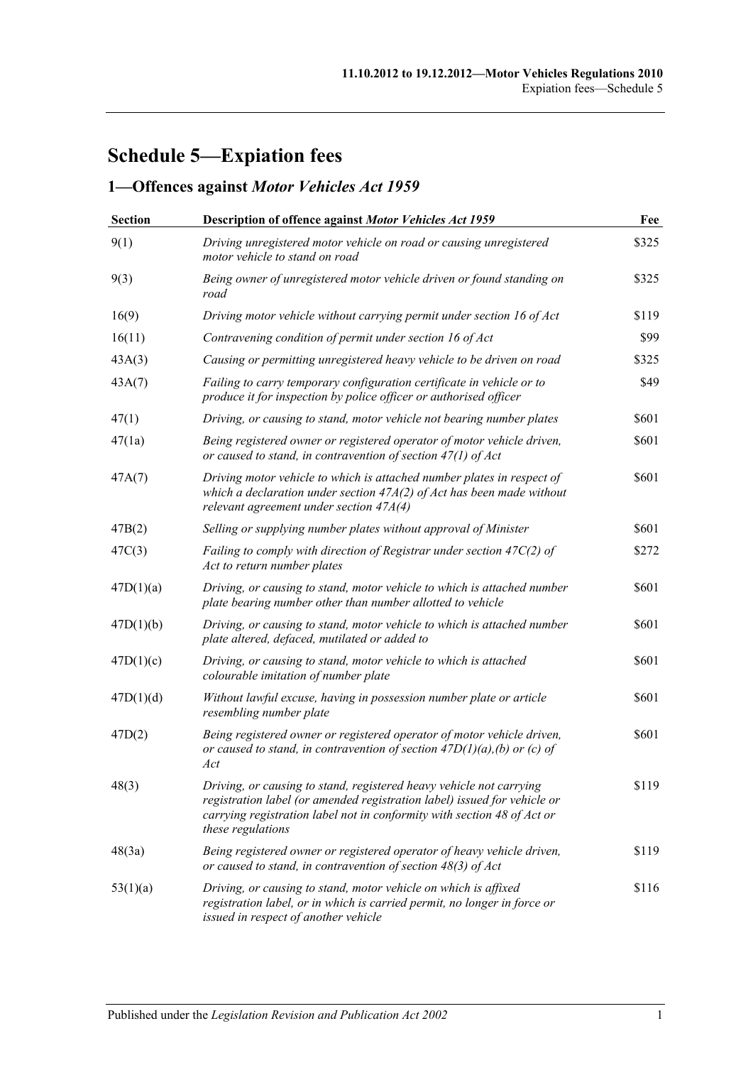# Schedule 5—Expiation fees

## 1—Offences against *Motor Vehicles Act 1959*

| Section | Description of offence against *Motor Vehicles Act 1959* | Fee |
|---|---|---|
| 9(1) | *Driving unregistered motor vehicle on road or causing unregistered motor vehicle to stand on road* | $325 |
| 9(3) | *Being owner of unregistered motor vehicle driven or found standing on road* | $325 |
| 16(9) | *Driving motor vehicle without carrying permit under section 16 of Act* | $119 |
| 16(11) | *Contravening condition of permit under section 16 of Act* | $99 |
| 43A(3) | *Causing or permitting unregistered heavy vehicle to be driven on road* | $325 |
| 43A(7) | *Failing to carry temporary configuration certificate in vehicle or to produce it for inspection by police officer or authorised officer* | $49 |
| 47(1) | *Driving, or causing to stand, motor vehicle not bearing number plates* | $601 |
| 47(1a) | *Being registered owner or registered operator of motor vehicle driven, or caused to stand, in contravention of section 47(1) of Act* | $601 |
| 47A(7) | *Driving motor vehicle to which is attached number plates in respect of which a declaration under section 47A(2) of Act has been made without relevant agreement under section 47A(4)* | $601 |
| 47B(2) | *Selling or supplying number plates without approval of Minister* | $601 |
| 47C(3) | *Failing to comply with direction of Registrar under section 47C(2) of Act to return number plates* | $272 |
| 47D(1)(a) | *Driving, or causing to stand, motor vehicle to which is attached number plate bearing number other than number allotted to vehicle* | $601 |
| 47D(1)(b) | *Driving, or causing to stand, motor vehicle to which is attached number plate altered, defaced, mutilated or added to* | $601 |
| 47D(1)(c) | *Driving, or causing to stand, motor vehicle to which is attached colourable imitation of number plate* | $601 |
| 47D(1)(d) | *Without lawful excuse, having in possession number plate or article resembling number plate* | $601 |
| 47D(2) | *Being registered owner or registered operator of motor vehicle driven, or caused to stand, in contravention of section 47D(1)(a),(b) or (c) of Act* | $601 |
| 48(3) | *Driving, or causing to stand, registered heavy vehicle not carrying registration label (or amended registration label) issued for vehicle or carrying registration label not in conformity with section 48 of Act or these regulations* | $119 |
| 48(3a) | *Being registered owner or registered operator of heavy vehicle driven, or caused to stand, in contravention of section 48(3) of Act* | $119 |
| 53(1)(a) | *Driving, or causing to stand, motor vehicle on which is affixed registration label, or in which is carried permit, no longer in force or issued in respect of another vehicle* | $116 |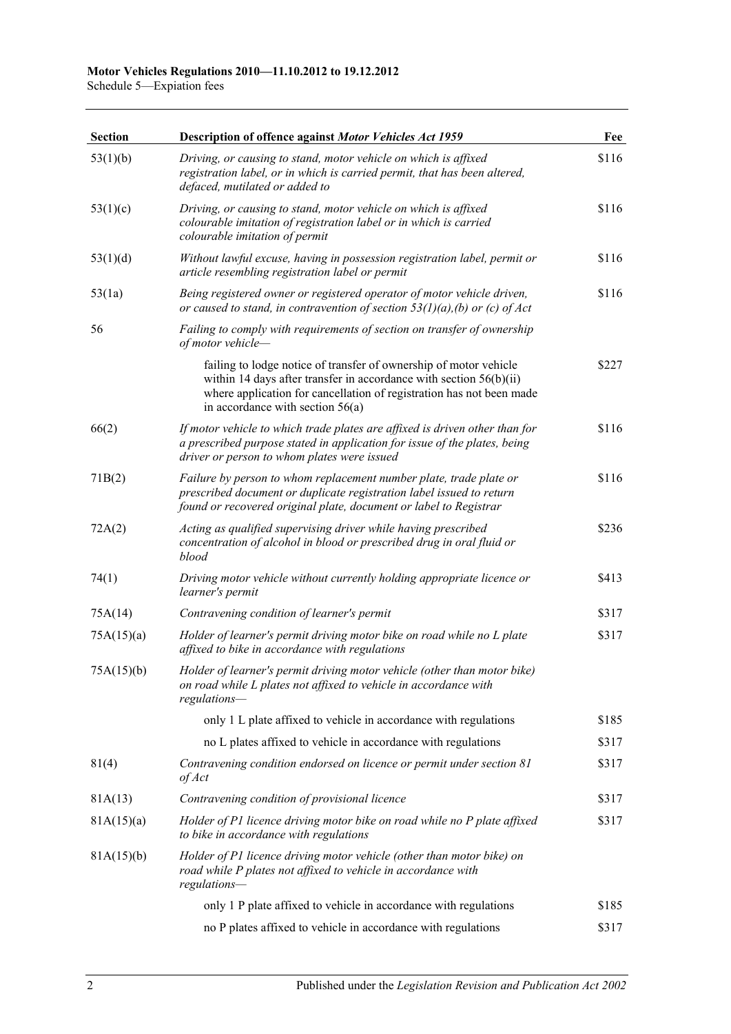| Section | Description of offence against *Motor Vehicles Act 1959* | Fee |
|---|---|---|
| 53(1)(b) | *Driving, or causing to stand, motor vehicle on which is affixed registration label, or in which is carried permit, that has been altered, defaced, mutilated or added to* | $116 |
| 53(1)(c) | *Driving, or causing to stand, motor vehicle on which is affixed colourable imitation of registration label or in which is carried colourable imitation of permit* | $116 |
| 53(1)(d) | *Without lawful excuse, having in possession registration label, permit or article resembling registration label or permit* | $116 |
| 53(1a) | *Being registered owner or registered operator of motor vehicle driven, or caused to stand, in contravention of section 53(1)(a),(b) or (c) of Act* | $116 |
| 56 | *Failing to comply with requirements of section on transfer of ownership of motor vehicle—* | |
| | failing to lodge notice of transfer of ownership of motor vehicle within 14 days after transfer in accordance with section 56(b)(ii) where application for cancellation of registration has not been made in accordance with section 56(a) | $227 |
| 66(2) | *If motor vehicle to which trade plates are affixed is driven other than for a prescribed purpose stated in application for issue of the plates, being driver or person to whom plates were issued* | $116 |
| 71B(2) | *Failure by person to whom replacement number plate, trade plate or prescribed document or duplicate registration label issued to return found or recovered original plate, document or label to Registrar* | $116 |
| 72A(2) | *Acting as qualified supervising driver while having prescribed concentration of alcohol in blood or prescribed drug in oral fluid or blood* | $236 |
| 74(1) | *Driving motor vehicle without currently holding appropriate licence or learner's permit* | $413 |
| 75A(14) | *Contravening condition of learner's permit* | $317 |
| 75A(15)(a) | *Holder of learner's permit driving motor bike on road while no L plate affixed to bike in accordance with regulations* | $317 |
| 75A(15)(b) | *Holder of learner's permit driving motor vehicle (other than motor bike) on road while L plates not affixed to vehicle in accordance with regulations—* | |
| | only 1 L plate affixed to vehicle in accordance with regulations | $185 |
| | no L plates affixed to vehicle in accordance with regulations | $317 |
| 81(4) | *Contravening condition endorsed on licence or permit under section 81 of Act* | $317 |
| 81A(13) | *Contravening condition of provisional licence* | $317 |
| 81A(15)(a) | *Holder of P1 licence driving motor bike on road while no P plate affixed to bike in accordance with regulations* | $317 |
| 81A(15)(b) | *Holder of P1 licence driving motor vehicle (other than motor bike) on road while P plates not affixed to vehicle in accordance with regulations—* | |
| | only 1 P plate affixed to vehicle in accordance with regulations | $185 |
| | no P plates affixed to vehicle in accordance with regulations | $317 |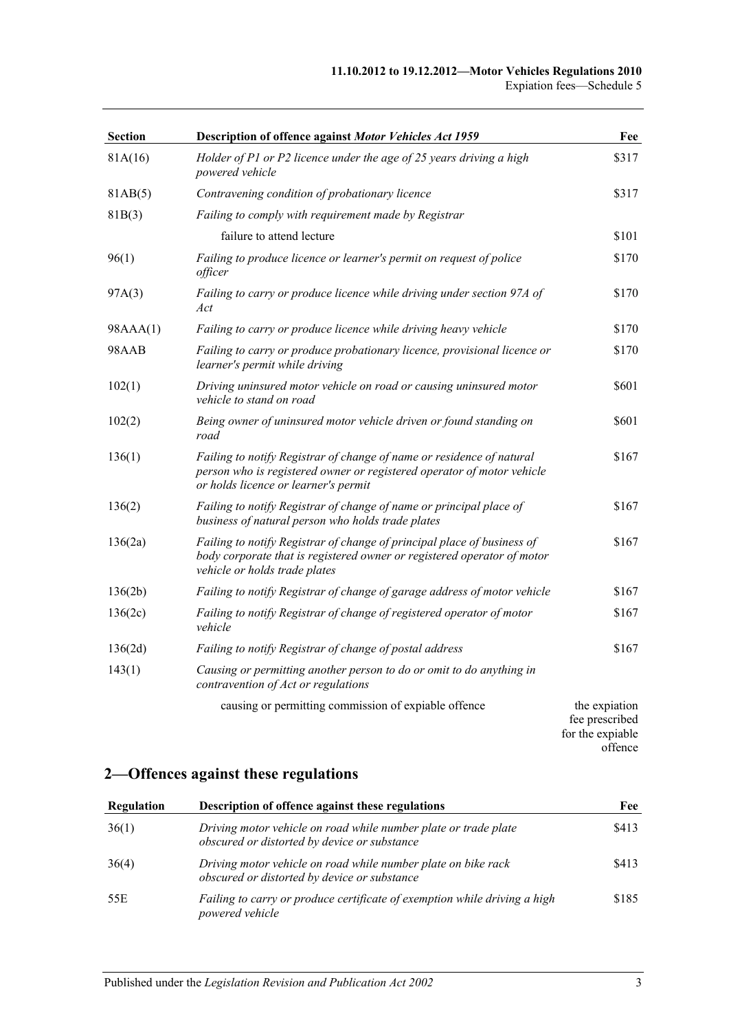| Section | Description of offence against *Motor Vehicles Act 1959* | Fee |
|---|---|---|
| 81A(16) | *Holder of P1 or P2 licence under the age of 25 years driving a high powered vehicle* | \$317 |
| 81AB(5) | *Contravening condition of probationary licence* | \$317 |
| 81B(3) | *Failing to comply with requirement made by Registrar* | |
| | failure to attend lecture | \$101 |
| 96(1) | *Failing to produce licence or learner's permit on request of police officer* | \$170 |
| 97A(3) | *Failing to carry or produce licence while driving under section 97A of Act* | \$170 |
| 98AAA(1) | *Failing to carry or produce licence while driving heavy vehicle* | \$170 |
| 98AAB | *Failing to carry or produce probationary licence, provisional licence or learner's permit while driving* | \$170 |
| 102(1) | *Driving uninsured motor vehicle on road or causing uninsured motor vehicle to stand on road* | \$601 |
| 102(2) | *Being owner of uninsured motor vehicle driven or found standing on road* | \$601 |
| 136(1) | *Failing to notify Registrar of change of name or residence of natural person who is registered owner or registered operator of motor vehicle or holds licence or learner's permit* | \$167 |
| 136(2) | *Failing to notify Registrar of change of name or principal place of business of natural person who holds trade plates* | \$167 |
| 136(2a) | *Failing to notify Registrar of change of principal place of business of body corporate that is registered owner or registered operator of motor vehicle or holds trade plates* | \$167 |
| 136(2b) | *Failing to notify Registrar of change of garage address of motor vehicle* | \$167 |
| 136(2c) | *Failing to notify Registrar of change of registered operator of motor vehicle* | \$167 |
| 136(2d) | *Failing to notify Registrar of change of postal address* | \$167 |
| 143(1) | *Causing or permitting another person to do or omit to do anything in contravention of Act or regulations* | |
| | causing or permitting commission of expiable offence | the expiation fee prescribed for the expiable offence |

## 2—Offences against these regulations

| Regulation | Description of offence against these regulations | Fee |
|---|---|---|
| 36(1) | *Driving motor vehicle on road while number plate or trade plate obscured or distorted by device or substance* | \$413 |
| 36(4) | *Driving motor vehicle on road while number plate on bike rack obscured or distorted by device or substance* | \$413 |
| 55E | *Failing to carry or produce certificate of exemption while driving a high powered vehicle* | \$185 |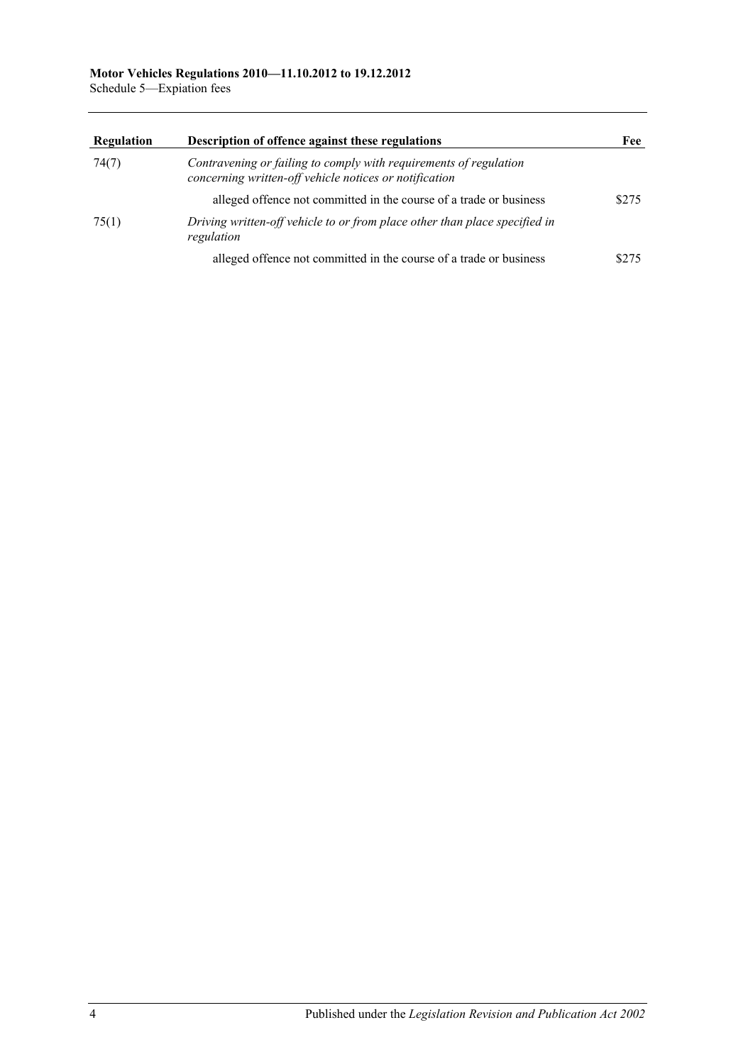| Regulation | Description of offence against these regulations | Fee |
|---|---|---|
| 74(7) | *Contravening or failing to comply with requirements of regulation concerning written-off vehicle notices or notification* | |
| | alleged offence not committed in the course of a trade or business | $275 |
| 75(1) | *Driving written-off vehicle to or from place other than place specified in regulation* | |
| | alleged offence not committed in the course of a trade or business | $275 |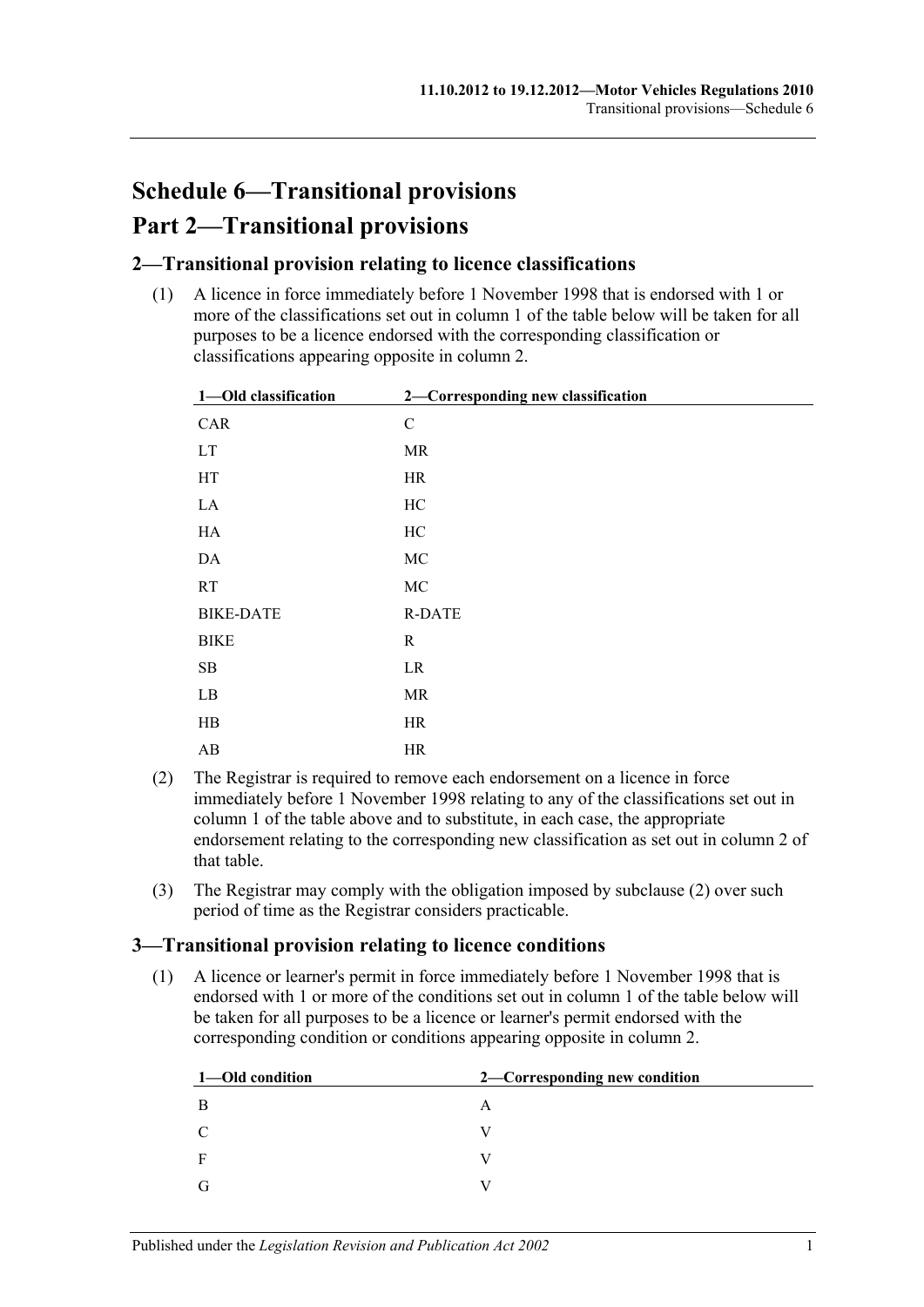# Schedule 6—Transitional provisions

# Part 2—Transitional provisions

## 2—Transitional provision relating to licence classifications

(1) A licence in force immediately before 1 November 1998 that is endorsed with 1 or more of the classifications set out in column 1 of the table below will be taken for all purposes to be a licence endorsed with the corresponding classification or classifications appearing opposite in column 2.

| 1—Old classification | 2—Corresponding new classification |
|---|---|
| CAR | C |
| LT | MR |
| HT | HR |
| LA | HC |
| HA | HC |
| DA | MC |
| RT | MC |
| BIKE-DATE | R-DATE |
| BIKE | R |
| SB | LR |
| LB | MR |
| HB | HR |
| AB | HR |

(2) The Registrar is required to remove each endorsement on a licence in force immediately before 1 November 1998 relating to any of the classifications set out in column 1 of the table above and to substitute, in each case, the appropriate endorsement relating to the corresponding new classification as set out in column 2 of that table.

(3) The Registrar may comply with the obligation imposed by subclause (2) over such period of time as the Registrar considers practicable.

## 3—Transitional provision relating to licence conditions

(1) A licence or learner's permit in force immediately before 1 November 1998 that is endorsed with 1 or more of the conditions set out in column 1 of the table below will be taken for all purposes to be a licence or learner's permit endorsed with the corresponding condition or conditions appearing opposite in column 2.

| 1—Old condition | 2—Corresponding new condition |
|---|---|
| B | A |
| C | V |
| F | V |
| G | V |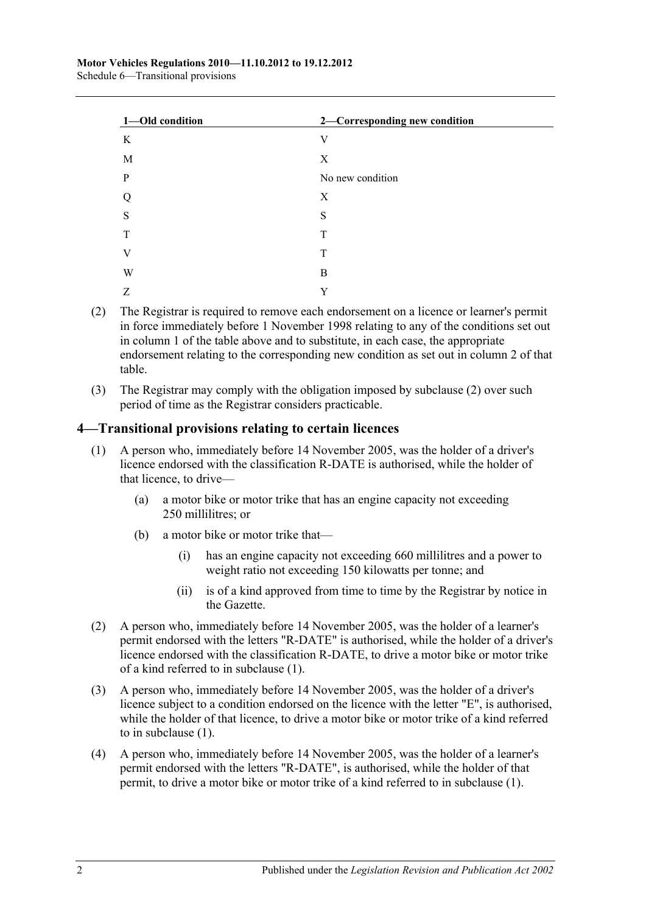| 1—Old condition | 2—Corresponding new condition |
|---|---|
| K | V |
| M | X |
| P | No new condition |
| Q | X |
| S | S |
| T | T |
| V | T |
| W | B |
| Z | Y |

(2) The Registrar is required to remove each endorsement on a licence or learner's permit in force immediately before 1 November 1998 relating to any of the conditions set out in column 1 of the table above and to substitute, in each case, the appropriate endorsement relating to the corresponding new condition as set out in column 2 of that table.

(3) The Registrar may comply with the obligation imposed by subclause (2) over such period of time as the Registrar considers practicable.

## 4—Transitional provisions relating to certain licences

(1) A person who, immediately before 14 November 2005, was the holder of a driver's licence endorsed with the classification R-DATE is authorised, while the holder of that licence, to drive—

(a) a motor bike or motor trike that has an engine capacity not exceeding 250 millilitres; or

(b) a motor bike or motor trike that—

(i) has an engine capacity not exceeding 660 millilitres and a power to weight ratio not exceeding 150 kilowatts per tonne; and

(ii) is of a kind approved from time to time by the Registrar by notice in the Gazette.

(2) A person who, immediately before 14 November 2005, was the holder of a learner's permit endorsed with the letters "R-DATE" is authorised, while the holder of a driver's licence endorsed with the classification R-DATE, to drive a motor bike or motor trike of a kind referred to in subclause (1).

(3) A person who, immediately before 14 November 2005, was the holder of a driver's licence subject to a condition endorsed on the licence with the letter "E", is authorised, while the holder of that licence, to drive a motor bike or motor trike of a kind referred to in subclause (1).

(4) A person who, immediately before 14 November 2005, was the holder of a learner's permit endorsed with the letters "R-DATE", is authorised, while the holder of that permit, to drive a motor bike or motor trike of a kind referred to in subclause (1).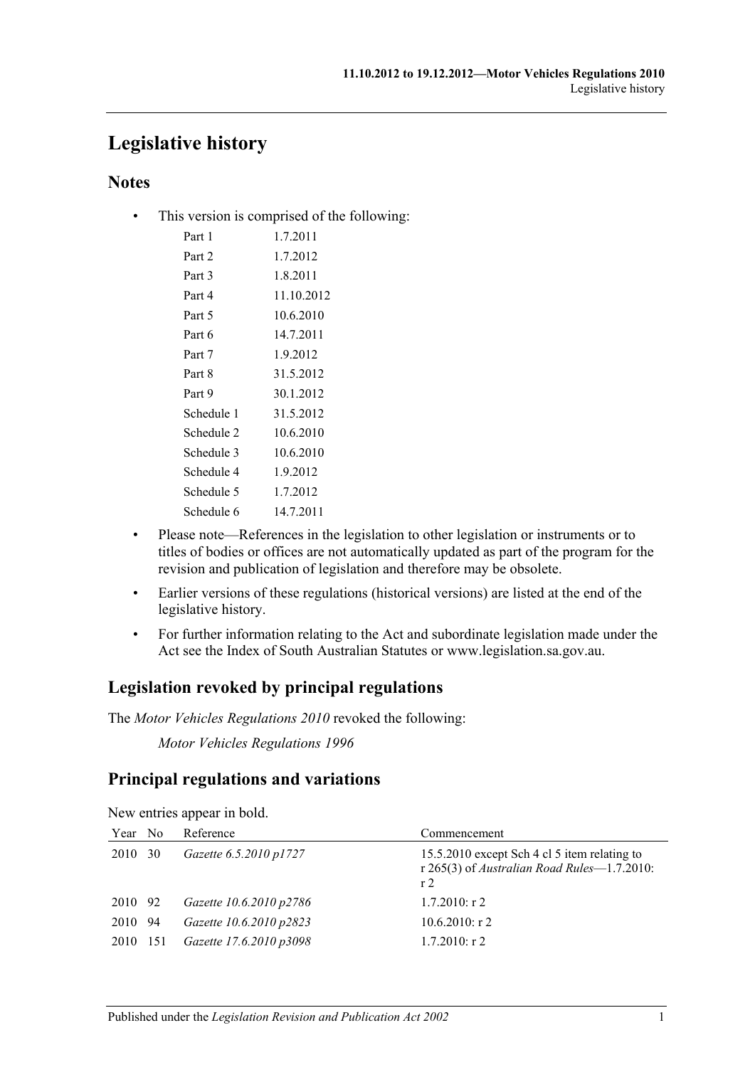# Legislative history

## Notes

- This version is comprised of the following:

| | |
|---|---|
| Part 1 | 1.7.2011 |
| Part 2 | 1.7.2012 |
| Part 3 | 1.8.2011 |
| Part 4 | 11.10.2012 |
| Part 5 | 10.6.2010 |
| Part 6 | 14.7.2011 |
| Part 7 | 1.9.2012 |
| Part 8 | 31.5.2012 |
| Part 9 | 30.1.2012 |
| Schedule 1 | 31.5.2012 |
| Schedule 2 | 10.6.2010 |
| Schedule 3 | 10.6.2010 |
| Schedule 4 | 1.9.2012 |
| Schedule 5 | 1.7.2012 |
| Schedule 6 | 14.7.2011 |

- Please note—References in the legislation to other legislation or instruments or to titles of bodies or offices are not automatically updated as part of the program for the revision and publication of legislation and therefore may be obsolete.
- Earlier versions of these regulations (historical versions) are listed at the end of the legislative history.
- For further information relating to the Act and subordinate legislation made under the Act see the Index of South Australian Statutes or www.legislation.sa.gov.au.

## Legislation revoked by principal regulations

The *Motor Vehicles Regulations 2010* revoked the following:

*Motor Vehicles Regulations 1996*

## Principal regulations and variations

New entries appear in bold.

| Year | No | Reference | Commencement |
|---|---|---|---|
| 2010 | 30 | *Gazette 6.5.2010 p1727* | 15.5.2010 except Sch 4 cl 5 item relating to r 265(3) of *Australian Road Rules*—1.7.2010: r 2 |
| 2010 | 92 | *Gazette 10.6.2010 p2786* | 1.7.2010: r 2 |
| 2010 | 94 | *Gazette 10.6.2010 p2823* | 10.6.2010: r 2 |
| 2010 | 151 | *Gazette 17.6.2010 p3098* | 1.7.2010: r 2 |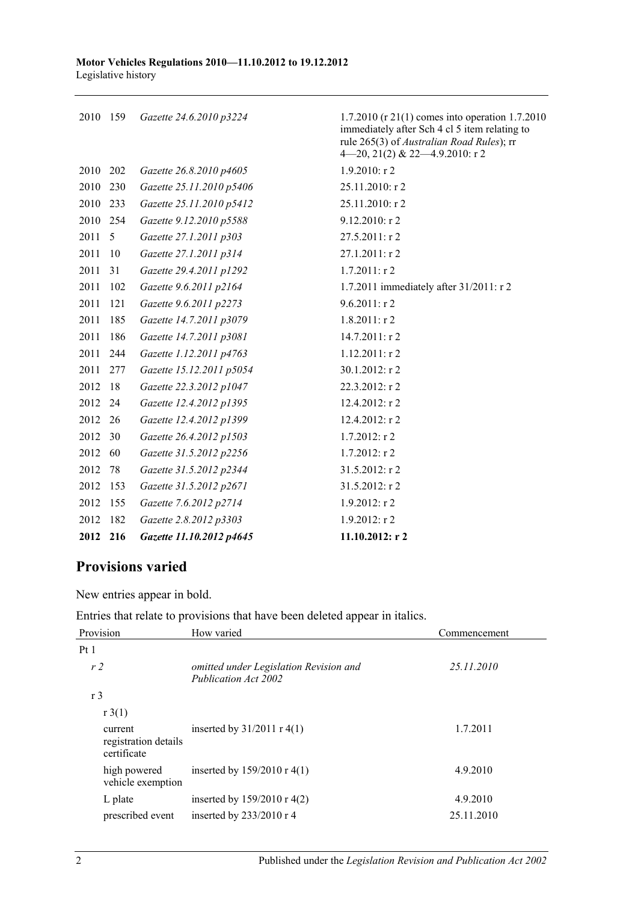| | | | |
|---|---|---|---|
| 2010 | 159 | *Gazette 24.6.2010 p3224* | 1.7.2010 (r 21(1) comes into operation 1.7.2010 immediately after Sch 4 cl 5 item relating to rule 265(3) of *Australian Road Rules*); rr 4—20, 21(2) & 22—4.9.2010: r 2 |
| 2010 | 202 | *Gazette 26.8.2010 p4605* | 1.9.2010: r 2 |
| 2010 | 230 | *Gazette 25.11.2010 p5406* | 25.11.2010: r 2 |
| 2010 | 233 | *Gazette 25.11.2010 p5412* | 25.11.2010: r 2 |
| 2010 | 254 | *Gazette 9.12.2010 p5588* | 9.12.2010: r 2 |
| 2011 | 5 | *Gazette 27.1.2011 p303* | 27.5.2011: r 2 |
| 2011 | 10 | *Gazette 27.1.2011 p314* | 27.1.2011: r 2 |
| 2011 | 31 | *Gazette 29.4.2011 p1292* | 1.7.2011: r 2 |
| 2011 | 102 | *Gazette 9.6.2011 p2164* | 1.7.2011 immediately after 31/2011: r 2 |
| 2011 | 121 | *Gazette 9.6.2011 p2273* | 9.6.2011: r 2 |
| 2011 | 185 | *Gazette 14.7.2011 p3079* | 1.8.2011: r 2 |
| 2011 | 186 | *Gazette 14.7.2011 p3081* | 14.7.2011: r 2 |
| 2011 | 244 | *Gazette 1.12.2011 p4763* | 1.12.2011: r 2 |
| 2011 | 277 | *Gazette 15.12.2011 p5054* | 30.1.2012: r 2 |
| 2012 | 18 | *Gazette 22.3.2012 p1047* | 22.3.2012: r 2 |
| 2012 | 24 | *Gazette 12.4.2012 p1395* | 12.4.2012: r 2 |
| 2012 | 26 | *Gazette 12.4.2012 p1399* | 12.4.2012: r 2 |
| 2012 | 30 | *Gazette 26.4.2012 p1503* | 1.7.2012: r 2 |
| 2012 | 60 | *Gazette 31.5.2012 p2256* | 1.7.2012: r 2 |
| 2012 | 78 | *Gazette 31.5.2012 p2344* | 31.5.2012: r 2 |
| 2012 | 153 | *Gazette 31.5.2012 p2671* | 31.5.2012: r 2 |
| 2012 | 155 | *Gazette 7.6.2012 p2714* | 1.9.2012: r 2 |
| 2012 | 182 | *Gazette 2.8.2012 p3303* | 1.9.2012: r 2 |
| **2012** | **216** | ***Gazette 11.10.2012 p4645*** | **11.10.2012: r 2** |

## Provisions varied

New entries appear in bold.

Entries that relate to provisions that have been deleted appear in italics.

| Provision | How varied | Commencement |
|---|---|---|
| Pt 1 | | |
| *r 2* | *omitted under Legislation Revision and Publication Act 2002* | *25.11.2010* |
| r 3 | | |
| r 3(1) | | |
| current registration details certificate | inserted by 31/2011 r 4(1) | 1.7.2011 |
| high powered vehicle exemption | inserted by 159/2010 r 4(1) | 4.9.2010 |
| L plate | inserted by 159/2010 r 4(2) | 4.9.2010 |
| prescribed event | inserted by 233/2010 r 4 | 25.11.2010 |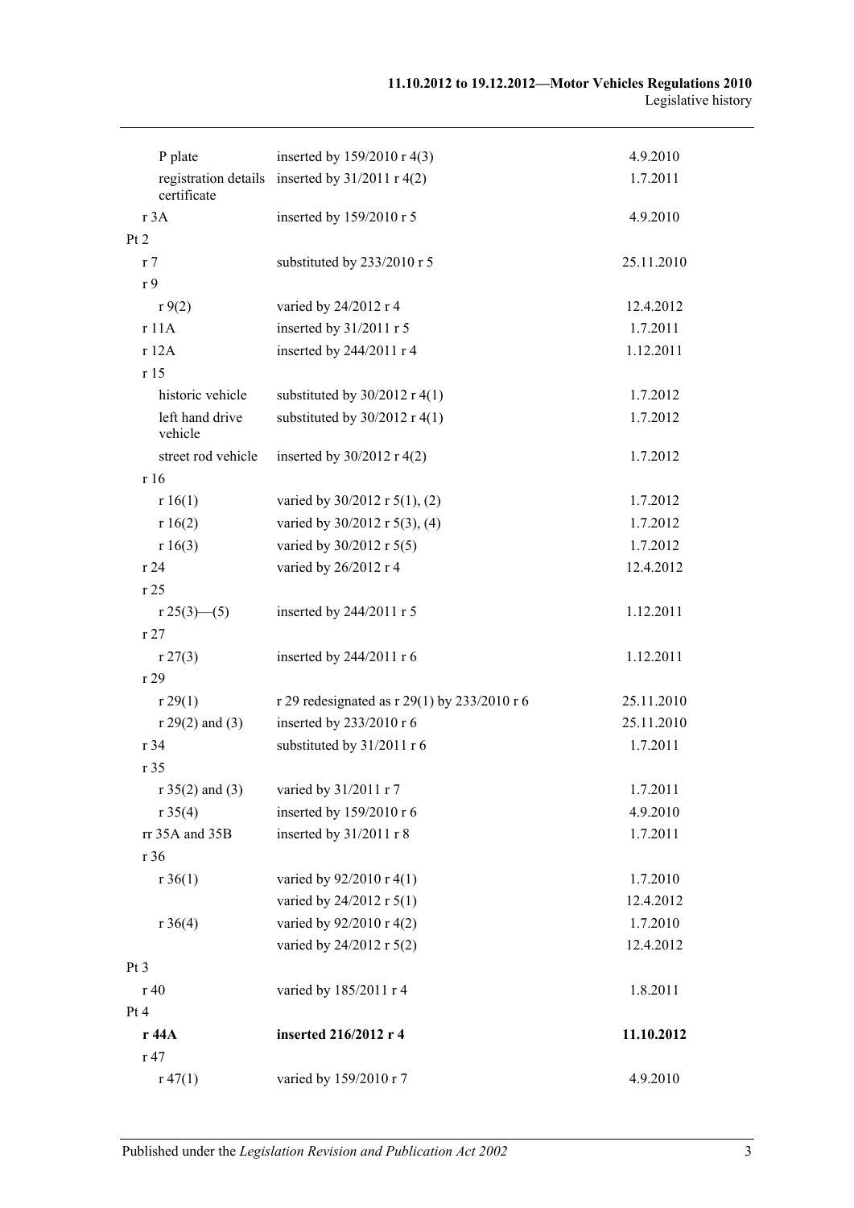| | | |
|---|---|---|
| P plate | inserted by 159/2010 r 4(3) | 4.9.2010 |
| registration details certificate | inserted by 31/2011 r 4(2) | 1.7.2011 |
| r 3A | inserted by 159/2010 r 5 | 4.9.2010 |
| Pt 2 | | |
| r 7 | substituted by 233/2010 r 5 | 25.11.2010 |
| r 9 | | |
| r 9(2) | varied by 24/2012 r 4 | 12.4.2012 |
| r 11A | inserted by 31/2011 r 5 | 1.7.2011 |
| r 12A | inserted by 244/2011 r 4 | 1.12.2011 |
| r 15 | | |
| historic vehicle | substituted by 30/2012 r 4(1) | 1.7.2012 |
| left hand drive vehicle | substituted by 30/2012 r 4(1) | 1.7.2012 |
| street rod vehicle | inserted by 30/2012 r 4(2) | 1.7.2012 |
| r 16 | | |
| r 16(1) | varied by 30/2012 r 5(1), (2) | 1.7.2012 |
| r 16(2) | varied by 30/2012 r 5(3), (4) | 1.7.2012 |
| r 16(3) | varied by 30/2012 r 5(5) | 1.7.2012 |
| r 24 | varied by 26/2012 r 4 | 12.4.2012 |
| r 25 | | |
| r 25(3)—(5) | inserted by 244/2011 r 5 | 1.12.2011 |
| r 27 | | |
| r 27(3) | inserted by 244/2011 r 6 | 1.12.2011 |
| r 29 | | |
| r 29(1) | r 29 redesignated as r 29(1) by 233/2010 r 6 | 25.11.2010 |
| r 29(2) and (3) | inserted by 233/2010 r 6 | 25.11.2010 |
| r 34 | substituted by 31/2011 r 6 | 1.7.2011 |
| r 35 | | |
| r 35(2) and (3) | varied by 31/2011 r 7 | 1.7.2011 |
| r 35(4) | inserted by 159/2010 r 6 | 4.9.2010 |
| rr 35A and 35B | inserted by 31/2011 r 8 | 1.7.2011 |
| r 36 | | |
| r 36(1) | varied by 92/2010 r 4(1) | 1.7.2010 |
| | varied by 24/2012 r 5(1) | 12.4.2012 |
| r 36(4) | varied by 92/2010 r 4(2) | 1.7.2010 |
| | varied by 24/2012 r 5(2) | 12.4.2012 |
| Pt 3 | | |
| r 40 | varied by 185/2011 r 4 | 1.8.2011 |
| Pt 4 | | |
| **r 44A** | **inserted 216/2012 r 4** | **11.10.2012** |
| r 47 | | |
| r 47(1) | varied by 159/2010 r 7 | 4.9.2010 |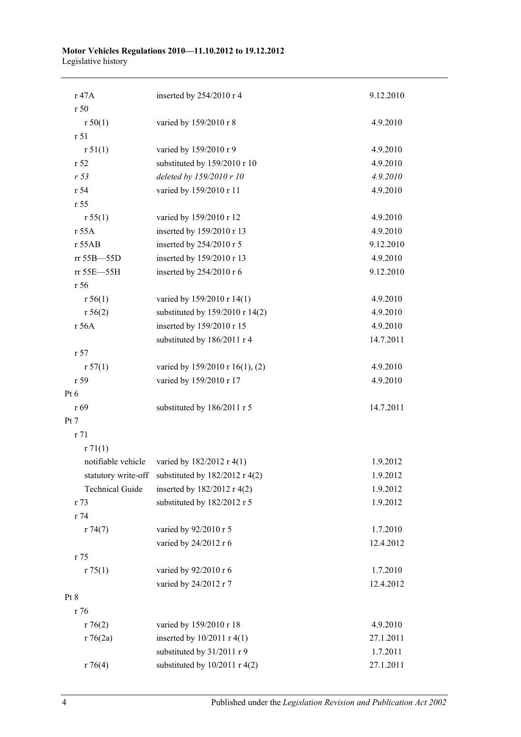| | | |
|---|---|---|
| r 47A | inserted by 254/2010 r 4 | 9.12.2010 |
| r 50 | | |
| r 50(1) | varied by 159/2010 r 8 | 4.9.2010 |
| r 51 | | |
| r 51(1) | varied by 159/2010 r 9 | 4.9.2010 |
| r 52 | substituted by 159/2010 r 10 | 4.9.2010 |
| *r 53* | *deleted by 159/2010 r 10* | *4.9.2010* |
| r 54 | varied by 159/2010 r 11 | 4.9.2010 |
| r 55 | | |
| r 55(1) | varied by 159/2010 r 12 | 4.9.2010 |
| r 55A | inserted by 159/2010 r 13 | 4.9.2010 |
| r 55AB | inserted by 254/2010 r 5 | 9.12.2010 |
| rr 55B—55D | inserted by 159/2010 r 13 | 4.9.2010 |
| rr 55E—55H | inserted by 254/2010 r 6 | 9.12.2010 |
| r 56 | | |
| r 56(1) | varied by 159/2010 r 14(1) | 4.9.2010 |
| r 56(2) | substituted by 159/2010 r 14(2) | 4.9.2010 |
| r 56A | inserted by 159/2010 r 15 | 4.9.2010 |
| | substituted by 186/2011 r 4 | 14.7.2011 |
| r 57 | | |
| r 57(1) | varied by 159/2010 r 16(1), (2) | 4.9.2010 |
| r 59 | varied by 159/2010 r 17 | 4.9.2010 |
| Pt 6 | | |
| r 69 | substituted by 186/2011 r 5 | 14.7.2011 |
| Pt 7 | | |
| r 71 | | |
| r 71(1) | | |
| notifiable vehicle | varied by 182/2012 r 4(1) | 1.9.2012 |
| statutory write-off | substituted by 182/2012 r 4(2) | 1.9.2012 |
| Technical Guide | inserted by 182/2012 r 4(2) | 1.9.2012 |
| r 73 | substituted by 182/2012 r 5 | 1.9.2012 |
| r 74 | | |
| r 74(7) | varied by 92/2010 r 5 | 1.7.2010 |
| | varied by 24/2012 r 6 | 12.4.2012 |
| r 75 | | |
| r 75(1) | varied by 92/2010 r 6 | 1.7.2010 |
| | varied by 24/2012 r 7 | 12.4.2012 |
| Pt 8 | | |
| r 76 | | |
| r 76(2) | varied by 159/2010 r 18 | 4.9.2010 |
| r 76(2a) | inserted by 10/2011 r 4(1) | 27.1.2011 |
| | substituted by 31/2011 r 9 | 1.7.2011 |
| r 76(4) | substituted by 10/2011 r 4(2) | 27.1.2011 |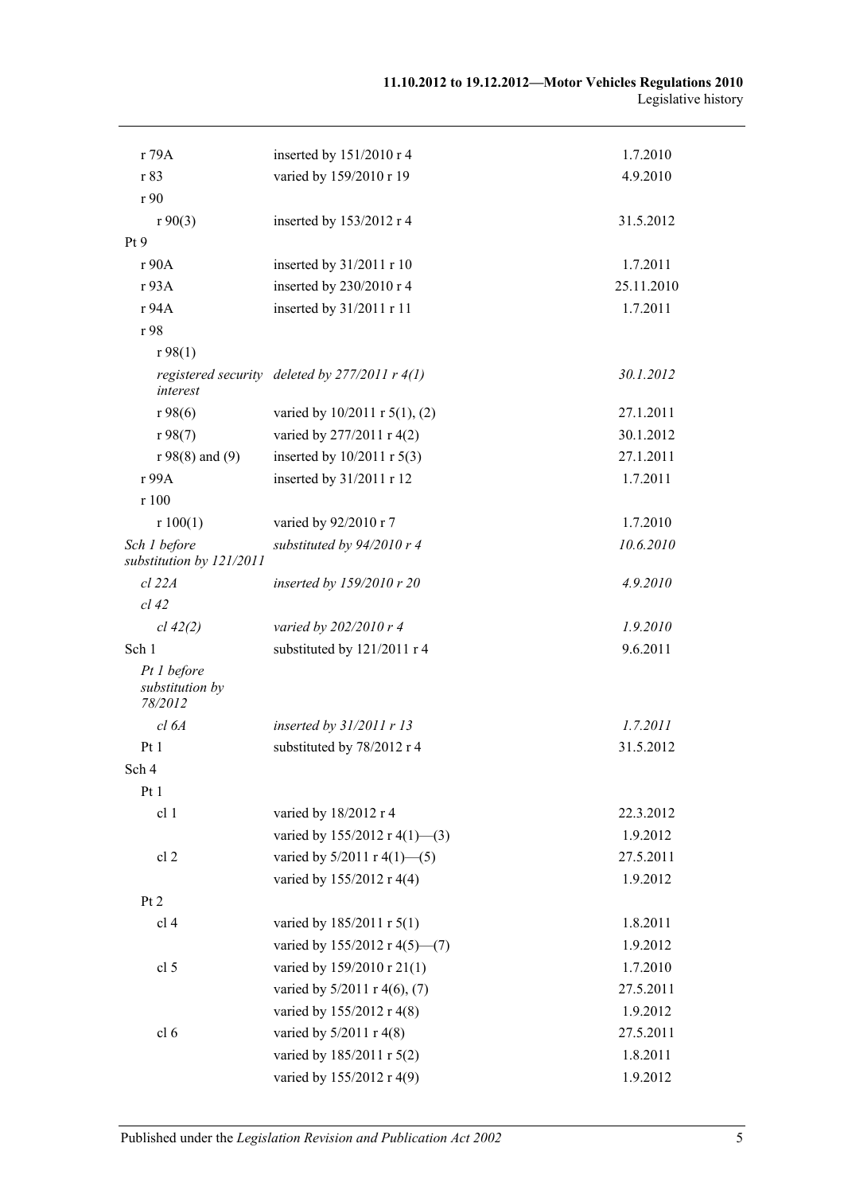| | | |
|---|---|---|
| r 79A | inserted by 151/2010 r 4 | 1.7.2010 |
| r 83 | varied by 159/2010 r 19 | 4.9.2010 |
| r 90 | | |
| r 90(3) | inserted by 153/2012 r 4 | 31.5.2012 |
| Pt 9 | | |
| r 90A | inserted by 31/2011 r 10 | 1.7.2011 |
| r 93A | inserted by 230/2010 r 4 | 25.11.2010 |
| r 94A | inserted by 31/2011 r 11 | 1.7.2011 |
| r 98 | | |
| r 98(1) | | |
| *registered security interest* | *deleted by 277/2011 r 4(1)* | *30.1.2012* |
| r 98(6) | varied by 10/2011 r 5(1), (2) | 27.1.2011 |
| r 98(7) | varied by 277/2011 r 4(2) | 30.1.2012 |
| r 98(8) and (9) | inserted by 10/2011 r 5(3) | 27.1.2011 |
| r 99A | inserted by 31/2011 r 12 | 1.7.2011 |
| r 100 | | |
| r 100(1) | varied by 92/2010 r 7 | 1.7.2010 |
| *Sch 1 before substitution by 121/2011* | *substituted by 94/2010 r 4* | *10.6.2010* |
| *cl 22A* | *inserted by 159/2010 r 20* | *4.9.2010* |
| *cl 42* | | |
| *cl 42(2)* | *varied by 202/2010 r 4* | *1.9.2010* |
| Sch 1 | substituted by 121/2011 r 4 | 9.6.2011 |
| *Pt 1 before substitution by 78/2012* | | |
| *cl 6A* | *inserted by 31/2011 r 13* | *1.7.2011* |
| Pt 1 | substituted by 78/2012 r 4 | 31.5.2012 |
| Sch 4 | | |
| Pt 1 | | |
| cl 1 | varied by 18/2012 r 4 | 22.3.2012 |
| | varied by 155/2012 r 4(1)—(3) | 1.9.2012 |
| cl 2 | varied by 5/2011 r 4(1)—(5) | 27.5.2011 |
| | varied by 155/2012 r 4(4) | 1.9.2012 |
| Pt 2 | | |
| cl 4 | varied by 185/2011 r 5(1) | 1.8.2011 |
| | varied by 155/2012 r 4(5)—(7) | 1.9.2012 |
| cl 5 | varied by 159/2010 r 21(1) | 1.7.2010 |
| | varied by 5/2011 r 4(6), (7) | 27.5.2011 |
| | varied by 155/2012 r 4(8) | 1.9.2012 |
| cl 6 | varied by 5/2011 r 4(8) | 27.5.2011 |
| | varied by 185/2011 r 5(2) | 1.8.2011 |
| | varied by 155/2012 r 4(9) | 1.9.2012 |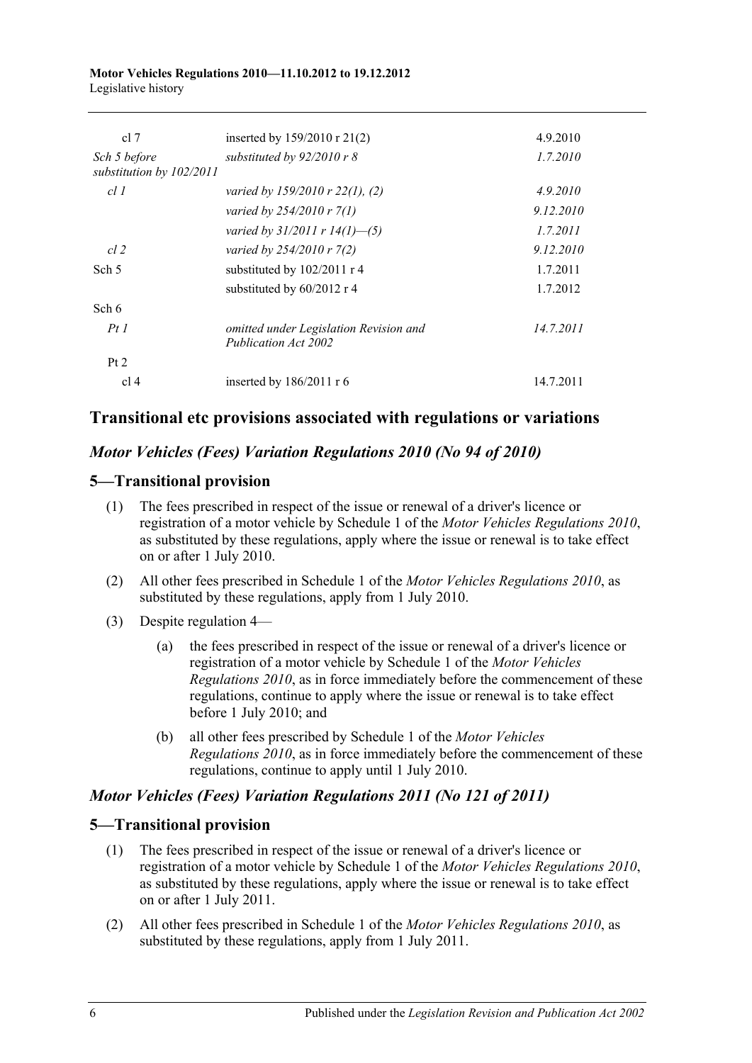| | | |
|---|---|---|
| cl 7 | inserted by 159/2010 r 21(2) | 4.9.2010 |
| *Sch 5 before substitution by 102/2011* | *substituted by 92/2010 r 8* | *1.7.2010* |
| *cl 1* | *varied by 159/2010 r 22(1), (2)* | *4.9.2010* |
| | *varied by 254/2010 r 7(1)* | *9.12.2010* |
| | *varied by 31/2011 r 14(1)—(5)* | *1.7.2011* |
| *cl 2* | *varied by 254/2010 r 7(2)* | *9.12.2010* |
| Sch 5 | substituted by 102/2011 r 4 | 1.7.2011 |
| | substituted by 60/2012 r 4 | 1.7.2012 |
| Sch 6 | | |
| *Pt 1* | *omitted under Legislation Revision and Publication Act 2002* | *14.7.2011* |
| Pt 2 | | |
| cl 4 | inserted by 186/2011 r 6 | 14.7.2011 |

## Transitional etc provisions associated with regulations or variations

### *Motor Vehicles (Fees) Variation Regulations 2010 (No 94 of 2010)*

## 5—Transitional provision

(1) The fees prescribed in respect of the issue or renewal of a driver's licence or registration of a motor vehicle by Schedule 1 of the *Motor Vehicles Regulations 2010*, as substituted by these regulations, apply where the issue or renewal is to take effect on or after 1 July 2010.

(2) All other fees prescribed in Schedule 1 of the *Motor Vehicles Regulations 2010*, as substituted by these regulations, apply from 1 July 2010.

(3) Despite regulation 4—

(a) the fees prescribed in respect of the issue or renewal of a driver's licence or registration of a motor vehicle by Schedule 1 of the *Motor Vehicles Regulations 2010*, as in force immediately before the commencement of these regulations, continue to apply where the issue or renewal is to take effect before 1 July 2010; and

(b) all other fees prescribed by Schedule 1 of the *Motor Vehicles Regulations 2010*, as in force immediately before the commencement of these regulations, continue to apply until 1 July 2010.

### *Motor Vehicles (Fees) Variation Regulations 2011 (No 121 of 2011)*

## 5—Transitional provision

(1) The fees prescribed in respect of the issue or renewal of a driver's licence or registration of a motor vehicle by Schedule 1 of the *Motor Vehicles Regulations 2010*, as substituted by these regulations, apply where the issue or renewal is to take effect on or after 1 July 2011.

(2) All other fees prescribed in Schedule 1 of the *Motor Vehicles Regulations 2010*, as substituted by these regulations, apply from 1 July 2011.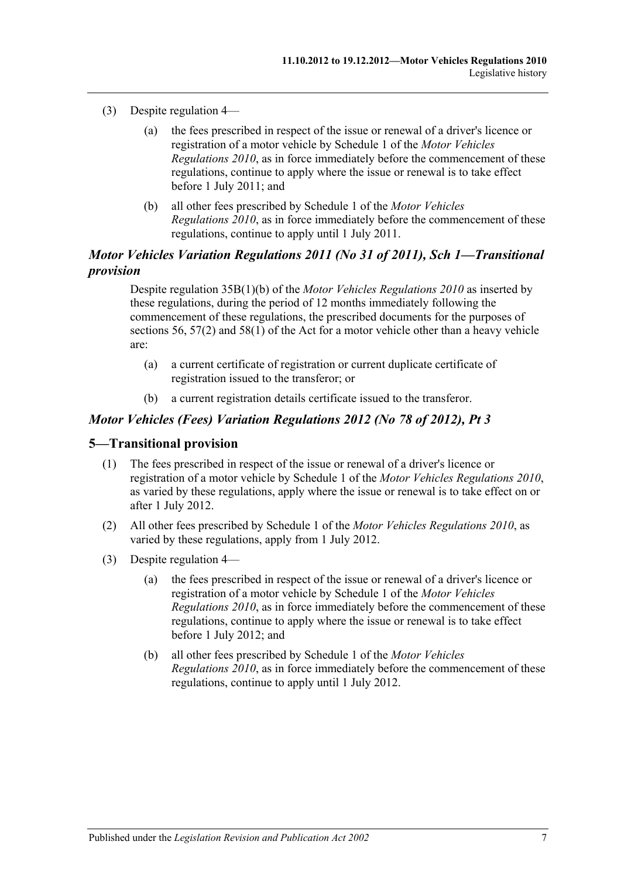(3) Despite regulation 4—

(a) the fees prescribed in respect of the issue or renewal of a driver's licence or registration of a motor vehicle by Schedule 1 of the *Motor Vehicles Regulations 2010*, as in force immediately before the commencement of these regulations, continue to apply where the issue or renewal is to take effect before 1 July 2011; and

(b) all other fees prescribed by Schedule 1 of the *Motor Vehicles Regulations 2010*, as in force immediately before the commencement of these regulations, continue to apply until 1 July 2011.

## *Motor Vehicles Variation Regulations 2011 (No 31 of 2011), Sch 1—Transitional provision*

Despite regulation 35B(1)(b) of the *Motor Vehicles Regulations 2010* as inserted by these regulations, during the period of 12 months immediately following the commencement of these regulations, the prescribed documents for the purposes of sections 56, 57(2) and 58(1) of the Act for a motor vehicle other than a heavy vehicle are:

(a) a current certificate of registration or current duplicate certificate of registration issued to the transferor; or

(b) a current registration details certificate issued to the transferor.

## *Motor Vehicles (Fees) Variation Regulations 2012 (No 78 of 2012), Pt 3*

### 5—Transitional provision

(1) The fees prescribed in respect of the issue or renewal of a driver's licence or registration of a motor vehicle by Schedule 1 of the *Motor Vehicles Regulations 2010*, as varied by these regulations, apply where the issue or renewal is to take effect on or after 1 July 2012.

(2) All other fees prescribed by Schedule 1 of the *Motor Vehicles Regulations 2010*, as varied by these regulations, apply from 1 July 2012.

(3) Despite regulation 4—

(a) the fees prescribed in respect of the issue or renewal of a driver's licence or registration of a motor vehicle by Schedule 1 of the *Motor Vehicles Regulations 2010*, as in force immediately before the commencement of these regulations, continue to apply where the issue or renewal is to take effect before 1 July 2012; and

(b) all other fees prescribed by Schedule 1 of the *Motor Vehicles Regulations 2010*, as in force immediately before the commencement of these regulations, continue to apply until 1 July 2012.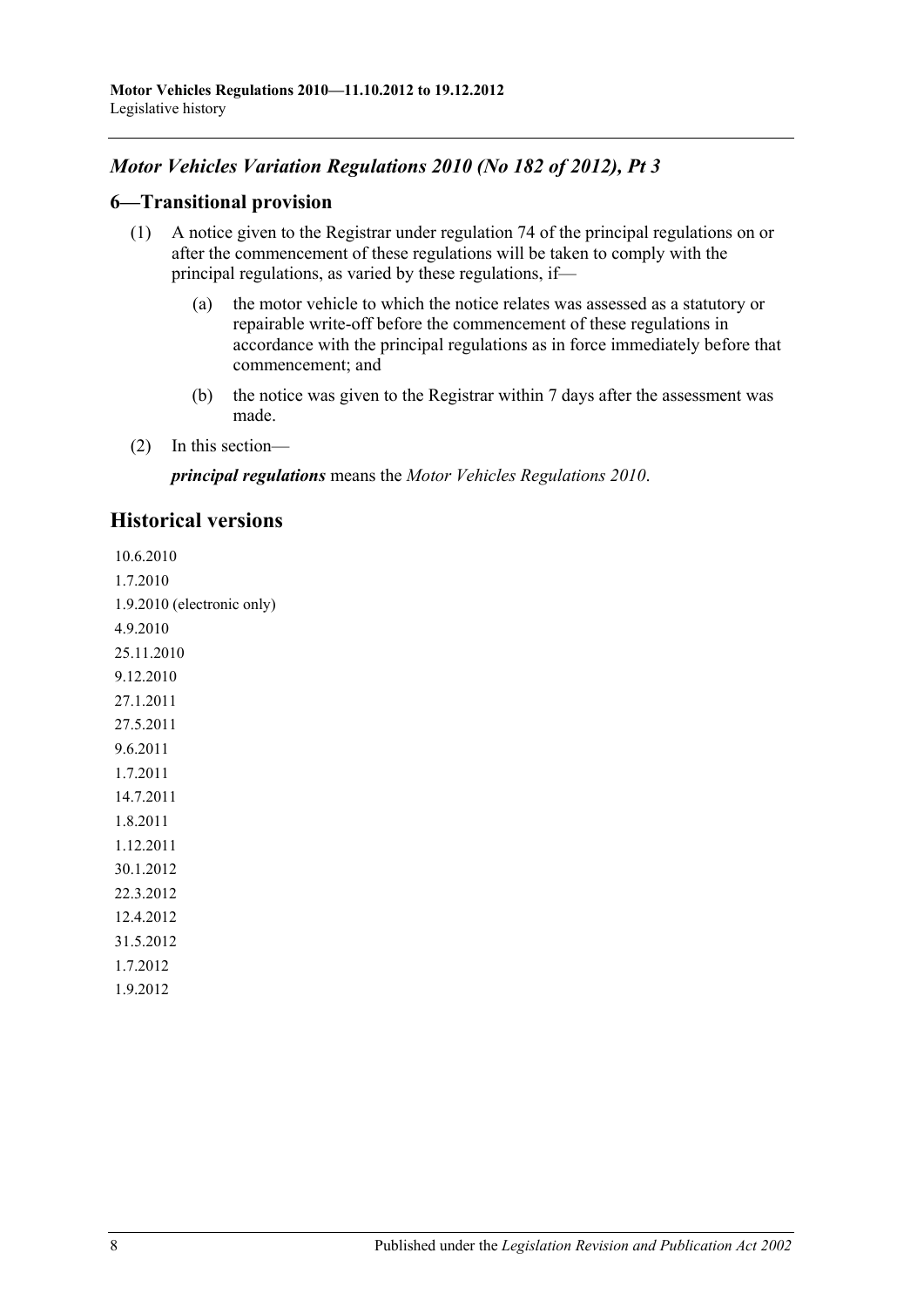## *Motor Vehicles Variation Regulations 2010 (No 182 of 2012), Pt 3*

### 6—Transitional provision

(1) A notice given to the Registrar under regulation 74 of the principal regulations on or after the commencement of these regulations will be taken to comply with the principal regulations, as varied by these regulations, if—

(a) the motor vehicle to which the notice relates was assessed as a statutory or repairable write-off before the commencement of these regulations in accordance with the principal regulations as in force immediately before that commencement; and

(b) the notice was given to the Registrar within 7 days after the assessment was made.

(2) In this section—

***principal regulations*** means the *Motor Vehicles Regulations 2010*.

## Historical versions

10.6.2010

1.7.2010

1.9.2010 (electronic only)

4.9.2010

25.11.2010

9.12.2010

27.1.2011

27.5.2011

9.6.2011

1.7.2011

14.7.2011

1.8.2011

1.12.2011

30.1.2012

22.3.2012

12.4.2012

31.5.2012

1.7.2012

1.9.2012